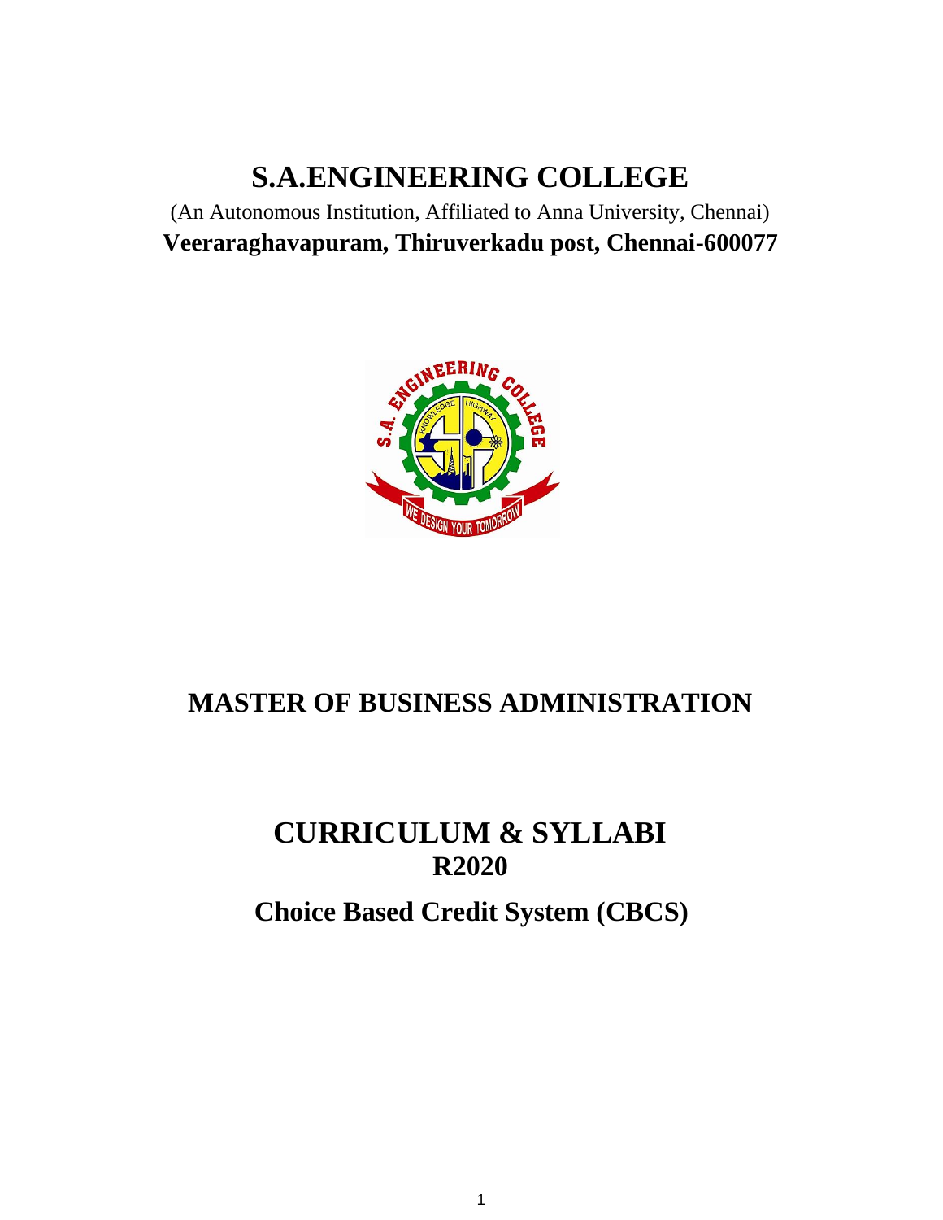# S.A.ENGINEERING COLLEGE

(An Autonomous Institution, Affiliated to Anna University, Chennai)

**Veeraraghavapuram, Thiruverkadu post, Chennai-600077**

## MASTER OF BUSINESS ADMINISTRATION

## CURRICULUM & SYLLABI
## R2020

## Choice Based Credit System (CBCS)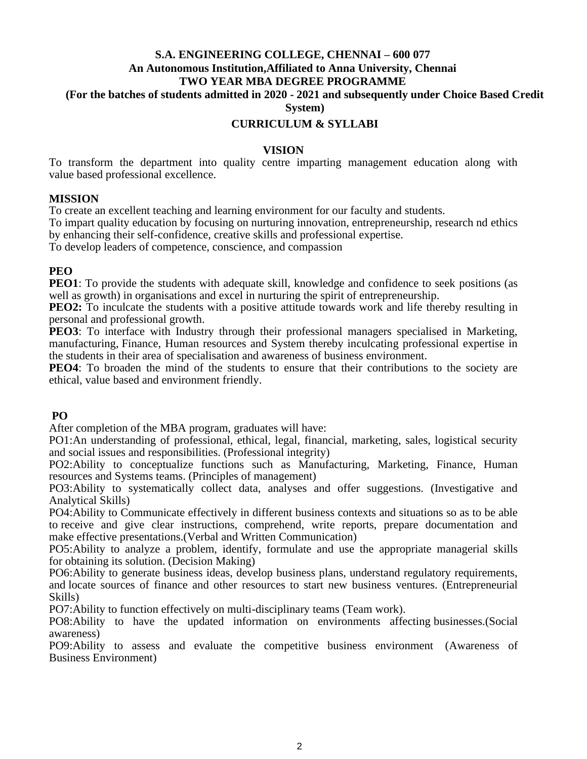**S.A. ENGINEERING COLLEGE, CHENNAI – 600 077**
**An Autonomous Institution,Affiliated to Anna University, Chennai**
**TWO YEAR MBA DEGREE PROGRAMME**
**(For the batches of students admitted in 2020 - 2021 and subsequently under Choice Based Credit System)**

**CURRICULUM & SYLLABI**

## VISION

To transform the department into quality centre imparting management education along with value based professional excellence.

## MISSION

To create an excellent teaching and learning environment for our faculty and students.
To impart quality education by focusing on nurturing innovation, entrepreneurship, research nd ethics by enhancing their self-confidence, creative skills and professional expertise.
To develop leaders of competence, conscience, and compassion

## PEO

**PEO1**: To provide the students with adequate skill, knowledge and confidence to seek positions (as well as growth) in organisations and excel in nurturing the spirit of entrepreneurship.
**PEO2:** To inculcate the students with a positive attitude towards work and life thereby resulting in personal and professional growth.
**PEO3**: To interface with Industry through their professional managers specialised in Marketing, manufacturing, Finance, Human resources and System thereby inculcating professional expertise in the students in their area of specialisation and awareness of business environment.
**PEO4**: To broaden the mind of the students to ensure that their contributions to the society are ethical, value based and environment friendly.

## PO

After completion of the MBA program, graduates will have:
PO1:An understanding of professional, ethical, legal, financial, marketing, sales, logistical security and social issues and responsibilities. (Professional integrity)
PO2:Ability to conceptualize functions such as Manufacturing, Marketing, Finance, Human resources and Systems teams. (Principles of management)
PO3:Ability to systematically collect data, analyses and offer suggestions. (Investigative and Analytical Skills)
PO4:Ability to Communicate effectively in different business contexts and situations so as to be able to receive and give clear instructions, comprehend, write reports, prepare documentation and make effective presentations.(Verbal and Written Communication)
PO5:Ability to analyze a problem, identify, formulate and use the appropriate managerial skills for obtaining its solution. (Decision Making)
PO6:Ability to generate business ideas, develop business plans, understand regulatory requirements, and locate sources of finance and other resources to start new business ventures. (Entrepreneurial Skills)
PO7:Ability to function effectively on multi-disciplinary teams (Team work).
PO8:Ability to have the updated information on environments affecting businesses.(Social awareness)
PO9:Ability to assess and evaluate the competitive business environment (Awareness of Business Environment)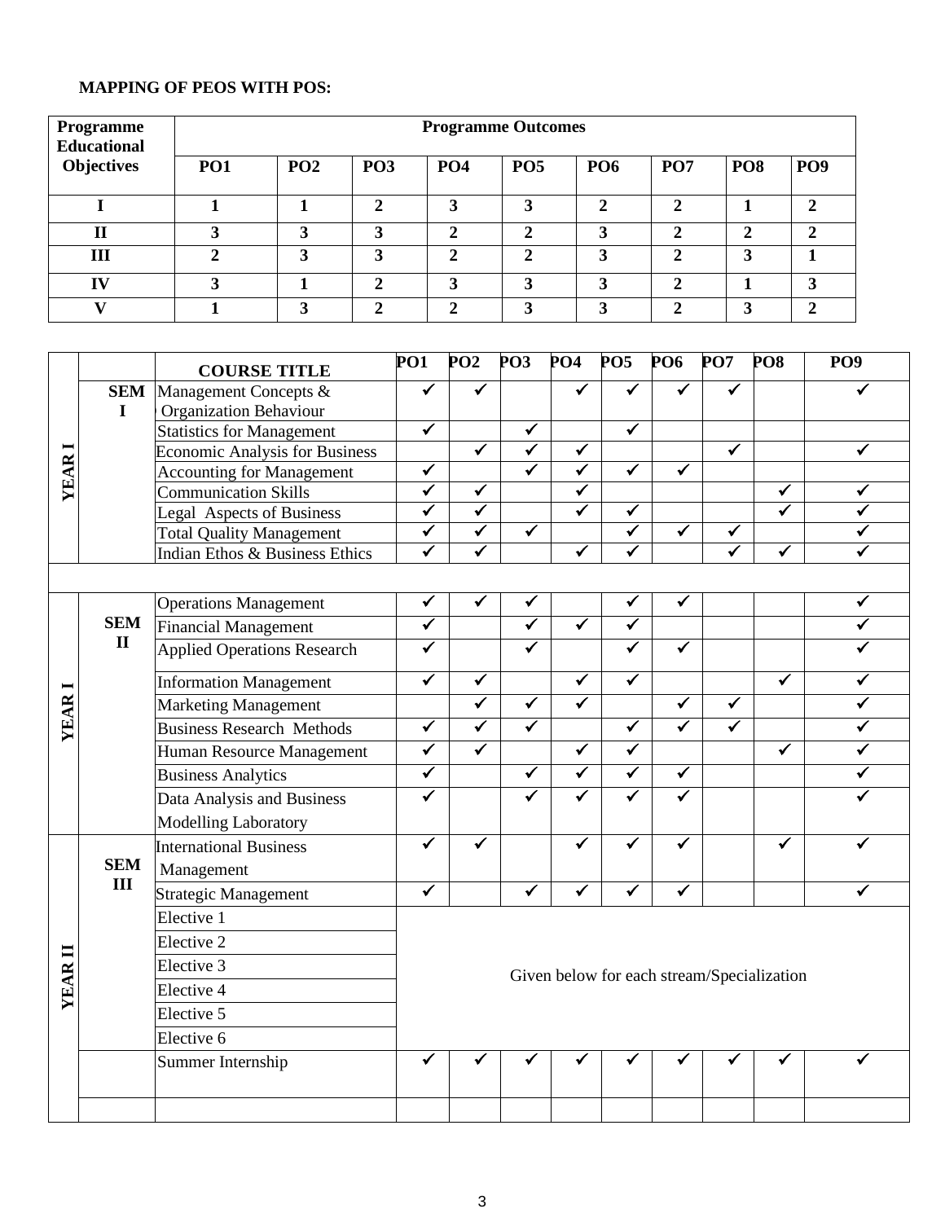**MAPPING OF PEOS WITH POS:**

| Programme Educational Objectives | Programme Outcomes | | | | | | | | |
|---|---|---|---|---|---|---|---|---|---|
| | PO1 | PO2 | PO3 | PO4 | PO5 | PO6 | PO7 | PO8 | PO9 |
| I | 1 | 1 | 2 | 3 | 3 | 2 | 2 | 1 | 2 |
| II | 3 | 3 | 3 | 2 | 2 | 3 | 2 | 2 | 2 |
| III | 2 | 3 | 3 | 2 | 2 | 3 | 2 | 3 | 1 |
| IV | 3 | 1 | 2 | 3 | 3 | 3 | 2 | 1 | 3 |
| V | 1 | 3 | 2 | 2 | 3 | 3 | 2 | 3 | 2 |

| | | COURSE TITLE | PO1 | PO2 | PO3 | PO4 | PO5 | PO6 | PO7 | PO8 | PO9 |
|---|---|---|---|---|---|---|---|---|---|---|---|
| YEAR I | SEM I | Management Concepts & Organization Behaviour | ✓ | ✓ | | ✓ | ✓ | ✓ | ✓ | | ✓ |
| | | Statistics for Management | ✓ | | ✓ | | ✓ | | | | |
| | | Economic Analysis for Business | | ✓ | ✓ | ✓ | | | ✓ | | ✓ |
| | | Accounting for Management | ✓ | | ✓ | ✓ | ✓ | ✓ | | | |
| | | Communication Skills | ✓ | ✓ | | ✓ | | | | ✓ | ✓ |
| | | Legal Aspects of Business | ✓ | ✓ | | ✓ | ✓ | | | ✓ | ✓ |
| | | Total Quality Management | ✓ | ✓ | ✓ | | ✓ | ✓ | ✓ | | ✓ |
| | | Indian Ethos & Business Ethics | ✓ | ✓ | | ✓ | ✓ | | ✓ | ✓ | ✓ |
| | | | | | | | | | | | |
| YEAR I | SEM II | Operations Management | ✓ | ✓ | ✓ | | ✓ | ✓ | | | ✓ |
| | | Financial Management | ✓ | | ✓ | ✓ | ✓ | | | | ✓ |
| | | Applied Operations Research | ✓ | | ✓ | | ✓ | ✓ | | | ✓ |
| | | Information Management | ✓ | ✓ | | ✓ | ✓ | | | ✓ | ✓ |
| | | Marketing Management | | ✓ | ✓ | ✓ | | ✓ | ✓ | | ✓ |
| | | Business Research Methods | ✓ | ✓ | ✓ | | ✓ | ✓ | ✓ | | ✓ |
| | | Human Resource Management | ✓ | ✓ | | ✓ | ✓ | | | ✓ | ✓ |
| | | Business Analytics | ✓ | | ✓ | ✓ | ✓ | ✓ | | | ✓ |
| | | Data Analysis and Business Modelling Laboratory | ✓ | | ✓ | ✓ | ✓ | ✓ | | | ✓ |
| YEAR II | SEM III | International Business Management | ✓ | ✓ | | ✓ | ✓ | ✓ | | ✓ | ✓ |
| | | Strategic Management | ✓ | | ✓ | ✓ | ✓ | ✓ | | | ✓ |
| | | Elective 1 | Given below for each stream/Specialization | | | | | | | | |
| | | Elective 2 | | | | | | | | | |
| | | Elective 3 | | | | | | | | | |
| | | Elective 4 | | | | | | | | | |
| | | Elective 5 | | | | | | | | | |
| | | Elective 6 | | | | | | | | | |
| | | Summer Internship | ✓ | ✓ | ✓ | ✓ | ✓ | ✓ | ✓ | ✓ | ✓ |
| | | | | | | | | | | | |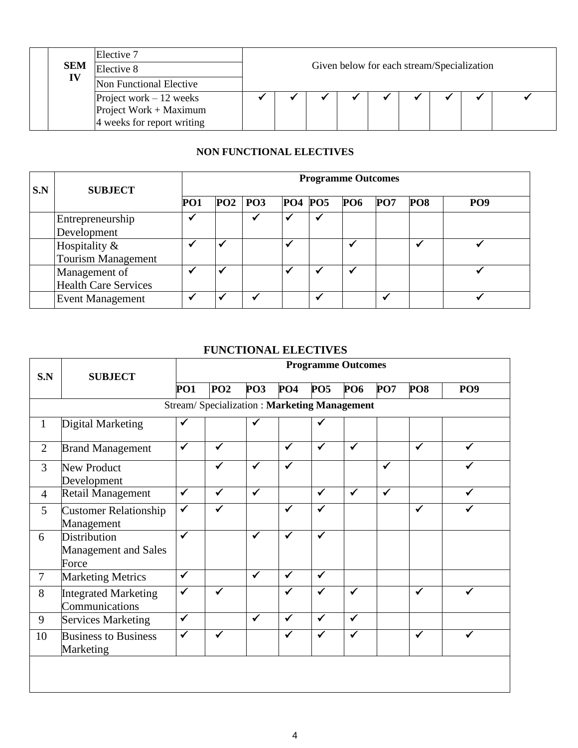| | | | | | | | | | | | | |
|---|---|---|---|---|---|---|---|---|---|---|---|---|
| | **SEM IV** | Elective 7 | Given below for each stream/Specialization | | | | | | | | | |
| | | Elective 8 | | | | | | | | | | |
| | | Non Functional Elective | | | | | | | | | | |
| | | Project work – 12 weeks Project Work + Maximum 4 weeks for report writing | ✓ | ✓ | ✓ | ✓ | ✓ | ✓ | ✓ | ✓ | ✓ | |

## NON FUNCTIONAL ELECTIVES

| S.N | SUBJECT | Programme Outcomes | | | | | | | | |
|---|---|---|---|---|---|---|---|---|---|---|
| | | **PO1** | **PO2** | **PO3** | **PO4** | **PO5** | **PO6** | **PO7** | **PO8** | **PO9** |
| | Entrepreneurship Development | ✓ | | ✓ | ✓ | ✓ | | | | |
| | Hospitality & Tourism Management | ✓ | ✓ | | ✓ | | ✓ | | ✓ | ✓ |
| | Management of Health Care Services | ✓ | ✓ | | ✓ | ✓ | ✓ | | | ✓ |
| | Event Management | ✓ | ✓ | ✓ | | ✓ | | ✓ | | ✓ |

## FUNCTIONAL ELECTIVES

| S.N | SUBJECT | Programme Outcomes | | | | | | | | |
|---|---|---|---|---|---|---|---|---|---|---|
| | | **PO1** | **PO2** | **PO3** | **PO4** | **PO5** | **PO6** | **PO7** | **PO8** | **PO9** |
| Stream/ Specialization : **Marketing Management** | | | | | | | | | | |
| 1 | Digital Marketing | ✓ | | ✓ | | ✓ | | | | |
| 2 | Brand Management | ✓ | ✓ | | ✓ | ✓ | ✓ | | ✓ | ✓ |
| 3 | New Product Development | | ✓ | ✓ | ✓ | | | ✓ | | ✓ |
| 4 | Retail Management | ✓ | ✓ | ✓ | | ✓ | ✓ | ✓ | | ✓ |
| 5 | Customer Relationship Management | ✓ | ✓ | | ✓ | ✓ | | | ✓ | ✓ |
| 6 | Distribution Management and Sales Force | ✓ | | ✓ | ✓ | ✓ | | | | |
| 7 | Marketing Metrics | ✓ | | ✓ | ✓ | ✓ | | | | |
| 8 | Integrated Marketing Communications | ✓ | ✓ | | ✓ | ✓ | ✓ | | ✓ | ✓ |
| 9 | Services Marketing | ✓ | | ✓ | ✓ | ✓ | ✓ | | | |
| 10 | Business to Business Marketing | ✓ | ✓ | | ✓ | ✓ | ✓ | | ✓ | ✓ |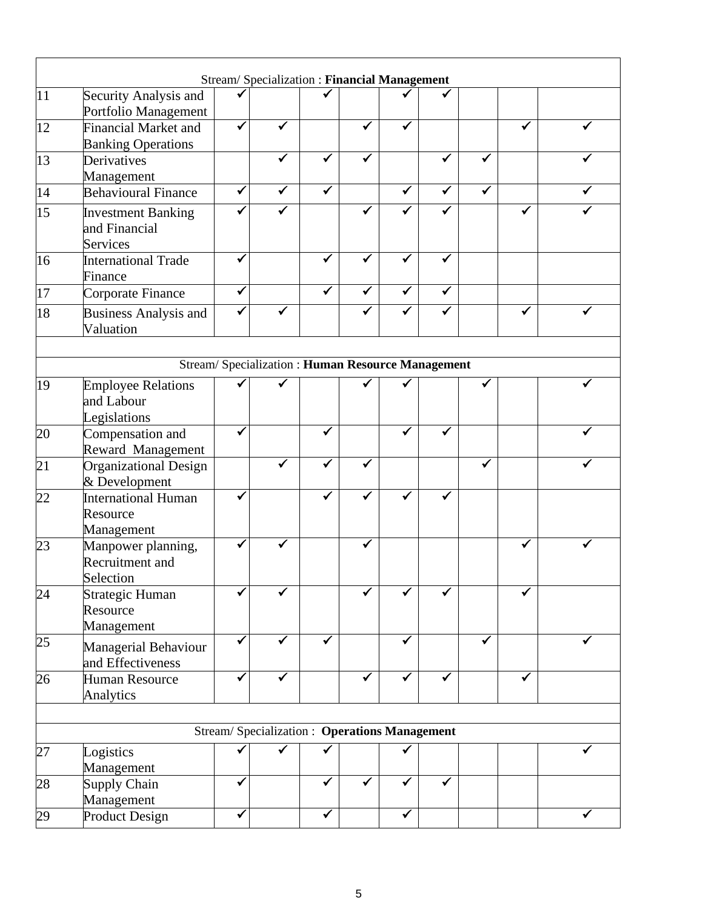| Stream/ Specialization : **Financial Management** | | | | | | | | | | |
|---|---|---|---|---|---|---|---|---|---|---|
| 11 | Security Analysis and Portfolio Management | ✔ | | ✔ | | ✔ | ✔ | | | |
| 12 | Financial Market and Banking Operations | ✔ | ✔ | | ✔ | ✔ | | | ✔ | ✔ |
| 13 | Derivatives Management | | ✔ | ✔ | ✔ | | ✔ | ✔ | | ✔ |
| 14 | Behavioural Finance | ✔ | ✔ | ✔ | | ✔ | ✔ | ✔ | | ✔ |
| 15 | Investment Banking and Financial Services | ✔ | ✔ | | ✔ | ✔ | ✔ | | ✔ | ✔ |
| 16 | International Trade Finance | ✔ | | ✔ | ✔ | ✔ | ✔ | | | |
| 17 | Corporate Finance | ✔ | | ✔ | ✔ | ✔ | ✔ | | | |
| 18 | Business Analysis and Valuation | ✔ | ✔ | | ✔ | ✔ | ✔ | | ✔ | ✔ |
| | | | | | | | | | | |
| Stream/ Specialization : **Human Resource Management** | | | | | | | | | | |
| 19 | Employee Relations and Labour Legislations | ✔ | ✔ | | ✔ | ✔ | | ✔ | | ✔ |
| 20 | Compensation and Reward Management | ✔ | | ✔ | | ✔ | ✔ | | | ✔ |
| 21 | Organizational Design & Development | | ✔ | ✔ | ✔ | | | ✔ | | ✔ |
| 22 | International Human Resource Management | ✔ | | ✔ | ✔ | ✔ | ✔ | | | |
| 23 | Manpower planning, Recruitment and Selection | ✔ | ✔ | | ✔ | | | | ✔ | ✔ |
| 24 | Strategic Human Resource Management | ✔ | ✔ | | ✔ | ✔ | ✔ | | ✔ | |
| 25 | Managerial Behaviour and Effectiveness | ✔ | ✔ | ✔ | | ✔ | | ✔ | | ✔ |
| 26 | Human Resource Analytics | ✔ | ✔ | | ✔ | ✔ | ✔ | | ✔ | |
| | | | | | | | | | | |
| Stream/ Specialization : **Operations Management** | | | | | | | | | | |
| 27 | Logistics Management | ✔ | ✔ | ✔ | | ✔ | | | | ✔ |
| 28 | Supply Chain Management | ✔ | | ✔ | ✔ | ✔ | ✔ | | | |
| 29 | Product Design | ✔ | | ✔ | | ✔ | | | | ✔ |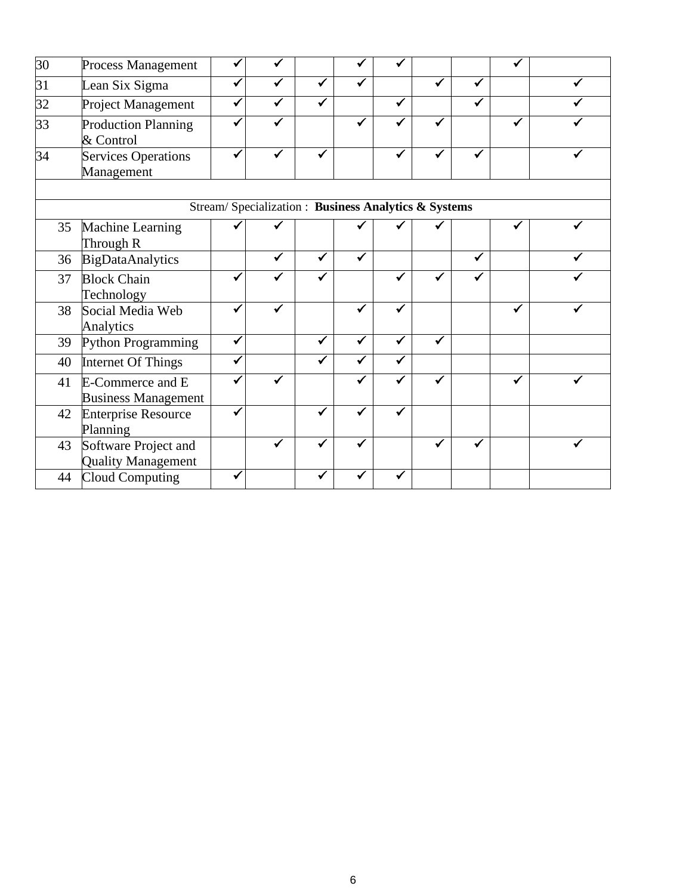| 30 | Process Management | ✓ | ✓ | | ✓ | ✓ | | | ✓ | |
|---|---|---|---|---|---|---|---|---|---|---|
| 31 | Lean Six Sigma | ✓ | ✓ | ✓ | ✓ | | ✓ | ✓ | | ✓ |
| 32 | Project Management | ✓ | ✓ | ✓ | | ✓ | | ✓ | | ✓ |
| 33 | Production Planning & Control | ✓ | ✓ | | ✓ | ✓ | ✓ | | ✓ | ✓ |
| 34 | Services Operations Management | ✓ | ✓ | ✓ | | ✓ | ✓ | ✓ | | ✓ |
| | | | | | | | | | | |
| Stream/ Specialization : **Business Analytics & Systems** | | | | | | | | | | |
| 35 | Machine Learning Through R | ✓ | ✓ | | ✓ | ✓ | ✓ | | ✓ | ✓ |
| 36 | BigDataAnalytics | | ✓ | ✓ | ✓ | | | ✓ | | ✓ |
| 37 | Block Chain Technology | ✓ | ✓ | ✓ | | ✓ | ✓ | ✓ | | ✓ |
| 38 | Social Media Web Analytics | ✓ | ✓ | | ✓ | ✓ | | | ✓ | ✓ |
| 39 | Python Programming | ✓ | | ✓ | ✓ | ✓ | ✓ | | | |
| 40 | Internet Of Things | ✓ | | ✓ | ✓ | ✓ | | | | |
| 41 | E-Commerce and E Business Management | ✓ | ✓ | | ✓ | ✓ | ✓ | | ✓ | ✓ |
| 42 | Enterprise Resource Planning | ✓ | | ✓ | ✓ | ✓ | | | | |
| 43 | Software Project and Quality Management | | ✓ | ✓ | ✓ | | ✓ | ✓ | | ✓ |
| 44 | Cloud Computing | ✓ | | ✓ | ✓ | ✓ | | | | |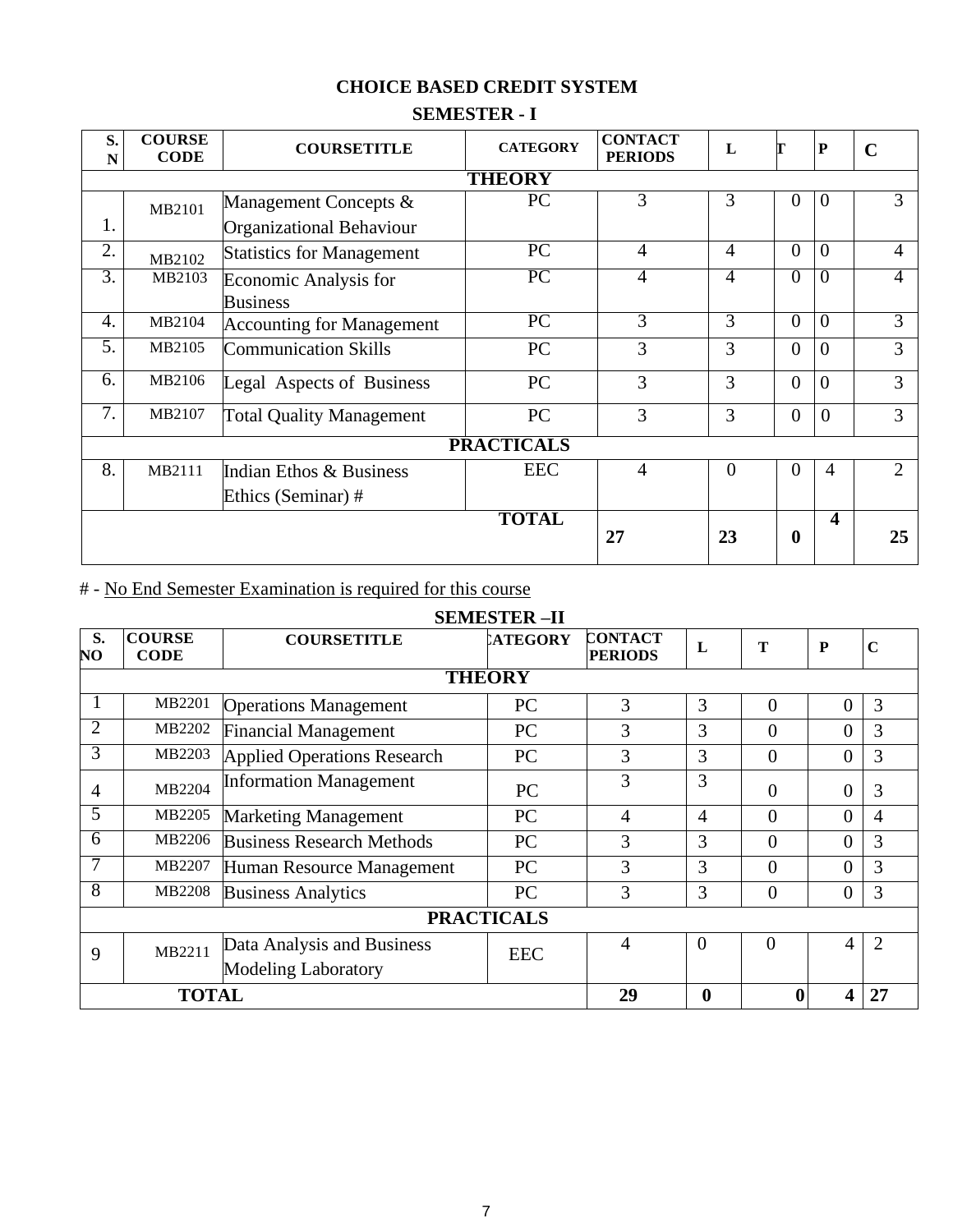# CHOICE BASED CREDIT SYSTEM

## SEMESTER - I

| S. N | COURSE CODE | COURSETITLE | CATEGORY | CONTACT PERIODS | L | T | P | C |
|---|---|---|---|---|---|---|---|---|
| **THEORY** | | | | | | | | |
| 1. | MB2101 | Management Concepts & Organizational Behaviour | PC | 3 | 3 | 0 | 0 | 3 |
| 2. | MB2102 | Statistics for Management | PC | 4 | 4 | 0 | 0 | 4 |
| 3. | MB2103 | Economic Analysis for Business | PC | 4 | 4 | 0 | 0 | 4 |
| 4. | MB2104 | Accounting for Management | PC | 3 | 3 | 0 | 0 | 3 |
| 5. | MB2105 | Communication Skills | PC | 3 | 3 | 0 | 0 | 3 |
| 6. | MB2106 | Legal Aspects of Business | PC | 3 | 3 | 0 | 0 | 3 |
| 7. | MB2107 | Total Quality Management | PC | 3 | 3 | 0 | 0 | 3 |
| **PRACTICALS** | | | | | | | | |
| 8. | MB2111 | Indian Ethos & Business Ethics (Seminar) # | EEC | 4 | 0 | 0 | 4 | 2 |
| | | | **TOTAL** | **27** | **23** | **0** | **4** | **25** |

# - No End Semester Examination is required for this course

## SEMESTER –II

| S. NO | COURSE CODE | COURSETITLE | CATEGORY | CONTACT PERIODS | L | T | P | C |
|---|---|---|---|---|---|---|---|---|
| **THEORY** | | | | | | | | |
| 1 | MB2201 | Operations Management | PC | 3 | 3 | 0 | 0 | 3 |
| 2 | MB2202 | Financial Management | PC | 3 | 3 | 0 | 0 | 3 |
| 3 | MB2203 | Applied Operations Research | PC | 3 | 3 | 0 | 0 | 3 |
| 4 | MB2204 | Information Management | PC | 3 | 3 | 0 | 0 | 3 |
| 5 | MB2205 | Marketing Management | PC | 4 | 4 | 0 | 0 | 4 |
| 6 | MB2206 | Business Research Methods | PC | 3 | 3 | 0 | 0 | 3 |
| 7 | MB2207 | Human Resource Management | PC | 3 | 3 | 0 | 0 | 3 |
| 8 | MB2208 | Business Analytics | PC | 3 | 3 | 0 | 0 | 3 |
| **PRACTICALS** | | | | | | | | |
| 9 | MB2211 | Data Analysis and Business Modeling Laboratory | EEC | 4 | 0 | 0 | 4 | 2 |
| **TOTAL** | | | | **29** | **0** | **0** | **4** | **27** |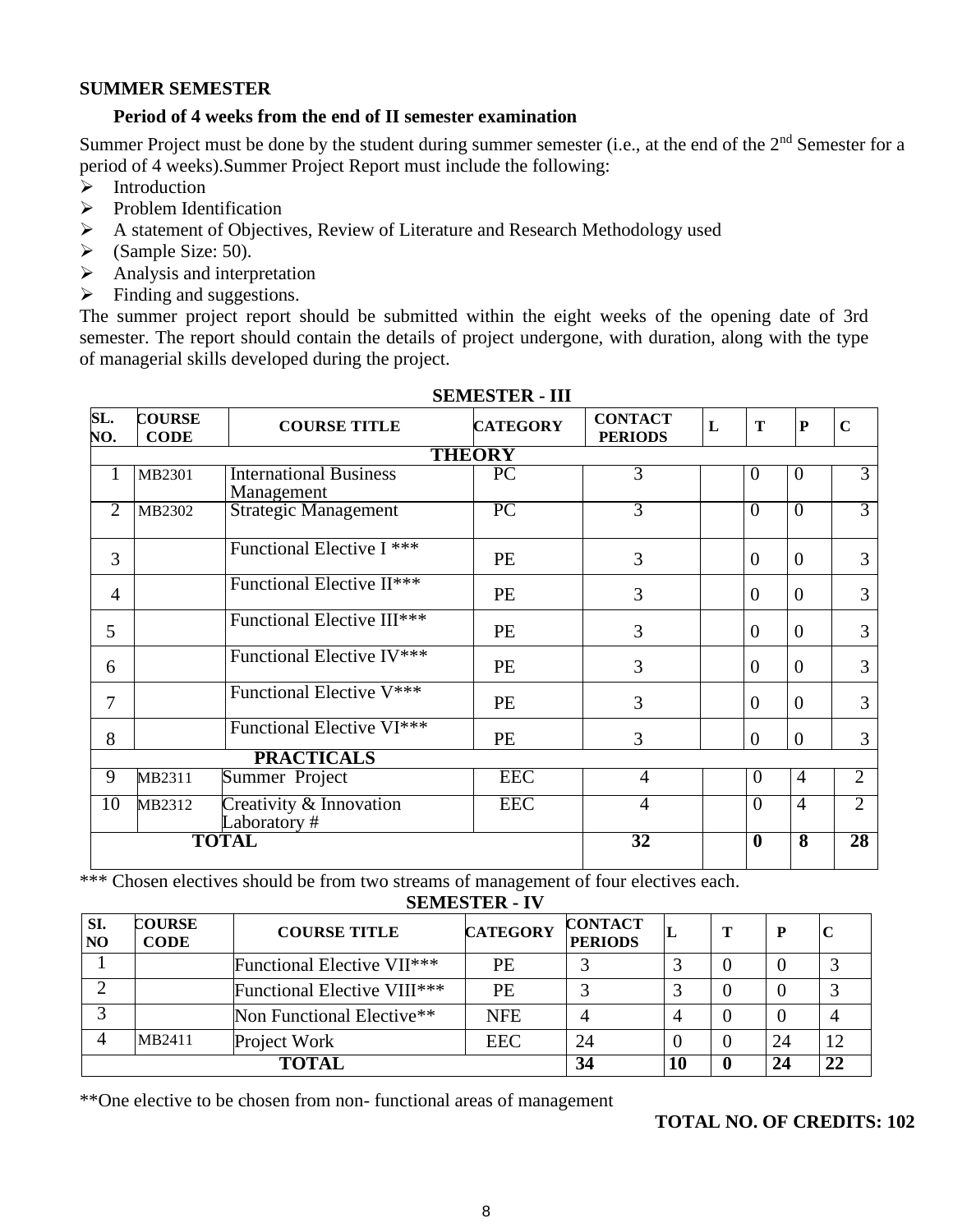## SUMMER SEMESTER

**Period of 4 weeks from the end of II semester examination**

Summer Project must be done by the student during summer semester (i.e., at the end of the 2nd Semester for a period of 4 weeks).Summer Project Report must include the following:

- Introduction
- Problem Identification
- A statement of Objectives, Review of Literature and Research Methodology used
- (Sample Size: 50).
- Analysis and interpretation
- Finding and suggestions.

The summer project report should be submitted within the eight weeks of the opening date of 3rd semester. The report should contain the details of project undergone, with duration, along with the type of managerial skills developed during the project.

### SEMESTER - III

| SL. NO. | COURSE CODE | COURSE TITLE | CATEGORY | CONTACT PERIODS | L | T | P | C |
|---|---|---|---|---|---|---|---|---|
| **THEORY** | | | | | | | | |
| 1 | MB2301 | International Business Management | PC | 3 | | 0 | 0 | 3 |
| 2 | MB2302 | Strategic Management | PC | 3 | | 0 | 0 | 3 |
| 3 | | Functional Elective I *** | PE | 3 | | 0 | 0 | 3 |
| 4 | | Functional Elective II*** | PE | 3 | | 0 | 0 | 3 |
| 5 | | Functional Elective III*** | PE | 3 | | 0 | 0 | 3 |
| 6 | | Functional Elective IV*** | PE | 3 | | 0 | 0 | 3 |
| 7 | | Functional Elective V*** | PE | 3 | | 0 | 0 | 3 |
| 8 | | Functional Elective VI*** | PE | 3 | | 0 | 0 | 3 |
| **PRACTICALS** | | | | | | | | |
| 9 | MB2311 | Summer Project | EEC | 4 | | 0 | 4 | 2 |
| 10 | MB2312 | Creativity & Innovation Laboratory # | EEC | 4 | | 0 | 4 | 2 |
| **TOTAL** | | | | **32** | | **0** | **8** | **28** |

*** Chosen electives should be from two streams of management of four electives each.

### SEMESTER - IV

| SI. NO | COURSE CODE | COURSE TITLE | CATEGORY | CONTACT PERIODS | L | T | P | C |
|---|---|---|---|---|---|---|---|---|
| 1 | | Functional Elective VII*** | PE | 3 | 3 | 0 | 0 | 3 |
| 2 | | Functional Elective VIII*** | PE | 3 | 3 | 0 | 0 | 3 |
| 3 | | Non Functional Elective** | NFE | 4 | 4 | 0 | 0 | 4 |
| 4 | MB2411 | Project Work | EEC | 24 | 0 | 0 | 24 | 12 |
| **TOTAL** | | | | **34** | **10** | **0** | **24** | **22** |

**One elective to be chosen from non- functional areas of management

**TOTAL NO. OF CREDITS: 102**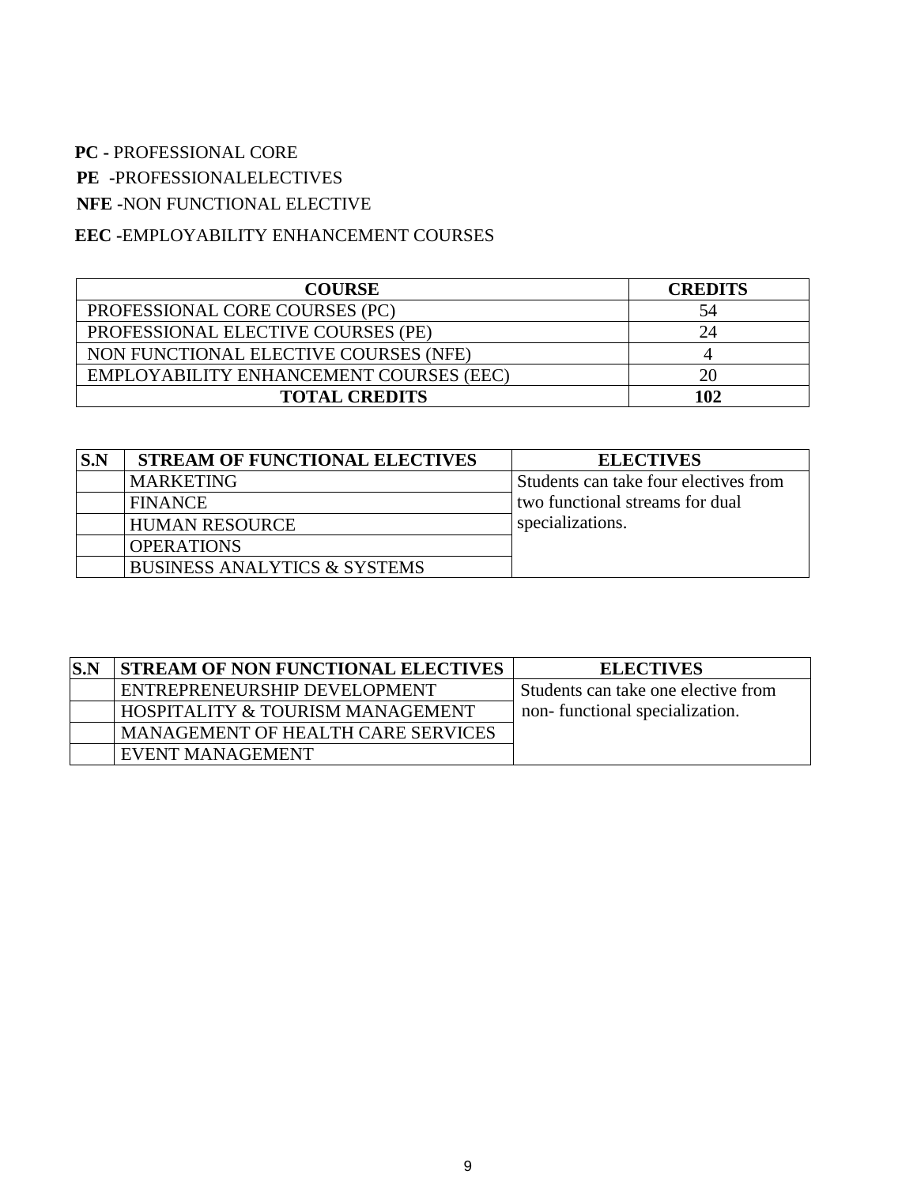**PC -** PROFESSIONAL CORE

**PE -**PROFESSIONALELECTIVES

**NFE -**NON FUNCTIONAL ELECTIVE

**EEC -**EMPLOYABILITY ENHANCEMENT COURSES

| COURSE | CREDITS |
|---|---|
| PROFESSIONAL CORE COURSES (PC) | 54 |
| PROFESSIONAL ELECTIVE COURSES (PE) | 24 |
| NON FUNCTIONAL ELECTIVE COURSES (NFE) | 4 |
| EMPLOYABILITY ENHANCEMENT COURSES (EEC) | 20 |
| **TOTAL CREDITS** | **102** |

| S.N | STREAM OF FUNCTIONAL ELECTIVES | ELECTIVES |
|---|---|---|
| | MARKETING | Students can take four electives from two functional streams for dual specializations. |
| | FINANCE | |
| | HUMAN RESOURCE | |
| | OPERATIONS | |
| | BUSINESS ANALYTICS & SYSTEMS | |

| S.N | STREAM OF NON FUNCTIONAL ELECTIVES | ELECTIVES |
|---|---|---|
| | ENTREPRENEURSHIP DEVELOPMENT | Students can take one elective from non- functional specialization. |
| | HOSPITALITY & TOURISM MANAGEMENT | |
| | MANAGEMENT OF HEALTH CARE SERVICES | |
| | EVENT MANAGEMENT | |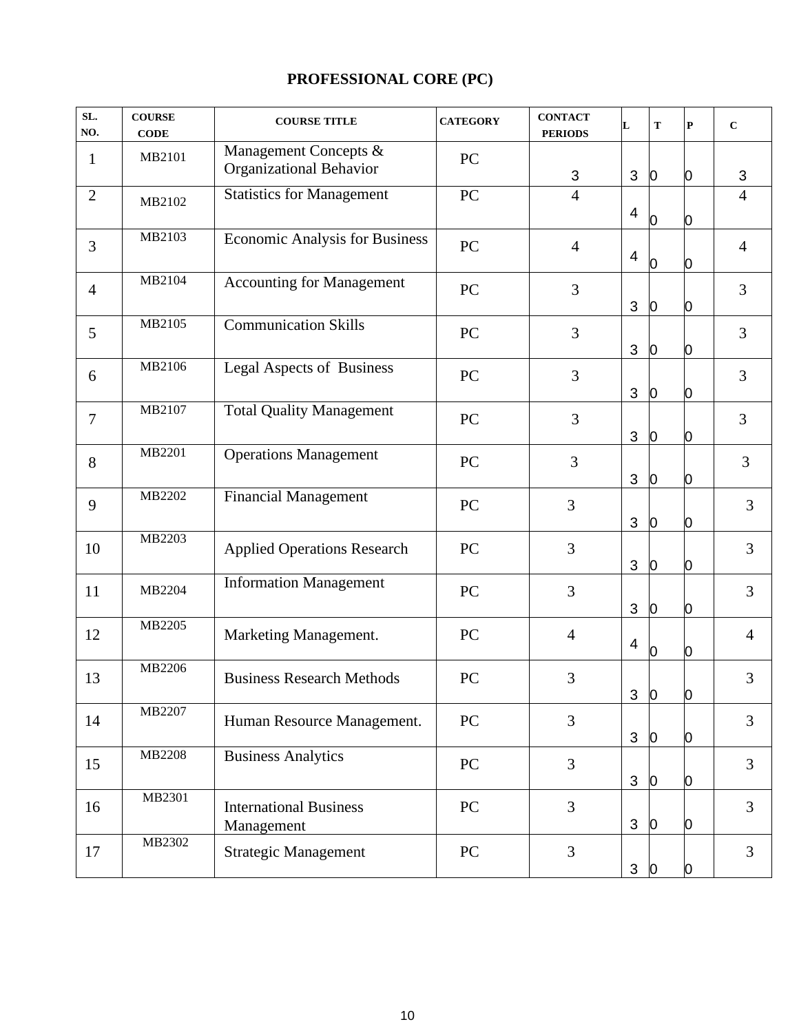## PROFESSIONAL CORE (PC)

| SL. NO. | COURSE CODE | COURSE TITLE | CATEGORY | CONTACT PERIODS | L | T | P | C |
|---|---|---|---|---|---|---|---|---|
| 1 | MB2101 | Management Concepts & Organizational Behavior | PC | 3 | 3 | 0 | 0 | 3 |
| 2 | MB2102 | Statistics for Management | PC | 4 | 4 | 0 | 0 | 4 |
| 3 | MB2103 | Economic Analysis for Business | PC | 4 | 4 | 0 | 0 | 4 |
| 4 | MB2104 | Accounting for Management | PC | 3 | 3 | 0 | 0 | 3 |
| 5 | MB2105 | Communication Skills | PC | 3 | 3 | 0 | 0 | 3 |
| 6 | MB2106 | Legal Aspects of Business | PC | 3 | 3 | 0 | 0 | 3 |
| 7 | MB2107 | Total Quality Management | PC | 3 | 3 | 0 | 0 | 3 |
| 8 | MB2201 | Operations Management | PC | 3 | 3 | 0 | 0 | 3 |
| 9 | MB2202 | Financial Management | PC | 3 | 3 | 0 | 0 | 3 |
| 10 | MB2203 | Applied Operations Research | PC | 3 | 3 | 0 | 0 | 3 |
| 11 | MB2204 | Information Management | PC | 3 | 3 | 0 | 0 | 3 |
| 12 | MB2205 | Marketing Management. | PC | 4 | 4 | 0 | 0 | 4 |
| 13 | MB2206 | Business Research Methods | PC | 3 | 3 | 0 | 0 | 3 |
| 14 | MB2207 | Human Resource Management. | PC | 3 | 3 | 0 | 0 | 3 |
| 15 | MB2208 | Business Analytics | PC | 3 | 3 | 0 | 0 | 3 |
| 16 | MB2301 | International Business Management | PC | 3 | 3 | 0 | 0 | 3 |
| 17 | MB2302 | Strategic Management | PC | 3 | 3 | 0 | 0 | 3 |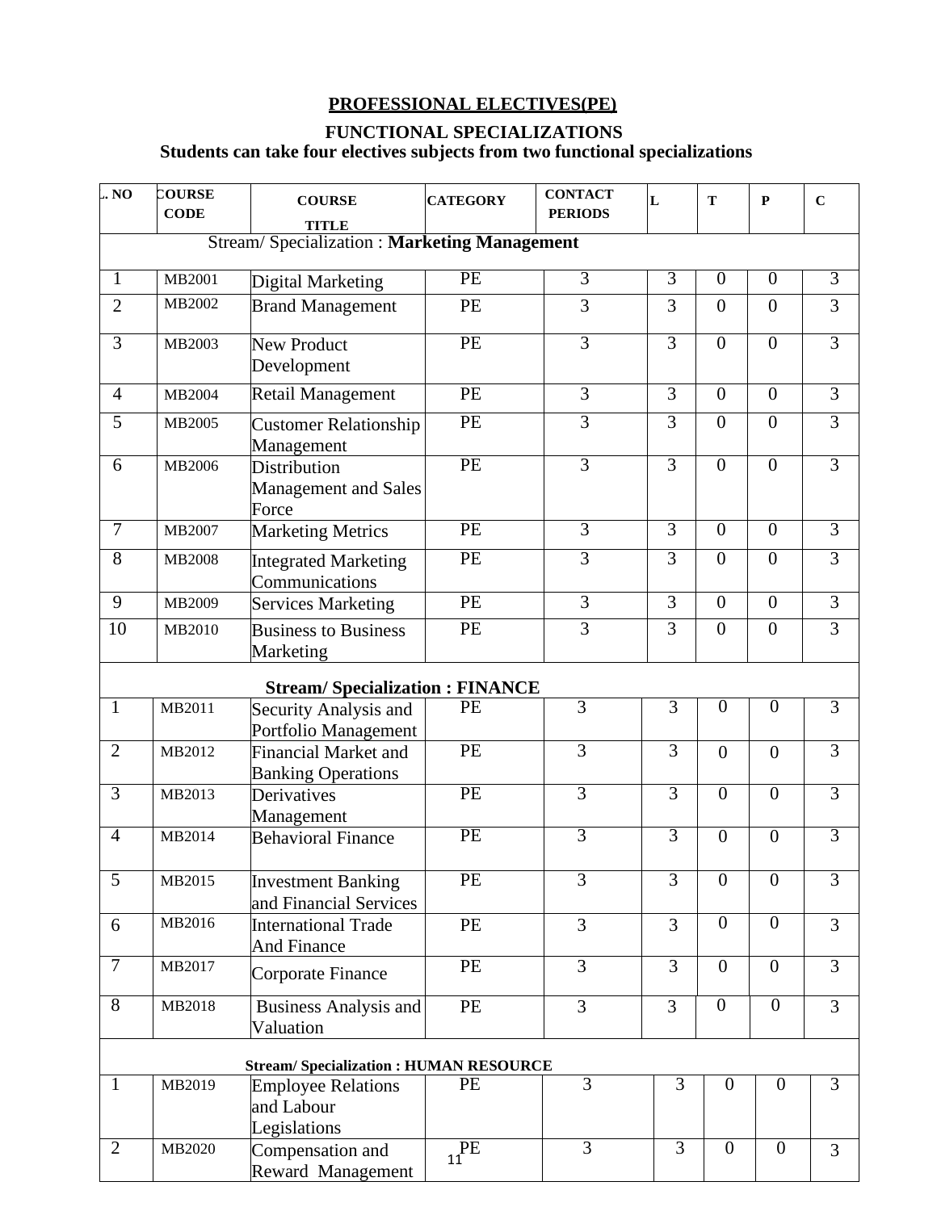## PROFESSIONAL ELECTIVES(PE)

### FUNCTIONAL SPECIALIZATIONS

**Students can take four electives subjects from two functional specializations**

| S. NO | COURSE CODE | COURSE TITLE | CATEGORY | CONTACT PERIODS | L | T | P | C |
|---|---|---|---|---|---|---|---|---|
| Stream/ Specialization : **Marketing Management** | | | | | | | | |
| 1 | MB2001 | Digital Marketing | PE | 3 | 3 | 0 | 0 | 3 |
| 2 | MB2002 | Brand Management | PE | 3 | 3 | 0 | 0 | 3 |
| 3 | MB2003 | New Product Development | PE | 3 | 3 | 0 | 0 | 3 |
| 4 | MB2004 | Retail Management | PE | 3 | 3 | 0 | 0 | 3 |
| 5 | MB2005 | Customer Relationship Management | PE | 3 | 3 | 0 | 0 | 3 |
| 6 | MB2006 | Distribution Management and Sales Force | PE | 3 | 3 | 0 | 0 | 3 |
| 7 | MB2007 | Marketing Metrics | PE | 3 | 3 | 0 | 0 | 3 |
| 8 | MB2008 | Integrated Marketing Communications | PE | 3 | 3 | 0 | 0 | 3 |
| 9 | MB2009 | Services Marketing | PE | 3 | 3 | 0 | 0 | 3 |
| 10 | MB2010 | Business to Business Marketing | PE | 3 | 3 | 0 | 0 | 3 |
| **Stream/ Specialization : FINANCE** | | | | | | | | |
| 1 | MB2011 | Security Analysis and Portfolio Management | PE | 3 | 3 | 0 | 0 | 3 |
| 2 | MB2012 | Financial Market and Banking Operations | PE | 3 | 3 | 0 | 0 | 3 |
| 3 | MB2013 | Derivatives Management | PE | 3 | 3 | 0 | 0 | 3 |
| 4 | MB2014 | Behavioral Finance | PE | 3 | 3 | 0 | 0 | 3 |
| 5 | MB2015 | Investment Banking and Financial Services | PE | 3 | 3 | 0 | 0 | 3 |
| 6 | MB2016 | International Trade And Finance | PE | 3 | 3 | 0 | 0 | 3 |
| 7 | MB2017 | Corporate Finance | PE | 3 | 3 | 0 | 0 | 3 |
| 8 | MB2018 | Business Analysis and Valuation | PE | 3 | 3 | 0 | 0 | 3 |
| **Stream/ Specialization : HUMAN RESOURCE** | | | | | | | | |
| 1 | MB2019 | Employee Relations and Labour Legislations | PE | 3 | 3 | 0 | 0 | 3 |
| 2 | MB2020 | Compensation and Reward Management | PE | 3 | 3 | 0 | 0 | 3 |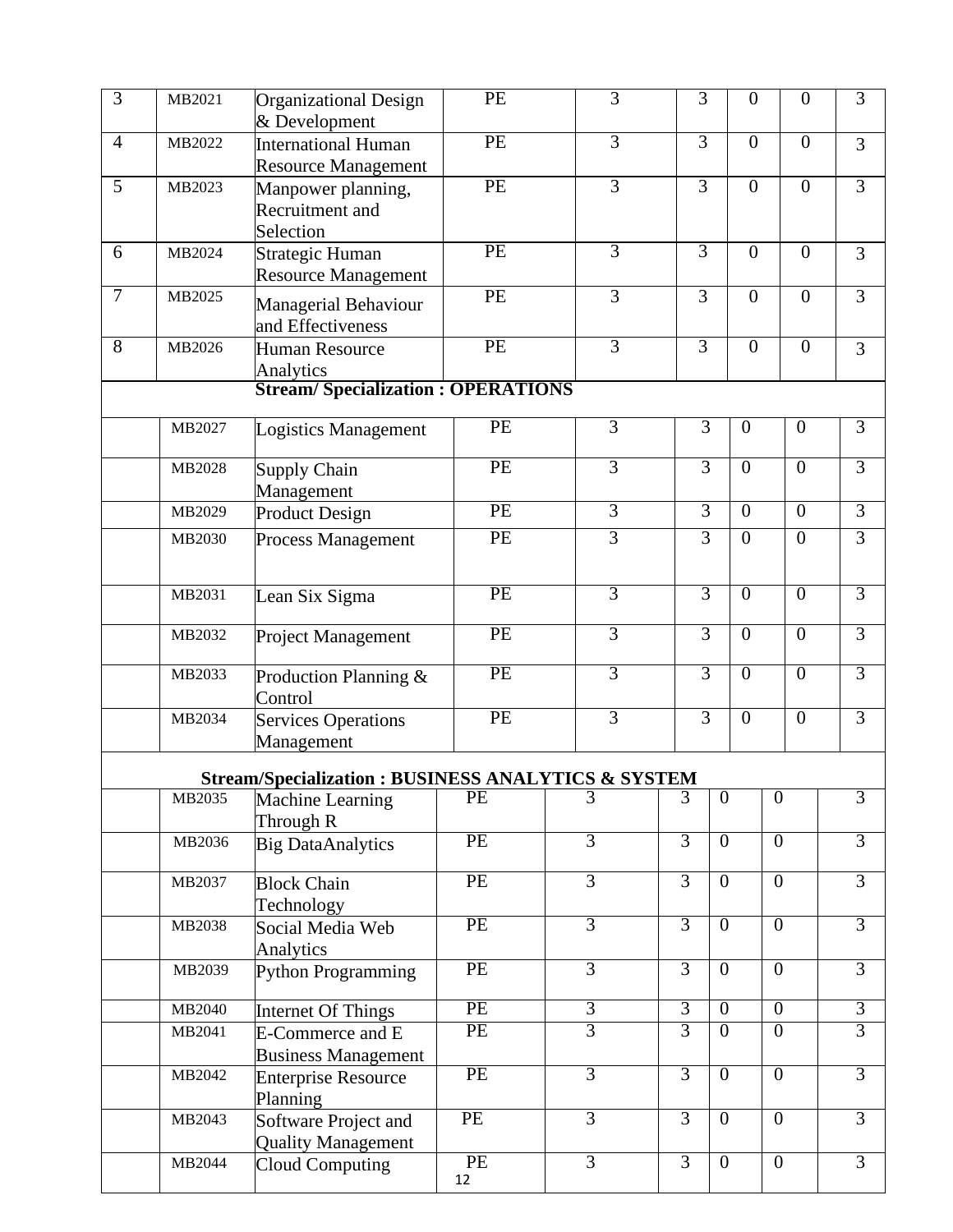| | | | | | | | | |
|---|---|---|---|---|---|---|---|---|
| 3 | MB2021 | Organizational Design & Development | PE | 3 | 3 | 0 | 0 | 3 |
| 4 | MB2022 | International Human Resource Management | PE | 3 | 3 | 0 | 0 | 3 |
| 5 | MB2023 | Manpower planning, Recruitment and Selection | PE | 3 | 3 | 0 | 0 | 3 |
| 6 | MB2024 | Strategic Human Resource Management | PE | 3 | 3 | 0 | 0 | 3 |
| 7 | MB2025 | Managerial Behaviour and Effectiveness | PE | 3 | 3 | 0 | 0 | 3 |
| 8 | MB2026 | Human Resource Analytics | PE | 3 | 3 | 0 | 0 | 3 |
| | | **Stream/ Specialization : OPERATIONS** | | | | | | |
| | MB2027 | Logistics Management | PE | 3 | 3 | 0 | 0 | 3 |
| | MB2028 | Supply Chain Management | PE | 3 | 3 | 0 | 0 | 3 |
| | MB2029 | Product Design | PE | 3 | 3 | 0 | 0 | 3 |
| | MB2030 | Process Management | PE | 3 | 3 | 0 | 0 | 3 |
| | MB2031 | Lean Six Sigma | PE | 3 | 3 | 0 | 0 | 3 |
| | MB2032 | Project Management | PE | 3 | 3 | 0 | 0 | 3 |
| | MB2033 | Production Planning & Control | PE | 3 | 3 | 0 | 0 | 3 |
| | MB2034 | Services Operations Management | PE | 3 | 3 | 0 | 0 | 3 |
| | | **Stream/Specialization : BUSINESS ANALYTICS & SYSTEM** | | | | | | |
| | MB2035 | Machine Learning Through R | PE | 3 | 3 | 0 | 0 | 3 |
| | MB2036 | Big DataAnalytics | PE | 3 | 3 | 0 | 0 | 3 |
| | MB2037 | Block Chain Technology | PE | 3 | 3 | 0 | 0 | 3 |
| | MB2038 | Social Media Web Analytics | PE | 3 | 3 | 0 | 0 | 3 |
| | MB2039 | Python Programming | PE | 3 | 3 | 0 | 0 | 3 |
| | MB2040 | Internet Of Things | PE | 3 | 3 | 0 | 0 | 3 |
| | MB2041 | E-Commerce and E Business Management | PE | 3 | 3 | 0 | 0 | 3 |
| | MB2042 | Enterprise Resource Planning | PE | 3 | 3 | 0 | 0 | 3 |
| | MB2043 | Software Project and Quality Management | PE | 3 | 3 | 0 | 0 | 3 |
| | MB2044 | Cloud Computing | PE | 3 | 3 | 0 | 0 | 3 |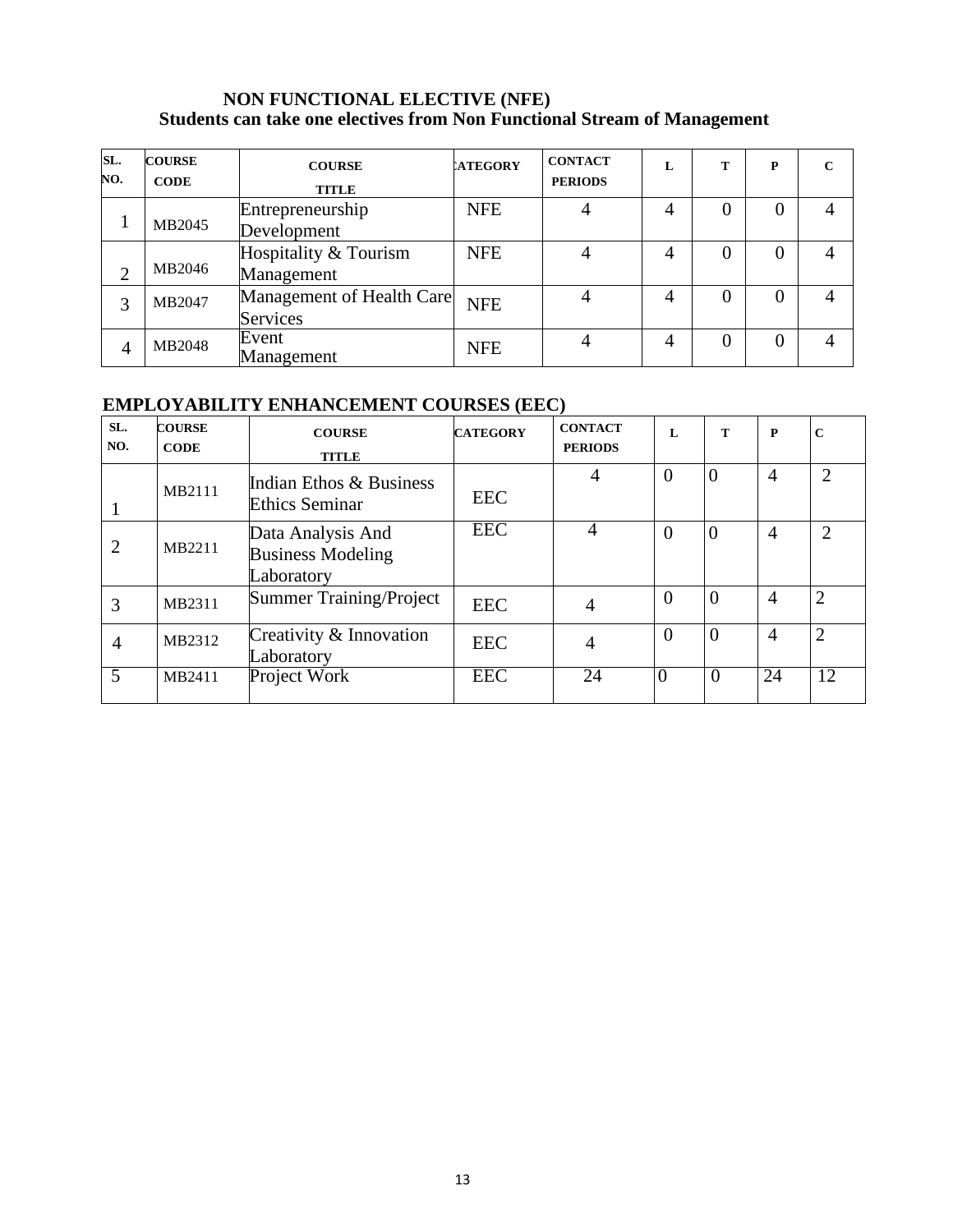## NON FUNCTIONAL ELECTIVE (NFE)

**Students can take one electives from Non Functional Stream of Management**

| SL. NO. | COURSE CODE | COURSE TITLE | CATEGORY | CONTACT PERIODS | L | T | P | C |
|---|---|---|---|---|---|---|---|---|
| 1 | MB2045 | Entrepreneurship Development | NFE | 4 | 4 | 0 | 0 | 4 |
| 2 | MB2046 | Hospitality & Tourism Management | NFE | 4 | 4 | 0 | 0 | 4 |
| 3 | MB2047 | Management of Health Care Services | NFE | 4 | 4 | 0 | 0 | 4 |
| 4 | MB2048 | Event Management | NFE | 4 | 4 | 0 | 0 | 4 |

## EMPLOYABILITY ENHANCEMENT COURSES (EEC)

| SL. NO. | COURSE CODE | COURSE TITLE | CATEGORY | CONTACT PERIODS | L | T | P | C |
|---|---|---|---|---|---|---|---|---|
| 1 | MB2111 | Indian Ethos & Business Ethics Seminar | EEC | 4 | 0 | 0 | 4 | 2 |
| 2 | MB2211 | Data Analysis And Business Modeling Laboratory | EEC | 4 | 0 | 0 | 4 | 2 |
| 3 | MB2311 | Summer Training/Project | EEC | 4 | 0 | 0 | 4 | 2 |
| 4 | MB2312 | Creativity & Innovation Laboratory | EEC | 4 | 0 | 0 | 4 | 2 |
| 5 | MB2411 | Project Work | EEC | 24 | 0 | 0 | 24 | 12 |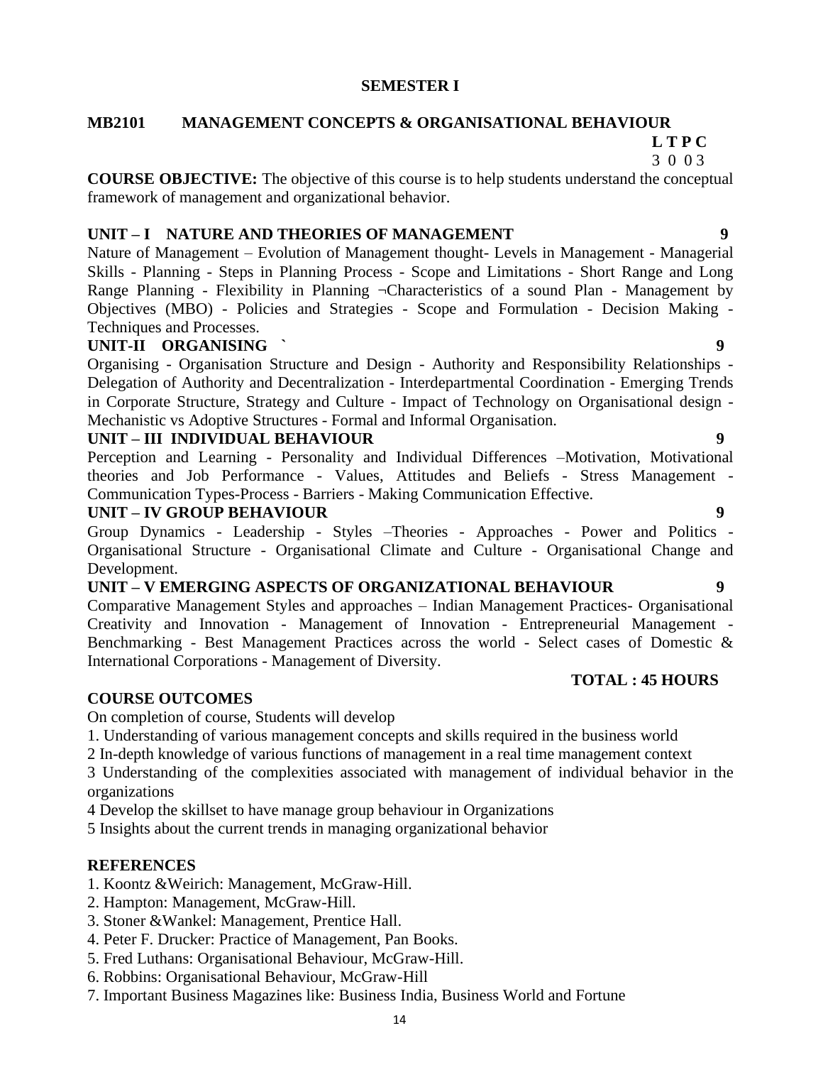## SEMESTER I

### MB2101 MANAGEMENT CONCEPTS & ORGANISATIONAL BEHAVIOUR

| L | T | P | C |
|---|---|---|---|
| 3 | 0 | 0 | 3 |

**COURSE OBJECTIVE:** The objective of this course is to help students understand the conceptual framework of management and organizational behavior.

**UNIT – I NATURE AND THEORIES OF MANAGEMENT** **9**

Nature of Management – Evolution of Management thought- Levels in Management - Managerial Skills - Planning - Steps in Planning Process - Scope and Limitations - Short Range and Long Range Planning - Flexibility in Planning ¬Characteristics of a sound Plan - Management by Objectives (MBO) - Policies and Strategies - Scope and Formulation - Decision Making - Techniques and Processes.

**UNIT-II ORGANISING `** **9**

Organising - Organisation Structure and Design - Authority and Responsibility Relationships - Delegation of Authority and Decentralization - Interdepartmental Coordination - Emerging Trends in Corporate Structure, Strategy and Culture - Impact of Technology on Organisational design - Mechanistic vs Adoptive Structures - Formal and Informal Organisation.

**UNIT – III INDIVIDUAL BEHAVIOUR** **9**

Perception and Learning - Personality and Individual Differences –Motivation, Motivational theories and Job Performance - Values, Attitudes and Beliefs - Stress Management - Communication Types-Process - Barriers - Making Communication Effective.

**UNIT – IV GROUP BEHAVIOUR** **9**

Group Dynamics - Leadership - Styles –Theories - Approaches - Power and Politics - Organisational Structure - Organisational Climate and Culture - Organisational Change and Development.

**UNIT – V EMERGING ASPECTS OF ORGANIZATIONAL BEHAVIOUR** **9**

Comparative Management Styles and approaches – Indian Management Practices- Organisational Creativity and Innovation - Management of Innovation - Entrepreneurial Management - Benchmarking - Best Management Practices across the world - Select cases of Domestic & International Corporations - Management of Diversity.

**TOTAL : 45 HOURS**

**COURSE OUTCOMES**

On completion of course, Students will develop

1. Understanding of various management concepts and skills required in the business world
2 In-depth knowledge of various functions of management in a real time management context
3 Understanding of the complexities associated with management of individual behavior in the organizations
4 Develop the skillset to have manage group behaviour in Organizations
5 Insights about the current trends in managing organizational behavior

**REFERENCES**

1. Koontz &Weirich: Management, McGraw-Hill.
2. Hampton: Management, McGraw-Hill.
3. Stoner &Wankel: Management, Prentice Hall.
4. Peter F. Drucker: Practice of Management, Pan Books.
5. Fred Luthans: Organisational Behaviour, McGraw-Hill.
6. Robbins: Organisational Behaviour, McGraw-Hill
7. Important Business Magazines like: Business India, Business World and Fortune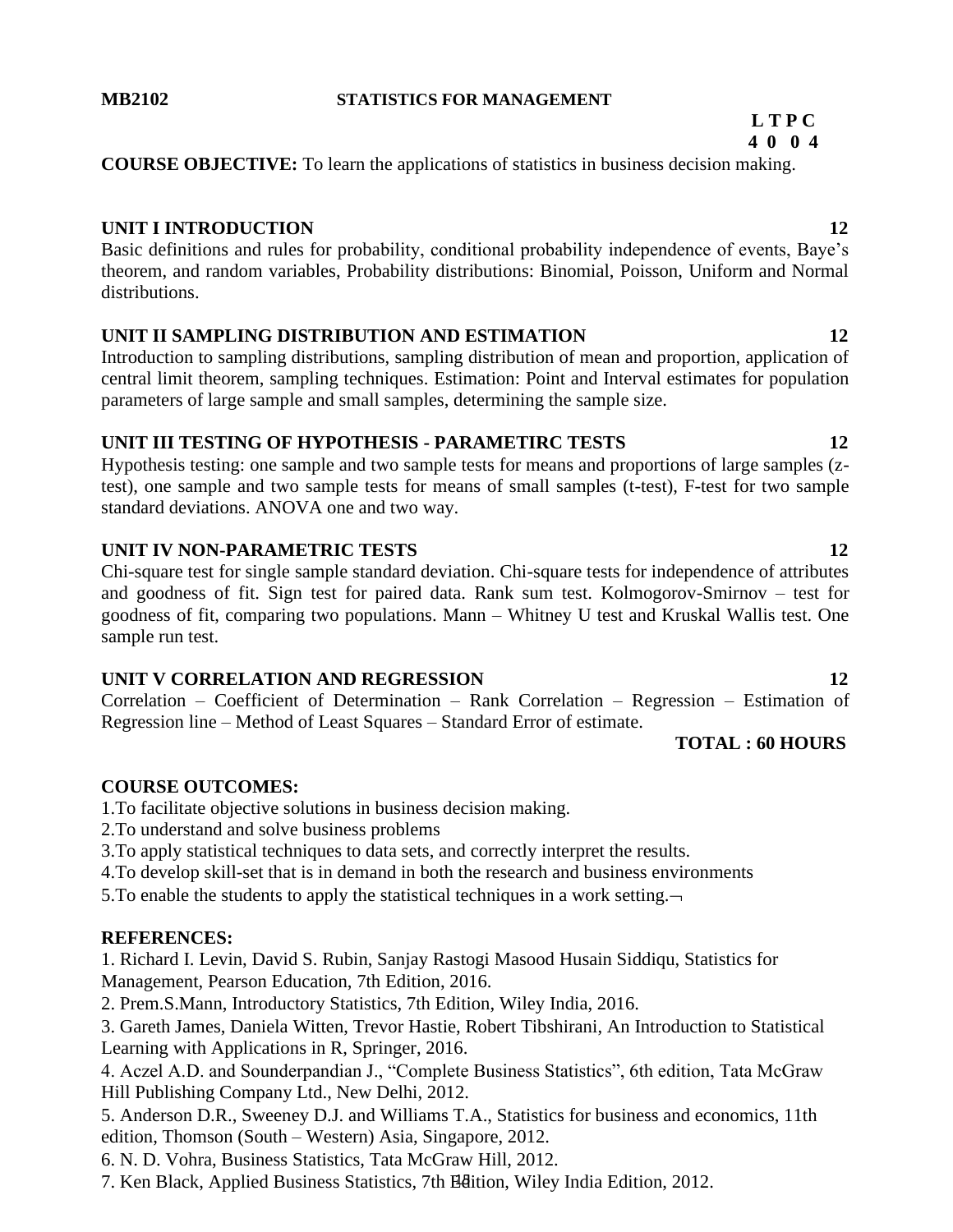**MB2102 STATISTICS FOR MANAGEMENT**

**L T P C**
**4 0 0 4**

**COURSE OBJECTIVE:** To learn the applications of statistics in business decision making.

**UNIT I INTRODUCTION 12**

Basic definitions and rules for probability, conditional probability independence of events, Baye's theorem, and random variables, Probability distributions: Binomial, Poisson, Uniform and Normal distributions.

**UNIT II SAMPLING DISTRIBUTION AND ESTIMATION 12**

Introduction to sampling distributions, sampling distribution of mean and proportion, application of central limit theorem, sampling techniques. Estimation: Point and Interval estimates for population parameters of large sample and small samples, determining the sample size.

**UNIT III TESTING OF HYPOTHESIS - PARAMETIRC TESTS 12**

Hypothesis testing: one sample and two sample tests for means and proportions of large samples (z-test), one sample and two sample tests for means of small samples (t-test), F-test for two sample standard deviations. ANOVA one and two way.

**UNIT IV NON-PARAMETRIC TESTS 12**

Chi-square test for single sample standard deviation. Chi-square tests for independence of attributes and goodness of fit. Sign test for paired data. Rank sum test. Kolmogorov-Smirnov – test for goodness of fit, comparing two populations. Mann – Whitney U test and Kruskal Wallis test. One sample run test.

**UNIT V CORRELATION AND REGRESSION 12**

Correlation – Coefficient of Determination – Rank Correlation – Regression – Estimation of Regression line – Method of Least Squares – Standard Error of estimate.

**TOTAL : 60 HOURS**

**COURSE OUTCOMES:**

1.To facilitate objective solutions in business decision making.
2.To understand and solve business problems
3.To apply statistical techniques to data sets, and correctly interpret the results.
4.To develop skill-set that is in demand in both the research and business environments
5.To enable the students to apply the statistical techniques in a work setting.¬

**REFERENCES:**

1. Richard I. Levin, David S. Rubin, Sanjay Rastogi Masood Husain Siddiqu, Statistics for Management, Pearson Education, 7th Edition, 2016.
2. Prem.S.Mann, Introductory Statistics, 7th Edition, Wiley India, 2016.
3. Gareth James, Daniela Witten, Trevor Hastie, Robert Tibshirani, An Introduction to Statistical Learning with Applications in R, Springer, 2016.
4. Aczel A.D. and Sounderpandian J., "Complete Business Statistics", 6th edition, Tata McGraw Hill Publishing Company Ltd., New Delhi, 2012.
5. Anderson D.R., Sweeney D.J. and Williams T.A., Statistics for business and economics, 11th edition, Thomson (South – Western) Asia, Singapore, 2012.
6. N. D. Vohra, Business Statistics, Tata McGraw Hill, 2012.
7. Ken Black, Applied Business Statistics, 7th Edition, Wiley India Edition, 2012.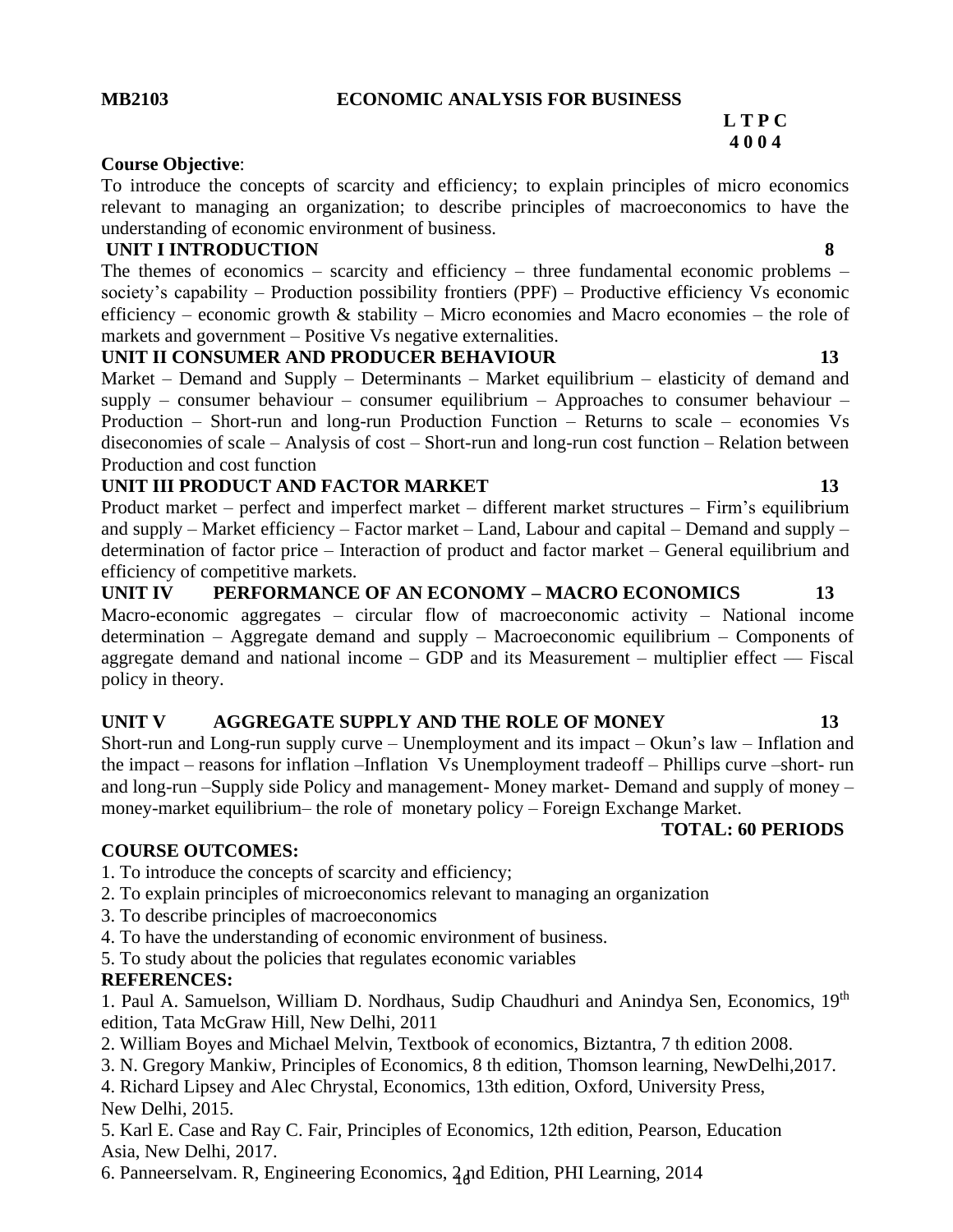**MB2103 ECONOMIC ANALYSIS FOR BUSINESS**

**L T P C**
**4 0 0 4**

**Course Objective**:
To introduce the concepts of scarcity and efficiency; to explain principles of micro economics relevant to managing an organization; to describe principles of macroeconomics to have the understanding of economic environment of business.

**UNIT I INTRODUCTION 8**

The themes of economics – scarcity and efficiency – three fundamental economic problems – society's capability – Production possibility frontiers (PPF) – Productive efficiency Vs economic efficiency – economic growth & stability – Micro economies and Macro economies – the role of markets and government – Positive Vs negative externalities.

**UNIT II CONSUMER AND PRODUCER BEHAVIOUR 13**

Market – Demand and Supply – Determinants – Market equilibrium – elasticity of demand and supply – consumer behaviour – consumer equilibrium – Approaches to consumer behaviour – Production – Short-run and long-run Production Function – Returns to scale – economies Vs diseconomies of scale – Analysis of cost – Short-run and long-run cost function – Relation between Production and cost function

**UNIT III PRODUCT AND FACTOR MARKET 13**

Product market – perfect and imperfect market – different market structures – Firm's equilibrium and supply – Market efficiency – Factor market – Land, Labour and capital – Demand and supply – determination of factor price – Interaction of product and factor market – General equilibrium and efficiency of competitive markets.

**UNIT IV PERFORMANCE OF AN ECONOMY – MACRO ECONOMICS 13**

Macro-economic aggregates – circular flow of macroeconomic activity – National income determination – Aggregate demand and supply – Macroeconomic equilibrium – Components of aggregate demand and national income – GDP and its Measurement – multiplier effect –– Fiscal policy in theory.

**UNIT V AGGREGATE SUPPLY AND THE ROLE OF MONEY 13**

Short-run and Long-run supply curve – Unemployment and its impact – Okun's law – Inflation and the impact – reasons for inflation –Inflation Vs Unemployment tradeoff – Phillips curve –short- run and long-run –Supply side Policy and management- Money market- Demand and supply of money – money-market equilibrium– the role of monetary policy – Foreign Exchange Market.

**TOTAL: 60 PERIODS**

**COURSE OUTCOMES:**

1. To introduce the concepts of scarcity and efficiency;
2. To explain principles of microeconomics relevant to managing an organization
3. To describe principles of macroeconomics
4. To have the understanding of economic environment of business.
5. To study about the policies that regulates economic variables

**REFERENCES:**

1. Paul A. Samuelson, William D. Nordhaus, Sudip Chaudhuri and Anindya Sen, Economics, 19th edition, Tata McGraw Hill, New Delhi, 2011
2. William Boyes and Michael Melvin, Textbook of economics, Biztantra, 7 th edition 2008.
3. N. Gregory Mankiw, Principles of Economics, 8 th edition, Thomson learning, NewDelhi,2017.
4. Richard Lipsey and Alec Chrystal, Economics, 13th edition, Oxford, University Press, New Delhi, 2015.
5. Karl E. Case and Ray C. Fair, Principles of Economics, 12th edition, Pearson, Education Asia, New Delhi, 2017.
6. Panneerselvam. R, Engineering Economics, 2 nd Edition, PHI Learning, 2014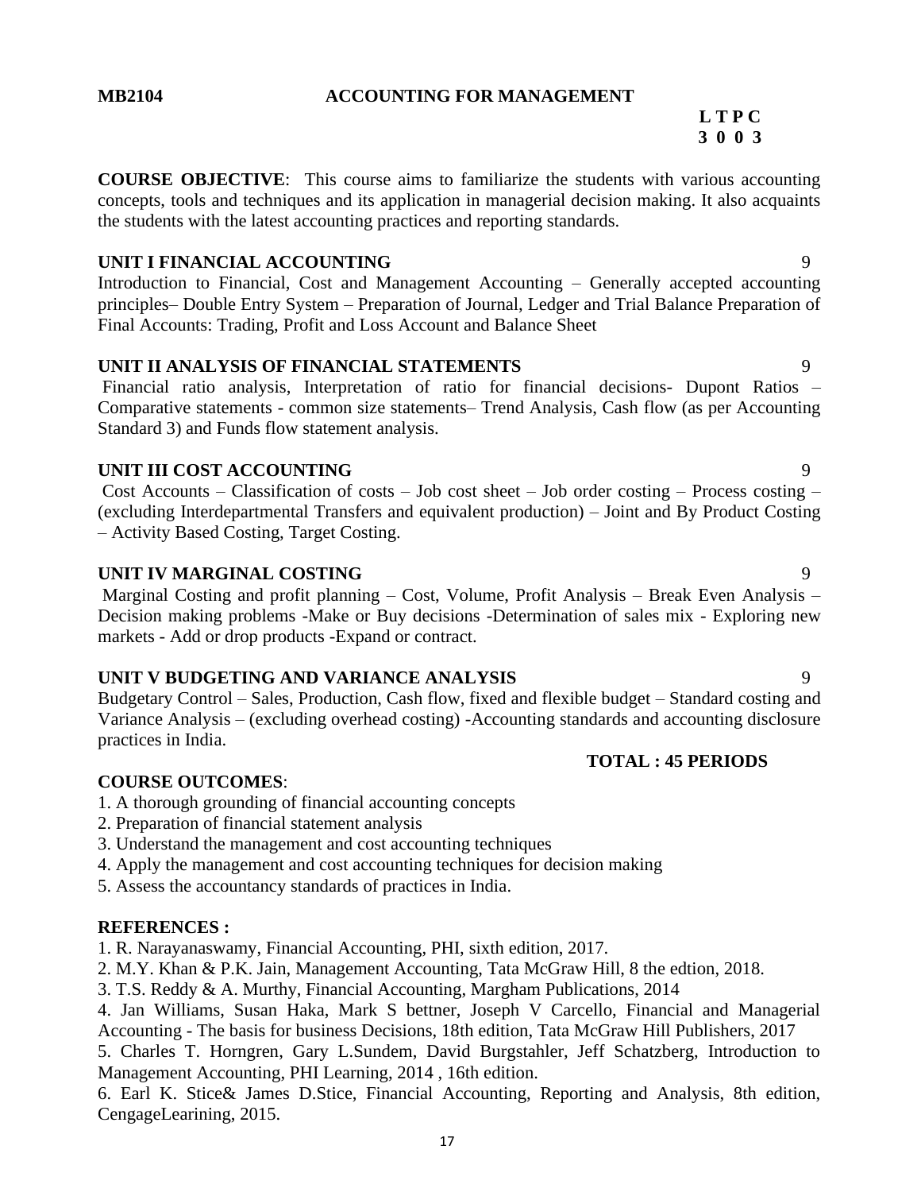**MB2104 ACCOUNTING FOR MANAGEMENT**

**L T P C**
**3 0 0 3**

**COURSE OBJECTIVE**: This course aims to familiarize the students with various accounting concepts, tools and techniques and its application in managerial decision making. It also acquaints the students with the latest accounting practices and reporting standards.

**UNIT I FINANCIAL ACCOUNTING** 9

Introduction to Financial, Cost and Management Accounting – Generally accepted accounting principles– Double Entry System – Preparation of Journal, Ledger and Trial Balance Preparation of Final Accounts: Trading, Profit and Loss Account and Balance Sheet

**UNIT II ANALYSIS OF FINANCIAL STATEMENTS** 9

Financial ratio analysis, Interpretation of ratio for financial decisions- Dupont Ratios – Comparative statements - common size statements– Trend Analysis, Cash flow (as per Accounting Standard 3) and Funds flow statement analysis.

**UNIT III COST ACCOUNTING** 9

Cost Accounts – Classification of costs – Job cost sheet – Job order costing – Process costing – (excluding Interdepartmental Transfers and equivalent production) – Joint and By Product Costing – Activity Based Costing, Target Costing.

**UNIT IV MARGINAL COSTING** 9

Marginal Costing and profit planning – Cost, Volume, Profit Analysis – Break Even Analysis – Decision making problems -Make or Buy decisions -Determination of sales mix - Exploring new markets - Add or drop products -Expand or contract.

**UNIT V BUDGETING AND VARIANCE ANALYSIS** 9

Budgetary Control – Sales, Production, Cash flow, fixed and flexible budget – Standard costing and Variance Analysis – (excluding overhead costing) -Accounting standards and accounting disclosure practices in India.

**TOTAL : 45 PERIODS**

**COURSE OUTCOMES**:

1. A thorough grounding of financial accounting concepts
2. Preparation of financial statement analysis
3. Understand the management and cost accounting techniques
4. Apply the management and cost accounting techniques for decision making
5. Assess the accountancy standards of practices in India.

**REFERENCES :**

1. R. Narayanaswamy, Financial Accounting, PHI, sixth edition, 2017.
2. M.Y. Khan & P.K. Jain, Management Accounting, Tata McGraw Hill, 8 the edtion, 2018.
3. T.S. Reddy & A. Murthy, Financial Accounting, Margham Publications, 2014
4. Jan Williams, Susan Haka, Mark S bettner, Joseph V Carcello, Financial and Managerial Accounting - The basis for business Decisions, 18th edition, Tata McGraw Hill Publishers, 2017
5. Charles T. Horngren, Gary L.Sundem, David Burgstahler, Jeff Schatzberg, Introduction to Management Accounting, PHI Learning, 2014 , 16th edition.
6. Earl K. Stice& James D.Stice, Financial Accounting, Reporting and Analysis, 8th edition, CengageLearining, 2015.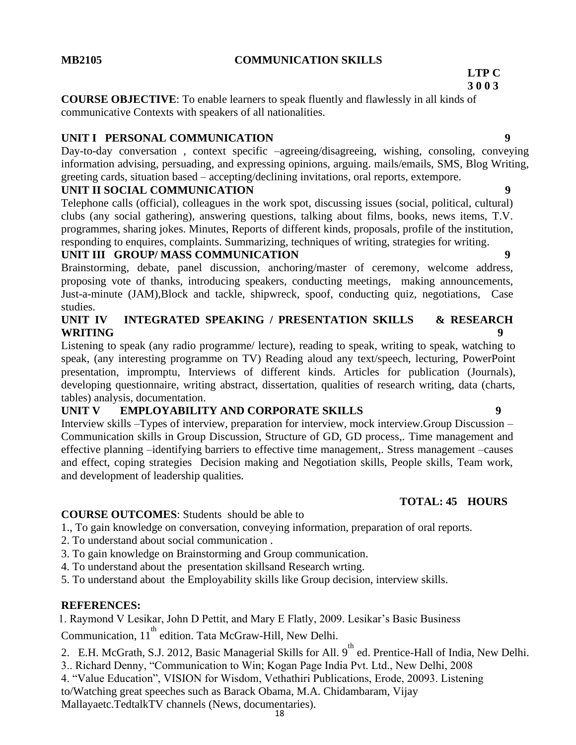**MB2105 COMMUNICATION SKILLS**

**LTP C**
**3 0 0 3**

**COURSE OBJECTIVE**: To enable learners to speak fluently and flawlessly in all kinds of communicative Contexts with speakers of all nationalities.

**UNIT I PERSONAL COMMUNICATION 9**

Day-to-day conversation , context specific –agreeing/disagreeing, wishing, consoling, conveying information advising, persuading, and expressing opinions, arguing. mails/emails, SMS, Blog Writing, greeting cards, situation based – accepting/declining invitations, oral reports, extempore.

**UNIT II SOCIAL COMMUNICATION 9**

Telephone calls (official), colleagues in the work spot, discussing issues (social, political, cultural) clubs (any social gathering), answering questions, talking about films, books, news items, T.V. programmes, sharing jokes. Minutes, Reports of different kinds, proposals, profile of the institution, responding to enquires, complaints. Summarizing, techniques of writing, strategies for writing.

**UNIT III GROUP/ MASS COMMUNICATION 9**

Brainstorming, debate, panel discussion, anchoring/master of ceremony, welcome address, proposing vote of thanks, introducing speakers, conducting meetings, making announcements, Just-a-minute (JAM),Block and tackle, shipwreck, spoof, conducting quiz, negotiations, Case studies.

**UNIT IV INTEGRATED SPEAKING / PRESENTATION SKILLS & RESEARCH WRITING 9**

Listening to speak (any radio programme/ lecture), reading to speak, writing to speak, watching to speak, (any interesting programme on TV) Reading aloud any text/speech, lecturing, PowerPoint presentation, impromptu, Interviews of different kinds. Articles for publication (Journals), developing questionnaire, writing abstract, dissertation, qualities of research writing, data (charts, tables) analysis, documentation.

**UNIT V EMPLOYABILITY AND CORPORATE SKILLS 9**

Interview skills –Types of interview, preparation for interview, mock interview.Group Discussion – Communication skills in Group Discussion, Structure of GD, GD process,. Time management and effective planning –identifying barriers to effective time management,. Stress management –causes and effect, coping strategies Decision making and Negotiation skills, People skills, Team work, and development of leadership qualities.

**TOTAL: 45 HOURS**

**COURSE OUTCOMES**: Students should be able to

1., To gain knowledge on conversation, conveying information, preparation of oral reports.
2. To understand about social communication .
3. To gain knowledge on Brainstorming and Group communication.
4. To understand about the presentation skillsand Research wrting.
5. To understand about the Employability skills like Group decision, interview skills.

**REFERENCES:**

1. Raymond V Lesikar, John D Pettit, and Mary E Flatly, 2009. Lesikar's Basic Business Communication, 11th edition. Tata McGraw-Hill, New Delhi.
2. E.H. McGrath, S.J. 2012, Basic Managerial Skills for All. 9th ed. Prentice-Hall of India, New Delhi.
3.. Richard Denny, "Communication to Win; Kogan Page India Pvt. Ltd., New Delhi, 2008
4. "Value Education", VISION for Wisdom, Vethathiri Publications, Erode, 20093. Listening to/Watching great speeches such as Barack Obama, M.A. Chidambaram, Vijay Mallayaetc.TedtalkTV channels (News, documentaries).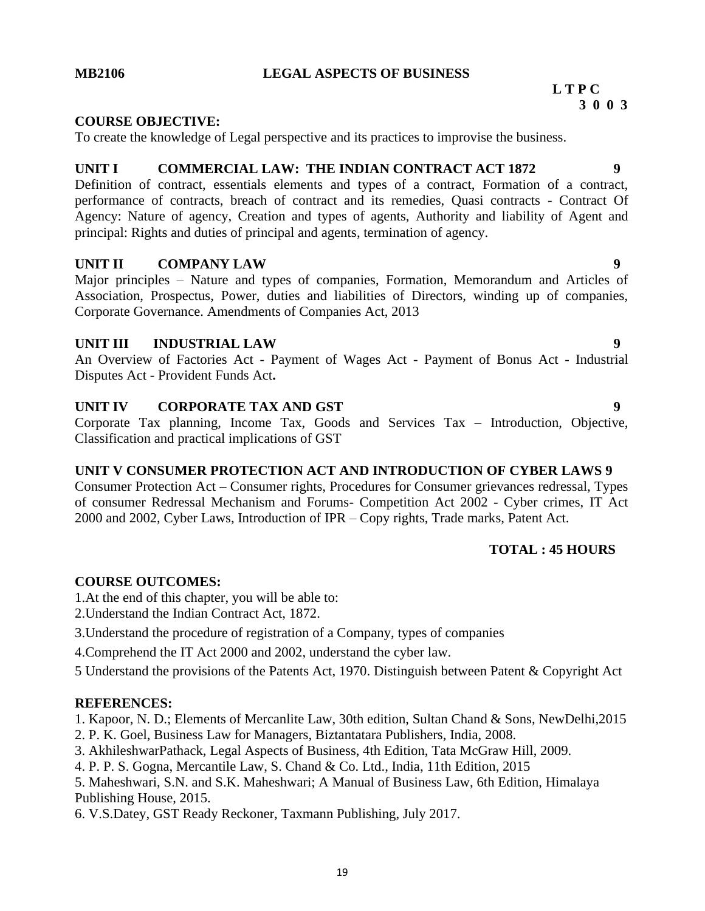**MB2106 LEGAL ASPECTS OF BUSINESS**

**L T P C**
**3 0 0 3**

**COURSE OBJECTIVE:**

To create the knowledge of Legal perspective and its practices to improvise the business.

**UNIT I COMMERCIAL LAW: THE INDIAN CONTRACT ACT 1872 9**

Definition of contract, essentials elements and types of a contract, Formation of a contract, performance of contracts, breach of contract and its remedies, Quasi contracts - Contract Of Agency: Nature of agency, Creation and types of agents, Authority and liability of Agent and principal: Rights and duties of principal and agents, termination of agency.

**UNIT II COMPANY LAW 9**

Major principles – Nature and types of companies, Formation, Memorandum and Articles of Association, Prospectus, Power, duties and liabilities of Directors, winding up of companies, Corporate Governance. Amendments of Companies Act, 2013

**UNIT III INDUSTRIAL LAW 9**

An Overview of Factories Act - Payment of Wages Act - Payment of Bonus Act - Industrial Disputes Act - Provident Funds Act**.**

**UNIT IV CORPORATE TAX AND GST 9**

Corporate Tax planning, Income Tax, Goods and Services Tax – Introduction, Objective, Classification and practical implications of GST

**UNIT V CONSUMER PROTECTION ACT AND INTRODUCTION OF CYBER LAWS 9**

Consumer Protection Act – Consumer rights, Procedures for Consumer grievances redressal, Types of consumer Redressal Mechanism and Forums- Competition Act 2002 - Cyber crimes, IT Act 2000 and 2002, Cyber Laws, Introduction of IPR – Copy rights, Trade marks, Patent Act.

**TOTAL : 45 HOURS**

**COURSE OUTCOMES:**

1.At the end of this chapter, you will be able to:

2.Understand the Indian Contract Act, 1872.

3.Understand the procedure of registration of a Company, types of companies

4.Comprehend the IT Act 2000 and 2002, understand the cyber law.

5 Understand the provisions of the Patents Act, 1970. Distinguish between Patent & Copyright Act

**REFERENCES:**

1. Kapoor, N. D.; Elements of Mercanlite Law, 30th edition, Sultan Chand & Sons, NewDelhi,2015
2. P. K. Goel, Business Law for Managers, Biztantatara Publishers, India, 2008.
3. AkhileshwarPathack, Legal Aspects of Business, 4th Edition, Tata McGraw Hill, 2009.
4. P. P. S. Gogna, Mercantile Law, S. Chand & Co. Ltd., India, 11th Edition, 2015
5. Maheshwari, S.N. and S.K. Maheshwari; A Manual of Business Law, 6th Edition, Himalaya Publishing House, 2015.
6. V.S.Datey, GST Ready Reckoner, Taxmann Publishing, July 2017.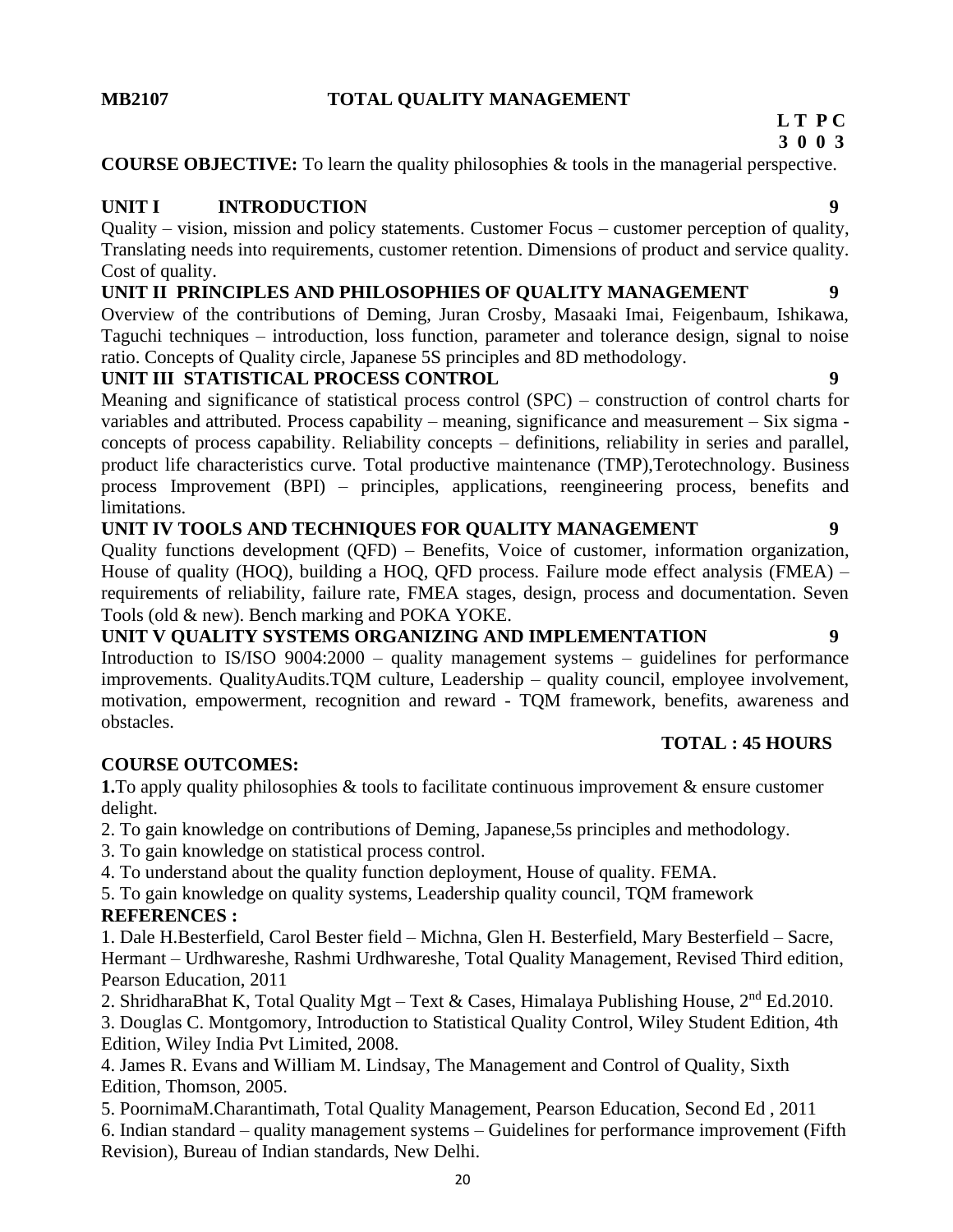**MB2107 TOTAL QUALITY MANAGEMENT**

| L | T | P | C |
|---|---|---|---|
| 3 | 0 | 0 | 3 |

**COURSE OBJECTIVE:** To learn the quality philosophies & tools in the managerial perspective.

**UNIT I INTRODUCTION 9**

Quality – vision, mission and policy statements. Customer Focus – customer perception of quality, Translating needs into requirements, customer retention. Dimensions of product and service quality. Cost of quality.

**UNIT II PRINCIPLES AND PHILOSOPHIES OF QUALITY MANAGEMENT 9**

Overview of the contributions of Deming, Juran Crosby, Masaaki Imai, Feigenbaum, Ishikawa, Taguchi techniques – introduction, loss function, parameter and tolerance design, signal to noise ratio. Concepts of Quality circle, Japanese 5S principles and 8D methodology.

**UNIT III STATISTICAL PROCESS CONTROL 9**

Meaning and significance of statistical process control (SPC) – construction of control charts for variables and attributed. Process capability – meaning, significance and measurement – Six sigma - concepts of process capability. Reliability concepts – definitions, reliability in series and parallel, product life characteristics curve. Total productive maintenance (TMP),Terotechnology. Business process Improvement (BPI) – principles, applications, reengineering process, benefits and limitations.

**UNIT IV TOOLS AND TECHNIQUES FOR QUALITY MANAGEMENT 9**

Quality functions development (QFD) – Benefits, Voice of customer, information organization, House of quality (HOQ), building a HOQ, QFD process. Failure mode effect analysis (FMEA) – requirements of reliability, failure rate, FMEA stages, design, process and documentation. Seven Tools (old & new). Bench marking and POKA YOKE.

**UNIT V QUALITY SYSTEMS ORGANIZING AND IMPLEMENTATION 9**

Introduction to IS/ISO 9004:2000 – quality management systems – guidelines for performance improvements. QualityAudits.TQM culture, Leadership – quality council, employee involvement, motivation, empowerment, recognition and reward - TQM framework, benefits, awareness and obstacles.

**TOTAL : 45 HOURS**

**COURSE OUTCOMES:**

**1.**To apply quality philosophies & tools to facilitate continuous improvement & ensure customer delight.

2. To gain knowledge on contributions of Deming, Japanese,5s principles and methodology.

3. To gain knowledge on statistical process control.

4. To understand about the quality function deployment, House of quality. FEMA.

5. To gain knowledge on quality systems, Leadership quality council, TQM framework

**REFERENCES :**

1. Dale H.Besterfield, Carol Bester field – Michna, Glen H. Besterfield, Mary Besterfield – Sacre, Hermant – Urdhwareshe, Rashmi Urdhwareshe, Total Quality Management, Revised Third edition, Pearson Education, 2011
2. ShridharaBhat K, Total Quality Mgt – Text & Cases, Himalaya Publishing House, 2nd Ed.2010.
3. Douglas C. Montgomory, Introduction to Statistical Quality Control, Wiley Student Edition, 4th Edition, Wiley India Pvt Limited, 2008.
4. James R. Evans and William M. Lindsay, The Management and Control of Quality, Sixth Edition, Thomson, 2005.
5. PoornimaM.Charantimath, Total Quality Management, Pearson Education, Second Ed , 2011
6. Indian standard – quality management systems – Guidelines for performance improvement (Fifth Revision), Bureau of Indian standards, New Delhi.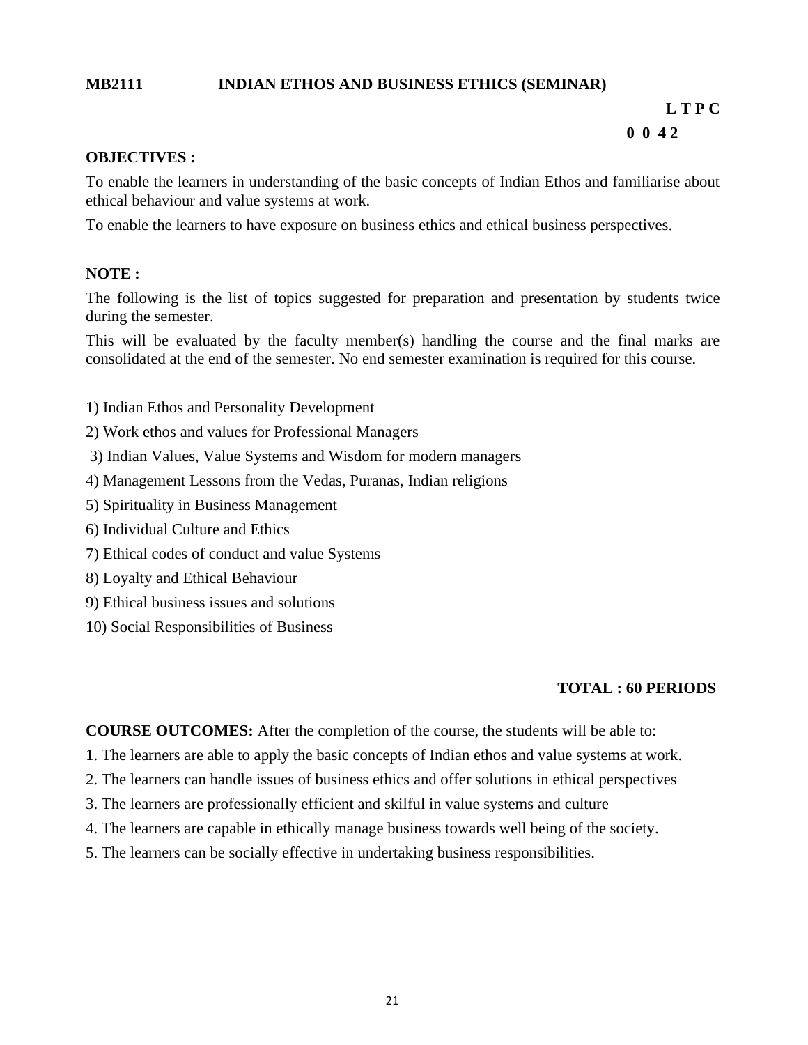**MB2111 INDIAN ETHOS AND BUSINESS ETHICS (SEMINAR)**

**L T P C**
**0 0 4 2**

**OBJECTIVES :**

To enable the learners in understanding of the basic concepts of Indian Ethos and familiarise about ethical behaviour and value systems at work.

To enable the learners to have exposure on business ethics and ethical business perspectives.

**NOTE :**

The following is the list of topics suggested for preparation and presentation by students twice during the semester.

This will be evaluated by the faculty member(s) handling the course and the final marks are consolidated at the end of the semester. No end semester examination is required for this course.

1) Indian Ethos and Personality Development
2) Work ethos and values for Professional Managers
3) Indian Values, Value Systems and Wisdom for modern managers
4) Management Lessons from the Vedas, Puranas, Indian religions
5) Spirituality in Business Management
6) Individual Culture and Ethics
7) Ethical codes of conduct and value Systems
8) Loyalty and Ethical Behaviour
9) Ethical business issues and solutions
10) Social Responsibilities of Business

**TOTAL : 60 PERIODS**

**COURSE OUTCOMES:** After the completion of the course, the students will be able to:

1. The learners are able to apply the basic concepts of Indian ethos and value systems at work.
2. The learners can handle issues of business ethics and offer solutions in ethical perspectives
3. The learners are professionally efficient and skilful in value systems and culture
4. The learners are capable in ethically manage business towards well being of the society.
5. The learners can be socially effective in undertaking business responsibilities.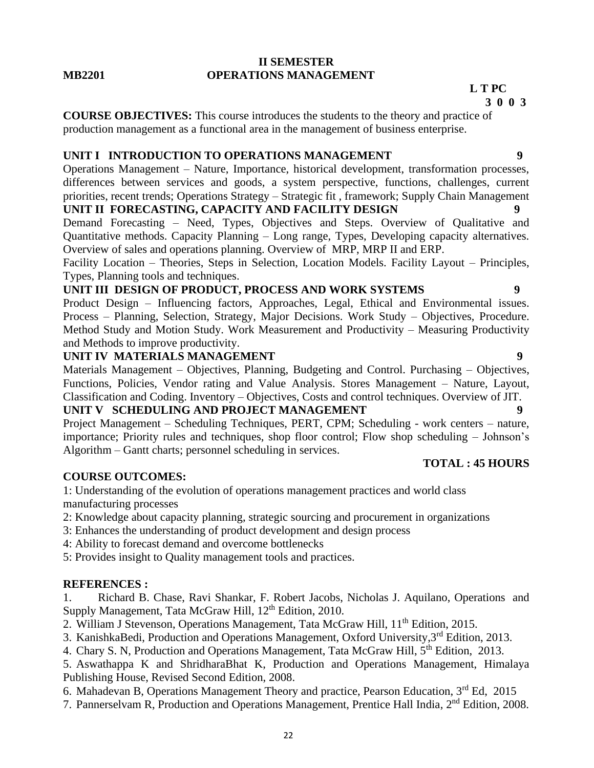**II SEMESTER**

**MB2201 OPERATIONS MANAGEMENT**

**L T P C**
**3 0 0 3**

**COURSE OBJECTIVES:** This course introduces the students to the theory and practice of production management as a functional area in the management of business enterprise.

**UNIT I INTRODUCTION TO OPERATIONS MANAGEMENT 9**

Operations Management – Nature, Importance, historical development, transformation processes, differences between services and goods, a system perspective, functions, challenges, current priorities, recent trends; Operations Strategy – Strategic fit , framework; Supply Chain Management

**UNIT II FORECASTING, CAPACITY AND FACILITY DESIGN 9**

Demand Forecasting – Need, Types, Objectives and Steps. Overview of Qualitative and Quantitative methods. Capacity Planning – Long range, Types, Developing capacity alternatives. Overview of sales and operations planning. Overview of MRP, MRP II and ERP.

Facility Location – Theories, Steps in Selection, Location Models. Facility Layout – Principles, Types, Planning tools and techniques.

**UNIT III DESIGN OF PRODUCT, PROCESS AND WORK SYSTEMS 9**

Product Design – Influencing factors, Approaches, Legal, Ethical and Environmental issues. Process – Planning, Selection, Strategy, Major Decisions. Work Study – Objectives, Procedure. Method Study and Motion Study. Work Measurement and Productivity – Measuring Productivity and Methods to improve productivity.

**UNIT IV MATERIALS MANAGEMENT 9**

Materials Management – Objectives, Planning, Budgeting and Control. Purchasing – Objectives, Functions, Policies, Vendor rating and Value Analysis. Stores Management – Nature, Layout, Classification and Coding. Inventory – Objectives, Costs and control techniques. Overview of JIT.

**UNIT V SCHEDULING AND PROJECT MANAGEMENT 9**

Project Management – Scheduling Techniques, PERT, CPM; Scheduling - work centers – nature, importance; Priority rules and techniques, shop floor control; Flow shop scheduling – Johnson's Algorithm – Gantt charts; personnel scheduling in services.

**TOTAL : 45 HOURS**

**COURSE OUTCOMES:**

1: Understanding of the evolution of operations management practices and world class manufacturing processes

2: Knowledge about capacity planning, strategic sourcing and procurement in organizations

3: Enhances the understanding of product development and design process

4: Ability to forecast demand and overcome bottlenecks

5: Provides insight to Quality management tools and practices.

**REFERENCES :**

1. Richard B. Chase, Ravi Shankar, F. Robert Jacobs, Nicholas J. Aquilano, Operations and Supply Management, Tata McGraw Hill, 12th Edition, 2010.
2. William J Stevenson, Operations Management, Tata McGraw Hill, 11th Edition, 2015.
3. KanishkaBedi, Production and Operations Management, Oxford University,3rd Edition, 2013.
4. Chary S. N, Production and Operations Management, Tata McGraw Hill, 5th Edition, 2013.
5. Aswathappa K and ShridharaBhat K, Production and Operations Management, Himalaya Publishing House, Revised Second Edition, 2008.
6. Mahadevan B, Operations Management Theory and practice, Pearson Education, 3rd Ed, 2015
7. Pannerselvam R, Production and Operations Management, Prentice Hall India, 2nd Edition, 2008.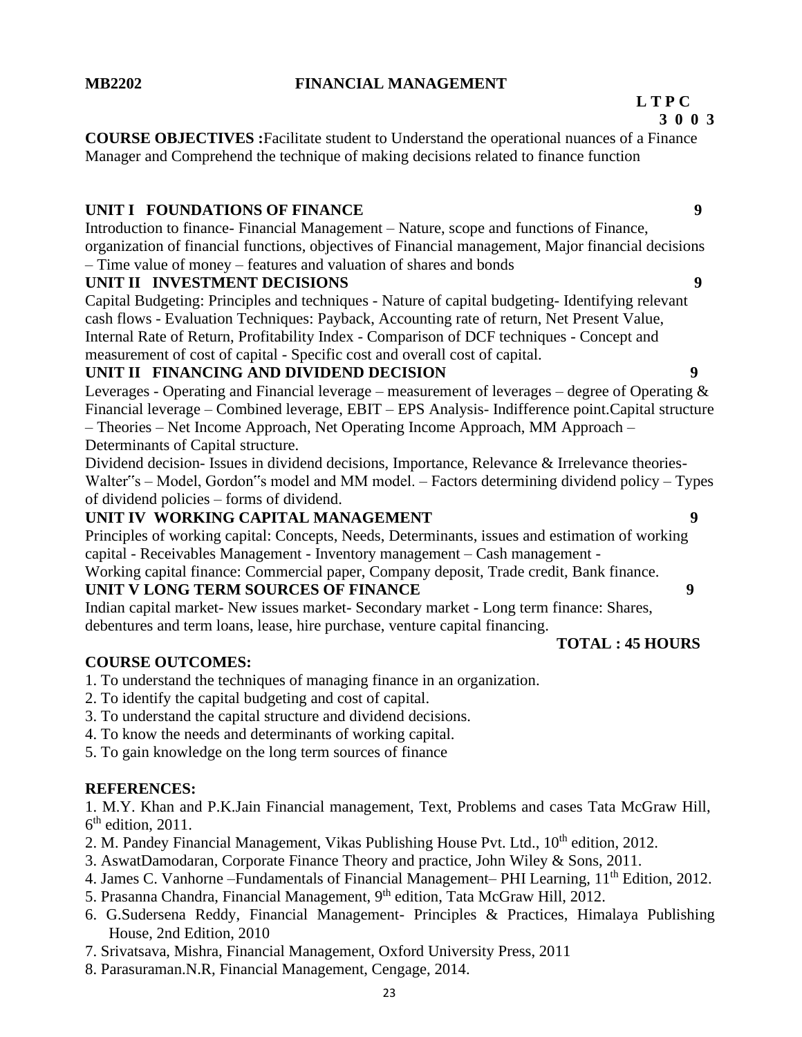**MB2202 FINANCIAL MANAGEMENT**

**L T P C**
**3 0 0 3**

**COURSE OBJECTIVES :** Facilitate student to Understand the operational nuances of a Finance Manager and Comprehend the technique of making decisions related to finance function

**UNIT I FOUNDATIONS OF FINANCE** **9**

Introduction to finance- Financial Management – Nature, scope and functions of Finance, organization of financial functions, objectives of Financial management, Major financial decisions – Time value of money – features and valuation of shares and bonds

**UNIT II INVESTMENT DECISIONS** **9**

Capital Budgeting: Principles and techniques - Nature of capital budgeting- Identifying relevant cash flows - Evaluation Techniques: Payback, Accounting rate of return, Net Present Value, Internal Rate of Return, Profitability Index - Comparison of DCF techniques - Concept and measurement of cost of capital - Specific cost and overall cost of capital.

**UNIT II FINANCING AND DIVIDEND DECISION** **9**

Leverages - Operating and Financial leverage – measurement of leverages – degree of Operating & Financial leverage – Combined leverage, EBIT – EPS Analysis- Indifference point.Capital structure – Theories – Net Income Approach, Net Operating Income Approach, MM Approach – Determinants of Capital structure.

Dividend decision- Issues in dividend decisions, Importance, Relevance & Irrelevance theories- Walter‟s – Model, Gordon‟s model and MM model. – Factors determining dividend policy – Types of dividend policies – forms of dividend.

**UNIT IV WORKING CAPITAL MANAGEMENT** **9**

Principles of working capital: Concepts, Needs, Determinants, issues and estimation of working capital - Receivables Management - Inventory management – Cash management -
Working capital finance: Commercial paper, Company deposit, Trade credit, Bank finance.

**UNIT V LONG TERM SOURCES OF FINANCE** **9**

Indian capital market- New issues market- Secondary market - Long term finance: Shares, debentures and term loans, lease, hire purchase, venture capital financing.

**TOTAL : 45 HOURS**

**COURSE OUTCOMES:**

1. To understand the techniques of managing finance in an organization.
2. To identify the capital budgeting and cost of capital.
3. To understand the capital structure and dividend decisions.
4. To know the needs and determinants of working capital.
5. To gain knowledge on the long term sources of finance

**REFERENCES:**

1. M.Y. Khan and P.K.Jain Financial management, Text, Problems and cases Tata McGraw Hill, 6th edition, 2011.
2. M. Pandey Financial Management, Vikas Publishing House Pvt. Ltd., 10th edition, 2012.
3. AswatDamodaran, Corporate Finance Theory and practice, John Wiley & Sons, 2011.
4. James C. Vanhorne –Fundamentals of Financial Management– PHI Learning, 11th Edition, 2012.
5. Prasanna Chandra, Financial Management, 9th edition, Tata McGraw Hill, 2012.
6. G.Sudersena Reddy, Financial Management- Principles & Practices, Himalaya Publishing House, 2nd Edition, 2010
7. Srivatsava, Mishra, Financial Management, Oxford University Press, 2011
8. Parasuraman.N.R, Financial Management, Cengage, 2014.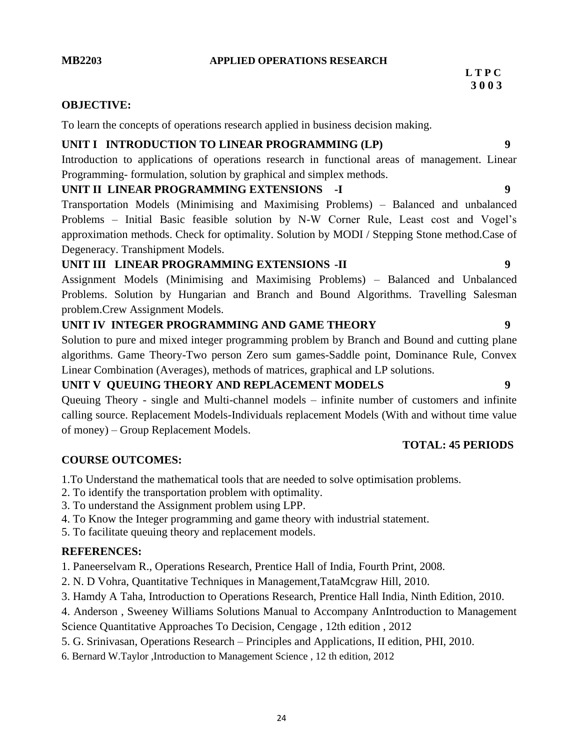**MB2203** **APPLIED OPERATIONS RESEARCH**

**L T P C**
**3 0 0 3**

**OBJECTIVE:**

To learn the concepts of operations research applied in business decision making.

**UNIT I INTRODUCTION TO LINEAR PROGRAMMING (LP) 9**

Introduction to applications of operations research in functional areas of management. Linear Programming- formulation, solution by graphical and simplex methods.

**UNIT II LINEAR PROGRAMMING EXTENSIONS -I 9**

Transportation Models (Minimising and Maximising Problems) – Balanced and unbalanced Problems – Initial Basic feasible solution by N-W Corner Rule, Least cost and Vogel's approximation methods. Check for optimality. Solution by MODI / Stepping Stone method.Case of Degeneracy. Transhipment Models.

**UNIT III LINEAR PROGRAMMING EXTENSIONS -II 9**

Assignment Models (Minimising and Maximising Problems) – Balanced and Unbalanced Problems. Solution by Hungarian and Branch and Bound Algorithms. Travelling Salesman problem.Crew Assignment Models.

**UNIT IV INTEGER PROGRAMMING AND GAME THEORY 9**

Solution to pure and mixed integer programming problem by Branch and Bound and cutting plane algorithms. Game Theory-Two person Zero sum games-Saddle point, Dominance Rule, Convex Linear Combination (Averages), methods of matrices, graphical and LP solutions.

**UNIT V QUEUING THEORY AND REPLACEMENT MODELS 9**

Queuing Theory - single and Multi-channel models – infinite number of customers and infinite calling source. Replacement Models-Individuals replacement Models (With and without time value of money) – Group Replacement Models.

**TOTAL: 45 PERIODS**

**COURSE OUTCOMES:**

1.To Understand the mathematical tools that are needed to solve optimisation problems.
2. To identify the transportation problem with optimality.
3. To understand the Assignment problem using LPP.
4. To Know the Integer programming and game theory with industrial statement.
5. To facilitate queuing theory and replacement models.

**REFERENCES:**

1. Paneerselvam R., Operations Research, Prentice Hall of India, Fourth Print, 2008.
2. N. D Vohra, Quantitative Techniques in Management,TataMcgraw Hill, 2010.
3. Hamdy A Taha, Introduction to Operations Research, Prentice Hall India, Ninth Edition, 2010.
4. Anderson , Sweeney Williams Solutions Manual to Accompany AnIntroduction to Management Science Quantitative Approaches To Decision, Cengage , 12th edition , 2012
5. G. Srinivasan, Operations Research – Principles and Applications, II edition, PHI, 2010.
6. Bernard W.Taylor ,Introduction to Management Science , 12 th edition, 2012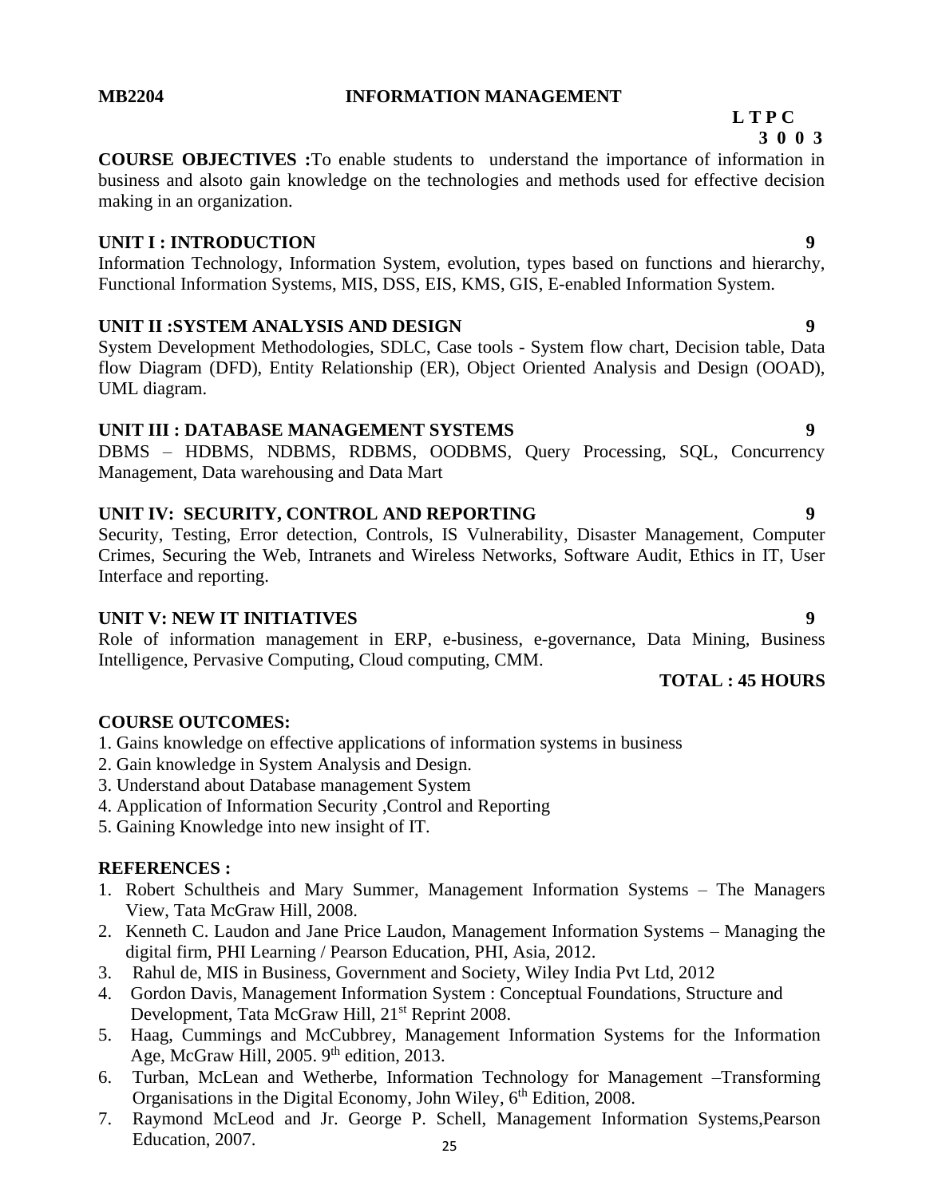**MB2204 INFORMATION MANAGEMENT**

**L T P C**
**3 0 0 3**

**COURSE OBJECTIVES :** To enable students to understand the importance of information in business and alsoto gain knowledge on the technologies and methods used for effective decision making in an organization.

**UNIT I : INTRODUCTION 9**

Information Technology, Information System, evolution, types based on functions and hierarchy, Functional Information Systems, MIS, DSS, EIS, KMS, GIS, E-enabled Information System.

**UNIT II :SYSTEM ANALYSIS AND DESIGN 9**

System Development Methodologies, SDLC, Case tools - System flow chart, Decision table, Data flow Diagram (DFD), Entity Relationship (ER), Object Oriented Analysis and Design (OOAD), UML diagram.

**UNIT III : DATABASE MANAGEMENT SYSTEMS 9**

DBMS – HDBMS, NDBMS, RDBMS, OODBMS, Query Processing, SQL, Concurrency Management, Data warehousing and Data Mart

**UNIT IV: SECURITY, CONTROL AND REPORTING 9**

Security, Testing, Error detection, Controls, IS Vulnerability, Disaster Management, Computer Crimes, Securing the Web, Intranets and Wireless Networks, Software Audit, Ethics in IT, User Interface and reporting.

**UNIT V: NEW IT INITIATIVES 9**

Role of information management in ERP, e-business, e-governance, Data Mining, Business Intelligence, Pervasive Computing, Cloud computing, CMM.

**TOTAL : 45 HOURS**

**COURSE OUTCOMES:**

1. Gains knowledge on effective applications of information systems in business
2. Gain knowledge in System Analysis and Design.
3. Understand about Database management System
4. Application of Information Security ,Control and Reporting
5. Gaining Knowledge into new insight of IT.

**REFERENCES :**

1. Robert Schultheis and Mary Summer, Management Information Systems – The Managers View, Tata McGraw Hill, 2008.
2. Kenneth C. Laudon and Jane Price Laudon, Management Information Systems – Managing the digital firm, PHI Learning / Pearson Education, PHI, Asia, 2012.
3. Rahul de, MIS in Business, Government and Society, Wiley India Pvt Ltd, 2012
4. Gordon Davis, Management Information System : Conceptual Foundations, Structure and Development, Tata McGraw Hill, 21st Reprint 2008.
5. Haag, Cummings and McCubbrey, Management Information Systems for the Information Age, McGraw Hill, 2005. 9th edition, 2013.
6. Turban, McLean and Wetherbe, Information Technology for Management –Transforming Organisations in the Digital Economy, John Wiley, 6th Edition, 2008.
7. Raymond McLeod and Jr. George P. Schell, Management Information Systems,Pearson Education, 2007.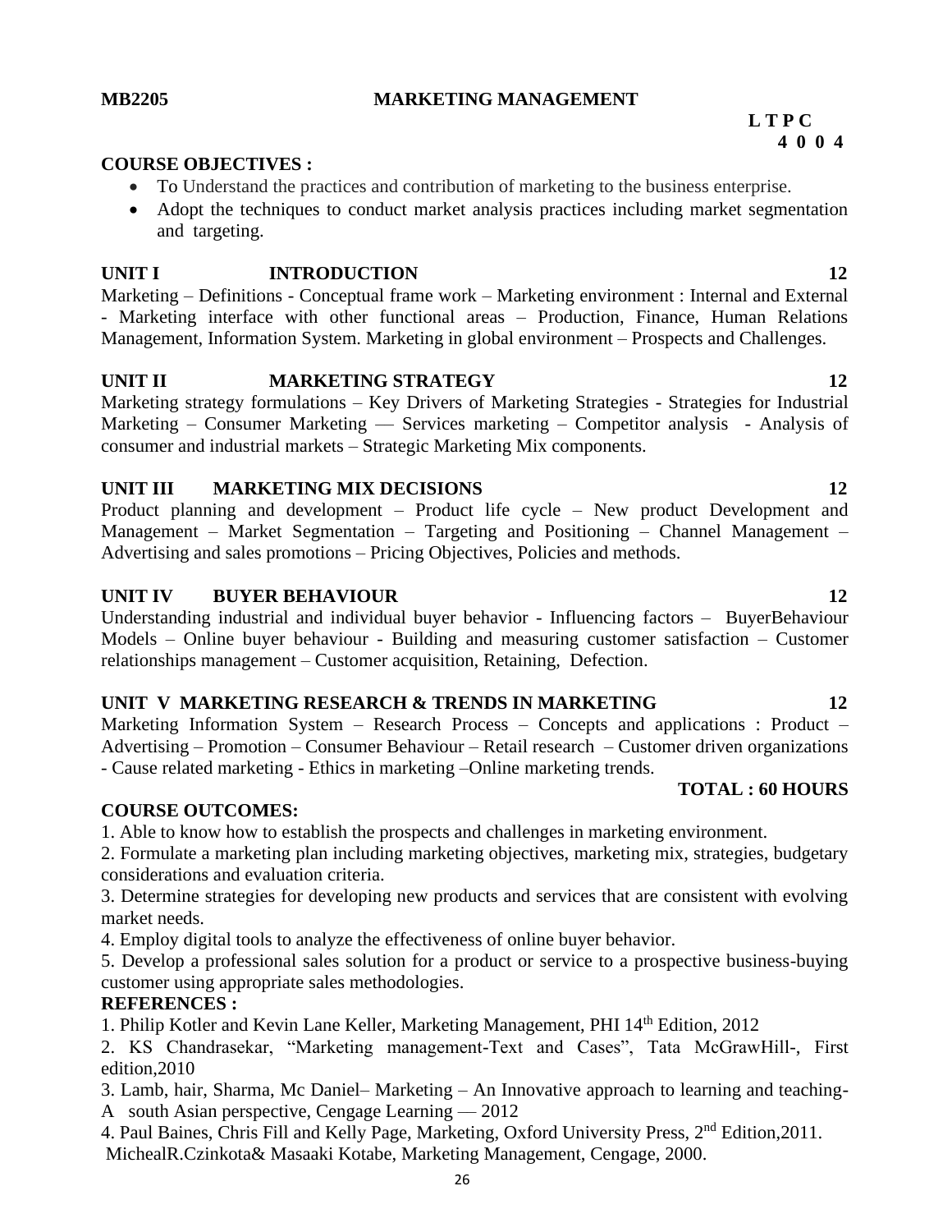**MB2205 MARKETING MANAGEMENT**

**L T P C**
**4 0 0 4**

**COURSE OBJECTIVES :**

- To Understand the practices and contribution of marketing to the business enterprise.
- Adopt the techniques to conduct market analysis practices including market segmentation and targeting.

**UNIT I INTRODUCTION 12**

Marketing – Definitions - Conceptual frame work – Marketing environment : Internal and External - Marketing interface with other functional areas – Production, Finance, Human Relations Management, Information System. Marketing in global environment – Prospects and Challenges.

**UNIT II MARKETING STRATEGY 12**

Marketing strategy formulations – Key Drivers of Marketing Strategies - Strategies for Industrial Marketing – Consumer Marketing –– Services marketing – Competitor analysis - Analysis of consumer and industrial markets – Strategic Marketing Mix components.

**UNIT III MARKETING MIX DECISIONS 12**

Product planning and development – Product life cycle – New product Development and Management – Market Segmentation – Targeting and Positioning – Channel Management – Advertising and sales promotions – Pricing Objectives, Policies and methods.

**UNIT IV BUYER BEHAVIOUR 12**

Understanding industrial and individual buyer behavior - Influencing factors – BuyerBehaviour Models – Online buyer behaviour - Building and measuring customer satisfaction – Customer relationships management – Customer acquisition, Retaining, Defection.

**UNIT V MARKETING RESEARCH & TRENDS IN MARKETING 12**

Marketing Information System – Research Process – Concepts and applications : Product – Advertising – Promotion – Consumer Behaviour – Retail research – Customer driven organizations - Cause related marketing - Ethics in marketing –Online marketing trends.

**TOTAL : 60 HOURS**

**COURSE OUTCOMES:**

1. Able to know how to establish the prospects and challenges in marketing environment.
2. Formulate a marketing plan including marketing objectives, marketing mix, strategies, budgetary considerations and evaluation criteria.
3. Determine strategies for developing new products and services that are consistent with evolving market needs.
4. Employ digital tools to analyze the effectiveness of online buyer behavior.
5. Develop a professional sales solution for a product or service to a prospective business-buying customer using appropriate sales methodologies.

**REFERENCES :**

1. Philip Kotler and Kevin Lane Keller, Marketing Management, PHI 14th Edition, 2012
2. KS Chandrasekar, "Marketing management-Text and Cases", Tata McGrawHill-, First edition,2010
3. Lamb, hair, Sharma, Mc Daniel– Marketing – An Innovative approach to learning and teaching-A south Asian perspective, Cengage Learning –– 2012
4. Paul Baines, Chris Fill and Kelly Page, Marketing, Oxford University Press, 2nd Edition,2011.

MichealR.Czinkota& Masaaki Kotabe, Marketing Management, Cengage, 2000.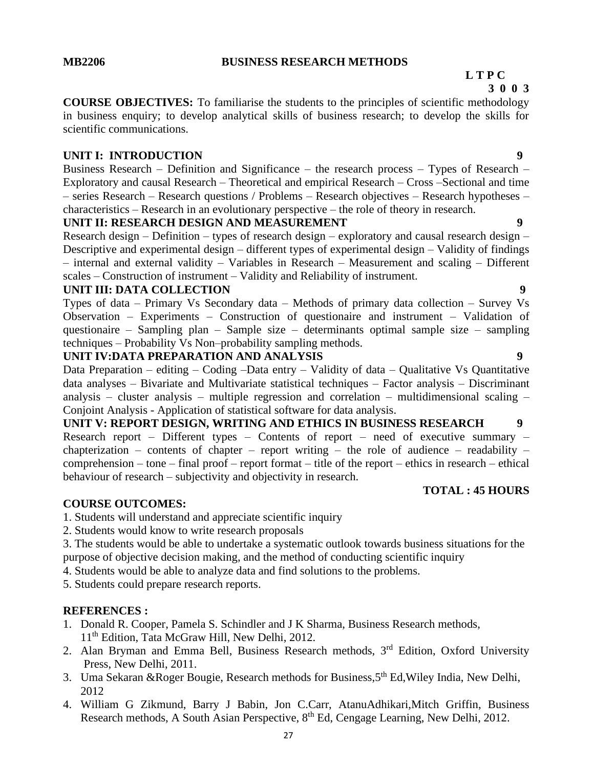**MB2206 BUSINESS RESEARCH METHODS**

**L T P C**
**3 0 0 3**

**COURSE OBJECTIVES:** To familiarise the students to the principles of scientific methodology in business enquiry; to develop analytical skills of business research; to develop the skills for scientific communications.

**UNIT I: INTRODUCTION 9**

Business Research – Definition and Significance – the research process – Types of Research – Exploratory and causal Research – Theoretical and empirical Research – Cross –Sectional and time – series Research – Research questions / Problems – Research objectives – Research hypotheses – characteristics – Research in an evolutionary perspective – the role of theory in research.

**UNIT II: RESEARCH DESIGN AND MEASUREMENT 9**

Research design – Definition – types of research design – exploratory and causal research design – Descriptive and experimental design – different types of experimental design – Validity of findings – internal and external validity – Variables in Research – Measurement and scaling – Different scales – Construction of instrument – Validity and Reliability of instrument.

**UNIT III: DATA COLLECTION 9**

Types of data – Primary Vs Secondary data – Methods of primary data collection – Survey Vs Observation – Experiments – Construction of questionaire and instrument – Validation of questionaire – Sampling plan – Sample size – determinants optimal sample size – sampling techniques – Probability Vs Non–probability sampling methods.

**UNIT IV:DATA PREPARATION AND ANALYSIS 9**

Data Preparation – editing – Coding –Data entry – Validity of data – Qualitative Vs Quantitative data analyses – Bivariate and Multivariate statistical techniques – Factor analysis – Discriminant analysis – cluster analysis – multiple regression and correlation – multidimensional scaling – Conjoint Analysis - Application of statistical software for data analysis.

**UNIT V: REPORT DESIGN, WRITING AND ETHICS IN BUSINESS RESEARCH 9**

Research report – Different types – Contents of report – need of executive summary – chapterization – contents of chapter – report writing – the role of audience – readability – comprehension – tone – final proof – report format – title of the report – ethics in research – ethical behaviour of research – subjectivity and objectivity in research.

**TOTAL : 45 HOURS**

**COURSE OUTCOMES:**

1. Students will understand and appreciate scientific inquiry
2. Students would know to write research proposals
3. The students would be able to undertake a systematic outlook towards business situations for the purpose of objective decision making, and the method of conducting scientific inquiry
4. Students would be able to analyze data and find solutions to the problems.
5. Students could prepare research reports.

**REFERENCES :**

1. Donald R. Cooper, Pamela S. Schindler and J K Sharma, Business Research methods, 11th Edition, Tata McGraw Hill, New Delhi, 2012.
2. Alan Bryman and Emma Bell, Business Research methods, 3rd Edition, Oxford University Press, New Delhi, 2011.
3. Uma Sekaran &Roger Bougie, Research methods for Business,5th Ed,Wiley India, New Delhi, 2012
4. William G Zikmund, Barry J Babin, Jon C.Carr, AtanuAdhikari,Mitch Griffin, Business Research methods, A South Asian Perspective, 8th Ed, Cengage Learning, New Delhi, 2012.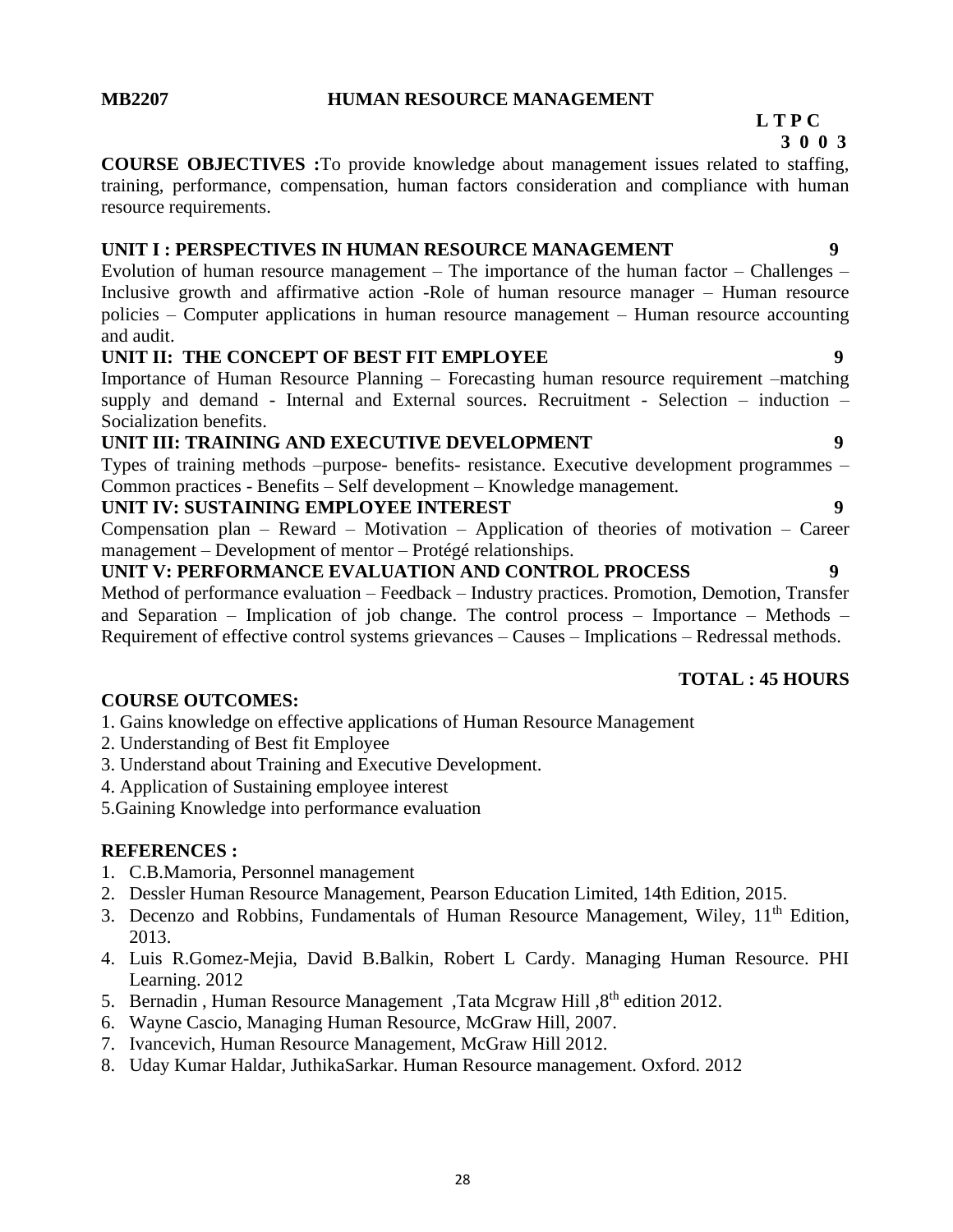**MB2207** **HUMAN RESOURCE MANAGEMENT**

**L T P C**
**3 0 0 3**

**COURSE OBJECTIVES :**To provide knowledge about management issues related to staffing, training, performance, compensation, human factors consideration and compliance with human resource requirements.

**UNIT I : PERSPECTIVES IN HUMAN RESOURCE MANAGEMENT** **9**

Evolution of human resource management – The importance of the human factor – Challenges – Inclusive growth and affirmative action -Role of human resource manager – Human resource policies – Computer applications in human resource management – Human resource accounting and audit.

**UNIT II: THE CONCEPT OF BEST FIT EMPLOYEE** **9**

Importance of Human Resource Planning – Forecasting human resource requirement –matching supply and demand - Internal and External sources. Recruitment - Selection – induction – Socialization benefits.

**UNIT III: TRAINING AND EXECUTIVE DEVELOPMENT** **9**

Types of training methods –purpose- benefits- resistance. Executive development programmes – Common practices - Benefits – Self development – Knowledge management.

**UNIT IV: SUSTAINING EMPLOYEE INTEREST** **9**

Compensation plan – Reward – Motivation – Application of theories of motivation – Career management – Development of mentor – Protégé relationships.

**UNIT V: PERFORMANCE EVALUATION AND CONTROL PROCESS** **9**

Method of performance evaluation – Feedback – Industry practices. Promotion, Demotion, Transfer and Separation – Implication of job change. The control process – Importance – Methods – Requirement of effective control systems grievances – Causes – Implications – Redressal methods.

**TOTAL : 45 HOURS**

**COURSE OUTCOMES:**

1. Gains knowledge on effective applications of Human Resource Management
2. Understanding of Best fit Employee
3. Understand about Training and Executive Development.
4. Application of Sustaining employee interest
5. Gaining Knowledge into performance evaluation

**REFERENCES :**

1. C.B.Mamoria, Personnel management
2. Dessler Human Resource Management, Pearson Education Limited, 14th Edition, 2015.
3. Decenzo and Robbins, Fundamentals of Human Resource Management, Wiley, 11th Edition, 2013.
4. Luis R.Gomez-Mejia, David B.Balkin, Robert L Cardy. Managing Human Resource. PHI Learning. 2012
5. Bernadin , Human Resource Management ,Tata Mcgraw Hill ,8th edition 2012.
6. Wayne Cascio, Managing Human Resource, McGraw Hill, 2007.
7. Ivancevich, Human Resource Management, McGraw Hill 2012.
8. Uday Kumar Haldar, JuthikaSarkar. Human Resource management. Oxford. 2012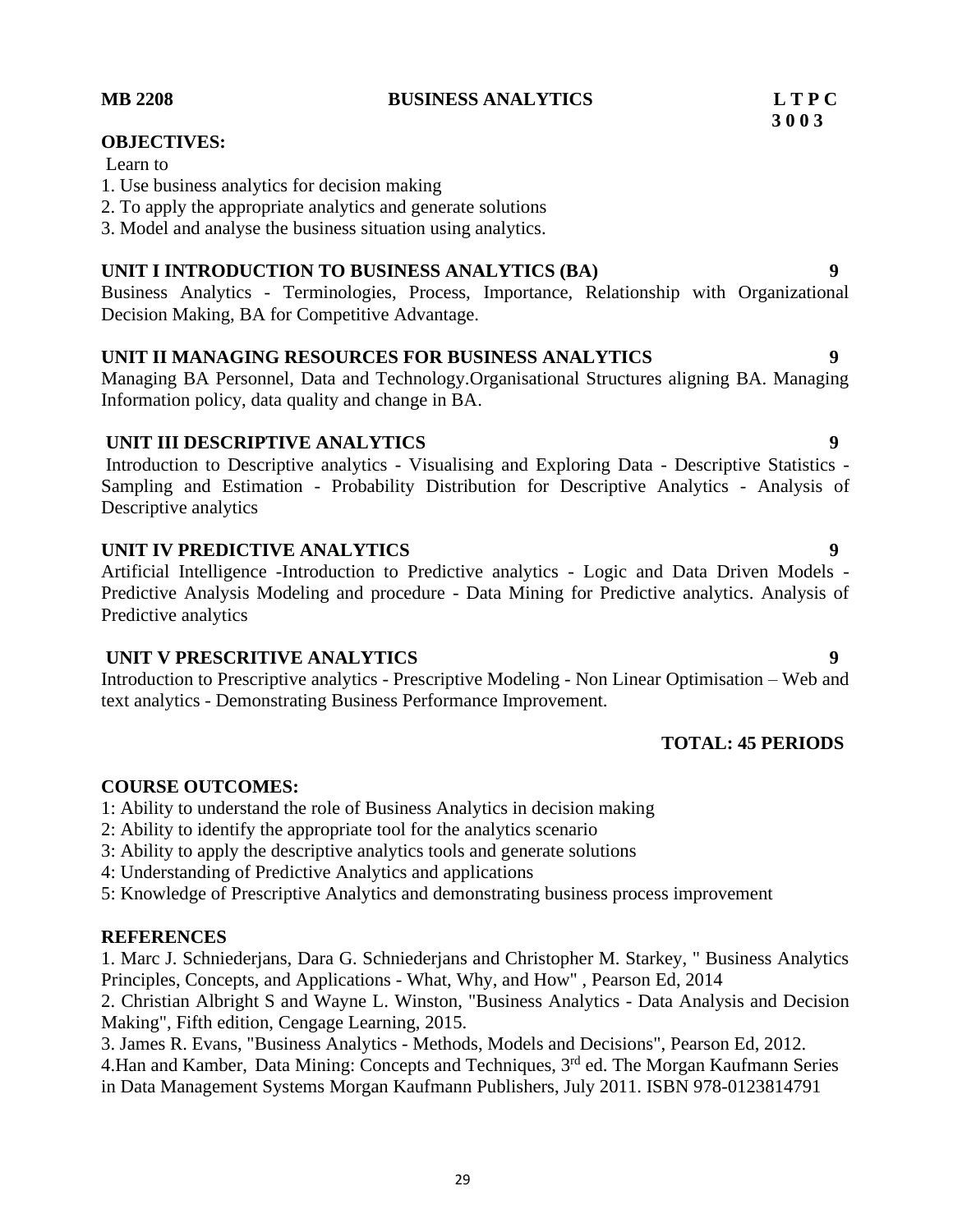**MB 2208** **BUSINESS ANALYTICS** **L T P C**
**3 0 0 3**

**OBJECTIVES:**

Learn to

1. Use business analytics for decision making
2. To apply the appropriate analytics and generate solutions
3. Model and analyse the business situation using analytics.

**UNIT I INTRODUCTION TO BUSINESS ANALYTICS (BA)** **9**

Business Analytics - Terminologies, Process, Importance, Relationship with Organizational Decision Making, BA for Competitive Advantage.

**UNIT II MANAGING RESOURCES FOR BUSINESS ANALYTICS** **9**

Managing BA Personnel, Data and Technology.Organisational Structures aligning BA. Managing Information policy, data quality and change in BA.

**UNIT III DESCRIPTIVE ANALYTICS** **9**

Introduction to Descriptive analytics - Visualising and Exploring Data - Descriptive Statistics - Sampling and Estimation - Probability Distribution for Descriptive Analytics - Analysis of Descriptive analytics

**UNIT IV PREDICTIVE ANALYTICS** **9**

Artificial Intelligence -Introduction to Predictive analytics - Logic and Data Driven Models - Predictive Analysis Modeling and procedure - Data Mining for Predictive analytics. Analysis of Predictive analytics

**UNIT V PRESCRITIVE ANALYTICS** **9**

Introduction to Prescriptive analytics - Prescriptive Modeling - Non Linear Optimisation – Web and text analytics - Demonstrating Business Performance Improvement.

**TOTAL: 45 PERIODS**

**COURSE OUTCOMES:**

1: Ability to understand the role of Business Analytics in decision making
2: Ability to identify the appropriate tool for the analytics scenario
3: Ability to apply the descriptive analytics tools and generate solutions
4: Understanding of Predictive Analytics and applications
5: Knowledge of Prescriptive Analytics and demonstrating business process improvement

**REFERENCES**

1. Marc J. Schniederjans, Dara G. Schniederjans and Christopher M. Starkey, " Business Analytics Principles, Concepts, and Applications - What, Why, and How" , Pearson Ed, 2014
2. Christian Albright S and Wayne L. Winston, "Business Analytics - Data Analysis and Decision Making", Fifth edition, Cengage Learning, 2015.
3. James R. Evans, "Business Analytics - Methods, Models and Decisions", Pearson Ed, 2012.
4. Han and Kamber, Data Mining: Concepts and Techniques, 3rd ed. The Morgan Kaufmann Series in Data Management Systems Morgan Kaufmann Publishers, July 2011. ISBN 978-0123814791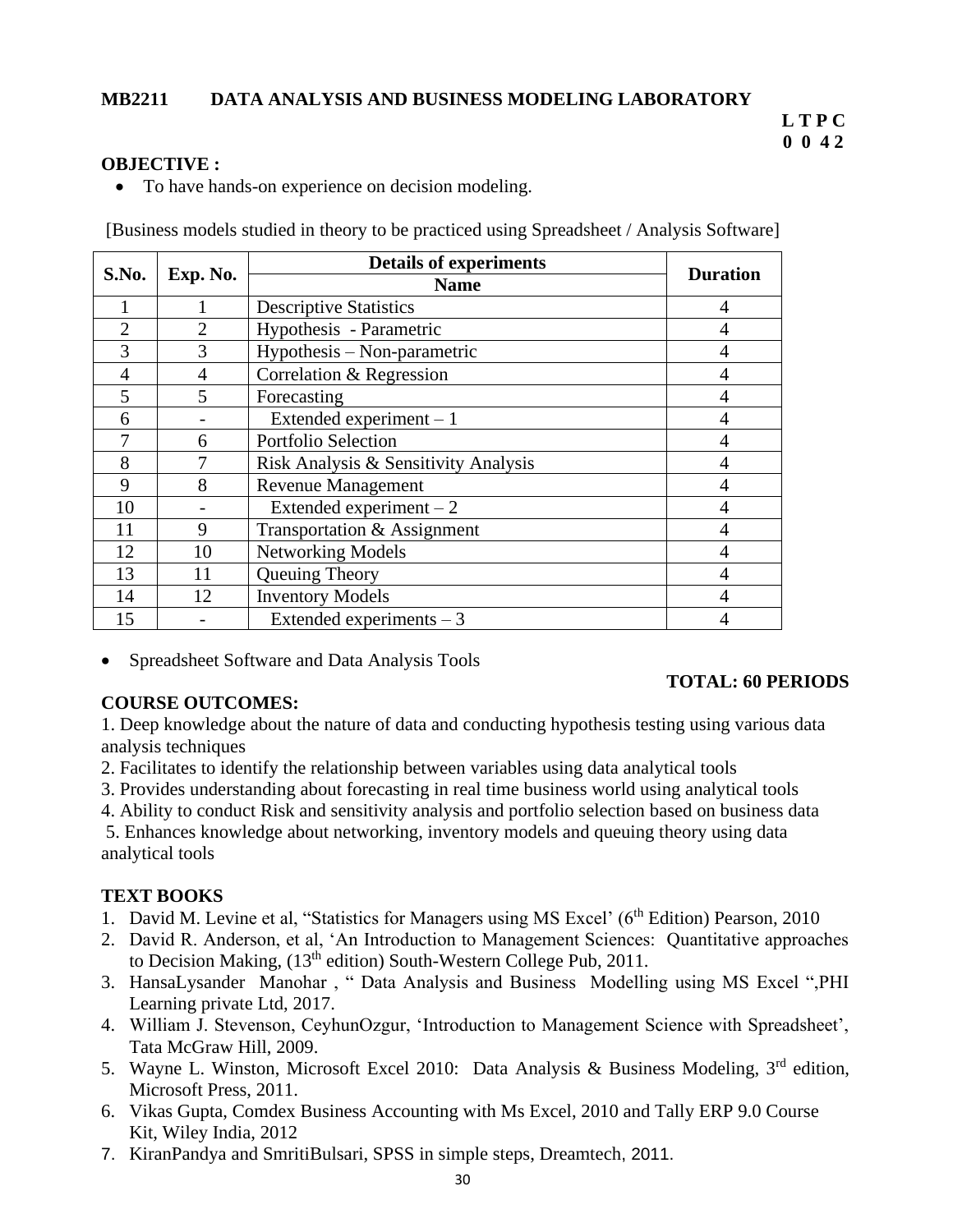**MB2211 DATA ANALYSIS AND BUSINESS MODELING LABORATORY**

**L T P C**
**0 0 4 2**

**OBJECTIVE :**

- To have hands-on experience on decision modeling.

[Business models studied in theory to be practiced using Spreadsheet / Analysis Software]

| S.No. | Exp. No. | Details of experiments | Duration |
|---|---|---|---|
| | | Name | |
| 1 | 1 | Descriptive Statistics | 4 |
| 2 | 2 | Hypothesis - Parametric | 4 |
| 3 | 3 | Hypothesis – Non-parametric | 4 |
| 4 | 4 | Correlation & Regression | 4 |
| 5 | 5 | Forecasting | 4 |
| 6 | - | Extended experiment – 1 | 4 |
| 7 | 6 | Portfolio Selection | 4 |
| 8 | 7 | Risk Analysis & Sensitivity Analysis | 4 |
| 9 | 8 | Revenue Management | 4 |
| 10 | - | Extended experiment – 2 | 4 |
| 11 | 9 | Transportation & Assignment | 4 |
| 12 | 10 | Networking Models | 4 |
| 13 | 11 | Queuing Theory | 4 |
| 14 | 12 | Inventory Models | 4 |
| 15 | - | Extended experiments – 3 | 4 |

- Spreadsheet Software and Data Analysis Tools

**TOTAL: 60 PERIODS**

**COURSE OUTCOMES:**

1. Deep knowledge about the nature of data and conducting hypothesis testing using various data analysis techniques
2. Facilitates to identify the relationship between variables using data analytical tools
3. Provides understanding about forecasting in real time business world using analytical tools
4. Ability to conduct Risk and sensitivity analysis and portfolio selection based on business data
5. Enhances knowledge about networking, inventory models and queuing theory using data analytical tools

**TEXT BOOKS**

1. David M. Levine et al, "Statistics for Managers using MS Excel' (6th Edition) Pearson, 2010
2. David R. Anderson, et al, 'An Introduction to Management Sciences: Quantitative approaches to Decision Making, (13th edition) South-Western College Pub, 2011.
3. HansaLysander Manohar , " Data Analysis and Business Modelling using MS Excel ",PHI Learning private Ltd, 2017.
4. William J. Stevenson, CeyhunOzgur, 'Introduction to Management Science with Spreadsheet', Tata McGraw Hill, 2009.
5. Wayne L. Winston, Microsoft Excel 2010: Data Analysis & Business Modeling, 3rd edition, Microsoft Press, 2011.
6. Vikas Gupta, Comdex Business Accounting with Ms Excel, 2010 and Tally ERP 9.0 Course Kit, Wiley India, 2012
7. KiranPandya and SmritiBulsari, SPSS in simple steps, Dreamtech, 2011.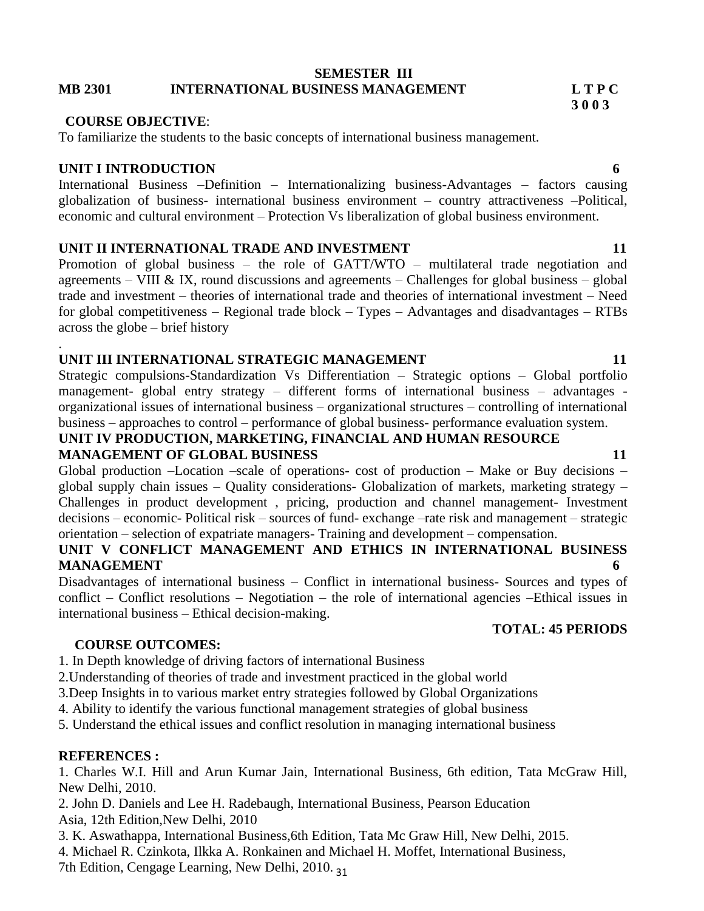**SEMESTER III**

**MB 2301 INTERNATIONAL BUSINESS MANAGEMENT** **L T P C**
**3 0 0 3**

**COURSE OBJECTIVE**:
To familiarize the students to the basic concepts of international business management.

**UNIT I INTRODUCTION** **6**

International Business –Definition – Internationalizing business-Advantages – factors causing globalization of business- international business environment – country attractiveness –Political, economic and cultural environment – Protection Vs liberalization of global business environment.

**UNIT II INTERNATIONAL TRADE AND INVESTMENT** **11**

Promotion of global business – the role of GATT/WTO – multilateral trade negotiation and agreements – VIII & IX, round discussions and agreements – Challenges for global business – global trade and investment – theories of international trade and theories of international investment – Need for global competitiveness – Regional trade block – Types – Advantages and disadvantages – RTBs across the globe – brief history

.

**UNIT III INTERNATIONAL STRATEGIC MANAGEMENT** **11**

Strategic compulsions-Standardization Vs Differentiation – Strategic options – Global portfolio management- global entry strategy – different forms of international business – advantages - organizational issues of international business – organizational structures – controlling of international business – approaches to control – performance of global business- performance evaluation system.

**UNIT IV PRODUCTION, MARKETING, FINANCIAL AND HUMAN RESOURCE MANAGEMENT OF GLOBAL BUSINESS** **11**

Global production –Location –scale of operations- cost of production – Make or Buy decisions – global supply chain issues – Quality considerations- Globalization of markets, marketing strategy – Challenges in product development , pricing, production and channel management- Investment decisions – economic- Political risk – sources of fund- exchange –rate risk and management – strategic orientation – selection of expatriate managers- Training and development – compensation.

**UNIT V CONFLICT MANAGEMENT AND ETHICS IN INTERNATIONAL BUSINESS MANAGEMENT** **6**

Disadvantages of international business – Conflict in international business- Sources and types of conflict – Conflict resolutions – Negotiation – the role of international agencies –Ethical issues in international business – Ethical decision-making.

**TOTAL: 45 PERIODS**

**COURSE OUTCOMES:**

1. In Depth knowledge of driving factors of international Business
2. Understanding of theories of trade and investment practiced in the global world
3. Deep Insights in to various market entry strategies followed by Global Organizations
4. Ability to identify the various functional management strategies of global business
5. Understand the ethical issues and conflict resolution in managing international business

**REFERENCES :**

1. Charles W.I. Hill and Arun Kumar Jain, International Business, 6th edition, Tata McGraw Hill, New Delhi, 2010.
2. John D. Daniels and Lee H. Radebaugh, International Business, Pearson Education Asia, 12th Edition,New Delhi, 2010
3. K. Aswathappa, International Business,6th Edition, Tata Mc Graw Hill, New Delhi, 2015.
4. Michael R. Czinkota, Ilkka A. Ronkainen and Michael H. Moffet, International Business, 7th Edition, Cengage Learning, New Delhi, 2010.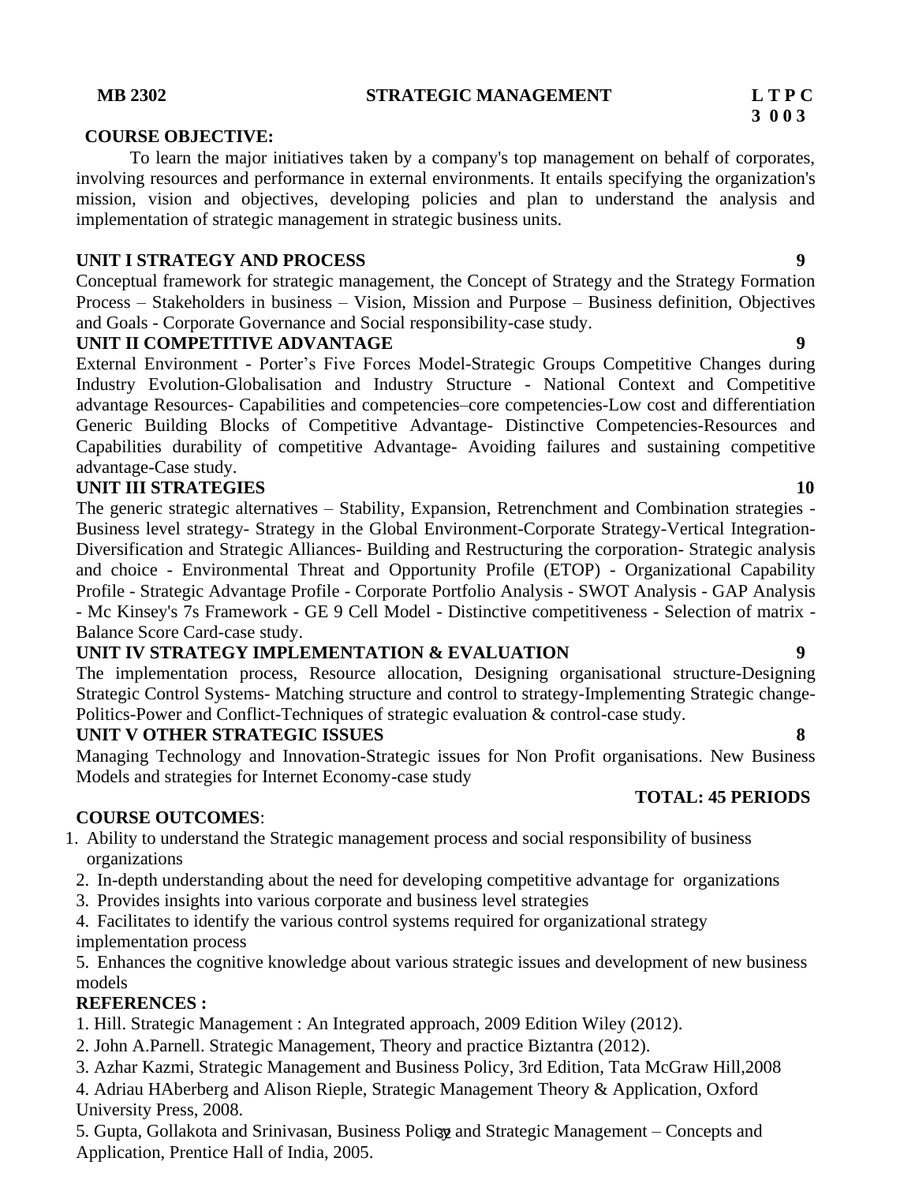**MB 2302 STRATEGIC MANAGEMENT L T P C**
**3 0 0 3**

**COURSE OBJECTIVE:**

To learn the major initiatives taken by a company's top management on behalf of corporates, involving resources and performance in external environments. It entails specifying the organization's mission, vision and objectives, developing policies and plan to understand the analysis and implementation of strategic management in strategic business units.

**UNIT I STRATEGY AND PROCESS 9**

Conceptual framework for strategic management, the Concept of Strategy and the Strategy Formation Process – Stakeholders in business – Vision, Mission and Purpose – Business definition, Objectives and Goals - Corporate Governance and Social responsibility-case study.

**UNIT II COMPETITIVE ADVANTAGE 9**

External Environment - Porter's Five Forces Model-Strategic Groups Competitive Changes during Industry Evolution-Globalisation and Industry Structure - National Context and Competitive advantage Resources- Capabilities and competencies–core competencies-Low cost and differentiation Generic Building Blocks of Competitive Advantage- Distinctive Competencies-Resources and Capabilities durability of competitive Advantage- Avoiding failures and sustaining competitive advantage-Case study.

**UNIT III STRATEGIES 10**

The generic strategic alternatives – Stability, Expansion, Retrenchment and Combination strategies - Business level strategy- Strategy in the Global Environment-Corporate Strategy-Vertical Integration-Diversification and Strategic Alliances- Building and Restructuring the corporation- Strategic analysis and choice - Environmental Threat and Opportunity Profile (ETOP) - Organizational Capability Profile - Strategic Advantage Profile - Corporate Portfolio Analysis - SWOT Analysis - GAP Analysis - Mc Kinsey's 7s Framework - GE 9 Cell Model - Distinctive competitiveness - Selection of matrix - Balance Score Card-case study.

**UNIT IV STRATEGY IMPLEMENTATION & EVALUATION 9**

The implementation process, Resource allocation, Designing organisational structure-Designing Strategic Control Systems- Matching structure and control to strategy-Implementing Strategic change-Politics-Power and Conflict-Techniques of strategic evaluation & control-case study.

**UNIT V OTHER STRATEGIC ISSUES 8**

Managing Technology and Innovation-Strategic issues for Non Profit organisations. New Business Models and strategies for Internet Economy-case study

**TOTAL: 45 PERIODS**

**COURSE OUTCOMES**:

1. Ability to understand the Strategic management process and social responsibility of business organizations
2. In-depth understanding about the need for developing competitive advantage for organizations
3. Provides insights into various corporate and business level strategies
4. Facilitates to identify the various control systems required for organizational strategy implementation process
5. Enhances the cognitive knowledge about various strategic issues and development of new business models

**REFERENCES :**

1. Hill. Strategic Management : An Integrated approach, 2009 Edition Wiley (2012).
2. John A.Parnell. Strategic Management, Theory and practice Biztantra (2012).
3. Azhar Kazmi, Strategic Management and Business Policy, 3rd Edition, Tata McGraw Hill,2008
4. Adriau HAberberg and Alison Rieple, Strategic Management Theory & Application, Oxford University Press, 2008.
5. Gupta, Gollakota and Srinivasan, Business Policy and Strategic Management – Concepts and Application, Prentice Hall of India, 2005.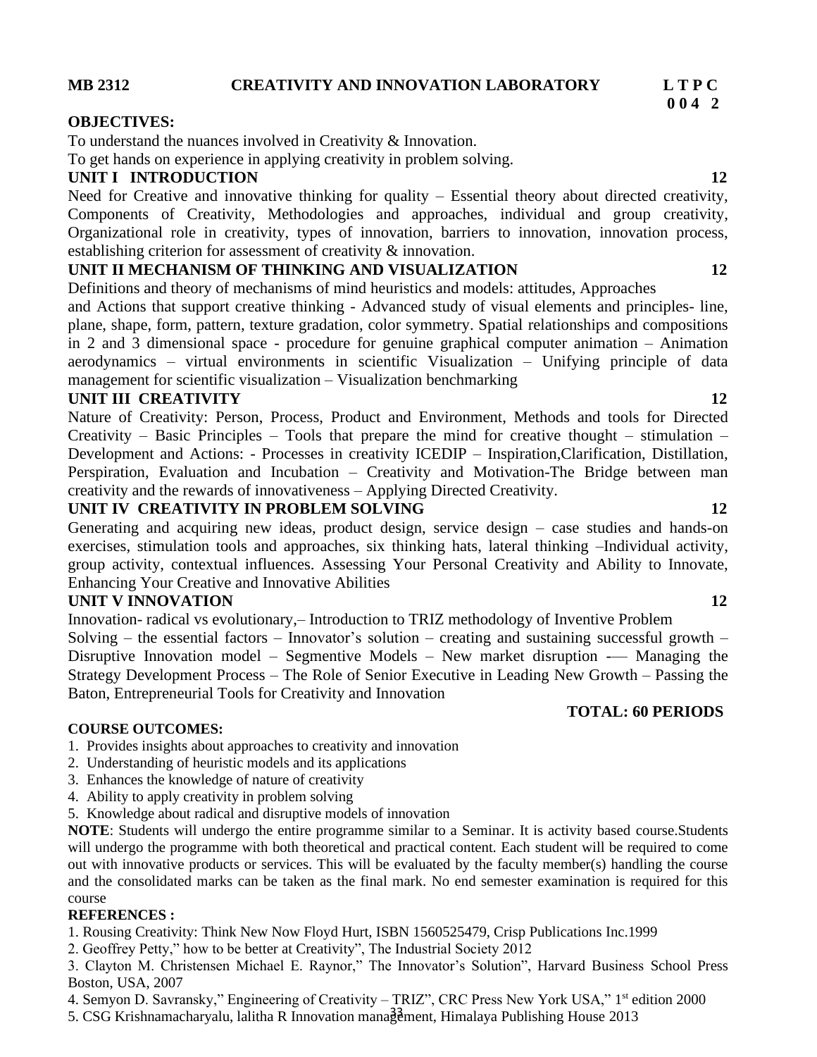**MB 2312 CREATIVITY AND INNOVATION LABORATORY L T P C**
**0 0 4 2**

**OBJECTIVES:**

To understand the nuances involved in Creativity & Innovation.

To get hands on experience in applying creativity in problem solving.

**UNIT I INTRODUCTION 12**

Need for Creative and innovative thinking for quality – Essential theory about directed creativity, Components of Creativity, Methodologies and approaches, individual and group creativity, Organizational role in creativity, types of innovation, barriers to innovation, innovation process, establishing criterion for assessment of creativity & innovation.

**UNIT II MECHANISM OF THINKING AND VISUALIZATION 12**

Definitions and theory of mechanisms of mind heuristics and models: attitudes, Approaches and Actions that support creative thinking - Advanced study of visual elements and principles- line, plane, shape, form, pattern, texture gradation, color symmetry. Spatial relationships and compositions in 2 and 3 dimensional space - procedure for genuine graphical computer animation – Animation aerodynamics – virtual environments in scientific Visualization – Unifying principle of data management for scientific visualization – Visualization benchmarking

**UNIT III CREATIVITY 12**

Nature of Creativity: Person, Process, Product and Environment, Methods and tools for Directed Creativity – Basic Principles – Tools that prepare the mind for creative thought – stimulation – Development and Actions: - Processes in creativity ICEDIP – Inspiration,Clarification, Distillation, Perspiration, Evaluation and Incubation – Creativity and Motivation-The Bridge between man creativity and the rewards of innovativeness – Applying Directed Creativity.

**UNIT IV CREATIVITY IN PROBLEM SOLVING 12**

Generating and acquiring new ideas, product design, service design – case studies and hands-on exercises, stimulation tools and approaches, six thinking hats, lateral thinking –Individual activity, group activity, contextual influences. Assessing Your Personal Creativity and Ability to Innovate, Enhancing Your Creative and Innovative Abilities

**UNIT V INNOVATION 12**

Innovation- radical vs evolutionary,– Introduction to TRIZ methodology of Inventive Problem Solving – the essential factors – Innovator's solution – creating and sustaining successful growth – Disruptive Innovation model – Segmentive Models – New market disruption -— Managing the Strategy Development Process – The Role of Senior Executive in Leading New Growth – Passing the Baton, Entrepreneurial Tools for Creativity and Innovation

**TOTAL: 60 PERIODS**

**COURSE OUTCOMES:**

1. Provides insights about approaches to creativity and innovation
2. Understanding of heuristic models and its applications
3. Enhances the knowledge of nature of creativity
4. Ability to apply creativity in problem solving
5. Knowledge about radical and disruptive models of innovation

**NOTE**: Students will undergo the entire programme similar to a Seminar. It is activity based course.Students will undergo the programme with both theoretical and practical content. Each student will be required to come out with innovative products or services. This will be evaluated by the faculty member(s) handling the course and the consolidated marks can be taken as the final mark. No end semester examination is required for this course

**REFERENCES :**

1. Rousing Creativity: Think New Now Floyd Hurt, ISBN 1560525479, Crisp Publications Inc.1999
2. Geoffrey Petty," how to be better at Creativity", The Industrial Society 2012
3. Clayton M. Christensen Michael E. Raynor," The Innovator's Solution", Harvard Business School Press Boston, USA, 2007
4. Semyon D. Savransky," Engineering of Creativity – TRIZ", CRC Press New York USA," 1st edition 2000
5. CSG Krishnamacharyalu, lalitha R Innovation management, Himalaya Publishing House 2013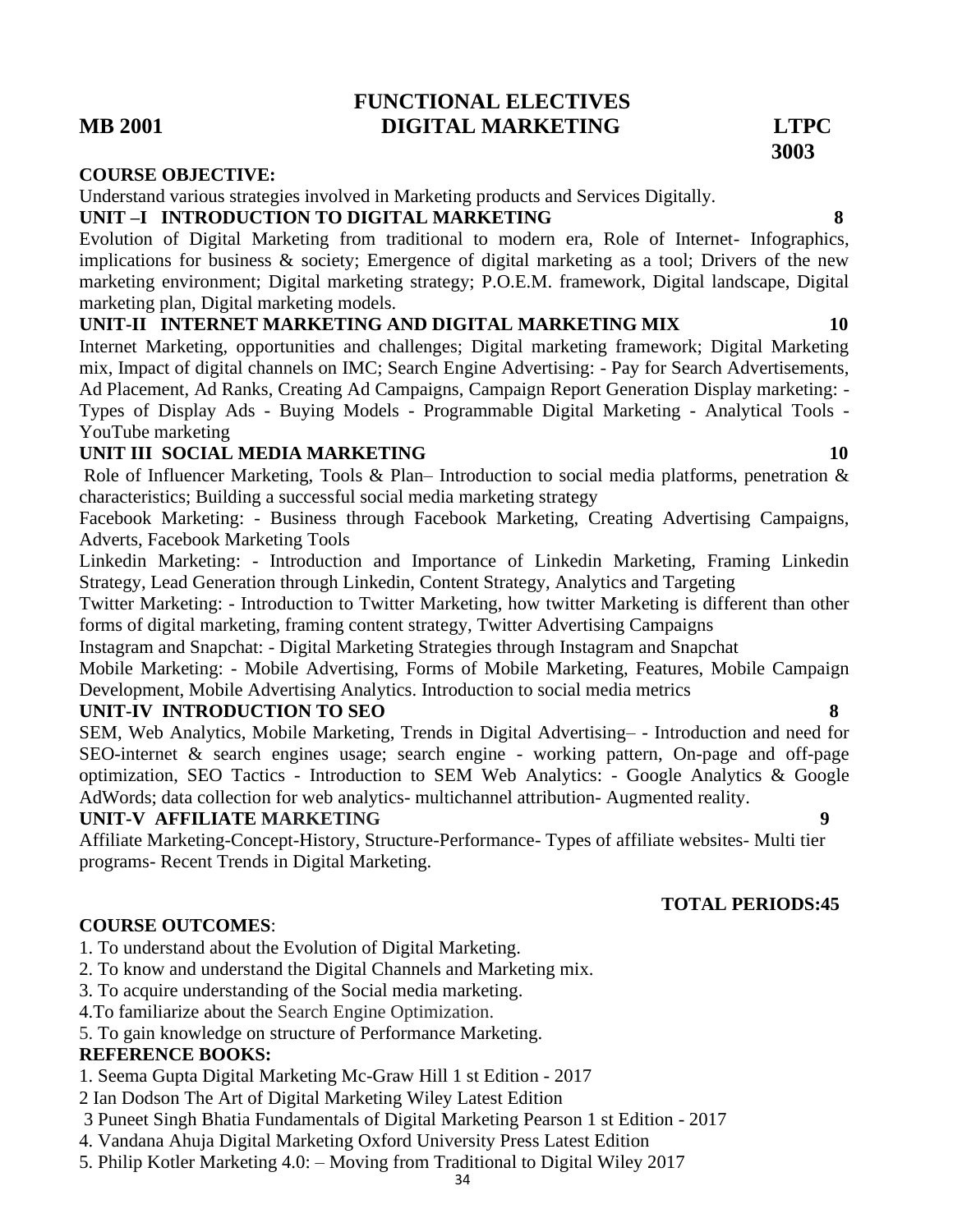# FUNCTIONAL ELECTIVES

**MB 2001** **DIGITAL MARKETING** **LTPC 3003**

**COURSE OBJECTIVE:**

Understand various strategies involved in Marketing products and Services Digitally.

**UNIT –I INTRODUCTION TO DIGITAL MARKETING 8**

Evolution of Digital Marketing from traditional to modern era, Role of Internet- Infographics, implications for business & society; Emergence of digital marketing as a tool; Drivers of the new marketing environment; Digital marketing strategy; P.O.E.M. framework, Digital landscape, Digital marketing plan, Digital marketing models.

**UNIT-II INTERNET MARKETING AND DIGITAL MARKETING MIX 10**

Internet Marketing, opportunities and challenges; Digital marketing framework; Digital Marketing mix, Impact of digital channels on IMC; Search Engine Advertising: - Pay for Search Advertisements, Ad Placement, Ad Ranks, Creating Ad Campaigns, Campaign Report Generation Display marketing: - Types of Display Ads - Buying Models - Programmable Digital Marketing - Analytical Tools - YouTube marketing

**UNIT III SOCIAL MEDIA MARKETING 10**

Role of Influencer Marketing, Tools & Plan– Introduction to social media platforms, penetration & characteristics; Building a successful social media marketing strategy

Facebook Marketing: - Business through Facebook Marketing, Creating Advertising Campaigns, Adverts, Facebook Marketing Tools

Linkedin Marketing: - Introduction and Importance of Linkedin Marketing, Framing Linkedin Strategy, Lead Generation through Linkedin, Content Strategy, Analytics and Targeting

Twitter Marketing: - Introduction to Twitter Marketing, how twitter Marketing is different than other forms of digital marketing, framing content strategy, Twitter Advertising Campaigns

Instagram and Snapchat: - Digital Marketing Strategies through Instagram and Snapchat

Mobile Marketing: - Mobile Advertising, Forms of Mobile Marketing, Features, Mobile Campaign Development, Mobile Advertising Analytics. Introduction to social media metrics

**UNIT-IV INTRODUCTION TO SEO 8**

SEM, Web Analytics, Mobile Marketing, Trends in Digital Advertising– - Introduction and need for SEO-internet & search engines usage; search engine - working pattern, On-page and off-page optimization, SEO Tactics - Introduction to SEM Web Analytics: - Google Analytics & Google AdWords; data collection for web analytics- multichannel attribution- Augmented reality.

**UNIT-V AFFILIATE MARKETING 9**

Affiliate Marketing-Concept-History, Structure-Performance- Types of affiliate websites- Multi tier programs- Recent Trends in Digital Marketing.

**TOTAL PERIODS:45**

**COURSE OUTCOMES**:

1. To understand about the Evolution of Digital Marketing.
2. To know and understand the Digital Channels and Marketing mix.
3. To acquire understanding of the Social media marketing.
4. To familiarize about the Search Engine Optimization.
5. To gain knowledge on structure of Performance Marketing.

**REFERENCE BOOKS:**

1. Seema Gupta Digital Marketing Mc-Graw Hill 1 st Edition - 2017
2. Ian Dodson The Art of Digital Marketing Wiley Latest Edition
3. Puneet Singh Bhatia Fundamentals of Digital Marketing Pearson 1 st Edition - 2017
4. Vandana Ahuja Digital Marketing Oxford University Press Latest Edition
5. Philip Kotler Marketing 4.0: – Moving from Traditional to Digital Wiley 2017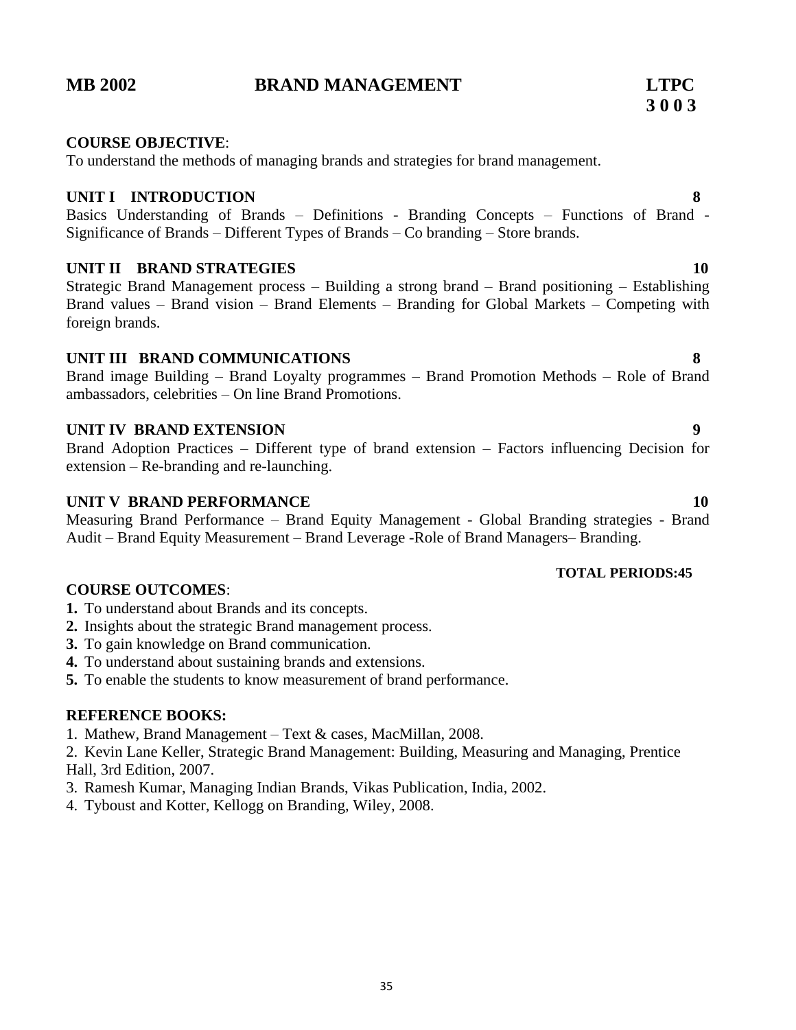## MB 2002 BRAND MANAGEMENT LTPC 3 0 0 3

**COURSE OBJECTIVE**:
To understand the methods of managing brands and strategies for brand management.

**UNIT I INTRODUCTION 8**
Basics Understanding of Brands – Definitions - Branding Concepts – Functions of Brand - Significance of Brands – Different Types of Brands – Co branding – Store brands.

**UNIT II BRAND STRATEGIES 10**
Strategic Brand Management process – Building a strong brand – Brand positioning – Establishing Brand values – Brand vision – Brand Elements – Branding for Global Markets – Competing with foreign brands.

**UNIT III BRAND COMMUNICATIONS 8**
Brand image Building – Brand Loyalty programmes – Brand Promotion Methods – Role of Brand ambassadors, celebrities – On line Brand Promotions.

**UNIT IV BRAND EXTENSION 9**
Brand Adoption Practices – Different type of brand extension – Factors influencing Decision for extension – Re-branding and re-launching.

**UNIT V BRAND PERFORMANCE 10**
Measuring Brand Performance – Brand Equity Management - Global Branding strategies - Brand Audit – Brand Equity Measurement – Brand Leverage -Role of Brand Managers– Branding.

**TOTAL PERIODS:45**

**COURSE OUTCOMES**:
1. To understand about Brands and its concepts.
2. Insights about the strategic Brand management process.
3. To gain knowledge on Brand communication.
4. To understand about sustaining brands and extensions.
5. To enable the students to know measurement of brand performance.

**REFERENCE BOOKS:**
1. Mathew, Brand Management – Text & cases, MacMillan, 2008.
2. Kevin Lane Keller, Strategic Brand Management: Building, Measuring and Managing, Prentice Hall, 3rd Edition, 2007.
3. Ramesh Kumar, Managing Indian Brands, Vikas Publication, India, 2002.
4. Tyboust and Kotter, Kellogg on Branding, Wiley, 2008.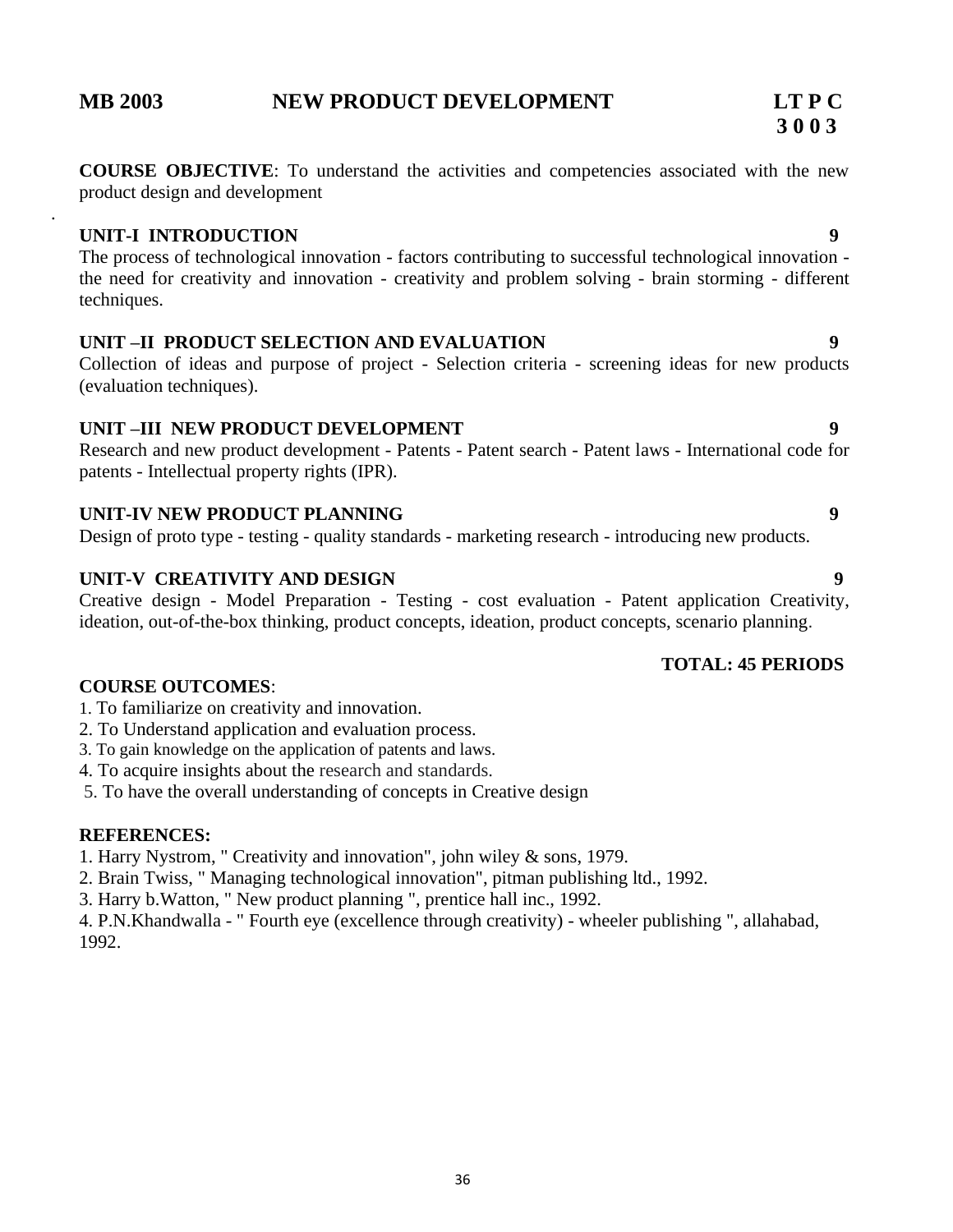## MB 2003 NEW PRODUCT DEVELOPMENT

**LT P C**
**3 0 0 3**

**COURSE OBJECTIVE**: To understand the activities and competencies associated with the new product design and development

### UNIT-I INTRODUCTION 9

The process of technological innovation - factors contributing to successful technological innovation - the need for creativity and innovation - creativity and problem solving - brain storming - different techniques.

### UNIT –II PRODUCT SELECTION AND EVALUATION 9

Collection of ideas and purpose of project - Selection criteria - screening ideas for new products (evaluation techniques).

### UNIT –III NEW PRODUCT DEVELOPMENT 9

Research and new product development - Patents - Patent search - Patent laws - International code for patents - Intellectual property rights (IPR).

### UNIT-IV NEW PRODUCT PLANNING 9

Design of proto type - testing - quality standards - marketing research - introducing new products.

### UNIT-V CREATIVITY AND DESIGN 9

Creative design - Model Preparation - Testing - cost evaluation - Patent application Creativity, ideation, out-of-the-box thinking, product concepts, ideation, product concepts, scenario planning.

**TOTAL: 45 PERIODS**

**COURSE OUTCOMES**:

1. To familiarize on creativity and innovation.
2. To Understand application and evaluation process.
3. To gain knowledge on the application of patents and laws.
4. To acquire insights about the research and standards.
5. To have the overall understanding of concepts in Creative design

**REFERENCES:**

1. Harry Nystrom, " Creativity and innovation", john wiley & sons, 1979.
2. Brain Twiss, " Managing technological innovation", pitman publishing ltd., 1992.
3. Harry b.Watton, " New product planning ", prentice hall inc., 1992.
4. P.N.Khandwalla - " Fourth eye (excellence through creativity) - wheeler publishing ", allahabad, 1992.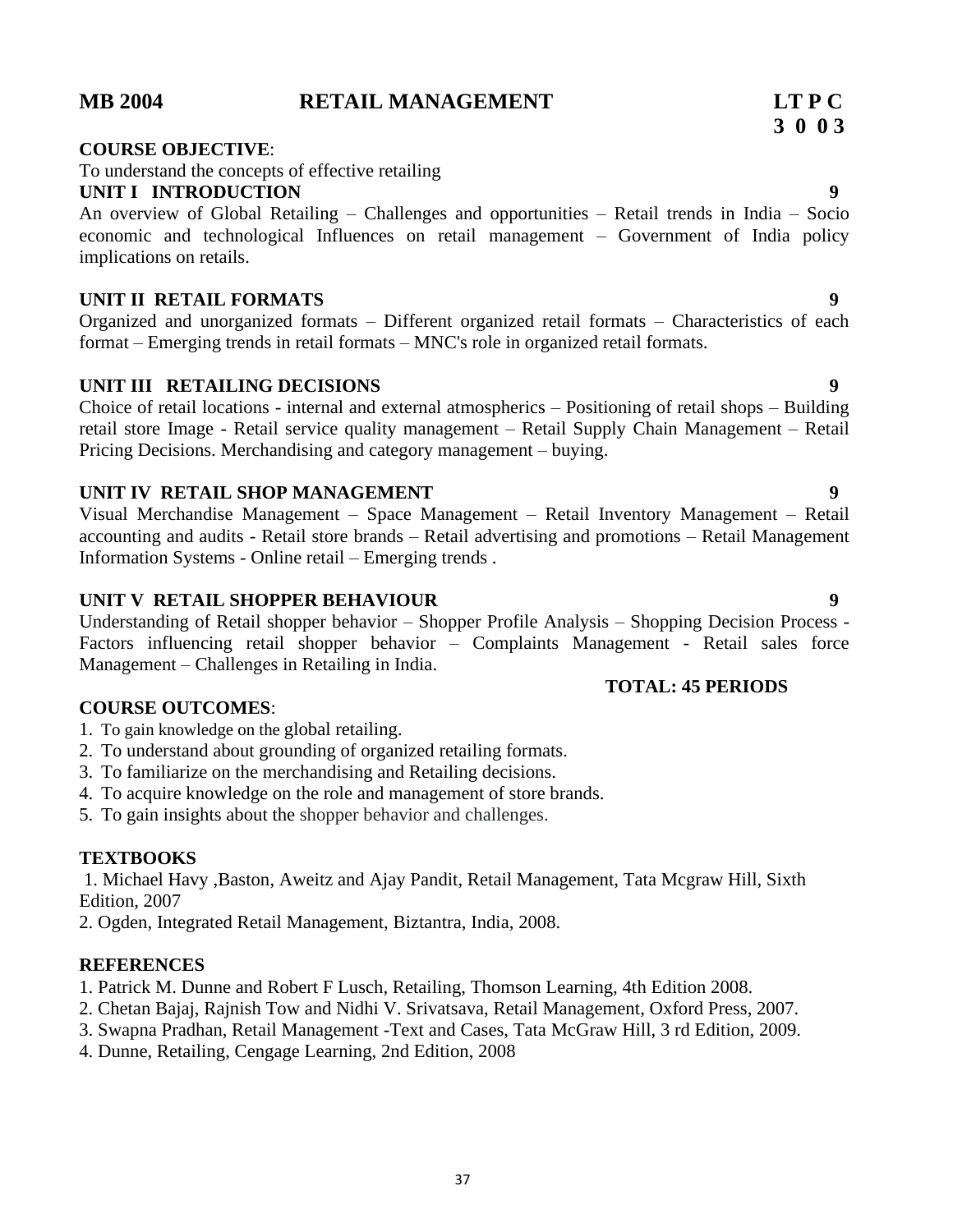## MB 2004 RETAIL MANAGEMENT

**L T P C**
**3 0 0 3**

**COURSE OBJECTIVE**:

To understand the concepts of effective retailing

**UNIT I INTRODUCTION** **9**

An overview of Global Retailing – Challenges and opportunities – Retail trends in India – Socio economic and technological Influences on retail management – Government of India policy implications on retails.

**UNIT II RETAIL FORMATS** **9**

Organized and unorganized formats – Different organized retail formats – Characteristics of each format – Emerging trends in retail formats – MNC's role in organized retail formats.

**UNIT III RETAILING DECISIONS** **9**

Choice of retail locations - internal and external atmospherics – Positioning of retail shops – Building retail store Image - Retail service quality management – Retail Supply Chain Management – Retail Pricing Decisions. Merchandising and category management – buying.

**UNIT IV RETAIL SHOP MANAGEMENT** **9**

Visual Merchandise Management – Space Management – Retail Inventory Management – Retail accounting and audits - Retail store brands – Retail advertising and promotions – Retail Management Information Systems - Online retail – Emerging trends .

**UNIT V RETAIL SHOPPER BEHAVIOUR** **9**

Understanding of Retail shopper behavior – Shopper Profile Analysis – Shopping Decision Process - Factors influencing retail shopper behavior – Complaints Management - Retail sales force Management – Challenges in Retailing in India.

**TOTAL: 45 PERIODS**

**COURSE OUTCOMES**:

1. To gain knowledge on the global retailing.
2. To understand about grounding of organized retailing formats.
3. To familiarize on the merchandising and Retailing decisions.
4. To acquire knowledge on the role and management of store brands.
5. To gain insights about the shopper behavior and challenges.

**TEXTBOOKS**

1. Michael Havy ,Baston, Aweitz and Ajay Pandit, Retail Management, Tata Mcgraw Hill, Sixth Edition, 2007
2. Ogden, Integrated Retail Management, Biztantra, India, 2008.

**REFERENCES**

1. Patrick M. Dunne and Robert F Lusch, Retailing, Thomson Learning, 4th Edition 2008.
2. Chetan Bajaj, Rajnish Tow and Nidhi V. Srivatsava, Retail Management, Oxford Press, 2007.
3. Swapna Pradhan, Retail Management -Text and Cases, Tata McGraw Hill, 3 rd Edition, 2009.
4. Dunne, Retailing, Cengage Learning, 2nd Edition, 2008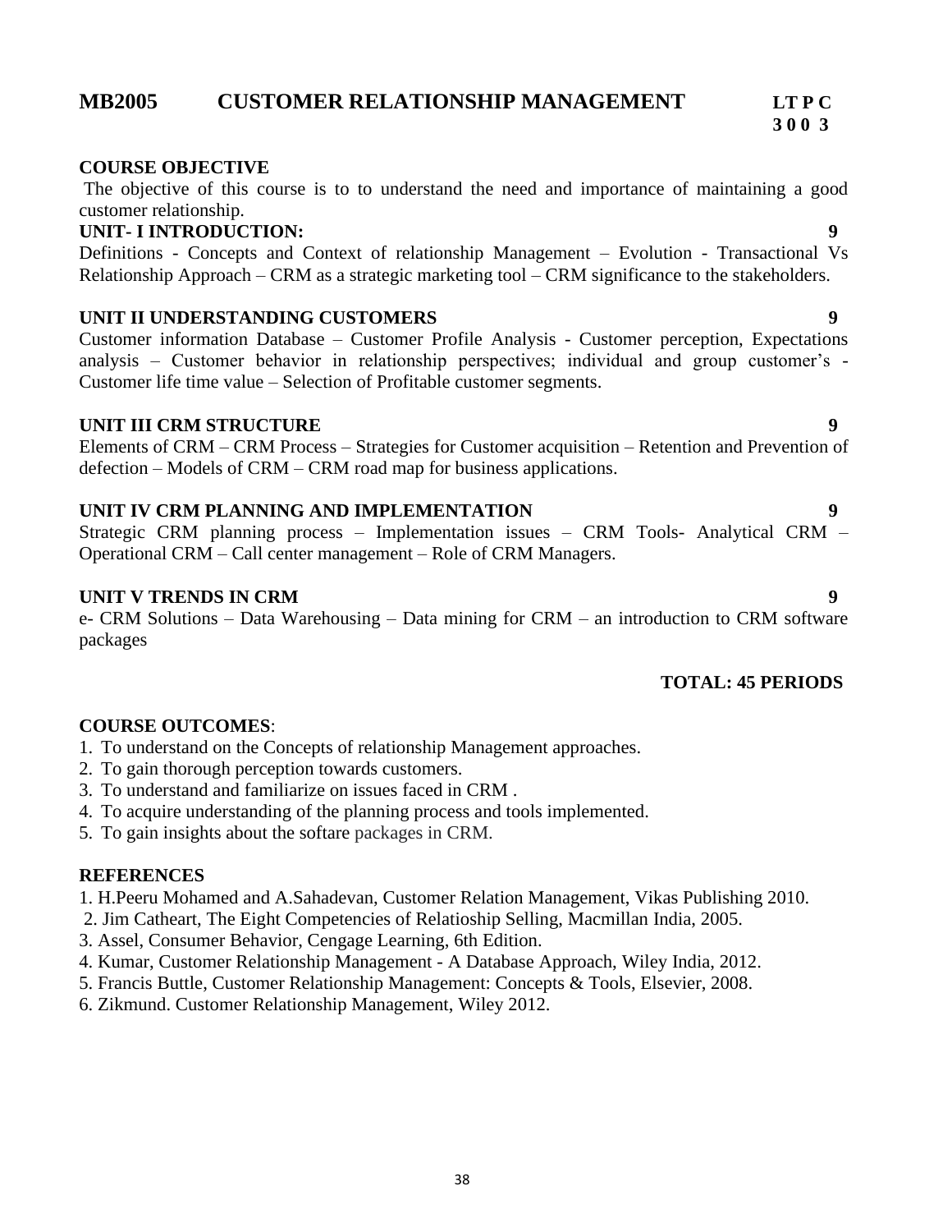## MB2005 CUSTOMER RELATIONSHIP MANAGEMENT

**LT P C**
**3 0 0 3**

**COURSE OBJECTIVE**

The objective of this course is to to understand the need and importance of maintaining a good customer relationship.

**UNIT- I INTRODUCTION: 9**

Definitions - Concepts and Context of relationship Management – Evolution - Transactional Vs Relationship Approach – CRM as a strategic marketing tool – CRM significance to the stakeholders.

**UNIT II UNDERSTANDING CUSTOMERS 9**

Customer information Database – Customer Profile Analysis - Customer perception, Expectations analysis – Customer behavior in relationship perspectives; individual and group customer's - Customer life time value – Selection of Profitable customer segments.

**UNIT III CRM STRUCTURE 9**

Elements of CRM – CRM Process – Strategies for Customer acquisition – Retention and Prevention of defection – Models of CRM – CRM road map for business applications.

**UNIT IV CRM PLANNING AND IMPLEMENTATION 9**

Strategic CRM planning process – Implementation issues – CRM Tools- Analytical CRM – Operational CRM – Call center management – Role of CRM Managers.

**UNIT V TRENDS IN CRM 9**

e- CRM Solutions – Data Warehousing – Data mining for CRM – an introduction to CRM software packages

**TOTAL: 45 PERIODS**

**COURSE OUTCOMES**:

1. To understand on the Concepts of relationship Management approaches.
2. To gain thorough perception towards customers.
3. To understand and familiarize on issues faced in CRM .
4. To acquire understanding of the planning process and tools implemented.
5. To gain insights about the softare packages in CRM.

**REFERENCES**

1. H.Peeru Mohamed and A.Sahadevan, Customer Relation Management, Vikas Publishing 2010.
2. Jim Catheart, The Eight Competencies of Relatioship Selling, Macmillan India, 2005.
3. Assel, Consumer Behavior, Cengage Learning, 6th Edition.
4. Kumar, Customer Relationship Management - A Database Approach, Wiley India, 2012.
5. Francis Buttle, Customer Relationship Management: Concepts & Tools, Elsevier, 2008.
6. Zikmund. Customer Relationship Management, Wiley 2012.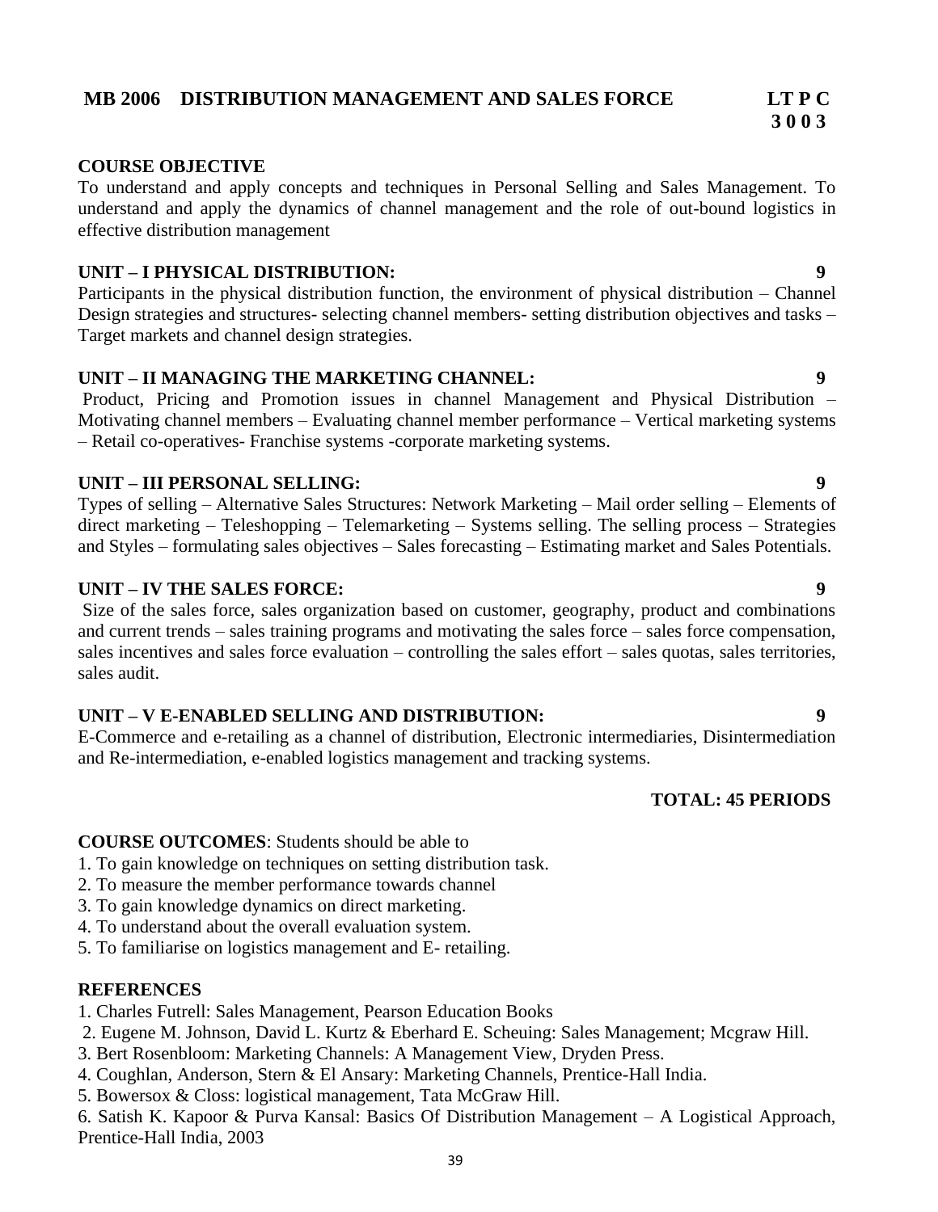## MB 2006 DISTRIBUTION MANAGEMENT AND SALES FORCE

| L | T | P | C |
|---|---|---|---|
| 3 | 0 | 0 | 3 |

**COURSE OBJECTIVE**

To understand and apply concepts and techniques in Personal Selling and Sales Management. To understand and apply the dynamics of channel management and the role of out-bound logistics in effective distribution management

**UNIT – I PHYSICAL DISTRIBUTION: 9**

Participants in the physical distribution function, the environment of physical distribution – Channel Design strategies and structures- selecting channel members- setting distribution objectives and tasks – Target markets and channel design strategies.

**UNIT – II MANAGING THE MARKETING CHANNEL: 9**

Product, Pricing and Promotion issues in channel Management and Physical Distribution – Motivating channel members – Evaluating channel member performance – Vertical marketing systems – Retail co-operatives- Franchise systems -corporate marketing systems.

**UNIT – III PERSONAL SELLING: 9**

Types of selling – Alternative Sales Structures: Network Marketing – Mail order selling – Elements of direct marketing – Teleshopping – Telemarketing – Systems selling. The selling process – Strategies and Styles – formulating sales objectives – Sales forecasting – Estimating market and Sales Potentials.

**UNIT – IV THE SALES FORCE: 9**

Size of the sales force, sales organization based on customer, geography, product and combinations and current trends – sales training programs and motivating the sales force – sales force compensation, sales incentives and sales force evaluation – controlling the sales effort – sales quotas, sales territories, sales audit.

**UNIT – V E-ENABLED SELLING AND DISTRIBUTION: 9**

E-Commerce and e-retailing as a channel of distribution, Electronic intermediaries, Disintermediation and Re-intermediation, e-enabled logistics management and tracking systems.

**TOTAL: 45 PERIODS**

**COURSE OUTCOMES**: Students should be able to

1. To gain knowledge on techniques on setting distribution task.
2. To measure the member performance towards channel
3. To gain knowledge dynamics on direct marketing.
4. To understand about the overall evaluation system.
5. To familiarise on logistics management and E- retailing.

**REFERENCES**

1. Charles Futrell: Sales Management, Pearson Education Books
2. Eugene M. Johnson, David L. Kurtz & Eberhard E. Scheuing: Sales Management; Mcgraw Hill.
3. Bert Rosenbloom: Marketing Channels: A Management View, Dryden Press.
4. Coughlan, Anderson, Stern & El Ansary: Marketing Channels, Prentice-Hall India.
5. Bowersox & Closs: logistical management, Tata McGraw Hill.
6. Satish K. Kapoor & Purva Kansal: Basics Of Distribution Management – A Logistical Approach, Prentice-Hall India, 2003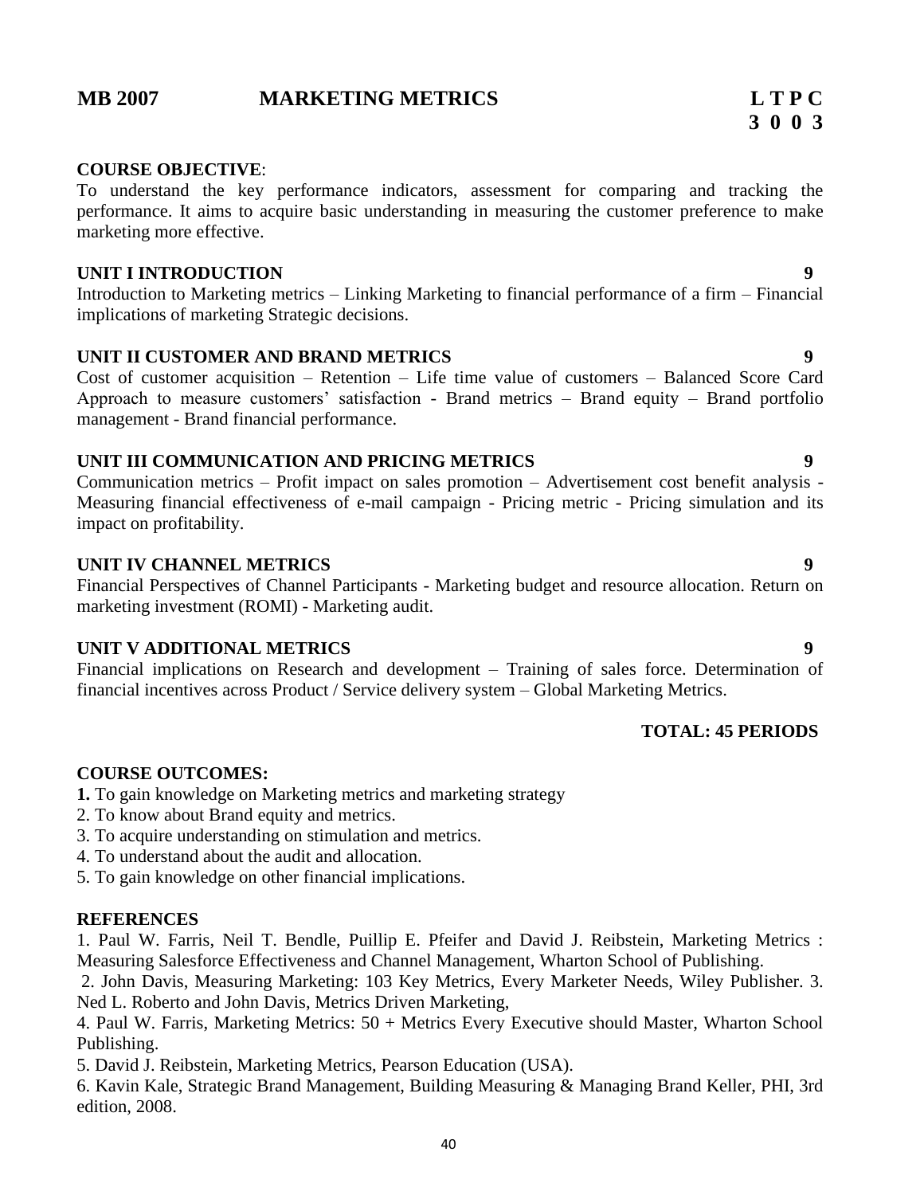## MB 2007 MARKETING METRICS

**L T P C**
**3 0 0 3**

**COURSE OBJECTIVE**:
To understand the key performance indicators, assessment for comparing and tracking the performance. It aims to acquire basic understanding in measuring the customer preference to make marketing more effective.

**UNIT I INTRODUCTION** **9**
Introduction to Marketing metrics – Linking Marketing to financial performance of a firm – Financial implications of marketing Strategic decisions.

**UNIT II CUSTOMER AND BRAND METRICS** **9**
Cost of customer acquisition – Retention – Life time value of customers – Balanced Score Card Approach to measure customers' satisfaction - Brand metrics – Brand equity – Brand portfolio management - Brand financial performance.

**UNIT III COMMUNICATION AND PRICING METRICS** **9**
Communication metrics – Profit impact on sales promotion – Advertisement cost benefit analysis - Measuring financial effectiveness of e-mail campaign - Pricing metric - Pricing simulation and its impact on profitability.

**UNIT IV CHANNEL METRICS** **9**
Financial Perspectives of Channel Participants - Marketing budget and resource allocation. Return on marketing investment (ROMI) - Marketing audit.

**UNIT V ADDITIONAL METRICS** **9**
Financial implications on Research and development – Training of sales force. Determination of financial incentives across Product / Service delivery system – Global Marketing Metrics.

**TOTAL: 45 PERIODS**

**COURSE OUTCOMES:**
**1.** To gain knowledge on Marketing metrics and marketing strategy
2. To know about Brand equity and metrics.
3. To acquire understanding on stimulation and metrics.
4. To understand about the audit and allocation.
5. To gain knowledge on other financial implications.

**REFERENCES**
1. Paul W. Farris, Neil T. Bendle, Puillip E. Pfeifer and David J. Reibstein, Marketing Metrics : Measuring Salesforce Effectiveness and Channel Management, Wharton School of Publishing.
2. John Davis, Measuring Marketing: 103 Key Metrics, Every Marketer Needs, Wiley Publisher. 3. Ned L. Roberto and John Davis, Metrics Driven Marketing,
4. Paul W. Farris, Marketing Metrics: 50 + Metrics Every Executive should Master, Wharton School Publishing.
5. David J. Reibstein, Marketing Metrics, Pearson Education (USA).
6. Kavin Kale, Strategic Brand Management, Building Measuring & Managing Brand Keller, PHI, 3rd edition, 2008.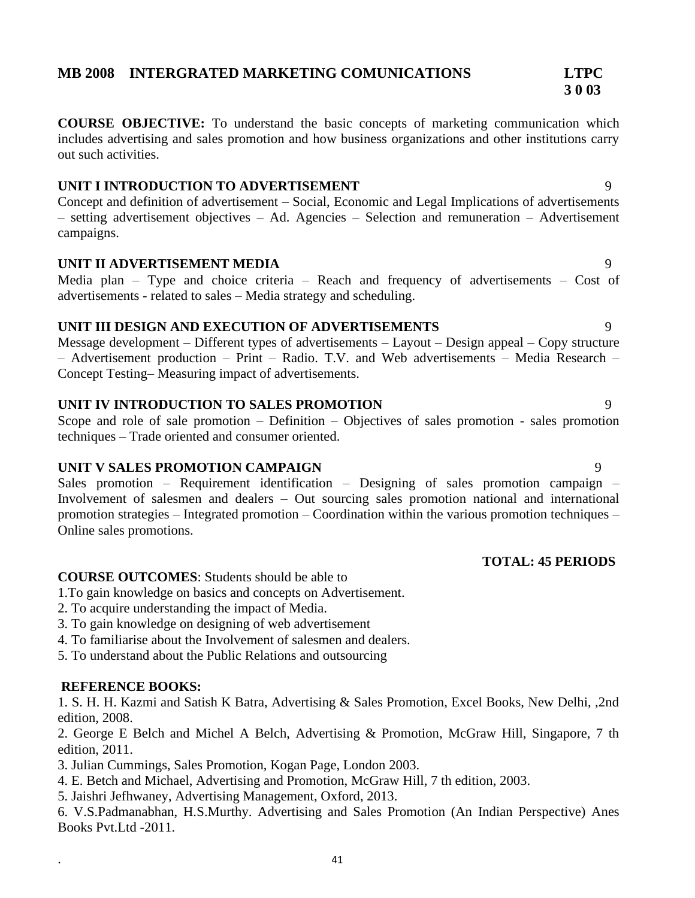## MB 2008 INTERGRATED MARKETING COMUNICATIONS

**LTPC**
**3 0 0 3**

**COURSE OBJECTIVE:** To understand the basic concepts of marketing communication which includes advertising and sales promotion and how business organizations and other institutions carry out such activities.

### UNIT I INTRODUCTION TO ADVERTISEMENT — 9

Concept and definition of advertisement – Social, Economic and Legal Implications of advertisements – setting advertisement objectives – Ad. Agencies – Selection and remuneration – Advertisement campaigns.

### UNIT II ADVERTISEMENT MEDIA — 9

Media plan – Type and choice criteria – Reach and frequency of advertisements – Cost of advertisements - related to sales – Media strategy and scheduling.

### UNIT III DESIGN AND EXECUTION OF ADVERTISEMENTS — 9

Message development – Different types of advertisements – Layout – Design appeal – Copy structure – Advertisement production – Print – Radio. T.V. and Web advertisements – Media Research – Concept Testing– Measuring impact of advertisements.

### UNIT IV INTRODUCTION TO SALES PROMOTION — 9

Scope and role of sale promotion – Definition – Objectives of sales promotion - sales promotion techniques – Trade oriented and consumer oriented.

### UNIT V SALES PROMOTION CAMPAIGN — 9

Sales promotion – Requirement identification – Designing of sales promotion campaign – Involvement of salesmen and dealers – Out sourcing sales promotion national and international promotion strategies – Integrated promotion – Coordination within the various promotion techniques – Online sales promotions.

**TOTAL: 45 PERIODS**

**COURSE OUTCOMES**: Students should be able to

1. To gain knowledge on basics and concepts on Advertisement.
2. To acquire understanding the impact of Media.
3. To gain knowledge on designing of web advertisement
4. To familiarise about the Involvement of salesmen and dealers.
5. To understand about the Public Relations and outsourcing

**REFERENCE BOOKS:**

1. S. H. H. Kazmi and Satish K Batra, Advertising & Sales Promotion, Excel Books, New Delhi, ,2nd edition, 2008.
2. George E Belch and Michel A Belch, Advertising & Promotion, McGraw Hill, Singapore, 7 th edition, 2011.
3. Julian Cummings, Sales Promotion, Kogan Page, London 2003.
4. E. Betch and Michael, Advertising and Promotion, McGraw Hill, 7 th edition, 2003.
5. Jaishri Jefhwaney, Advertising Management, Oxford, 2013.
6. V.S.Padmanabhan, H.S.Murthy. Advertising and Sales Promotion (An Indian Perspective) Anes Books Pvt.Ltd -2011.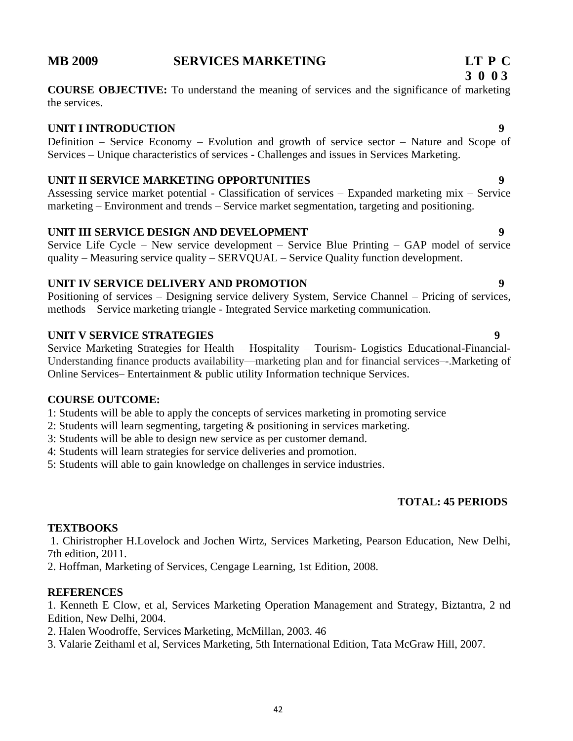## MB 2009 SERVICES MARKETING

**LT P C**
**3 0 0 3**

**COURSE OBJECTIVE:** To understand the meaning of services and the significance of marketing the services.

### UNIT I INTRODUCTION 9

Definition – Service Economy – Evolution and growth of service sector – Nature and Scope of Services – Unique characteristics of services - Challenges and issues in Services Marketing.

### UNIT II SERVICE MARKETING OPPORTUNITIES 9

Assessing service market potential - Classification of services – Expanded marketing mix – Service marketing – Environment and trends – Service market segmentation, targeting and positioning.

### UNIT III SERVICE DESIGN AND DEVELOPMENT 9

Service Life Cycle – New service development – Service Blue Printing – GAP model of service quality – Measuring service quality – SERVQUAL – Service Quality function development.

### UNIT IV SERVICE DELIVERY AND PROMOTION 9

Positioning of services – Designing service delivery System, Service Channel – Pricing of services, methods – Service marketing triangle - Integrated Service marketing communication.

### UNIT V SERVICE STRATEGIES 9

Service Marketing Strategies for Health – Hospitality – Tourism- Logistics–Educational-Financial- Understanding finance products availability—marketing plan and for financial services–-.Marketing of Online Services– Entertainment & public utility Information technique Services.

### COURSE OUTCOME:

1: Students will be able to apply the concepts of services marketing in promoting service
2: Students will learn segmenting, targeting & positioning in services marketing.
3: Students will be able to design new service as per customer demand.
4: Students will learn strategies for service deliveries and promotion.
5: Students will able to gain knowledge on challenges in service industries.

**TOTAL: 45 PERIODS**

### TEXTBOOKS

1. Chiristropher H.Lovelock and Jochen Wirtz, Services Marketing, Pearson Education, New Delhi, 7th edition, 2011.
2. Hoffman, Marketing of Services, Cengage Learning, 1st Edition, 2008.

### REFERENCES

1. Kenneth E Clow, et al, Services Marketing Operation Management and Strategy, Biztantra, 2 nd Edition, New Delhi, 2004.
2. Halen Woodroffe, Services Marketing, McMillan, 2003. 46
3. Valarie Zeithaml et al, Services Marketing, 5th International Edition, Tata McGraw Hill, 2007.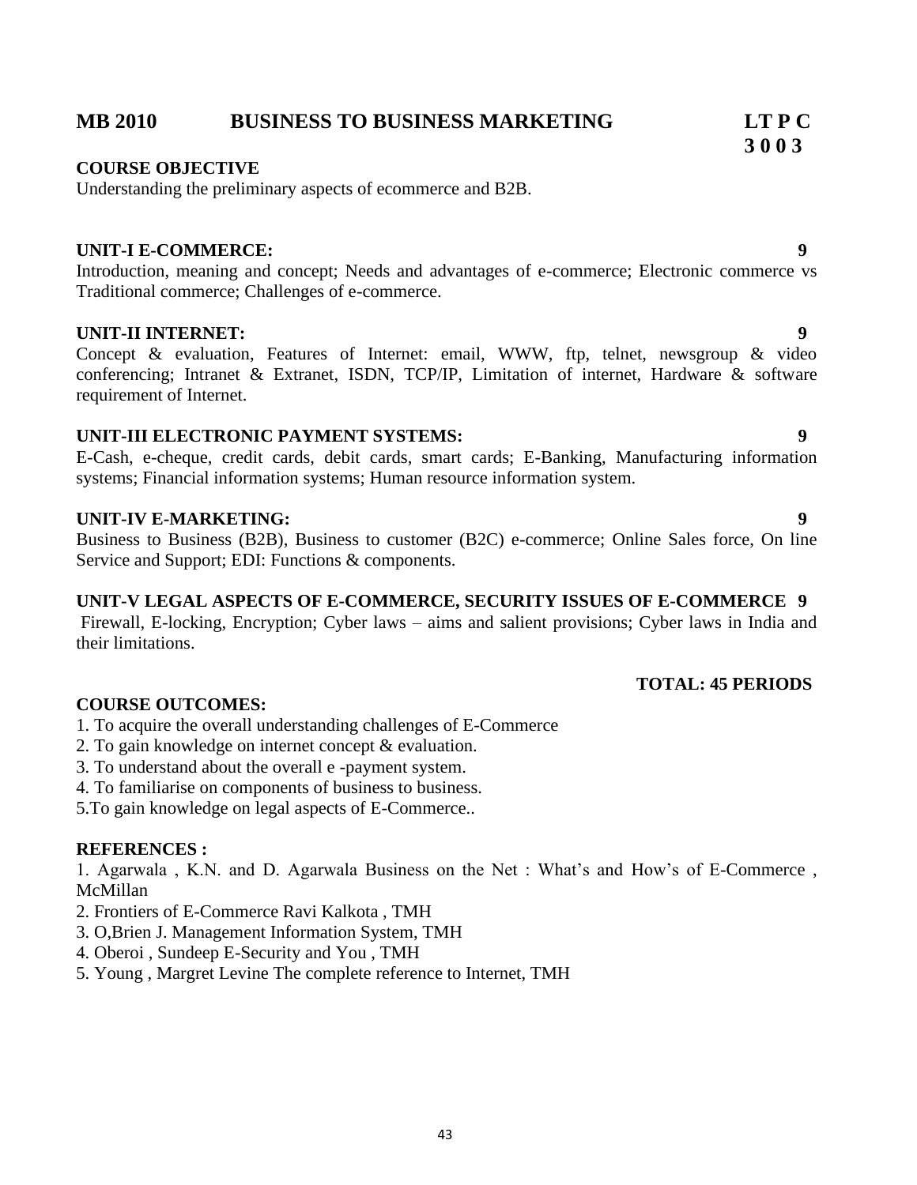## MB 2010 BUSINESS TO BUSINESS MARKETING

**LT P C**
**3 0 0 3**

**COURSE OBJECTIVE**

Understanding the preliminary aspects of ecommerce and B2B.

**UNIT-I E-COMMERCE: 9**

Introduction, meaning and concept; Needs and advantages of e-commerce; Electronic commerce vs Traditional commerce; Challenges of e-commerce.

**UNIT-II INTERNET: 9**

Concept & evaluation, Features of Internet: email, WWW, ftp, telnet, newsgroup & video conferencing; Intranet & Extranet, ISDN, TCP/IP, Limitation of internet, Hardware & software requirement of Internet.

**UNIT-III ELECTRONIC PAYMENT SYSTEMS: 9**

E-Cash, e-cheque, credit cards, debit cards, smart cards; E-Banking, Manufacturing information systems; Financial information systems; Human resource information system.

**UNIT-IV E-MARKETING: 9**

Business to Business (B2B), Business to customer (B2C) e-commerce; Online Sales force, On line Service and Support; EDI: Functions & components.

**UNIT-V LEGAL ASPECTS OF E-COMMERCE, SECURITY ISSUES OF E-COMMERCE 9**

Firewall, E-locking, Encryption; Cyber laws – aims and salient provisions; Cyber laws in India and their limitations.

**TOTAL: 45 PERIODS**

**COURSE OUTCOMES:**

1. To acquire the overall understanding challenges of E-Commerce
2. To gain knowledge on internet concept & evaluation.
3. To understand about the overall e -payment system.
4. To familiarise on components of business to business.
5. To gain knowledge on legal aspects of E-Commerce..

**REFERENCES :**

1. Agarwala , K.N. and D. Agarwala Business on the Net : What's and How's of E-Commerce , McMillan
2. Frontiers of E-Commerce Ravi Kalkota , TMH
3. O,Brien J. Management Information System, TMH
4. Oberoi , Sundeep E-Security and You , TMH
5. Young , Margret Levine The complete reference to Internet, TMH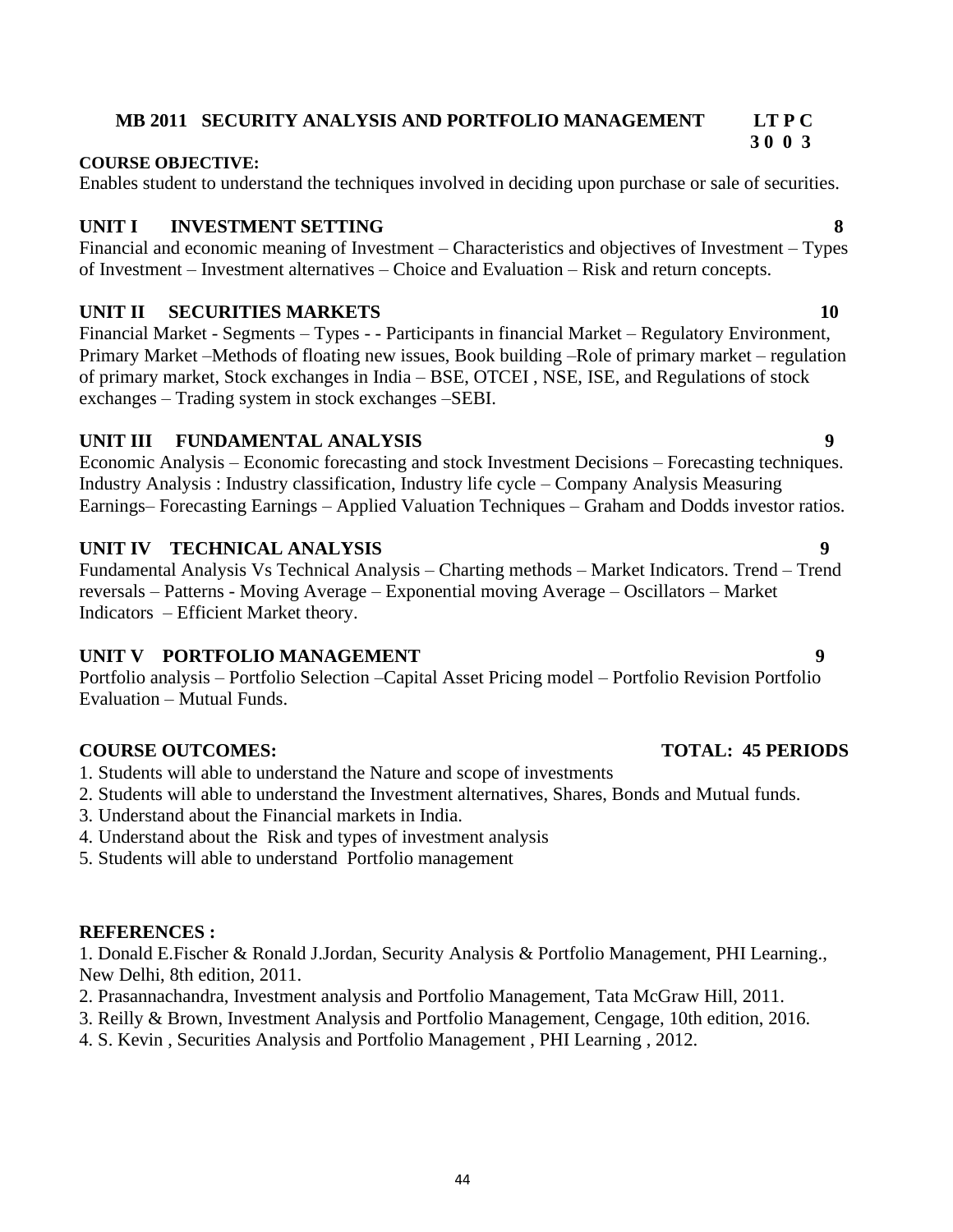## MB 2011 SECURITY ANALYSIS AND PORTFOLIO MANAGEMENT

**LT P C**
**3 0 0 3**

**COURSE OBJECTIVE:**

Enables student to understand the techniques involved in deciding upon purchase or sale of securities.

### UNIT I INVESTMENT SETTING — 8

Financial and economic meaning of Investment – Characteristics and objectives of Investment – Types of Investment – Investment alternatives – Choice and Evaluation – Risk and return concepts.

### UNIT II SECURITIES MARKETS — 10

Financial Market - Segments – Types - - Participants in financial Market – Regulatory Environment, Primary Market –Methods of floating new issues, Book building –Role of primary market – regulation of primary market, Stock exchanges in India – BSE, OTCEI , NSE, ISE, and Regulations of stock exchanges – Trading system in stock exchanges –SEBI.

### UNIT III FUNDAMENTAL ANALYSIS — 9

Economic Analysis – Economic forecasting and stock Investment Decisions – Forecasting techniques. Industry Analysis : Industry classification, Industry life cycle – Company Analysis Measuring Earnings– Forecasting Earnings – Applied Valuation Techniques – Graham and Dodds investor ratios.

### UNIT IV TECHNICAL ANALYSIS — 9

Fundamental Analysis Vs Technical Analysis – Charting methods – Market Indicators. Trend – Trend reversals – Patterns - Moving Average – Exponential moving Average – Oscillators – Market Indicators – Efficient Market theory.

### UNIT V PORTFOLIO MANAGEMENT — 9

Portfolio analysis – Portfolio Selection –Capital Asset Pricing model – Portfolio Revision Portfolio Evaluation – Mutual Funds.

**COURSE OUTCOMES:** **TOTAL: 45 PERIODS**

1. Students will able to understand the Nature and scope of investments
2. Students will able to understand the Investment alternatives, Shares, Bonds and Mutual funds.
3. Understand about the Financial markets in India.
4. Understand about the Risk and types of investment analysis
5. Students will able to understand Portfolio management

**REFERENCES :**

1. Donald E.Fischer & Ronald J.Jordan, Security Analysis & Portfolio Management, PHI Learning., New Delhi, 8th edition, 2011.
2. Prasannachandra, Investment analysis and Portfolio Management, Tata McGraw Hill, 2011.
3. Reilly & Brown, Investment Analysis and Portfolio Management, Cengage, 10th edition, 2016.
4. S. Kevin , Securities Analysis and Portfolio Management , PHI Learning , 2012.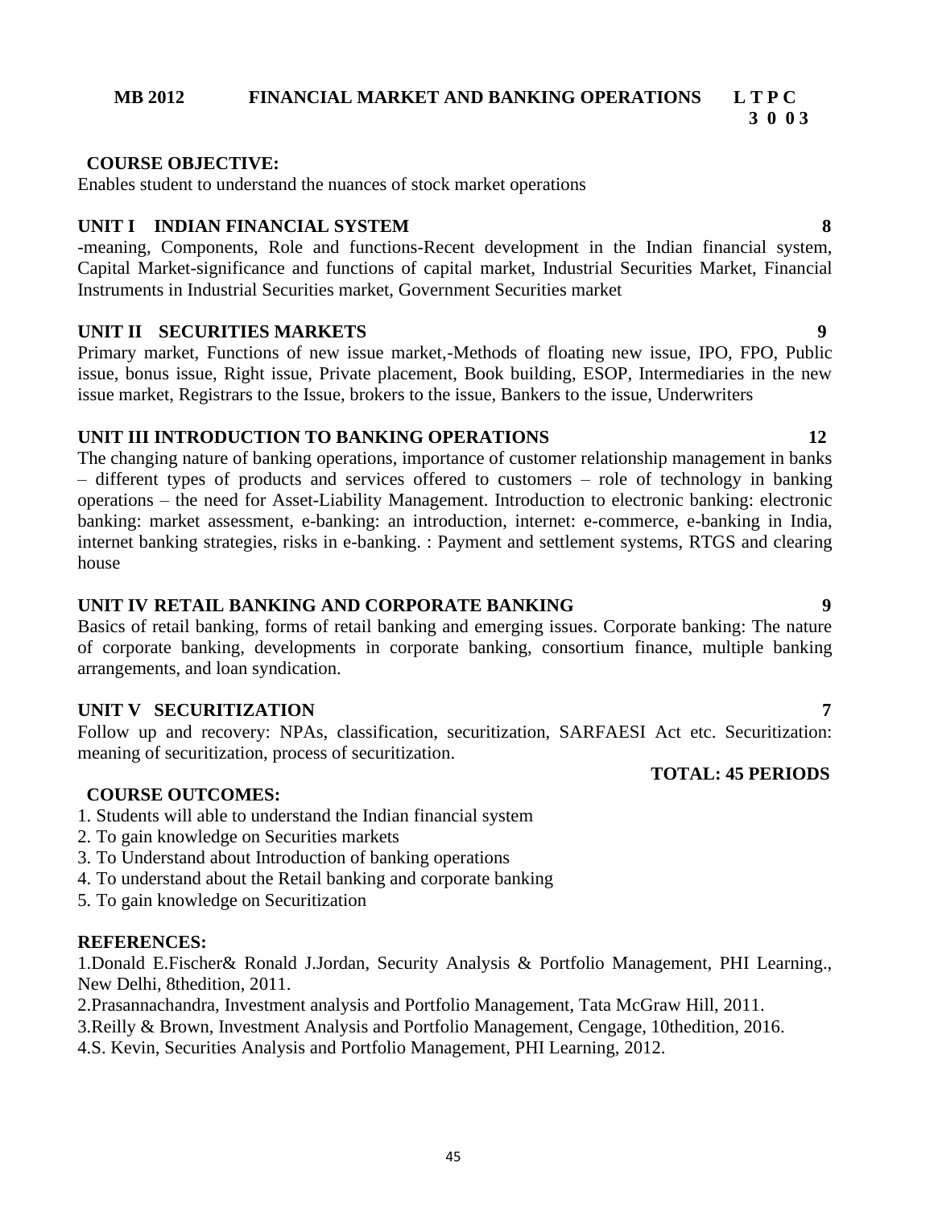**MB 2012 FINANCIAL MARKET AND BANKING OPERATIONS L T P C**
**3 0 0 3**

**COURSE OBJECTIVE:**

Enables student to understand the nuances of stock market operations

**UNIT I INDIAN FINANCIAL SYSTEM 8**

-meaning, Components, Role and functions-Recent development in the Indian financial system, Capital Market-significance and functions of capital market, Industrial Securities Market, Financial Instruments in Industrial Securities market, Government Securities market

**UNIT II SECURITIES MARKETS 9**

Primary market, Functions of new issue market,-Methods of floating new issue, IPO, FPO, Public issue, bonus issue, Right issue, Private placement, Book building, ESOP, Intermediaries in the new issue market, Registrars to the Issue, brokers to the issue, Bankers to the issue, Underwriters

**UNIT III INTRODUCTION TO BANKING OPERATIONS 12**

The changing nature of banking operations, importance of customer relationship management in banks – different types of products and services offered to customers – role of technology in banking operations – the need for Asset-Liability Management. Introduction to electronic banking: electronic banking: market assessment, e-banking: an introduction, internet: e-commerce, e-banking in India, internet banking strategies, risks in e-banking. : Payment and settlement systems, RTGS and clearing house

**UNIT IV RETAIL BANKING AND CORPORATE BANKING 9**

Basics of retail banking, forms of retail banking and emerging issues. Corporate banking: The nature of corporate banking, developments in corporate banking, consortium finance, multiple banking arrangements, and loan syndication.

**UNIT V SECURITIZATION 7**

Follow up and recovery: NPAs, classification, securitization, SARFAESI Act etc. Securitization: meaning of securitization, process of securitization.

**TOTAL: 45 PERIODS**

**COURSE OUTCOMES:**

1. Students will able to understand the Indian financial system
2. To gain knowledge on Securities markets
3. To Understand about Introduction of banking operations
4. To understand about the Retail banking and corporate banking
5. To gain knowledge on Securitization

**REFERENCES:**

1.Donald E.Fischer& Ronald J.Jordan, Security Analysis & Portfolio Management, PHI Learning., New Delhi, 8thedition, 2011.

2.Prasannachandra, Investment analysis and Portfolio Management, Tata McGraw Hill, 2011.

3.Reilly & Brown, Investment Analysis and Portfolio Management, Cengage, 10thedition, 2016.

4.S. Kevin, Securities Analysis and Portfolio Management, PHI Learning, 2012.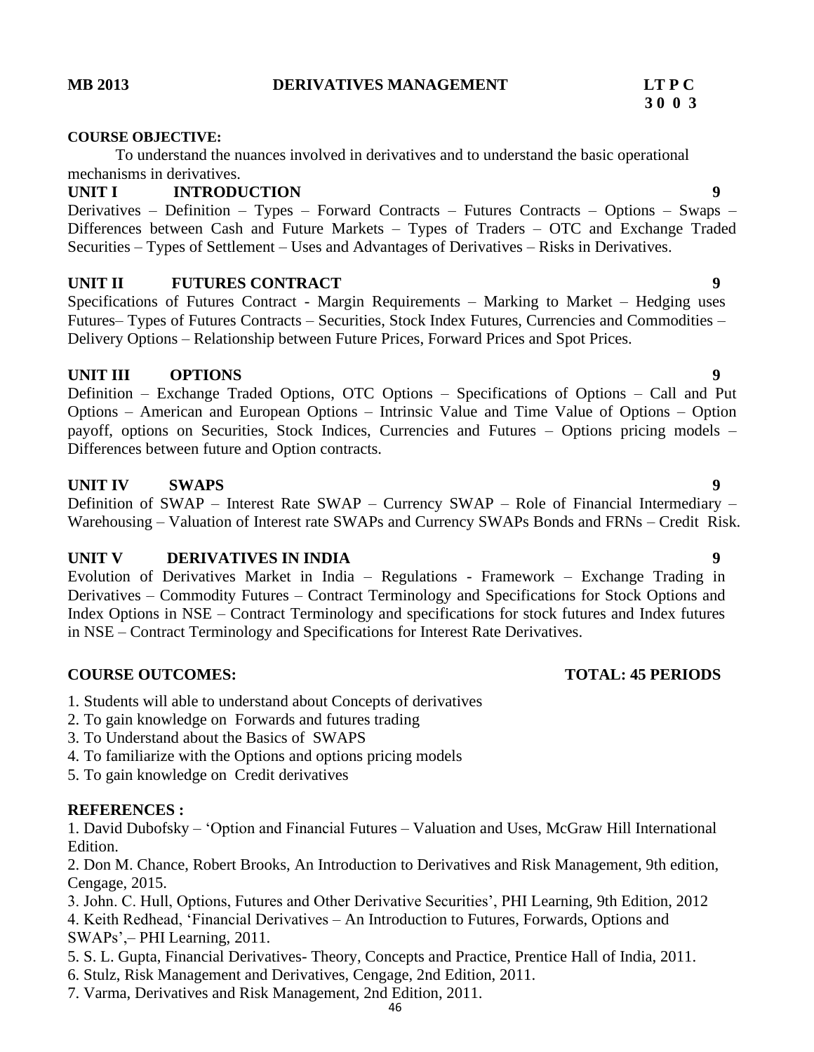**MB 2013 DERIVATIVES MANAGEMENT LT P C**
**3 0 0 3**

**COURSE OBJECTIVE:**

To understand the nuances involved in derivatives and to understand the basic operational mechanisms in derivatives.

**UNIT I INTRODUCTION 9**

Derivatives – Definition – Types – Forward Contracts – Futures Contracts – Options – Swaps – Differences between Cash and Future Markets – Types of Traders – OTC and Exchange Traded Securities – Types of Settlement – Uses and Advantages of Derivatives – Risks in Derivatives.

**UNIT II FUTURES CONTRACT 9**

Specifications of Futures Contract - Margin Requirements – Marking to Market – Hedging uses Futures– Types of Futures Contracts – Securities, Stock Index Futures, Currencies and Commodities – Delivery Options – Relationship between Future Prices, Forward Prices and Spot Prices.

**UNIT III OPTIONS 9**

Definition – Exchange Traded Options, OTC Options – Specifications of Options – Call and Put Options – American and European Options – Intrinsic Value and Time Value of Options – Option payoff, options on Securities, Stock Indices, Currencies and Futures – Options pricing models – Differences between future and Option contracts.

**UNIT IV SWAPS 9**

Definition of SWAP – Interest Rate SWAP – Currency SWAP – Role of Financial Intermediary – Warehousing – Valuation of Interest rate SWAPs and Currency SWAPs Bonds and FRNs – Credit Risk.

**UNIT V DERIVATIVES IN INDIA 9**

Evolution of Derivatives Market in India – Regulations - Framework – Exchange Trading in Derivatives – Commodity Futures – Contract Terminology and Specifications for Stock Options and Index Options in NSE – Contract Terminology and specifications for stock futures and Index futures in NSE – Contract Terminology and Specifications for Interest Rate Derivatives.

**COURSE OUTCOMES: TOTAL: 45 PERIODS**

1. Students will able to understand about Concepts of derivatives
2. To gain knowledge on Forwards and futures trading
3. To Understand about the Basics of SWAPS
4. To familiarize with the Options and options pricing models
5. To gain knowledge on Credit derivatives

**REFERENCES :**

1. David Dubofsky – 'Option and Financial Futures – Valuation and Uses, McGraw Hill International Edition.
2. Don M. Chance, Robert Brooks, An Introduction to Derivatives and Risk Management, 9th edition, Cengage, 2015.
3. John. C. Hull, Options, Futures and Other Derivative Securities', PHI Learning, 9th Edition, 2012
4. Keith Redhead, 'Financial Derivatives – An Introduction to Futures, Forwards, Options and SWAPs',– PHI Learning, 2011.
5. S. L. Gupta, Financial Derivatives- Theory, Concepts and Practice, Prentice Hall of India, 2011.
6. Stulz, Risk Management and Derivatives, Cengage, 2nd Edition, 2011.
7. Varma, Derivatives and Risk Management, 2nd Edition, 2011.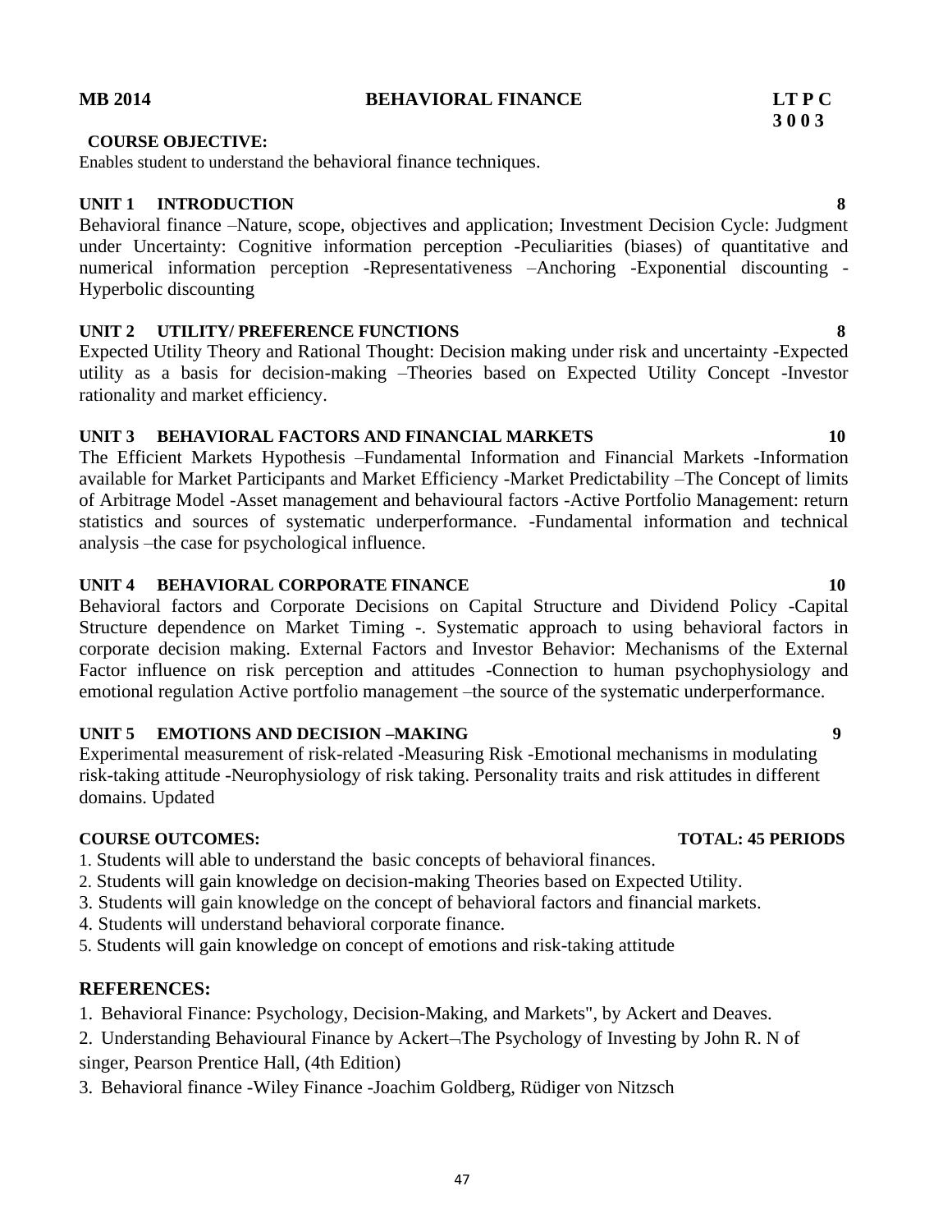**MB 2014** | **BEHAVIORAL FINANCE** | **LT P C 3 0 0 3**

**COURSE OBJECTIVE:**

Enables student to understand the behavioral finance techniques.

**UNIT 1 INTRODUCTION** **8**

Behavioral finance –Nature, scope, objectives and application; Investment Decision Cycle: Judgment under Uncertainty: Cognitive information perception -Peculiarities (biases) of quantitative and numerical information perception -Representativeness –Anchoring -Exponential discounting -Hyperbolic discounting

**UNIT 2 UTILITY/ PREFERENCE FUNCTIONS** **8**

Expected Utility Theory and Rational Thought: Decision making under risk and uncertainty -Expected utility as a basis for decision-making –Theories based on Expected Utility Concept -Investor rationality and market efficiency.

**UNIT 3 BEHAVIORAL FACTORS AND FINANCIAL MARKETS** **10**

The Efficient Markets Hypothesis –Fundamental Information and Financial Markets -Information available for Market Participants and Market Efficiency -Market Predictability –The Concept of limits of Arbitrage Model -Asset management and behavioural factors -Active Portfolio Management: return statistics and sources of systematic underperformance. -Fundamental information and technical analysis –the case for psychological influence.

**UNIT 4 BEHAVIORAL CORPORATE FINANCE** **10**

Behavioral factors and Corporate Decisions on Capital Structure and Dividend Policy -Capital Structure dependence on Market Timing -. Systematic approach to using behavioral factors in corporate decision making. External Factors and Investor Behavior: Mechanisms of the External Factor influence on risk perception and attitudes -Connection to human psychophysiology and emotional regulation Active portfolio management –the source of the systematic underperformance.

**UNIT 5 EMOTIONS AND DECISION –MAKING** **9**

Experimental measurement of risk-related -Measuring Risk -Emotional mechanisms in modulating risk-taking attitude -Neurophysiology of risk taking. Personality traits and risk attitudes in different domains. Updated

**COURSE OUTCOMES:** **TOTAL: 45 PERIODS**

1. Students will able to understand the basic concepts of behavioral finances.
2. Students will gain knowledge on decision-making Theories based on Expected Utility.
3. Students will gain knowledge on the concept of behavioral factors and financial markets.
4. Students will understand behavioral corporate finance.
5. Students will gain knowledge on concept of emotions and risk-taking attitude

## REFERENCES:

1. Behavioral Finance: Psychology, Decision-Making, and Markets", by Ackert and Deaves.
2. Understanding Behavioural Finance by Ackert–The Psychology of Investing by John R. N of singer, Pearson Prentice Hall, (4th Edition)
3. Behavioral finance -Wiley Finance -Joachim Goldberg, Rüdiger von Nitzsch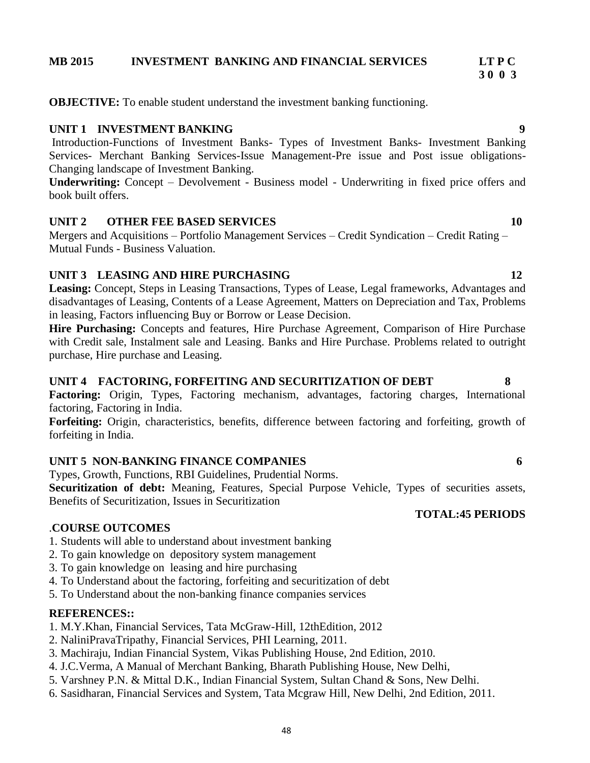**MB 2015 INVESTMENT BANKING AND FINANCIAL SERVICES** **LT P C**
**3 0 0 3**

**OBJECTIVE:** To enable student understand the investment banking functioning.

**UNIT 1 INVESTMENT BANKING** **9**

Introduction-Functions of Investment Banks- Types of Investment Banks- Investment Banking Services- Merchant Banking Services-Issue Management-Pre issue and Post issue obligations- Changing landscape of Investment Banking.

**Underwriting:** Concept – Devolvement - Business model - Underwriting in fixed price offers and book built offers.

**UNIT 2 OTHER FEE BASED SERVICES** **10**

Mergers and Acquisitions – Portfolio Management Services – Credit Syndication – Credit Rating – Mutual Funds - Business Valuation.

**UNIT 3 LEASING AND HIRE PURCHASING** **12**

**Leasing:** Concept, Steps in Leasing Transactions, Types of Lease, Legal frameworks, Advantages and disadvantages of Leasing, Contents of a Lease Agreement, Matters on Depreciation and Tax, Problems in leasing, Factors influencing Buy or Borrow or Lease Decision.

**Hire Purchasing:** Concepts and features, Hire Purchase Agreement, Comparison of Hire Purchase with Credit sale, Instalment sale and Leasing. Banks and Hire Purchase. Problems related to outright purchase, Hire purchase and Leasing.

**UNIT 4 FACTORING, FORFEITING AND SECURITIZATION OF DEBT** **8**

**Factoring:** Origin, Types, Factoring mechanism, advantages, factoring charges, International factoring, Factoring in India.

**Forfeiting:** Origin, characteristics, benefits, difference between factoring and forfeiting, growth of forfeiting in India.

**UNIT 5 NON-BANKING FINANCE COMPANIES** **6**

Types, Growth, Functions, RBI Guidelines, Prudential Norms.

**Securitization of debt:** Meaning, Features, Special Purpose Vehicle, Types of securities assets, Benefits of Securitization, Issues in Securitization

**TOTAL:45 PERIODS**

.**COURSE OUTCOMES**

1. Students will able to understand about investment banking
2. To gain knowledge on depository system management
3. To gain knowledge on leasing and hire purchasing
4. To Understand about the factoring, forfeiting and securitization of debt
5. To Understand about the non-banking finance companies services

**REFERENCES::**

1. M.Y.Khan, Financial Services, Tata McGraw-Hill, 12thEdition, 2012
2. NaliniPravaTripathy, Financial Services, PHI Learning, 2011.
3. Machiraju, Indian Financial System, Vikas Publishing House, 2nd Edition, 2010.
4. J.C.Verma, A Manual of Merchant Banking, Bharath Publishing House, New Delhi,
5. Varshney P.N. & Mittal D.K., Indian Financial System, Sultan Chand & Sons, New Delhi.
6. Sasidharan, Financial Services and System, Tata Mcgraw Hill, New Delhi, 2nd Edition, 2011.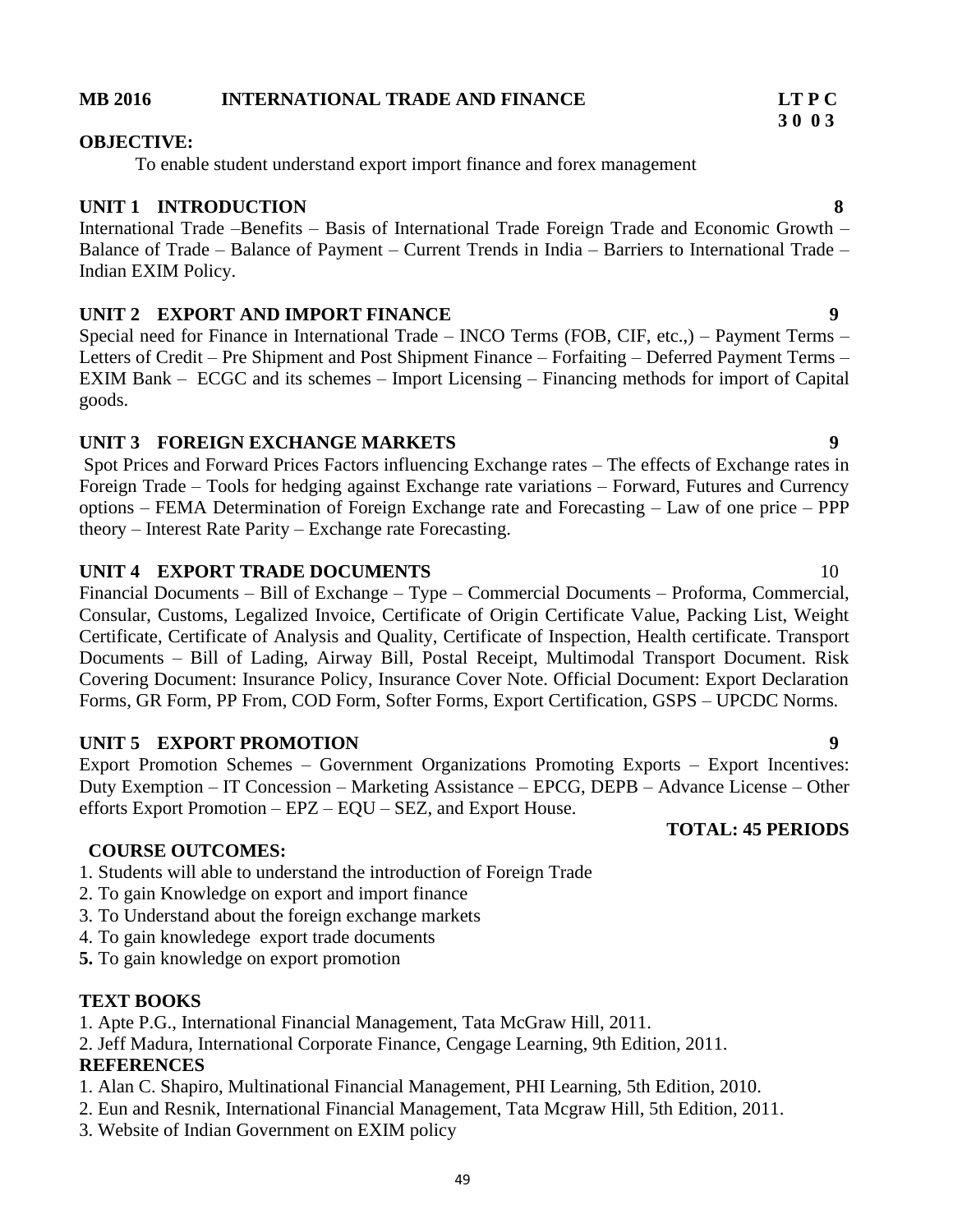**MB 2016 INTERNATIONAL TRADE AND FINANCE**

**LT P C**
**3 0 0 3**

**OBJECTIVE:**

To enable student understand export import finance and forex management

**UNIT 1 INTRODUCTION 8**

International Trade –Benefits – Basis of International Trade Foreign Trade and Economic Growth – Balance of Trade – Balance of Payment – Current Trends in India – Barriers to International Trade – Indian EXIM Policy.

**UNIT 2 EXPORT AND IMPORT FINANCE 9**

Special need for Finance in International Trade – INCO Terms (FOB, CIF, etc.,) – Payment Terms – Letters of Credit – Pre Shipment and Post Shipment Finance – Forfaiting – Deferred Payment Terms – EXIM Bank – ECGC and its schemes – Import Licensing – Financing methods for import of Capital goods.

**UNIT 3 FOREIGN EXCHANGE MARKETS 9**

Spot Prices and Forward Prices Factors influencing Exchange rates – The effects of Exchange rates in Foreign Trade – Tools for hedging against Exchange rate variations – Forward, Futures and Currency options – FEMA Determination of Foreign Exchange rate and Forecasting – Law of one price – PPP theory – Interest Rate Parity – Exchange rate Forecasting.

**UNIT 4 EXPORT TRADE DOCUMENTS** 10

Financial Documents – Bill of Exchange – Type – Commercial Documents – Proforma, Commercial, Consular, Customs, Legalized Invoice, Certificate of Origin Certificate Value, Packing List, Weight Certificate, Certificate of Analysis and Quality, Certificate of Inspection, Health certificate. Transport Documents – Bill of Lading, Airway Bill, Postal Receipt, Multimodal Transport Document. Risk Covering Document: Insurance Policy, Insurance Cover Note. Official Document: Export Declaration Forms, GR Form, PP From, COD Form, Softer Forms, Export Certification, GSPS – UPCDC Norms.

**UNIT 5 EXPORT PROMOTION 9**

Export Promotion Schemes – Government Organizations Promoting Exports – Export Incentives: Duty Exemption – IT Concession – Marketing Assistance – EPCG, DEPB – Advance License – Other efforts Export Promotion – EPZ – EQU – SEZ, and Export House.

**TOTAL: 45 PERIODS**

**COURSE OUTCOMES:**

1. Students will able to understand the introduction of Foreign Trade
2. To gain Knowledge on export and import finance
3. To Understand about the foreign exchange markets
4. To gain knowledege export trade documents
5. To gain knowledge on export promotion

**TEXT BOOKS**

1. Apte P.G., International Financial Management, Tata McGraw Hill, 2011.
2. Jeff Madura, International Corporate Finance, Cengage Learning, 9th Edition, 2011.

**REFERENCES**

1. Alan C. Shapiro, Multinational Financial Management, PHI Learning, 5th Edition, 2010.
2. Eun and Resnik, International Financial Management, Tata Mcgraw Hill, 5th Edition, 2011.
3. Website of Indian Government on EXIM policy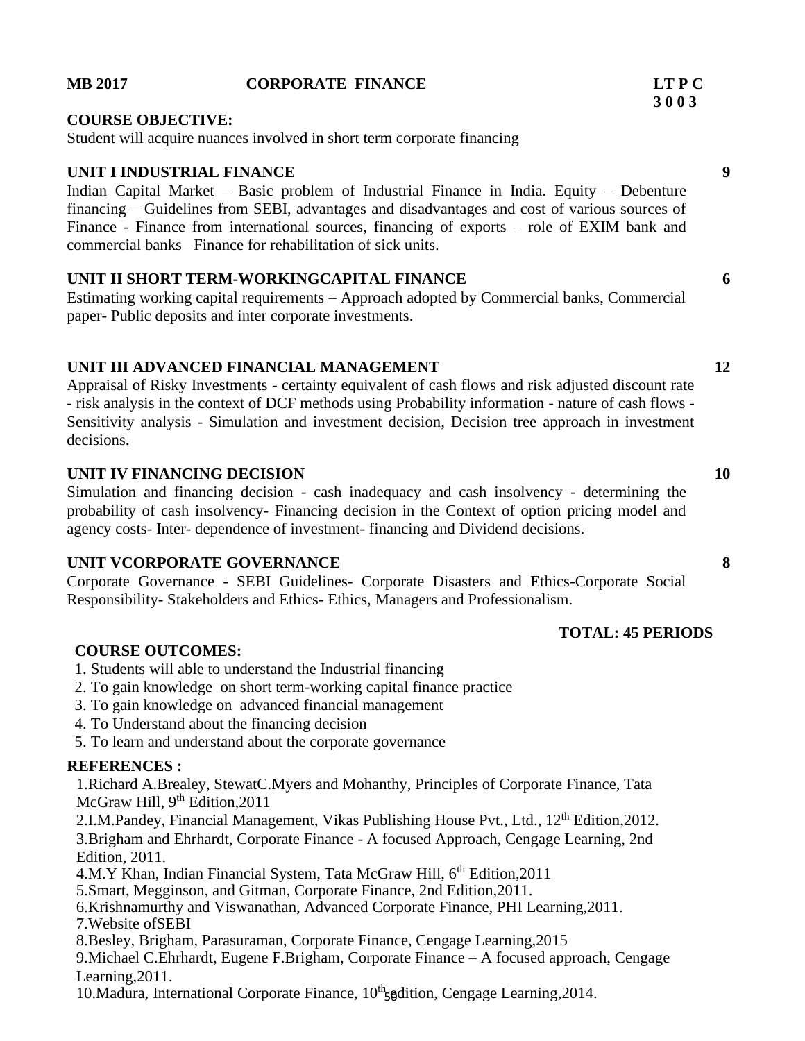**MB 2017 CORPORATE FINANCE LT P C**
**3 0 0 3**

**COURSE OBJECTIVE:**
Student will acquire nuances involved in short term corporate financing

**UNIT I INDUSTRIAL FINANCE 9**
Indian Capital Market – Basic problem of Industrial Finance in India. Equity – Debenture financing – Guidelines from SEBI, advantages and disadvantages and cost of various sources of Finance - Finance from international sources, financing of exports – role of EXIM bank and commercial banks– Finance for rehabilitation of sick units.

**UNIT II SHORT TERM-WORKINGCAPITAL FINANCE 6**
Estimating working capital requirements – Approach adopted by Commercial banks, Commercial paper- Public deposits and inter corporate investments.

**UNIT III ADVANCED FINANCIAL MANAGEMENT 12**
Appraisal of Risky Investments - certainty equivalent of cash flows and risk adjusted discount rate - risk analysis in the context of DCF methods using Probability information - nature of cash flows - Sensitivity analysis - Simulation and investment decision, Decision tree approach in investment decisions.

**UNIT IV FINANCING DECISION 10**
Simulation and financing decision - cash inadequacy and cash insolvency - determining the probability of cash insolvency- Financing decision in the Context of option pricing model and agency costs- Inter- dependence of investment- financing and Dividend decisions.

**UNIT VCORPORATE GOVERNANCE 8**
Corporate Governance - SEBI Guidelines- Corporate Disasters and Ethics-Corporate Social Responsibility- Stakeholders and Ethics- Ethics, Managers and Professionalism.

**TOTAL: 45 PERIODS**

**COURSE OUTCOMES:**
1. Students will able to understand the Industrial financing
2. To gain knowledge on short term-working capital finance practice
3. To gain knowledge on advanced financial management
4. To Understand about the financing decision
5. To learn and understand about the corporate governance

**REFERENCES :**
1.Richard A.Brealey, StewatC.Myers and Mohanthy, Principles of Corporate Finance, Tata McGraw Hill, 9th Edition,2011
2.I.M.Pandey, Financial Management, Vikas Publishing House Pvt., Ltd., 12th Edition,2012.
3.Brigham and Ehrhardt, Corporate Finance - A focused Approach, Cengage Learning, 2nd Edition, 2011.
4.M.Y Khan, Indian Financial System, Tata McGraw Hill, 6th Edition,2011
5.Smart, Megginson, and Gitman, Corporate Finance, 2nd Edition,2011.
6.Krishnamurthy and Viswanathan, Advanced Corporate Finance, PHI Learning,2011.
7.Website ofSEBI
8.Besley, Brigham, Parasuraman, Corporate Finance, Cengage Learning,2015
9.Michael C.Ehrhardt, Eugene F.Brigham, Corporate Finance – A focused approach, Cengage Learning,2011.
10.Madura, International Corporate Finance, 10th edition, Cengage Learning,2014.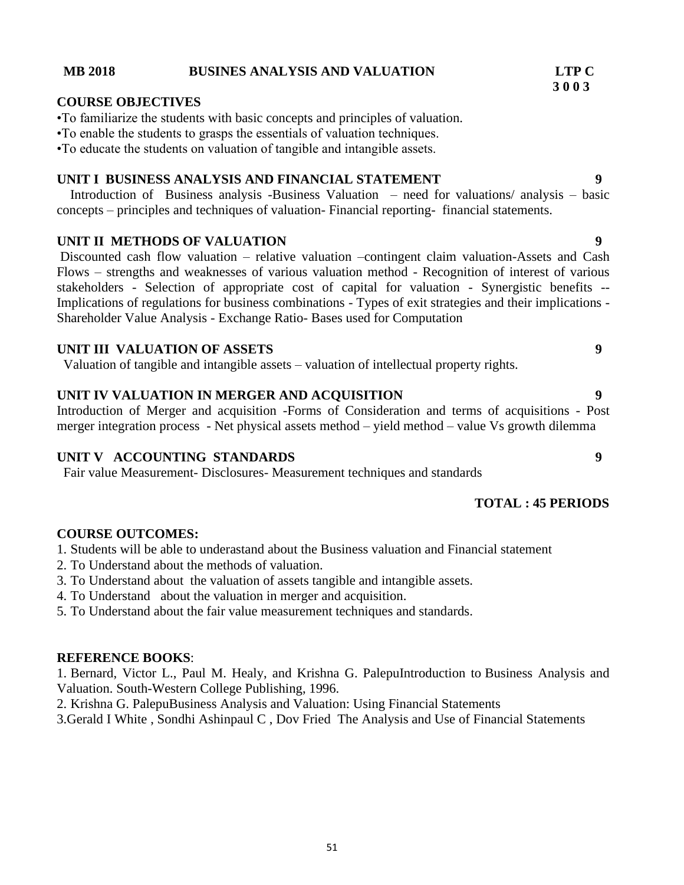**MB 2018 BUSINES ANALYSIS AND VALUATION**

**LTP C**
**3 0 0 3**

**COURSE OBJECTIVES**

•To familiarize the students with basic concepts and principles of valuation.
•To enable the students to grasps the essentials of valuation techniques.
•To educate the students on valuation of tangible and intangible assets.

**UNIT I BUSINESS ANALYSIS AND FINANCIAL STATEMENT** **9**

Introduction of Business analysis -Business Valuation – need for valuations/ analysis – basic concepts – principles and techniques of valuation- Financial reporting- financial statements.

**UNIT II METHODS OF VALUATION** **9**

Discounted cash flow valuation – relative valuation –contingent claim valuation-Assets and Cash Flows – strengths and weaknesses of various valuation method - Recognition of interest of various stakeholders - Selection of appropriate cost of capital for valuation - Synergistic benefits -- Implications of regulations for business combinations - Types of exit strategies and their implications - Shareholder Value Analysis - Exchange Ratio- Bases used for Computation

**UNIT III VALUATION OF ASSETS** **9**

Valuation of tangible and intangible assets – valuation of intellectual property rights.

**UNIT IV VALUATION IN MERGER AND ACQUISITION** **9**

Introduction of Merger and acquisition -Forms of Consideration and terms of acquisitions - Post merger integration process - Net physical assets method – yield method – value Vs growth dilemma

**UNIT V ACCOUNTING STANDARDS** **9**

Fair value Measurement- Disclosures- Measurement techniques and standards

**TOTAL : 45 PERIODS**

**COURSE OUTCOMES:**

1. Students will be able to underastand about the Business valuation and Financial statement
2. To Understand about the methods of valuation.
3. To Understand about the valuation of assets tangible and intangible assets.
4. To Understand about the valuation in merger and acquisition.
5. To Understand about the fair value measurement techniques and standards.

**REFERENCE BOOKS**:

1. Bernard, Victor L., Paul M. Healy, and Krishna G. PalepuIntroduction to Business Analysis and Valuation. South-Western College Publishing, 1996.
2. Krishna G. PalepuBusiness Analysis and Valuation: Using Financial Statements
3.Gerald I White , Sondhi Ashinpaul C , Dov Fried The Analysis and Use of Financial Statements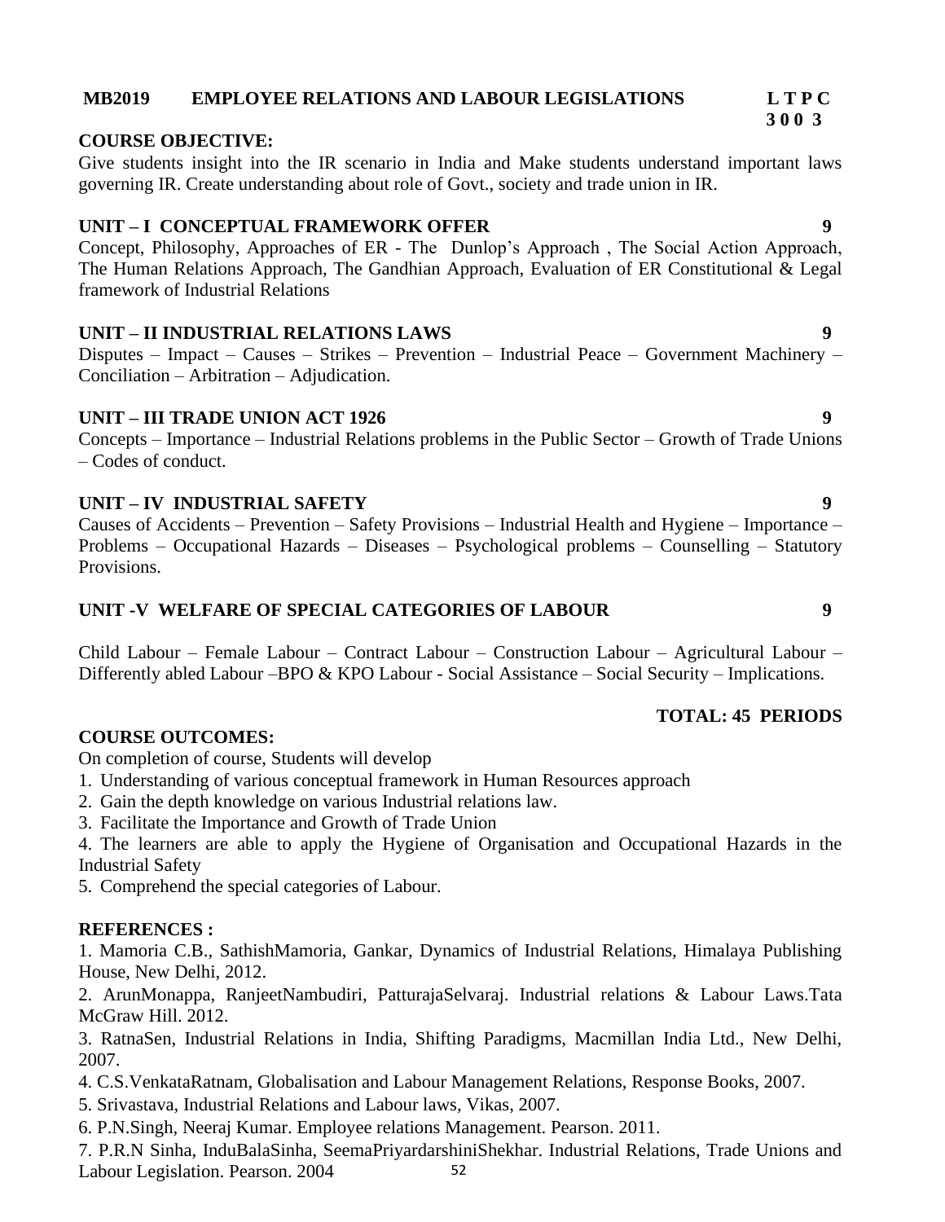**MB2019 EMPLOYEE RELATIONS AND LABOUR LEGISLATIONS** **L T P C**
**3 0 0 3**

**COURSE OBJECTIVE:**

Give students insight into the IR scenario in India and Make students understand important laws governing IR. Create understanding about role of Govt., society and trade union in IR.

**UNIT – I CONCEPTUAL FRAMEWORK OFFER** **9**

Concept, Philosophy, Approaches of ER - The Dunlop's Approach , The Social Action Approach, The Human Relations Approach, The Gandhian Approach, Evaluation of ER Constitutional & Legal framework of Industrial Relations

**UNIT – II INDUSTRIAL RELATIONS LAWS** **9**

Disputes – Impact – Causes – Strikes – Prevention – Industrial Peace – Government Machinery – Conciliation – Arbitration – Adjudication.

**UNIT – III TRADE UNION ACT 1926** **9**

Concepts – Importance – Industrial Relations problems in the Public Sector – Growth of Trade Unions – Codes of conduct.

**UNIT – IV INDUSTRIAL SAFETY** **9**

Causes of Accidents – Prevention – Safety Provisions – Industrial Health and Hygiene – Importance – Problems – Occupational Hazards – Diseases – Psychological problems – Counselling – Statutory Provisions.

**UNIT -V WELFARE OF SPECIAL CATEGORIES OF LABOUR** **9**

Child Labour – Female Labour – Contract Labour – Construction Labour – Agricultural Labour – Differently abled Labour –BPO & KPO Labour - Social Assistance – Social Security – Implications.

**TOTAL: 45 PERIODS**

**COURSE OUTCOMES:**

On completion of course, Students will develop

1. Understanding of various conceptual framework in Human Resources approach
2. Gain the depth knowledge on various Industrial relations law.
3. Facilitate the Importance and Growth of Trade Union
4. The learners are able to apply the Hygiene of Organisation and Occupational Hazards in the Industrial Safety
5. Comprehend the special categories of Labour.

**REFERENCES :**

1. Mamoria C.B., SathishMamoria, Gankar, Dynamics of Industrial Relations, Himalaya Publishing House, New Delhi, 2012.
2. ArunMonappa, RanjeetNambudiri, PatturajaSelvaraj. Industrial relations & Labour Laws.Tata McGraw Hill. 2012.
3. RatnaSen, Industrial Relations in India, Shifting Paradigms, Macmillan India Ltd., New Delhi, 2007.
4. C.S.VenkataRatnam, Globalisation and Labour Management Relations, Response Books, 2007.
5. Srivastava, Industrial Relations and Labour laws, Vikas, 2007.
6. P.N.Singh, Neeraj Kumar. Employee relations Management. Pearson. 2011.
7. P.R.N Sinha, InduBalaSinha, SeemaPriyardarshiniShekhar. Industrial Relations, Trade Unions and Labour Legislation. Pearson. 2004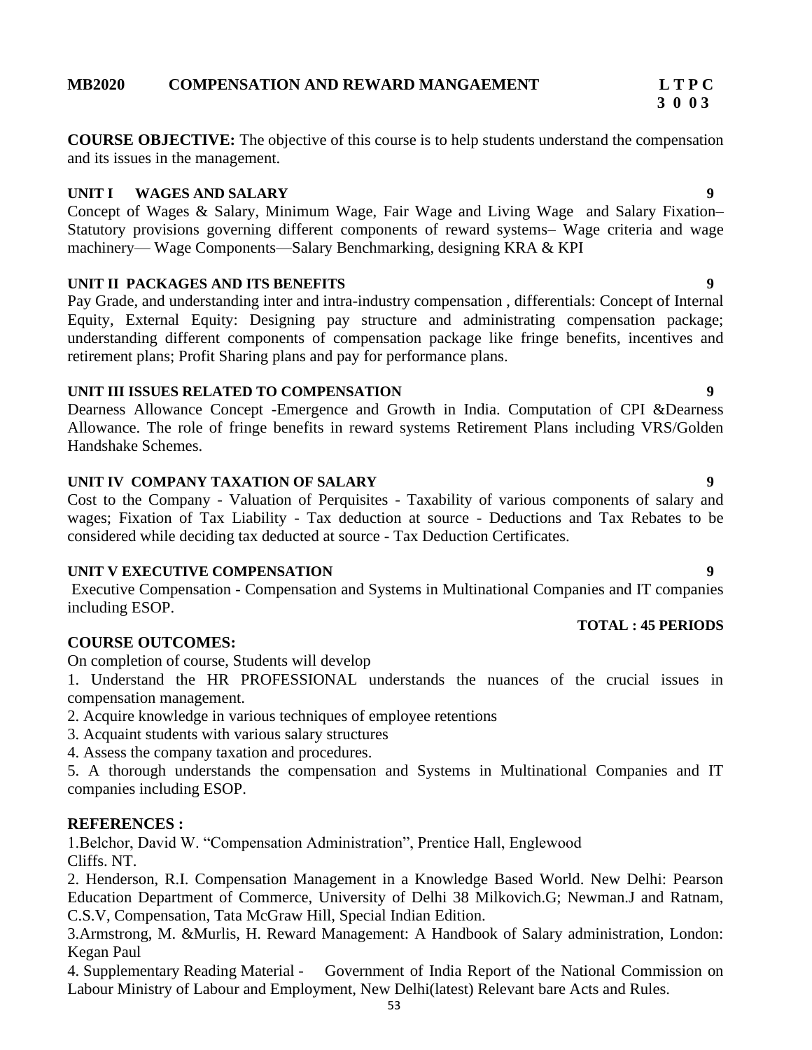**MB2020 COMPENSATION AND REWARD MANGAEMENT** **L T P C**
**3 0 0 3**

**COURSE OBJECTIVE:** The objective of this course is to help students understand the compensation and its issues in the management.

**UNIT I WAGES AND SALARY** **9**

Concept of Wages & Salary, Minimum Wage, Fair Wage and Living Wage and Salary Fixation– Statutory provisions governing different components of reward systems– Wage criteria and wage machinery— Wage Components—Salary Benchmarking, designing KRA & KPI

**UNIT II PACKAGES AND ITS BENEFITS** **9**

Pay Grade, and understanding inter and intra-industry compensation , differentials: Concept of Internal Equity, External Equity: Designing pay structure and administrating compensation package; understanding different components of compensation package like fringe benefits, incentives and retirement plans; Profit Sharing plans and pay for performance plans.

**UNIT III ISSUES RELATED TO COMPENSATION** **9**

Dearness Allowance Concept -Emergence and Growth in India. Computation of CPI &Dearness Allowance. The role of fringe benefits in reward systems Retirement Plans including VRS/Golden Handshake Schemes.

**UNIT IV COMPANY TAXATION OF SALARY** **9**

Cost to the Company - Valuation of Perquisites - Taxability of various components of salary and wages; Fixation of Tax Liability - Tax deduction at source - Deductions and Tax Rebates to be considered while deciding tax deducted at source - Tax Deduction Certificates.

**UNIT V EXECUTIVE COMPENSATION** **9**

Executive Compensation - Compensation and Systems in Multinational Companies and IT companies including ESOP.

**TOTAL : 45 PERIODS**

**COURSE OUTCOMES:**

On completion of course, Students will develop

1. Understand the HR PROFESSIONAL understands the nuances of the crucial issues in compensation management.
2. Acquire knowledge in various techniques of employee retentions
3. Acquaint students with various salary structures
4. Assess the company taxation and procedures.
5. A thorough understands the compensation and Systems in Multinational Companies and IT companies including ESOP.

**REFERENCES :**

1. Belchor, David W. "Compensation Administration", Prentice Hall, Englewood Cliffs. NT.
2. Henderson, R.I. Compensation Management in a Knowledge Based World. New Delhi: Pearson Education Department of Commerce, University of Delhi 38 Milkovich.G; Newman.J and Ratnam, C.S.V, Compensation, Tata McGraw Hill, Special Indian Edition.
3. Armstrong, M. &Murlis, H. Reward Management: A Handbook of Salary administration, London: Kegan Paul
4. Supplementary Reading Material - Government of India Report of the National Commission on Labour Ministry of Labour and Employment, New Delhi(latest) Relevant bare Acts and Rules.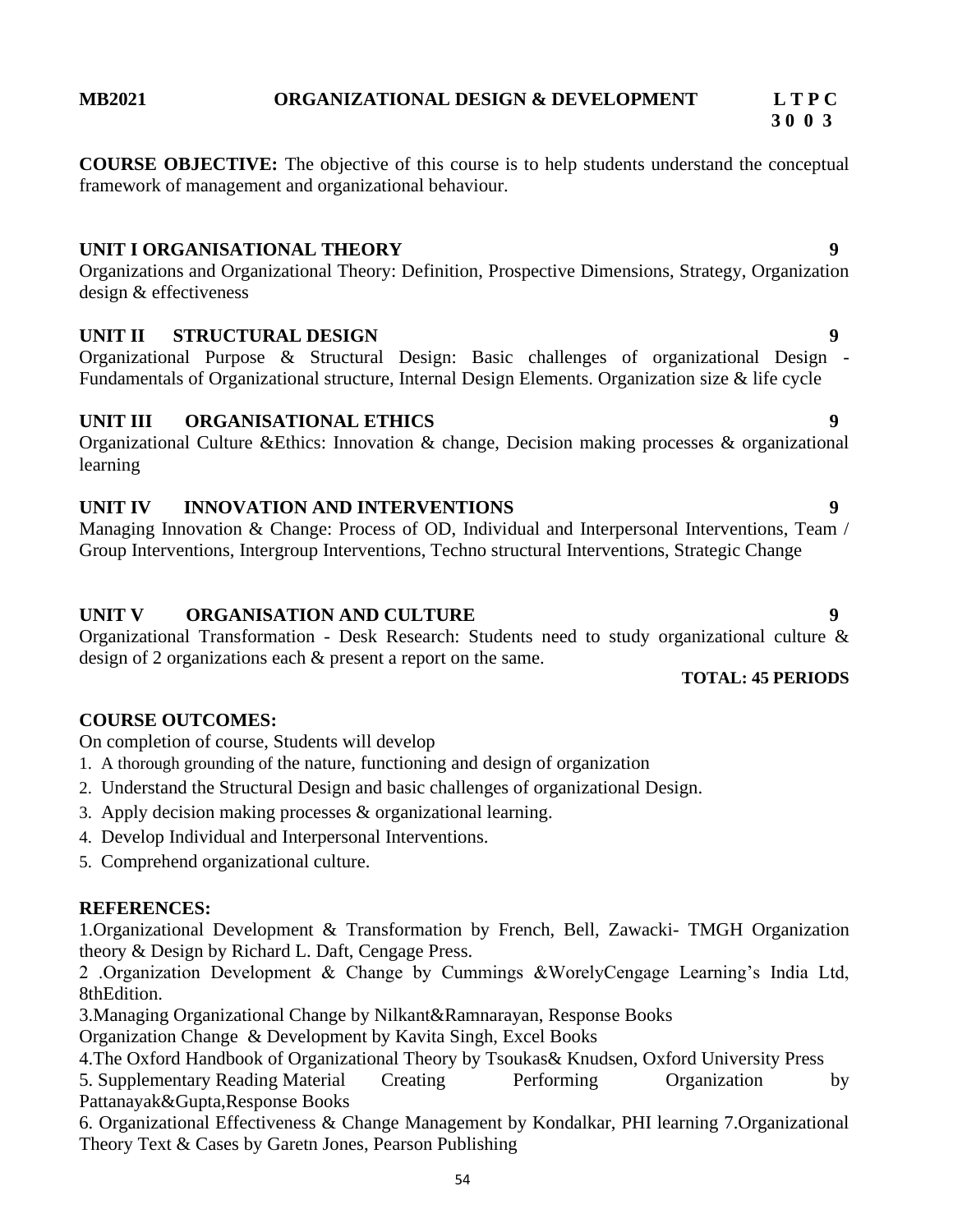**MB2021 ORGANIZATIONAL DESIGN & DEVELOPMENT**

| L | T | P | C |
|---|---|---|---|
| 3 | 0 | 0 | 3 |

**COURSE OBJECTIVE:** The objective of this course is to help students understand the conceptual framework of management and organizational behaviour.

**UNIT I ORGANISATIONAL THEORY 9**

Organizations and Organizational Theory: Definition, Prospective Dimensions, Strategy, Organization design & effectiveness

**UNIT II STRUCTURAL DESIGN 9**

Organizational Purpose & Structural Design: Basic challenges of organizational Design - Fundamentals of Organizational structure, Internal Design Elements. Organization size & life cycle

**UNIT III ORGANISATIONAL ETHICS 9**

Organizational Culture &Ethics: Innovation & change, Decision making processes & organizational learning

**UNIT IV INNOVATION AND INTERVENTIONS 9**

Managing Innovation & Change: Process of OD, Individual and Interpersonal Interventions, Team / Group Interventions, Intergroup Interventions, Techno structural Interventions, Strategic Change

**UNIT V ORGANISATION AND CULTURE 9**

Organizational Transformation - Desk Research: Students need to study organizational culture & design of 2 organizations each & present a report on the same.

**TOTAL: 45 PERIODS**

**COURSE OUTCOMES:**

On completion of course, Students will develop

1. A thorough grounding of the nature, functioning and design of organization
2. Understand the Structural Design and basic challenges of organizational Design.
3. Apply decision making processes & organizational learning.
4. Develop Individual and Interpersonal Interventions.
5. Comprehend organizational culture.

**REFERENCES:**

1.Organizational Development & Transformation by French, Bell, Zawacki- TMGH Organization theory & Design by Richard L. Daft, Cengage Press.

2 .Organization Development & Change by Cummings &WorelyCengage Learning's India Ltd, 8thEdition.

3.Managing Organizational Change by Nilkant&Ramnarayan, Response Books

Organization Change & Development by Kavita Singh, Excel Books

4.The Oxford Handbook of Organizational Theory by Tsoukas& Knudsen, Oxford University Press

5. Supplementary Reading Material Creating Performing Organization by Pattanayak&Gupta,Response Books

6. Organizational Effectiveness & Change Management by Kondalkar, PHI learning 7.Organizational Theory Text & Cases by Garetn Jones, Pearson Publishing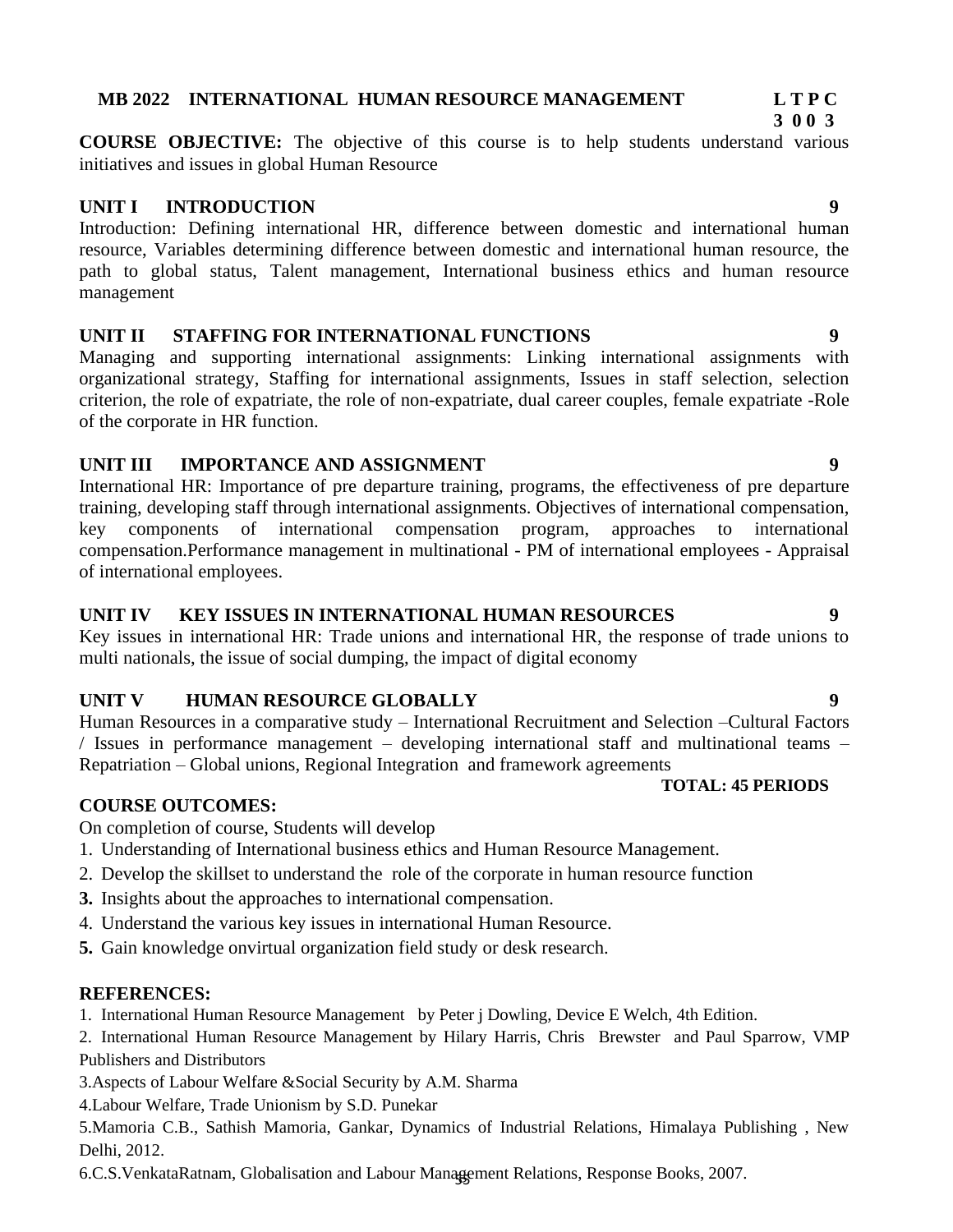## MB 2022 INTERNATIONAL HUMAN RESOURCE MANAGEMENT

**L T P C**
**3 0 0 3**

**COURSE OBJECTIVE:** The objective of this course is to help students understand various initiatives and issues in global Human Resource

### UNIT I INTRODUCTION 9

Introduction: Defining international HR, difference between domestic and international human resource, Variables determining difference between domestic and international human resource, the path to global status, Talent management, International business ethics and human resource management

### UNIT II STAFFING FOR INTERNATIONAL FUNCTIONS 9

Managing and supporting international assignments: Linking international assignments with organizational strategy, Staffing for international assignments, Issues in staff selection, selection criterion, the role of expatriate, the role of non-expatriate, dual career couples, female expatriate -Role of the corporate in HR function.

### UNIT III IMPORTANCE AND ASSIGNMENT 9

International HR: Importance of pre departure training, programs, the effectiveness of pre departure training, developing staff through international assignments. Objectives of international compensation, key components of international compensation program, approaches to international compensation.Performance management in multinational - PM of international employees - Appraisal of international employees.

### UNIT IV KEY ISSUES IN INTERNATIONAL HUMAN RESOURCES 9

Key issues in international HR: Trade unions and international HR, the response of trade unions to multi nationals, the issue of social dumping, the impact of digital economy

### UNIT V HUMAN RESOURCE GLOBALLY 9

Human Resources in a comparative study – International Recruitment and Selection –Cultural Factors / Issues in performance management – developing international staff and multinational teams – Repatriation – Global unions, Regional Integration and framework agreements

**TOTAL: 45 PERIODS**

### COURSE OUTCOMES:

On completion of course, Students will develop

1. Understanding of International business ethics and Human Resource Management.
2. Develop the skillset to understand the role of the corporate in human resource function
3. Insights about the approaches to international compensation.
4. Understand the various key issues in international Human Resource.
5. Gain knowledge onvirtual organization field study or desk research.

### REFERENCES:

1. International Human Resource Management by Peter j Dowling, Device E Welch, 4th Edition.
2. International Human Resource Management by Hilary Harris, Chris Brewster and Paul Sparrow, VMP Publishers and Distributors
3. Aspects of Labour Welfare &Social Security by A.M. Sharma
4. Labour Welfare, Trade Unionism by S.D. Punekar
5. Mamoria C.B., Sathish Mamoria, Gankar, Dynamics of Industrial Relations, Himalaya Publishing , New Delhi, 2012.
6. C.S.VenkataRatnam, Globalisation and Labour Management Relations, Response Books, 2007.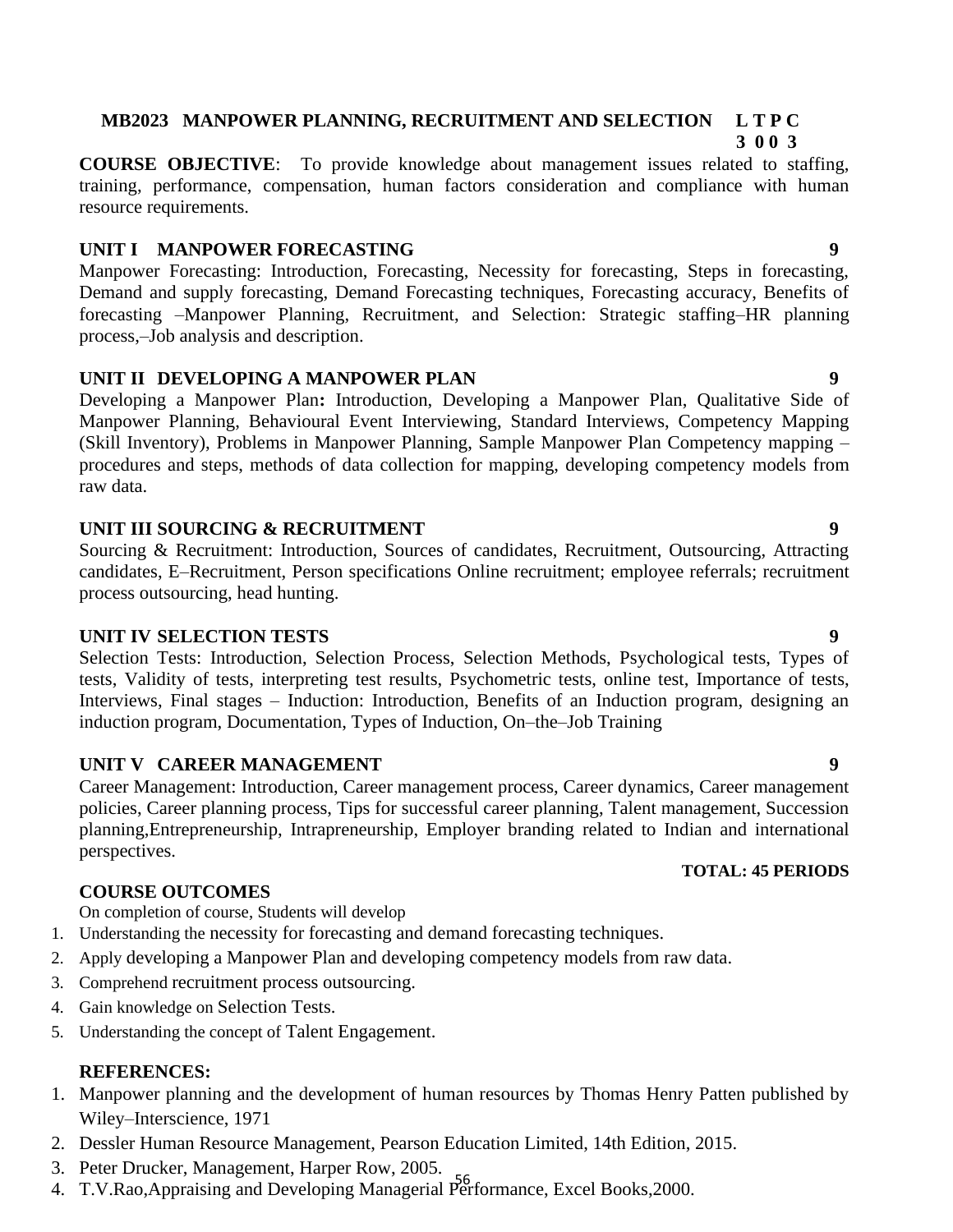## MB2023 MANPOWER PLANNING, RECRUITMENT AND SELECTION

**L T P C**
**3 0 0 3**

**COURSE OBJECTIVE**: To provide knowledge about management issues related to staffing, training, performance, compensation, human factors consideration and compliance with human resource requirements.

### UNIT I MANPOWER FORECASTING — 9

Manpower Forecasting: Introduction, Forecasting, Necessity for forecasting, Steps in forecasting, Demand and supply forecasting, Demand Forecasting techniques, Forecasting accuracy, Benefits of forecasting –Manpower Planning, Recruitment, and Selection: Strategic staffing–HR planning process,–Job analysis and description.

### UNIT II DEVELOPING A MANPOWER PLAN — 9

Developing a Manpower Plan**:** Introduction, Developing a Manpower Plan, Qualitative Side of Manpower Planning, Behavioural Event Interviewing, Standard Interviews, Competency Mapping (Skill Inventory), Problems in Manpower Planning, Sample Manpower Plan Competency mapping – procedures and steps, methods of data collection for mapping, developing competency models from raw data.

### UNIT III SOURCING & RECRUITMENT — 9

Sourcing & Recruitment: Introduction, Sources of candidates, Recruitment, Outsourcing, Attracting candidates, E–Recruitment, Person specifications Online recruitment; employee referrals; recruitment process outsourcing, head hunting.

### UNIT IV SELECTION TESTS — 9

Selection Tests: Introduction, Selection Process, Selection Methods, Psychological tests, Types of tests, Validity of tests, interpreting test results, Psychometric tests, online test, Importance of tests, Interviews, Final stages – Induction: Introduction, Benefits of an Induction program, designing an induction program, Documentation, Types of Induction, On–the–Job Training

### UNIT V CAREER MANAGEMENT — 9

Career Management: Introduction, Career management process, Career dynamics, Career management policies, Career planning process, Tips for successful career planning, Talent management, Succession planning,Entrepreneurship, Intrapreneurship, Employer branding related to Indian and international perspectives.

**TOTAL: 45 PERIODS**

### COURSE OUTCOMES

On completion of course, Students will develop

1. Understanding the necessity for forecasting and demand forecasting techniques.
2. Apply developing a Manpower Plan and developing competency models from raw data.
3. Comprehend recruitment process outsourcing.
4. Gain knowledge on Selection Tests.
5. Understanding the concept of Talent Engagement.

### REFERENCES:

1. Manpower planning and the development of human resources by Thomas Henry Patten published by Wiley–Interscience, 1971
2. Dessler Human Resource Management, Pearson Education Limited, 14th Edition, 2015.
3. Peter Drucker, Management, Harper Row, 2005.
4. T.V.Rao,Appraising and Developing Managerial Performance, Excel Books,2000.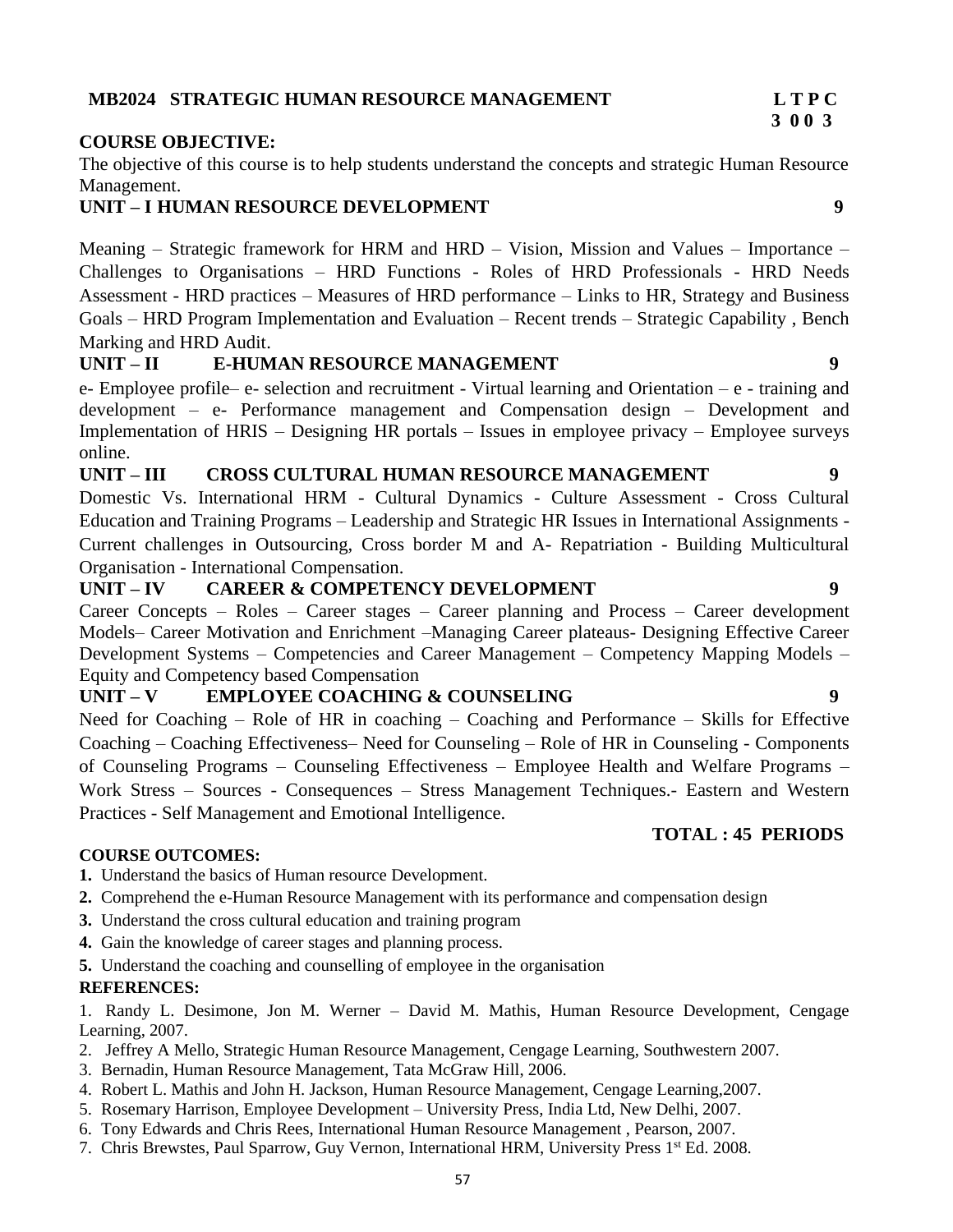## MB2024 STRATEGIC HUMAN RESOURCE MANAGEMENT

| L | T | P | C |
|---|---|---|---|
| 3 | 0 | 0 | 3 |

**COURSE OBJECTIVE:**

The objective of this course is to help students understand the concepts and strategic Human Resource Management.

### UNIT – I HUMAN RESOURCE DEVELOPMENT 9

Meaning – Strategic framework for HRM and HRD – Vision, Mission and Values – Importance – Challenges to Organisations – HRD Functions - Roles of HRD Professionals - HRD Needs Assessment - HRD practices – Measures of HRD performance – Links to HR, Strategy and Business Goals – HRD Program Implementation and Evaluation – Recent trends – Strategic Capability , Bench Marking and HRD Audit.

### UNIT – II E-HUMAN RESOURCE MANAGEMENT 9

e- Employee profile– e- selection and recruitment - Virtual learning and Orientation – e - training and development – e- Performance management and Compensation design – Development and Implementation of HRIS – Designing HR portals – Issues in employee privacy – Employee surveys online.

### UNIT – III CROSS CULTURAL HUMAN RESOURCE MANAGEMENT 9

Domestic Vs. International HRM - Cultural Dynamics - Culture Assessment - Cross Cultural Education and Training Programs – Leadership and Strategic HR Issues in International Assignments - Current challenges in Outsourcing, Cross border M and A- Repatriation - Building Multicultural Organisation - International Compensation.

### UNIT – IV CAREER & COMPETENCY DEVELOPMENT 9

Career Concepts – Roles – Career stages – Career planning and Process – Career development Models– Career Motivation and Enrichment –Managing Career plateaus- Designing Effective Career Development Systems – Competencies and Career Management – Competency Mapping Models – Equity and Competency based Compensation

### UNIT – V EMPLOYEE COACHING & COUNSELING 9

Need for Coaching – Role of HR in coaching – Coaching and Performance – Skills for Effective Coaching – Coaching Effectiveness– Need for Counseling – Role of HR in Counseling - Components of Counseling Programs – Counseling Effectiveness – Employee Health and Welfare Programs – Work Stress – Sources - Consequences – Stress Management Techniques.- Eastern and Western Practices - Self Management and Emotional Intelligence.

**TOTAL : 45 PERIODS**

**COURSE OUTCOMES:**

1. Understand the basics of Human resource Development.
2. Comprehend the e-Human Resource Management with its performance and compensation design
3. Understand the cross cultural education and training program
4. Gain the knowledge of career stages and planning process.
5. Understand the coaching and counselling of employee in the organisation

**REFERENCES:**

1. Randy L. Desimone, Jon M. Werner – David M. Mathis, Human Resource Development, Cengage Learning, 2007.
2. Jeffrey A Mello, Strategic Human Resource Management, Cengage Learning, Southwestern 2007.
3. Bernadin, Human Resource Management, Tata McGraw Hill, 2006.
4. Robert L. Mathis and John H. Jackson, Human Resource Management, Cengage Learning,2007.
5. Rosemary Harrison, Employee Development – University Press, India Ltd, New Delhi, 2007.
6. Tony Edwards and Chris Rees, International Human Resource Management , Pearson, 2007.
7. Chris Brewstes, Paul Sparrow, Guy Vernon, International HRM, University Press 1st Ed. 2008.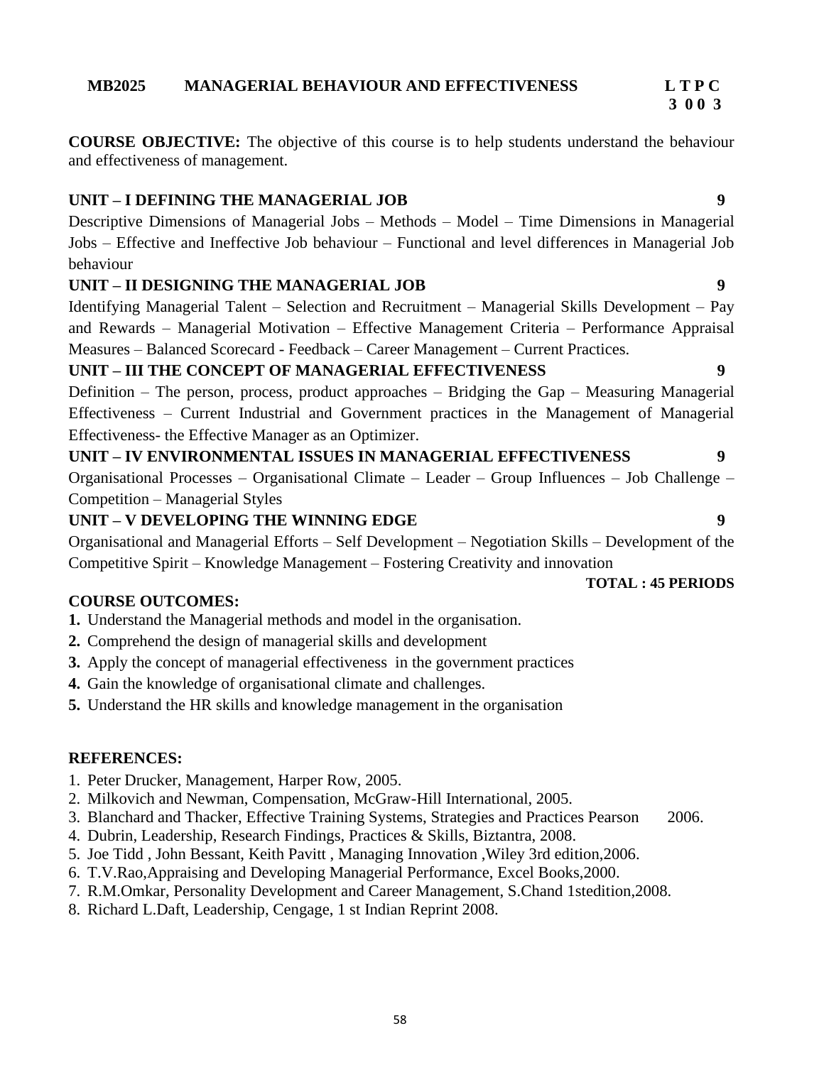## MB2025 MANAGERIAL BEHAVIOUR AND EFFECTIVENESS

| L | T | P | C |
|---|---|---|---|
| 3 | 0 | 0 | 3 |

**COURSE OBJECTIVE:** The objective of this course is to help students understand the behaviour and effectiveness of management.

### UNIT – I DEFINING THE MANAGERIAL JOB 9

Descriptive Dimensions of Managerial Jobs – Methods – Model – Time Dimensions in Managerial Jobs – Effective and Ineffective Job behaviour – Functional and level differences in Managerial Job behaviour

### UNIT – II DESIGNING THE MANAGERIAL JOB 9

Identifying Managerial Talent – Selection and Recruitment – Managerial Skills Development – Pay and Rewards – Managerial Motivation – Effective Management Criteria – Performance Appraisal Measures – Balanced Scorecard - Feedback – Career Management – Current Practices.

### UNIT – III THE CONCEPT OF MANAGERIAL EFFECTIVENESS 9

Definition – The person, process, product approaches – Bridging the Gap – Measuring Managerial Effectiveness – Current Industrial and Government practices in the Management of Managerial Effectiveness- the Effective Manager as an Optimizer.

### UNIT – IV ENVIRONMENTAL ISSUES IN MANAGERIAL EFFECTIVENESS 9

Organisational Processes – Organisational Climate – Leader – Group Influences – Job Challenge – Competition – Managerial Styles

### UNIT – V DEVELOPING THE WINNING EDGE 9

Organisational and Managerial Efforts – Self Development – Negotiation Skills – Development of the Competitive Spirit – Knowledge Management – Fostering Creativity and innovation

**TOTAL : 45 PERIODS**

### COURSE OUTCOMES:

1. Understand the Managerial methods and model in the organisation.
2. Comprehend the design of managerial skills and development
3. Apply the concept of managerial effectiveness in the government practices
4. Gain the knowledge of organisational climate and challenges.
5. Understand the HR skills and knowledge management in the organisation

### REFERENCES:

1. Peter Drucker, Management, Harper Row, 2005.
2. Milkovich and Newman, Compensation, McGraw-Hill International, 2005.
3. Blanchard and Thacker, Effective Training Systems, Strategies and Practices Pearson 2006.
4. Dubrin, Leadership, Research Findings, Practices & Skills, Biztantra, 2008.
5. Joe Tidd , John Bessant, Keith Pavitt , Managing Innovation ,Wiley 3rd edition,2006.
6. T.V.Rao,Appraising and Developing Managerial Performance, Excel Books,2000.
7. R.M.Omkar, Personality Development and Career Management, S.Chand 1stedition,2008.
8. Richard L.Daft, Leadership, Cengage, 1 st Indian Reprint 2008.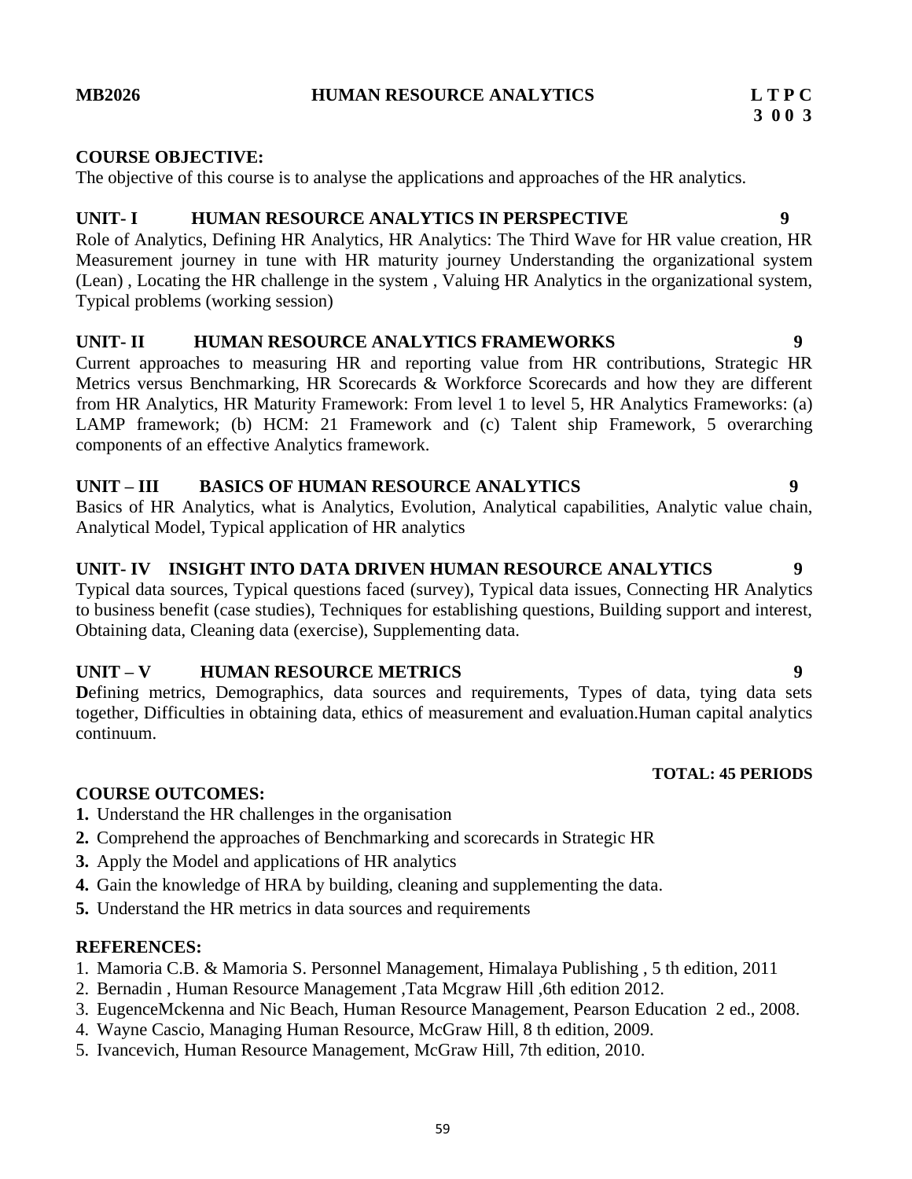**MB2026** **HUMAN RESOURCE ANALYTICS** **L T P C**
**3 0 0 3**

**COURSE OBJECTIVE:**
The objective of this course is to analyse the applications and approaches of the HR analytics.

**UNIT- I HUMAN RESOURCE ANALYTICS IN PERSPECTIVE 9**
Role of Analytics, Defining HR Analytics, HR Analytics: The Third Wave for HR value creation, HR Measurement journey in tune with HR maturity journey Understanding the organizational system (Lean) , Locating the HR challenge in the system , Valuing HR Analytics in the organizational system, Typical problems (working session)

**UNIT- II HUMAN RESOURCE ANALYTICS FRAMEWORKS 9**
Current approaches to measuring HR and reporting value from HR contributions, Strategic HR Metrics versus Benchmarking, HR Scorecards & Workforce Scorecards and how they are different from HR Analytics, HR Maturity Framework: From level 1 to level 5, HR Analytics Frameworks: (a) LAMP framework; (b) HCM: 21 Framework and (c) Talent ship Framework, 5 overarching components of an effective Analytics framework.

**UNIT – III BASICS OF HUMAN RESOURCE ANALYTICS 9**
Basics of HR Analytics, what is Analytics, Evolution, Analytical capabilities, Analytic value chain, Analytical Model, Typical application of HR analytics

**UNIT- IV INSIGHT INTO DATA DRIVEN HUMAN RESOURCE ANALYTICS 9**
Typical data sources, Typical questions faced (survey), Typical data issues, Connecting HR Analytics to business benefit (case studies), Techniques for establishing questions, Building support and interest, Obtaining data, Cleaning data (exercise), Supplementing data.

**UNIT – V HUMAN RESOURCE METRICS 9**
**D**efining metrics, Demographics, data sources and requirements, Types of data, tying data sets together, Difficulties in obtaining data, ethics of measurement and evaluation.Human capital analytics continuum.

**TOTAL: 45 PERIODS**

**COURSE OUTCOMES:**

**1.** Understand the HR challenges in the organisation
**2.** Comprehend the approaches of Benchmarking and scorecards in Strategic HR
**3.** Apply the Model and applications of HR analytics
**4.** Gain the knowledge of HRA by building, cleaning and supplementing the data.
**5.** Understand the HR metrics in data sources and requirements

**REFERENCES:**

1. Mamoria C.B. & Mamoria S. Personnel Management, Himalaya Publishing , 5 th edition, 2011
2. Bernadin , Human Resource Management ,Tata Mcgraw Hill ,6th edition 2012.
3. EugenceMckenna and Nic Beach, Human Resource Management, Pearson Education 2 ed., 2008.
4. Wayne Cascio, Managing Human Resource, McGraw Hill, 8 th edition, 2009.
5. Ivancevich, Human Resource Management, McGraw Hill, 7th edition, 2010.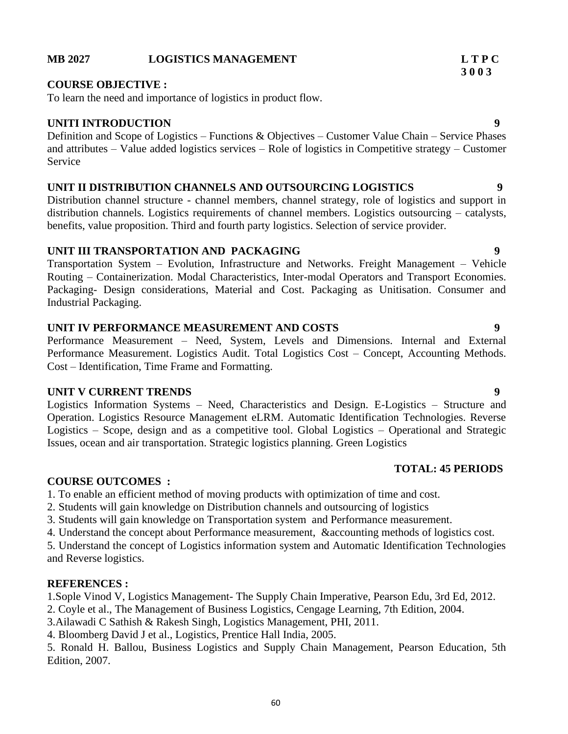**MB 2027 LOGISTICS MANAGEMENT**

| L | T | P | C |
|---|---|---|---|
| 3 | 0 | 0 | 3 |

**COURSE OBJECTIVE :**

To learn the need and importance of logistics in product flow.

**UNITI INTRODUCTION** **9**

Definition and Scope of Logistics – Functions & Objectives – Customer Value Chain – Service Phases and attributes – Value added logistics services – Role of logistics in Competitive strategy – Customer Service

**UNIT II DISTRIBUTION CHANNELS AND OUTSOURCING LOGISTICS** **9**

Distribution channel structure - channel members, channel strategy, role of logistics and support in distribution channels. Logistics requirements of channel members. Logistics outsourcing – catalysts, benefits, value proposition. Third and fourth party logistics. Selection of service provider.

**UNIT III TRANSPORTATION AND PACKAGING** **9**

Transportation System – Evolution, Infrastructure and Networks. Freight Management – Vehicle Routing – Containerization. Modal Characteristics, Inter-modal Operators and Transport Economies. Packaging- Design considerations, Material and Cost. Packaging as Unitisation. Consumer and Industrial Packaging.

**UNIT IV PERFORMANCE MEASUREMENT AND COSTS** **9**

Performance Measurement – Need, System, Levels and Dimensions. Internal and External Performance Measurement. Logistics Audit. Total Logistics Cost – Concept, Accounting Methods. Cost – Identification, Time Frame and Formatting.

**UNIT V CURRENT TRENDS** **9**

Logistics Information Systems – Need, Characteristics and Design. E-Logistics – Structure and Operation. Logistics Resource Management eLRM. Automatic Identification Technologies. Reverse Logistics – Scope, design and as a competitive tool. Global Logistics – Operational and Strategic Issues, ocean and air transportation. Strategic logistics planning. Green Logistics

**TOTAL: 45 PERIODS**

**COURSE OUTCOMES :**

1. To enable an efficient method of moving products with optimization of time and cost.
2. Students will gain knowledge on Distribution channels and outsourcing of logistics
3. Students will gain knowledge on Transportation system and Performance measurement.
4. Understand the concept about Performance measurement, &accounting methods of logistics cost.
5. Understand the concept of Logistics information system and Automatic Identification Technologies and Reverse logistics.

**REFERENCES :**

1. Sople Vinod V, Logistics Management- The Supply Chain Imperative, Pearson Edu, 3rd Ed, 2012.
2. Coyle et al., The Management of Business Logistics, Cengage Learning, 7th Edition, 2004.
3. Ailawadi C Sathish & Rakesh Singh, Logistics Management, PHI, 2011.
4. Bloomberg David J et al., Logistics, Prentice Hall India, 2005.
5. Ronald H. Ballou, Business Logistics and Supply Chain Management, Pearson Education, 5th Edition, 2007.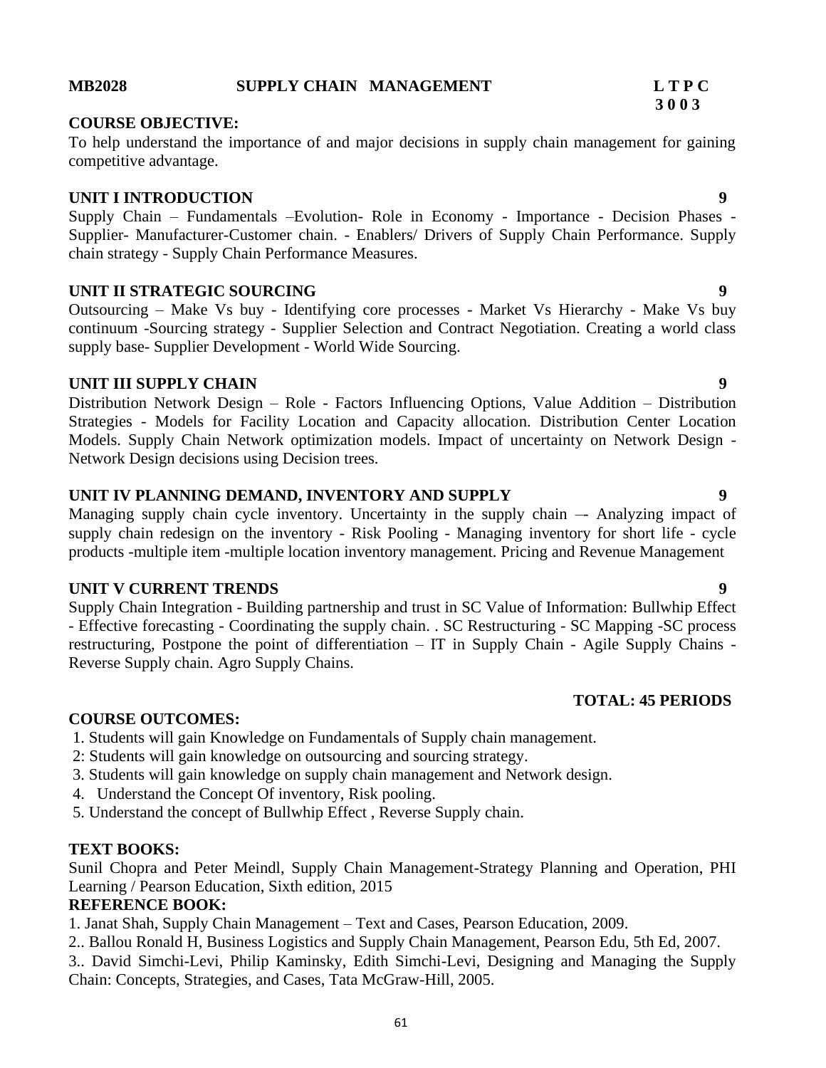**MB2028 SUPPLY CHAIN MANAGEMENT L T P C**
**3 0 0 3**

**COURSE OBJECTIVE:**

To help understand the importance of and major decisions in supply chain management for gaining competitive advantage.

**UNIT I INTRODUCTION 9**

Supply Chain – Fundamentals –Evolution- Role in Economy - Importance - Decision Phases - Supplier- Manufacturer-Customer chain. - Enablers/ Drivers of Supply Chain Performance. Supply chain strategy - Supply Chain Performance Measures.

**UNIT II STRATEGIC SOURCING 9**

Outsourcing – Make Vs buy - Identifying core processes - Market Vs Hierarchy - Make Vs buy continuum -Sourcing strategy - Supplier Selection and Contract Negotiation. Creating a world class supply base- Supplier Development - World Wide Sourcing.

**UNIT III SUPPLY CHAIN 9**

Distribution Network Design – Role - Factors Influencing Options, Value Addition – Distribution Strategies - Models for Facility Location and Capacity allocation. Distribution Center Location Models. Supply Chain Network optimization models. Impact of uncertainty on Network Design - Network Design decisions using Decision trees.

**UNIT IV PLANNING DEMAND, INVENTORY AND SUPPLY 9**

Managing supply chain cycle inventory. Uncertainty in the supply chain –- Analyzing impact of supply chain redesign on the inventory - Risk Pooling - Managing inventory for short life - cycle products -multiple item -multiple location inventory management. Pricing and Revenue Management

**UNIT V CURRENT TRENDS 9**

Supply Chain Integration - Building partnership and trust in SC Value of Information: Bullwhip Effect - Effective forecasting - Coordinating the supply chain. . SC Restructuring - SC Mapping -SC process restructuring, Postpone the point of differentiation – IT in Supply Chain - Agile Supply Chains - Reverse Supply chain. Agro Supply Chains.

**TOTAL: 45 PERIODS**

**COURSE OUTCOMES:**

1. Students will gain Knowledge on Fundamentals of Supply chain management.
2: Students will gain knowledge on outsourcing and sourcing strategy.
3. Students will gain knowledge on supply chain management and Network design.
4. Understand the Concept Of inventory, Risk pooling.
5. Understand the concept of Bullwhip Effect , Reverse Supply chain.

**TEXT BOOKS:**

Sunil Chopra and Peter Meindl, Supply Chain Management-Strategy Planning and Operation, PHI Learning / Pearson Education, Sixth edition, 2015

**REFERENCE BOOK:**

1. Janat Shah, Supply Chain Management – Text and Cases, Pearson Education, 2009.
2.. Ballou Ronald H, Business Logistics and Supply Chain Management, Pearson Edu, 5th Ed, 2007.
3.. David Simchi-Levi, Philip Kaminsky, Edith Simchi-Levi, Designing and Managing the Supply Chain: Concepts, Strategies, and Cases, Tata McGraw-Hill, 2005.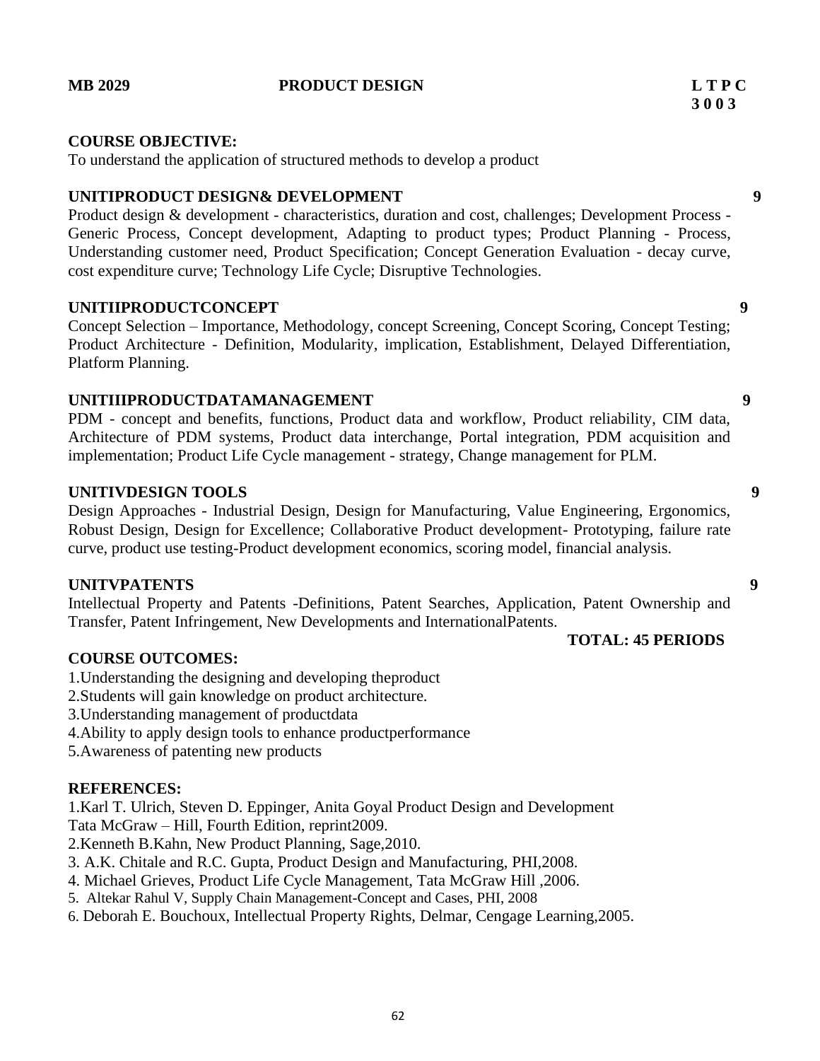**MB 2029 PRODUCT DESIGN L T P C**
**3 0 0 3**

**COURSE OBJECTIVE:**

To understand the application of structured methods to develop a product

**UNITIPRODUCT DESIGN& DEVELOPMENT 9**

Product design & development - characteristics, duration and cost, challenges; Development Process - Generic Process, Concept development, Adapting to product types; Product Planning - Process, Understanding customer need, Product Specification; Concept Generation Evaluation - decay curve, cost expenditure curve; Technology Life Cycle; Disruptive Technologies.

**UNITIIPRODUCTCONCEPT 9**

Concept Selection – Importance, Methodology, concept Screening, Concept Scoring, Concept Testing; Product Architecture - Definition, Modularity, implication, Establishment, Delayed Differentiation, Platform Planning.

**UNITIIIPRODUCTDATAMANAGEMENT 9**

PDM - concept and benefits, functions, Product data and workflow, Product reliability, CIM data, Architecture of PDM systems, Product data interchange, Portal integration, PDM acquisition and implementation; Product Life Cycle management - strategy, Change management for PLM.

**UNITIVDESIGN TOOLS 9**

Design Approaches - Industrial Design, Design for Manufacturing, Value Engineering, Ergonomics, Robust Design, Design for Excellence; Collaborative Product development- Prototyping, failure rate curve, product use testing-Product development economics, scoring model, financial analysis.

**UNITVPATENTS 9**

Intellectual Property and Patents -Definitions, Patent Searches, Application, Patent Ownership and Transfer, Patent Infringement, New Developments and InternationalPatents.

**TOTAL: 45 PERIODS**

**COURSE OUTCOMES:**

1.Understanding the designing and developing theproduct
2.Students will gain knowledge on product architecture.
3.Understanding management of productdata
4.Ability to apply design tools to enhance productperformance
5.Awareness of patenting new products

**REFERENCES:**

1.Karl T. Ulrich, Steven D. Eppinger, Anita Goyal Product Design and Development Tata McGraw – Hill, Fourth Edition, reprint2009.
2.Kenneth B.Kahn, New Product Planning, Sage,2010.
3. A.K. Chitale and R.C. Gupta, Product Design and Manufacturing, PHI,2008.
4. Michael Grieves, Product Life Cycle Management, Tata McGraw Hill ,2006.
5. Altekar Rahul V, Supply Chain Management-Concept and Cases, PHI, 2008
6. Deborah E. Bouchoux, Intellectual Property Rights, Delmar, Cengage Learning,2005.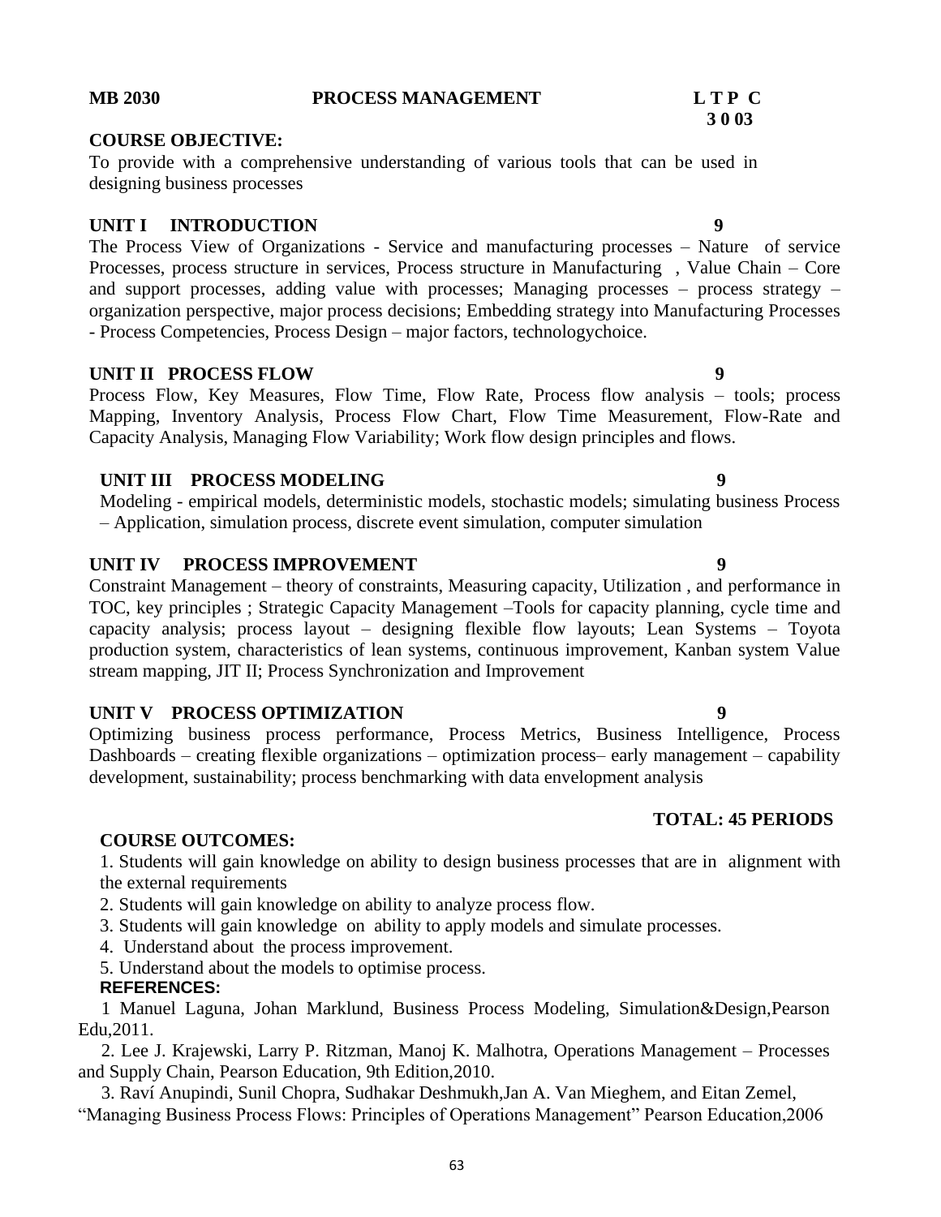**MB 2030 PROCESS MANAGEMENT L T P C**
**3 0 0 3**

**COURSE OBJECTIVE:**

To provide with a comprehensive understanding of various tools that can be used in designing business processes

**UNIT I INTRODUCTION 9**

The Process View of Organizations - Service and manufacturing processes – Nature of service Processes, process structure in services, Process structure in Manufacturing , Value Chain – Core and support processes, adding value with processes; Managing processes – process strategy – organization perspective, major process decisions; Embedding strategy into Manufacturing Processes - Process Competencies, Process Design – major factors, technologychoice.

**UNIT II PROCESS FLOW 9**

Process Flow, Key Measures, Flow Time, Flow Rate, Process flow analysis – tools; process Mapping, Inventory Analysis, Process Flow Chart, Flow Time Measurement, Flow-Rate and Capacity Analysis, Managing Flow Variability; Work flow design principles and flows.

**UNIT III PROCESS MODELING 9**

Modeling - empirical models, deterministic models, stochastic models; simulating business Process – Application, simulation process, discrete event simulation, computer simulation

**UNIT IV PROCESS IMPROVEMENT 9**

Constraint Management – theory of constraints, Measuring capacity, Utilization , and performance in TOC, key principles ; Strategic Capacity Management –Tools for capacity planning, cycle time and capacity analysis; process layout – designing flexible flow layouts; Lean Systems – Toyota production system, characteristics of lean systems, continuous improvement, Kanban system Value stream mapping, JIT II; Process Synchronization and Improvement

**UNIT V PROCESS OPTIMIZATION 9**

Optimizing business process performance, Process Metrics, Business Intelligence, Process Dashboards – creating flexible organizations – optimization process– early management – capability development, sustainability; process benchmarking with data envelopment analysis

**TOTAL: 45 PERIODS**

**COURSE OUTCOMES:**

1. Students will gain knowledge on ability to design business processes that are in alignment with the external requirements
2. Students will gain knowledge on ability to analyze process flow.
3. Students will gain knowledge on ability to apply models and simulate processes.
4. Understand about the process improvement.
5. Understand about the models to optimise process.

**REFERENCES:**

1 Manuel Laguna, Johan Marklund, Business Process Modeling, Simulation&Design,Pearson Edu,2011.

2. Lee J. Krajewski, Larry P. Ritzman, Manoj K. Malhotra, Operations Management – Processes and Supply Chain, Pearson Education, 9th Edition,2010.

3. Raví Anupindi, Sunil Chopra, Sudhakar Deshmukh,Jan A. Van Mieghem, and Eitan Zemel, "Managing Business Process Flows: Principles of Operations Management" Pearson Education,2006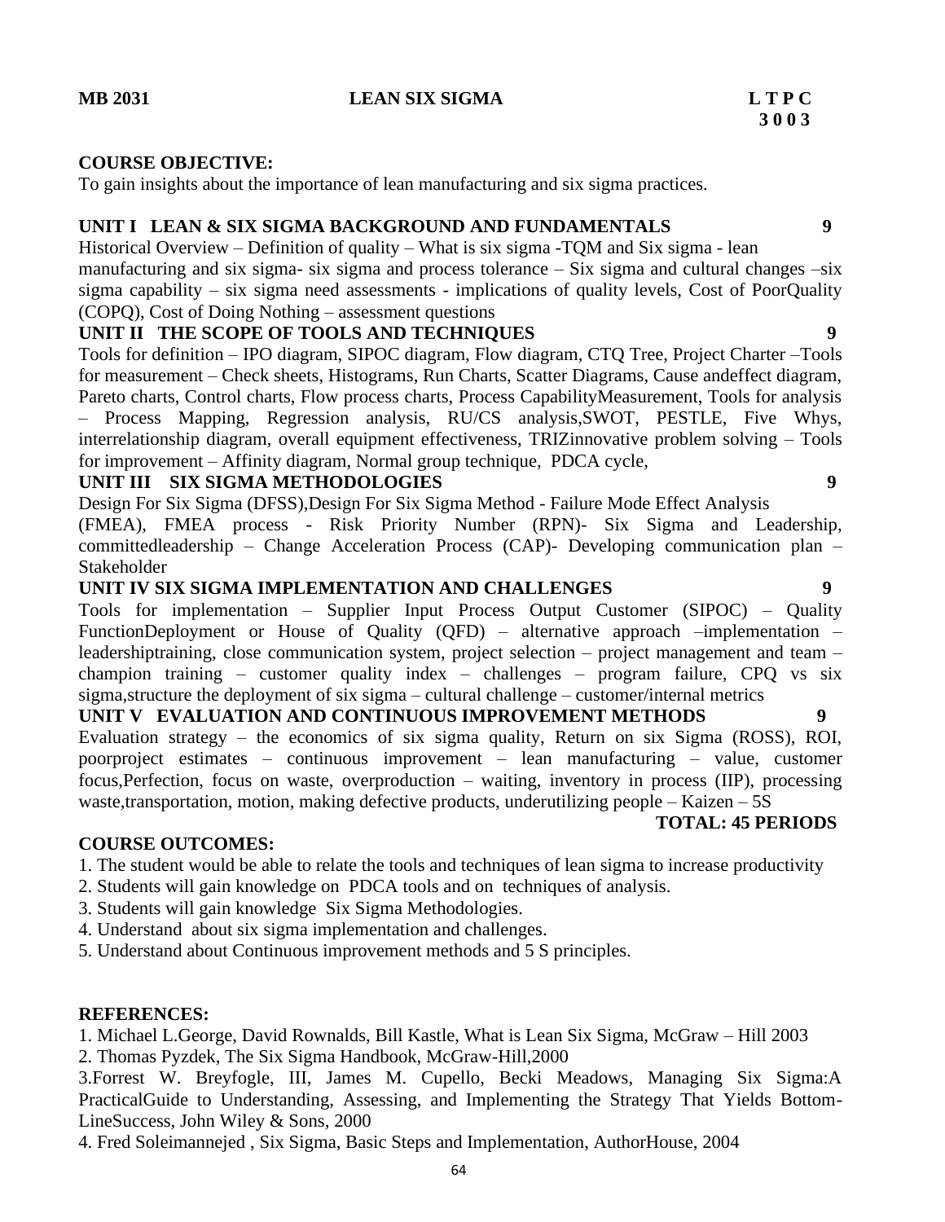**MB 2031 LEAN SIX SIGMA L T P C**

**3 0 0 3**

**COURSE OBJECTIVE:**

To gain insights about the importance of lean manufacturing and six sigma practices.

**UNIT I LEAN & SIX SIGMA BACKGROUND AND FUNDAMENTALS 9**

Historical Overview – Definition of quality – What is six sigma -TQM and Six sigma - lean manufacturing and six sigma- six sigma and process tolerance – Six sigma and cultural changes –six sigma capability – six sigma need assessments - implications of quality levels, Cost of PoorQuality (COPQ), Cost of Doing Nothing – assessment questions

**UNIT II THE SCOPE OF TOOLS AND TECHNIQUES 9**

Tools for definition – IPO diagram, SIPOC diagram, Flow diagram, CTQ Tree, Project Charter –Tools for measurement – Check sheets, Histograms, Run Charts, Scatter Diagrams, Cause andeffect diagram, Pareto charts, Control charts, Flow process charts, Process CapabilityMeasurement, Tools for analysis – Process Mapping, Regression analysis, RU/CS analysis,SWOT, PESTLE, Five Whys, interrelationship diagram, overall equipment effectiveness, TRIZinnovative problem solving – Tools for improvement – Affinity diagram, Normal group technique, PDCA cycle,

**UNIT III SIX SIGMA METHODOLOGIES 9**

Design For Six Sigma (DFSS),Design For Six Sigma Method - Failure Mode Effect Analysis (FMEA), FMEA process - Risk Priority Number (RPN)- Six Sigma and Leadership, committedleadership – Change Acceleration Process (CAP)- Developing communication plan – Stakeholder

**UNIT IV SIX SIGMA IMPLEMENTATION AND CHALLENGES 9**

Tools for implementation – Supplier Input Process Output Customer (SIPOC) – Quality FunctionDeployment or House of Quality (QFD) – alternative approach –implementation – leadershiptraining, close communication system, project selection – project management and team – champion training – customer quality index – challenges – program failure, CPQ vs six sigma,structure the deployment of six sigma – cultural challenge – customer/internal metrics

**UNIT V EVALUATION AND CONTINUOUS IMPROVEMENT METHODS 9**

Evaluation strategy – the economics of six sigma quality, Return on six Sigma (ROSS), ROI, poorproject estimates – continuous improvement – lean manufacturing – value, customer focus,Perfection, focus on waste, overproduction – waiting, inventory in process (IIP), processing waste,transportation, motion, making defective products, underutilizing people – Kaizen – 5S

**TOTAL: 45 PERIODS**

**COURSE OUTCOMES:**

1. The student would be able to relate the tools and techniques of lean sigma to increase productivity
2. Students will gain knowledge on PDCA tools and on techniques of analysis.
3. Students will gain knowledge Six Sigma Methodologies.
4. Understand about six sigma implementation and challenges.
5. Understand about Continuous improvement methods and 5 S principles.

**REFERENCES:**

1. Michael L.George, David Rownalds, Bill Kastle, What is Lean Six Sigma, McGraw – Hill 2003
2. Thomas Pyzdek, The Six Sigma Handbook, McGraw-Hill,2000
3. Forrest W. Breyfogle, III, James M. Cupello, Becki Meadows, Managing Six Sigma:A PracticalGuide to Understanding, Assessing, and Implementing the Strategy That Yields Bottom-LineSuccess, John Wiley & Sons, 2000
4. Fred Soleimannejed , Six Sigma, Basic Steps and Implementation, AuthorHouse, 2004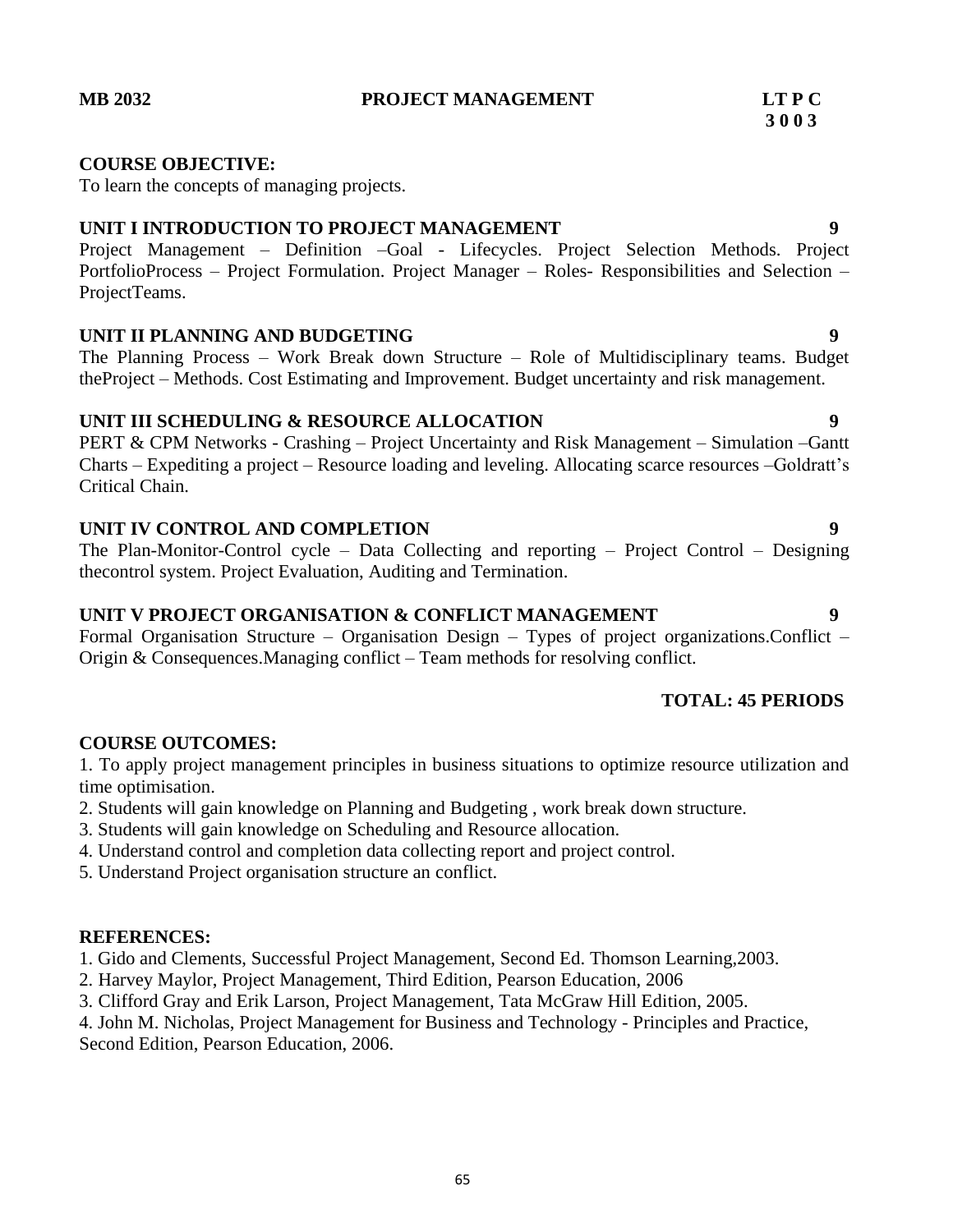**MB 2032 PROJECT MANAGEMENT LT P C**
**3 0 0 3**

**COURSE OBJECTIVE:**

To learn the concepts of managing projects.

**UNIT I INTRODUCTION TO PROJECT MANAGEMENT 9**

Project Management – Definition –Goal - Lifecycles. Project Selection Methods. Project PortfolioProcess – Project Formulation. Project Manager – Roles- Responsibilities and Selection – ProjectTeams.

**UNIT II PLANNING AND BUDGETING 9**

The Planning Process – Work Break down Structure – Role of Multidisciplinary teams. Budget theProject – Methods. Cost Estimating and Improvement. Budget uncertainty and risk management.

**UNIT III SCHEDULING & RESOURCE ALLOCATION 9**

PERT & CPM Networks - Crashing – Project Uncertainty and Risk Management – Simulation –Gantt Charts – Expediting a project – Resource loading and leveling. Allocating scarce resources –Goldratt's Critical Chain.

**UNIT IV CONTROL AND COMPLETION 9**

The Plan-Monitor-Control cycle – Data Collecting and reporting – Project Control – Designing thecontrol system. Project Evaluation, Auditing and Termination.

**UNIT V PROJECT ORGANISATION & CONFLICT MANAGEMENT 9**

Formal Organisation Structure – Organisation Design – Types of project organizations.Conflict – Origin & Consequences.Managing conflict – Team methods for resolving conflict.

**TOTAL: 45 PERIODS**

**COURSE OUTCOMES:**

1. To apply project management principles in business situations to optimize resource utilization and time optimisation.
2. Students will gain knowledge on Planning and Budgeting , work break down structure.
3. Students will gain knowledge on Scheduling and Resource allocation.
4. Understand control and completion data collecting report and project control.
5. Understand Project organisation structure an conflict.

**REFERENCES:**

1. Gido and Clements, Successful Project Management, Second Ed. Thomson Learning,2003.
2. Harvey Maylor, Project Management, Third Edition, Pearson Education, 2006
3. Clifford Gray and Erik Larson, Project Management, Tata McGraw Hill Edition, 2005.
4. John M. Nicholas, Project Management for Business and Technology - Principles and Practice, Second Edition, Pearson Education, 2006.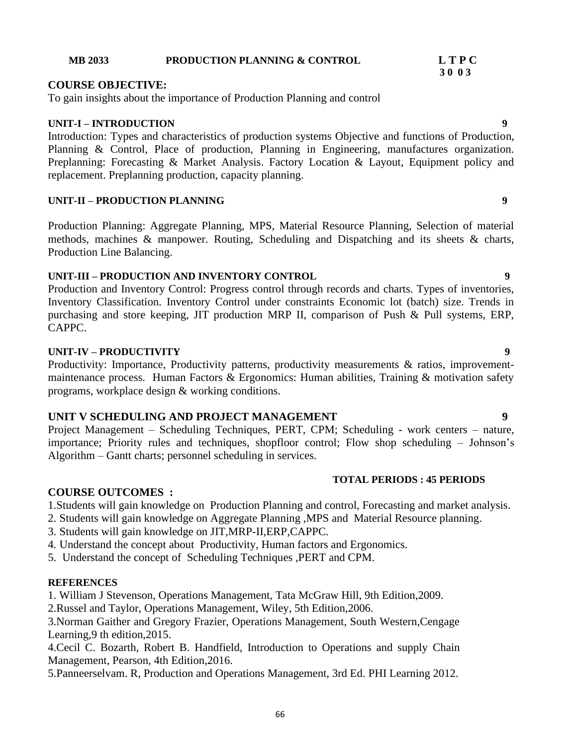**MB 2033 PRODUCTION PLANNING & CONTROL**

**L T P C**
**3 0 0 3**

**COURSE OBJECTIVE:**

To gain insights about the importance of Production Planning and control

**UNIT-I – INTRODUCTION** **9**

Introduction: Types and characteristics of production systems Objective and functions of Production, Planning & Control, Place of production, Planning in Engineering, manufactures organization. Preplanning: Forecasting & Market Analysis. Factory Location & Layout, Equipment policy and replacement. Preplanning production, capacity planning.

**UNIT-II – PRODUCTION PLANNING** **9**

Production Planning: Aggregate Planning, MPS, Material Resource Planning, Selection of material methods, machines & manpower. Routing, Scheduling and Dispatching and its sheets & charts, Production Line Balancing.

**UNIT-III – PRODUCTION AND INVENTORY CONTROL** **9**

Production and Inventory Control: Progress control through records and charts. Types of inventories, Inventory Classification. Inventory Control under constraints Economic lot (batch) size. Trends in purchasing and store keeping, JIT production MRP II, comparison of Push & Pull systems, ERP, CAPPC.

**UNIT-IV – PRODUCTIVITY** **9**

Productivity: Importance, Productivity patterns, productivity measurements & ratios, improvement-maintenance process. Human Factors & Ergonomics: Human abilities, Training & motivation safety programs, workplace design & working conditions.

**UNIT V SCHEDULING AND PROJECT MANAGEMENT** **9**

Project Management – Scheduling Techniques, PERT, CPM; Scheduling - work centers – nature, importance; Priority rules and techniques, shopfloor control; Flow shop scheduling – Johnson's Algorithm – Gantt charts; personnel scheduling in services.

**TOTAL PERIODS : 45 PERIODS**

**COURSE OUTCOMES :**

1. Students will gain knowledge on Production Planning and control, Forecasting and market analysis.
2. Students will gain knowledge on Aggregate Planning ,MPS and Material Resource planning.
3. Students will gain knowledge on JIT,MRP-II,ERP,CAPPC.
4. Understand the concept about Productivity, Human factors and Ergonomics.
5. Understand the concept of Scheduling Techniques ,PERT and CPM.

**REFERENCES**

1. William J Stevenson, Operations Management, Tata McGraw Hill, 9th Edition,2009.
2. Russel and Taylor, Operations Management, Wiley, 5th Edition,2006.
3. Norman Gaither and Gregory Frazier, Operations Management, South Western,Cengage Learning,9 th edition,2015.
4. Cecil C. Bozarth, Robert B. Handfield, Introduction to Operations and supply Chain Management, Pearson, 4th Edition,2016.
5. Panneerselvam. R, Production and Operations Management, 3rd Ed. PHI Learning 2012.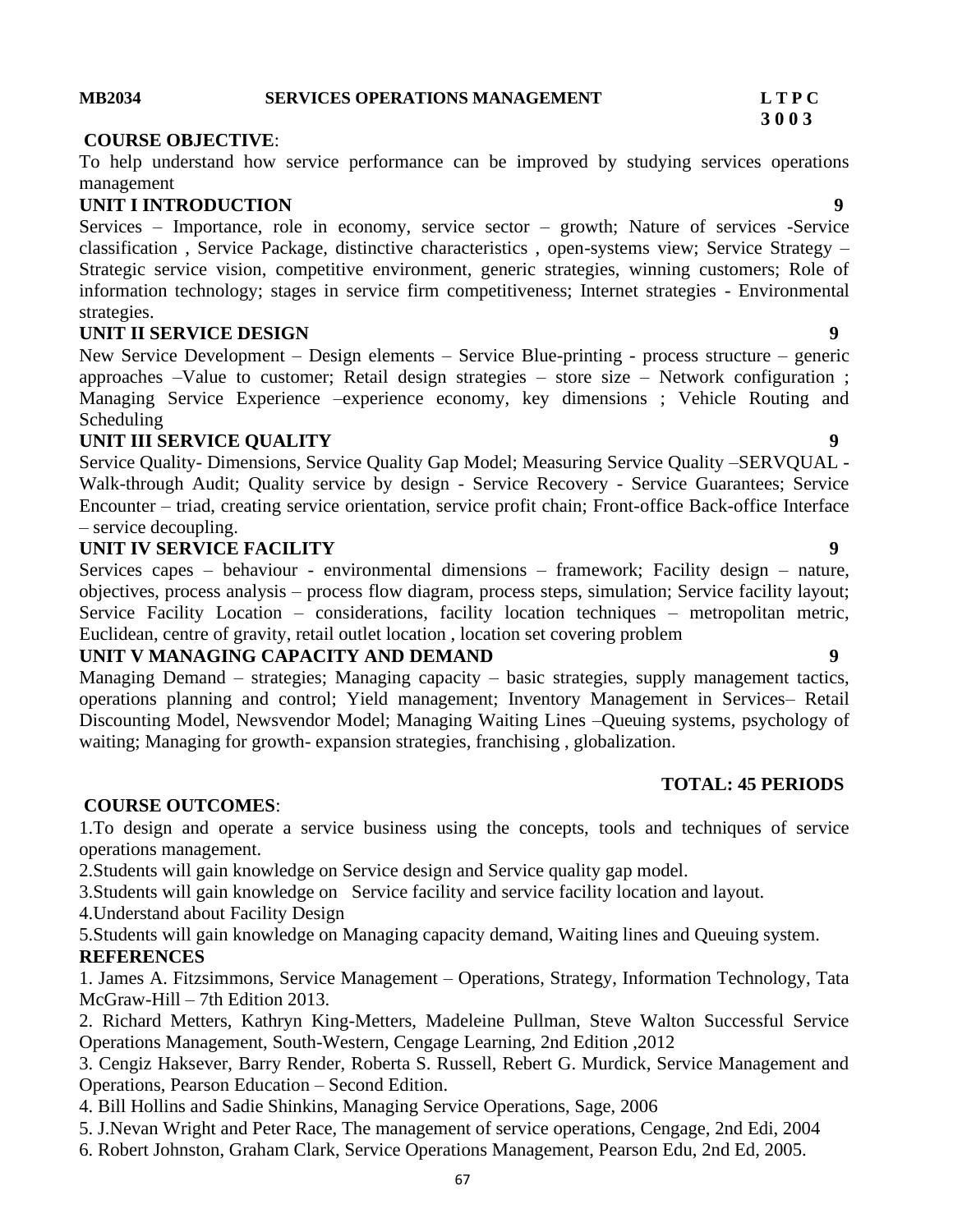**MB2034 SERVICES OPERATIONS MANAGEMENT L T P C**
**3 0 0 3**

**COURSE OBJECTIVE**:

To help understand how service performance can be improved by studying services operations management

**UNIT I INTRODUCTION 9**

Services – Importance, role in economy, service sector – growth; Nature of services -Service classification , Service Package, distinctive characteristics , open-systems view; Service Strategy – Strategic service vision, competitive environment, generic strategies, winning customers; Role of information technology; stages in service firm competitiveness; Internet strategies - Environmental strategies.

**UNIT II SERVICE DESIGN 9**

New Service Development – Design elements – Service Blue-printing - process structure – generic approaches –Value to customer; Retail design strategies – store size – Network configuration ; Managing Service Experience –experience economy, key dimensions ; Vehicle Routing and Scheduling

**UNIT III SERVICE QUALITY 9**

Service Quality- Dimensions, Service Quality Gap Model; Measuring Service Quality –SERVQUAL - Walk-through Audit; Quality service by design - Service Recovery - Service Guarantees; Service Encounter – triad, creating service orientation, service profit chain; Front-office Back-office Interface – service decoupling.

**UNIT IV SERVICE FACILITY 9**

Services capes – behaviour - environmental dimensions – framework; Facility design – nature, objectives, process analysis – process flow diagram, process steps, simulation; Service facility layout; Service Facility Location – considerations, facility location techniques – metropolitan metric, Euclidean, centre of gravity, retail outlet location , location set covering problem

**UNIT V MANAGING CAPACITY AND DEMAND 9**

Managing Demand – strategies; Managing capacity – basic strategies, supply management tactics, operations planning and control; Yield management; Inventory Management in Services– Retail Discounting Model, Newsvendor Model; Managing Waiting Lines –Queuing systems, psychology of waiting; Managing for growth- expansion strategies, franchising , globalization.

**TOTAL: 45 PERIODS**

**COURSE OUTCOMES**:

1.To design and operate a service business using the concepts, tools and techniques of service operations management.

2.Students will gain knowledge on Service design and Service quality gap model.

3.Students will gain knowledge on Service facility and service facility location and layout.

4.Understand about Facility Design

5.Students will gain knowledge on Managing capacity demand, Waiting lines and Queuing system.

**REFERENCES**

1. James A. Fitzsimmons, Service Management – Operations, Strategy, Information Technology, Tata McGraw-Hill – 7th Edition 2013.
2. Richard Metters, Kathryn King-Metters, Madeleine Pullman, Steve Walton Successful Service Operations Management, South-Western, Cengage Learning, 2nd Edition ,2012
3. Cengiz Haksever, Barry Render, Roberta S. Russell, Rebert G. Murdick, Service Management and Operations, Pearson Education – Second Edition.
4. Bill Hollins and Sadie Shinkins, Managing Service Operations, Sage, 2006
5. J.Nevan Wright and Peter Race, The management of service operations, Cengage, 2nd Edi, 2004
6. Robert Johnston, Graham Clark, Service Operations Management, Pearson Edu, 2nd Ed, 2005.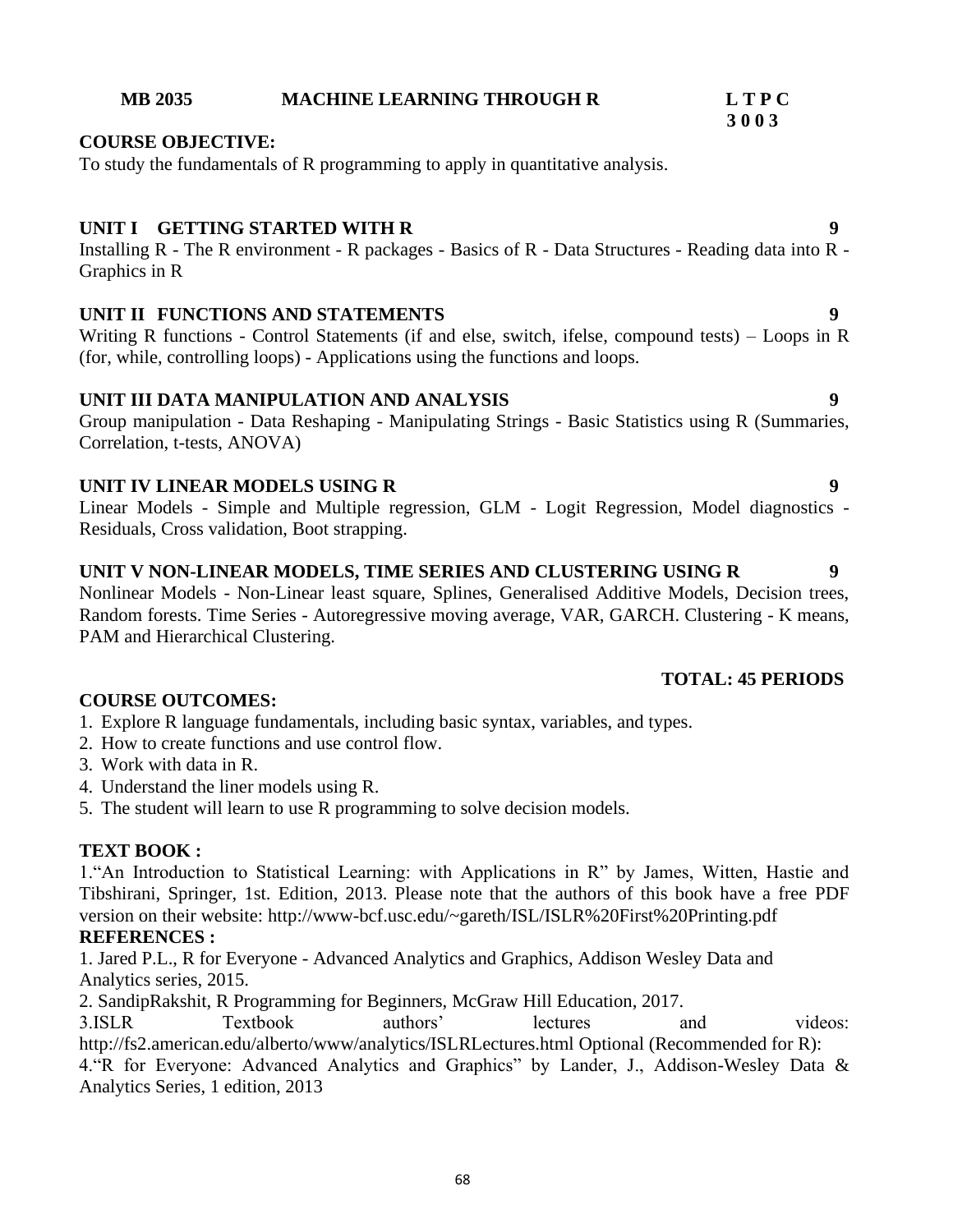**MB 2035 MACHINE LEARNING THROUGH R**

**L T P C**
**3 0 0 3**

**COURSE OBJECTIVE:**

To study the fundamentals of R programming to apply in quantitative analysis.

**UNIT I GETTING STARTED WITH R** **9**

Installing R - The R environment - R packages - Basics of R - Data Structures - Reading data into R - Graphics in R

**UNIT II FUNCTIONS AND STATEMENTS** **9**

Writing R functions - Control Statements (if and else, switch, ifelse, compound tests) – Loops in R (for, while, controlling loops) - Applications using the functions and loops.

**UNIT III DATA MANIPULATION AND ANALYSIS** **9**

Group manipulation - Data Reshaping - Manipulating Strings - Basic Statistics using R (Summaries, Correlation, t-tests, ANOVA)

**UNIT IV LINEAR MODELS USING R** **9**

Linear Models - Simple and Multiple regression, GLM - Logit Regression, Model diagnostics - Residuals, Cross validation, Boot strapping.

**UNIT V NON-LINEAR MODELS, TIME SERIES AND CLUSTERING USING R** **9**

Nonlinear Models - Non-Linear least square, Splines, Generalised Additive Models, Decision trees, Random forests. Time Series - Autoregressive moving average, VAR, GARCH. Clustering - K means, PAM and Hierarchical Clustering.

**TOTAL: 45 PERIODS**

**COURSE OUTCOMES:**

1. Explore R language fundamentals, including basic syntax, variables, and types.
2. How to create functions and use control flow.
3. Work with data in R.
4. Understand the liner models using R.
5. The student will learn to use R programming to solve decision models.

**TEXT BOOK :**

1."An Introduction to Statistical Learning: with Applications in R" by James, Witten, Hastie and Tibshirani, Springer, 1st. Edition, 2013. Please note that the authors of this book have a free PDF version on their website: http://www-bcf.usc.edu/~gareth/ISL/ISLR%20First%20Printing.pdf

**REFERENCES :**

1. Jared P.L., R for Everyone - Advanced Analytics and Graphics, Addison Wesley Data and Analytics series, 2015.
2. SandipRakshit, R Programming for Beginners, McGraw Hill Education, 2017.
3. ISLR Textbook authors' lectures and videos: http://fs2.american.edu/alberto/www/analytics/ISLRLectures.html Optional (Recommended for R):
4. "R for Everyone: Advanced Analytics and Graphics" by Lander, J., Addison-Wesley Data & Analytics Series, 1 edition, 2013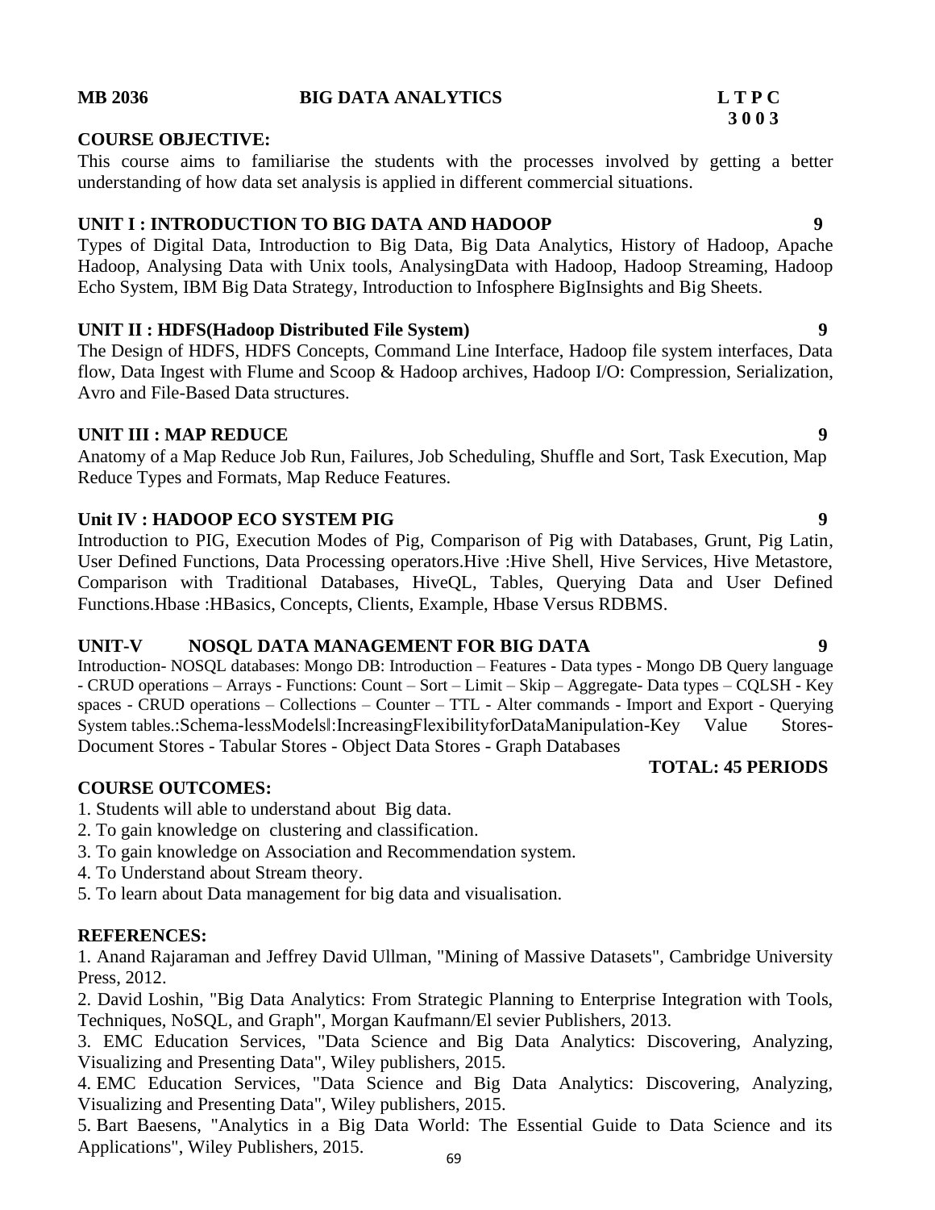**MB 2036 BIG DATA ANALYTICS L T P C**
**3 0 0 3**

**COURSE OBJECTIVE:**

This course aims to familiarise the students with the processes involved by getting a better understanding of how data set analysis is applied in different commercial situations.

**UNIT I : INTRODUCTION TO BIG DATA AND HADOOP 9**

Types of Digital Data, Introduction to Big Data, Big Data Analytics, History of Hadoop, Apache Hadoop, Analysing Data with Unix tools, AnalysingData with Hadoop, Hadoop Streaming, Hadoop Echo System, IBM Big Data Strategy, Introduction to Infosphere BigInsights and Big Sheets.

**UNIT II : HDFS(Hadoop Distributed File System) 9**

The Design of HDFS, HDFS Concepts, Command Line Interface, Hadoop file system interfaces, Data flow, Data Ingest with Flume and Scoop & Hadoop archives, Hadoop I/O: Compression, Serialization, Avro and File-Based Data structures.

**UNIT III : MAP REDUCE 9**

Anatomy of a Map Reduce Job Run, Failures, Job Scheduling, Shuffle and Sort, Task Execution, Map Reduce Types and Formats, Map Reduce Features.

**Unit IV : HADOOP ECO SYSTEM PIG 9**

Introduction to PIG, Execution Modes of Pig, Comparison of Pig with Databases, Grunt, Pig Latin, User Defined Functions, Data Processing operators.Hive :Hive Shell, Hive Services, Hive Metastore, Comparison with Traditional Databases, HiveQL, Tables, Querying Data and User Defined Functions.Hbase :HBasics, Concepts, Clients, Example, Hbase Versus RDBMS.

**UNIT-V NOSQL DATA MANAGEMENT FOR BIG DATA 9**

Introduction- NOSQL databases: Mongo DB: Introduction – Features - Data types - Mongo DB Query language - CRUD operations – Arrays - Functions: Count – Sort – Limit – Skip – Aggregate- Data types – CQLSH - Key spaces - CRUD operations – Collections – Counter – TTL - Alter commands - Import and Export - Querying System tables.:Schema-lessModels‖:IncreasingFlexibilityforDataManipulation-Key Value Stores-Document Stores - Tabular Stores - Object Data Stores - Graph Databases

**TOTAL: 45 PERIODS**

**COURSE OUTCOMES:**

1. Students will able to understand about Big data.
2. To gain knowledge on clustering and classification.
3. To gain knowledge on Association and Recommendation system.
4. To Understand about Stream theory.
5. To learn about Data management for big data and visualisation.

**REFERENCES:**

1. Anand Rajaraman and Jeffrey David Ullman, "Mining of Massive Datasets", Cambridge University Press, 2012.
2. David Loshin, "Big Data Analytics: From Strategic Planning to Enterprise Integration with Tools, Techniques, NoSQL, and Graph", Morgan Kaufmann/El sevier Publishers, 2013.
3. EMC Education Services, "Data Science and Big Data Analytics: Discovering, Analyzing, Visualizing and Presenting Data", Wiley publishers, 2015.
4. EMC Education Services, "Data Science and Big Data Analytics: Discovering, Analyzing, Visualizing and Presenting Data", Wiley publishers, 2015.
5. Bart Baesens, "Analytics in a Big Data World: The Essential Guide to Data Science and its Applications", Wiley Publishers, 2015.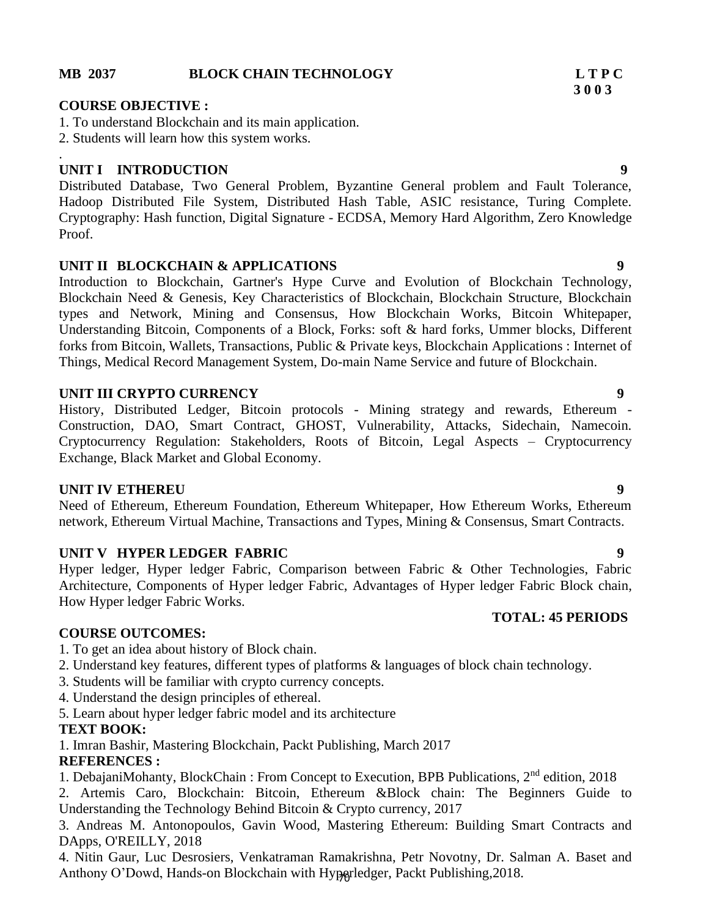**MB 2037 BLOCK CHAIN TECHNOLOGY**

| L | T | P | C |
|---|---|---|---|
| 3 | 0 | 0 | 3 |

**COURSE OBJECTIVE :**

1. To understand Blockchain and its main application.
2. Students will learn how this system works.

.

**UNIT I INTRODUCTION** **9**

Distributed Database, Two General Problem, Byzantine General problem and Fault Tolerance, Hadoop Distributed File System, Distributed Hash Table, ASIC resistance, Turing Complete. Cryptography: Hash function, Digital Signature - ECDSA, Memory Hard Algorithm, Zero Knowledge Proof.

**UNIT II BLOCKCHAIN & APPLICATIONS** **9**

Introduction to Blockchain, Gartner's Hype Curve and Evolution of Blockchain Technology, Blockchain Need & Genesis, Key Characteristics of Blockchain, Blockchain Structure, Blockchain types and Network, Mining and Consensus, How Blockchain Works, Bitcoin Whitepaper, Understanding Bitcoin, Components of a Block, Forks: soft & hard forks, Ummer blocks, Different forks from Bitcoin, Wallets, Transactions, Public & Private keys, Blockchain Applications : Internet of Things, Medical Record Management System, Do-main Name Service and future of Blockchain.

**UNIT III CRYPTO CURRENCY** **9**

History, Distributed Ledger, Bitcoin protocols - Mining strategy and rewards, Ethereum - Construction, DAO, Smart Contract, GHOST, Vulnerability, Attacks, Sidechain, Namecoin. Cryptocurrency Regulation: Stakeholders, Roots of Bitcoin, Legal Aspects – Cryptocurrency Exchange, Black Market and Global Economy.

**UNIT IV ETHEREU** **9**

Need of Ethereum, Ethereum Foundation, Ethereum Whitepaper, How Ethereum Works, Ethereum network, Ethereum Virtual Machine, Transactions and Types, Mining & Consensus, Smart Contracts.

**UNIT V HYPER LEDGER FABRIC** **9**

Hyper ledger, Hyper ledger Fabric, Comparison between Fabric & Other Technologies, Fabric Architecture, Components of Hyper ledger Fabric, Advantages of Hyper ledger Fabric Block chain, How Hyper ledger Fabric Works.

**TOTAL: 45 PERIODS**

**COURSE OUTCOMES:**

1. To get an idea about history of Block chain.
2. Understand key features, different types of platforms & languages of block chain technology.
3. Students will be familiar with crypto currency concepts.
4. Understand the design principles of ethereal.
5. Learn about hyper ledger fabric model and its architecture

**TEXT BOOK:**

1. Imran Bashir, Mastering Blockchain, Packt Publishing, March 2017

**REFERENCES :**

1. DebajaniMohanty, BlockChain : From Concept to Execution, BPB Publications, 2nd edition, 2018
2. Artemis Caro, Blockchain: Bitcoin, Ethereum &Block chain: The Beginners Guide to Understanding the Technology Behind Bitcoin & Crypto currency, 2017
3. Andreas M. Antonopoulos, Gavin Wood, Mastering Ethereum: Building Smart Contracts and DApps, O'REILLY, 2018
4. Nitin Gaur, Luc Desrosiers, Venkatraman Ramakrishna, Petr Novotny, Dr. Salman A. Baset and Anthony O'Dowd, Hands-on Blockchain with Hyperledger, Packt Publishing,2018.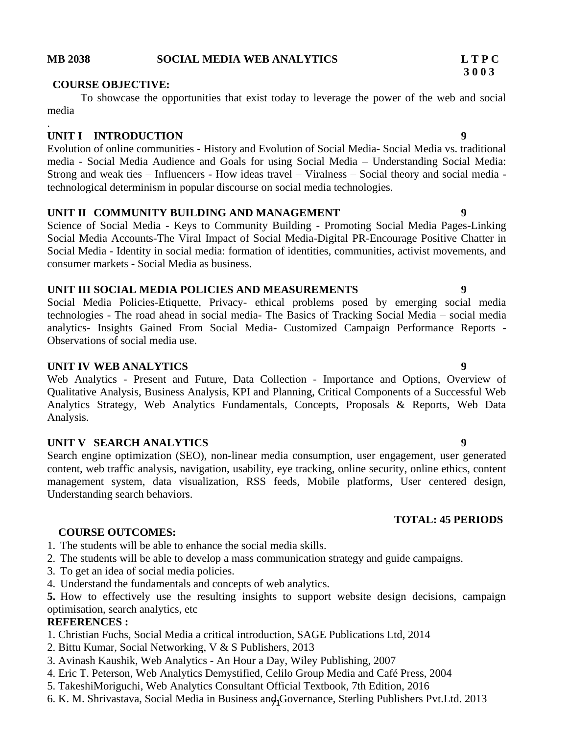**MB 2038 SOCIAL MEDIA WEB ANALYTICS L T P C**
**3 0 0 3**

**COURSE OBJECTIVE:**

To showcase the opportunities that exist today to leverage the power of the web and social media

.

**UNIT I INTRODUCTION 9**

Evolution of online communities - History and Evolution of Social Media- Social Media vs. traditional media - Social Media Audience and Goals for using Social Media – Understanding Social Media: Strong and weak ties – Influencers - How ideas travel – Viralness – Social theory and social media - technological determinism in popular discourse on social media technologies.

**UNIT II COMMUNITY BUILDING AND MANAGEMENT 9**

Science of Social Media - Keys to Community Building - Promoting Social Media Pages-Linking Social Media Accounts-The Viral Impact of Social Media-Digital PR-Encourage Positive Chatter in Social Media - Identity in social media: formation of identities, communities, activist movements, and consumer markets - Social Media as business.

**UNIT III SOCIAL MEDIA POLICIES AND MEASUREMENTS 9**

Social Media Policies-Etiquette, Privacy- ethical problems posed by emerging social media technologies - The road ahead in social media- The Basics of Tracking Social Media – social media analytics- Insights Gained From Social Media- Customized Campaign Performance Reports - Observations of social media use.

**UNIT IV WEB ANALYTICS 9**

Web Analytics - Present and Future, Data Collection - Importance and Options, Overview of Qualitative Analysis, Business Analysis, KPI and Planning, Critical Components of a Successful Web Analytics Strategy, Web Analytics Fundamentals, Concepts, Proposals & Reports, Web Data Analysis.

**UNIT V SEARCH ANALYTICS 9**

Search engine optimization (SEO), non-linear media consumption, user engagement, user generated content, web traffic analysis, navigation, usability, eye tracking, online security, online ethics, content management system, data visualization, RSS feeds, Mobile platforms, User centered design, Understanding search behaviors.

**TOTAL: 45 PERIODS**

**COURSE OUTCOMES:**

1. The students will be able to enhance the social media skills.
2. The students will be able to develop a mass communication strategy and guide campaigns.
3. To get an idea of social media policies.
4. Understand the fundamentals and concepts of web analytics.
5. How to effectively use the resulting insights to support website design decisions, campaign optimisation, search analytics, etc

**REFERENCES :**

1. Christian Fuchs, Social Media a critical introduction, SAGE Publications Ltd, 2014
2. Bittu Kumar, Social Networking, V & S Publishers, 2013
3. Avinash Kaushik, Web Analytics - An Hour a Day, Wiley Publishing, 2007
4. Eric T. Peterson, Web Analytics Demystified, Celilo Group Media and Café Press, 2004
5. TakeshiMoriguchi, Web Analytics Consultant Official Textbook, 7th Edition, 2016
6. K. M. Shrivastava, Social Media in Business and Governance, Sterling Publishers Pvt.Ltd. 2013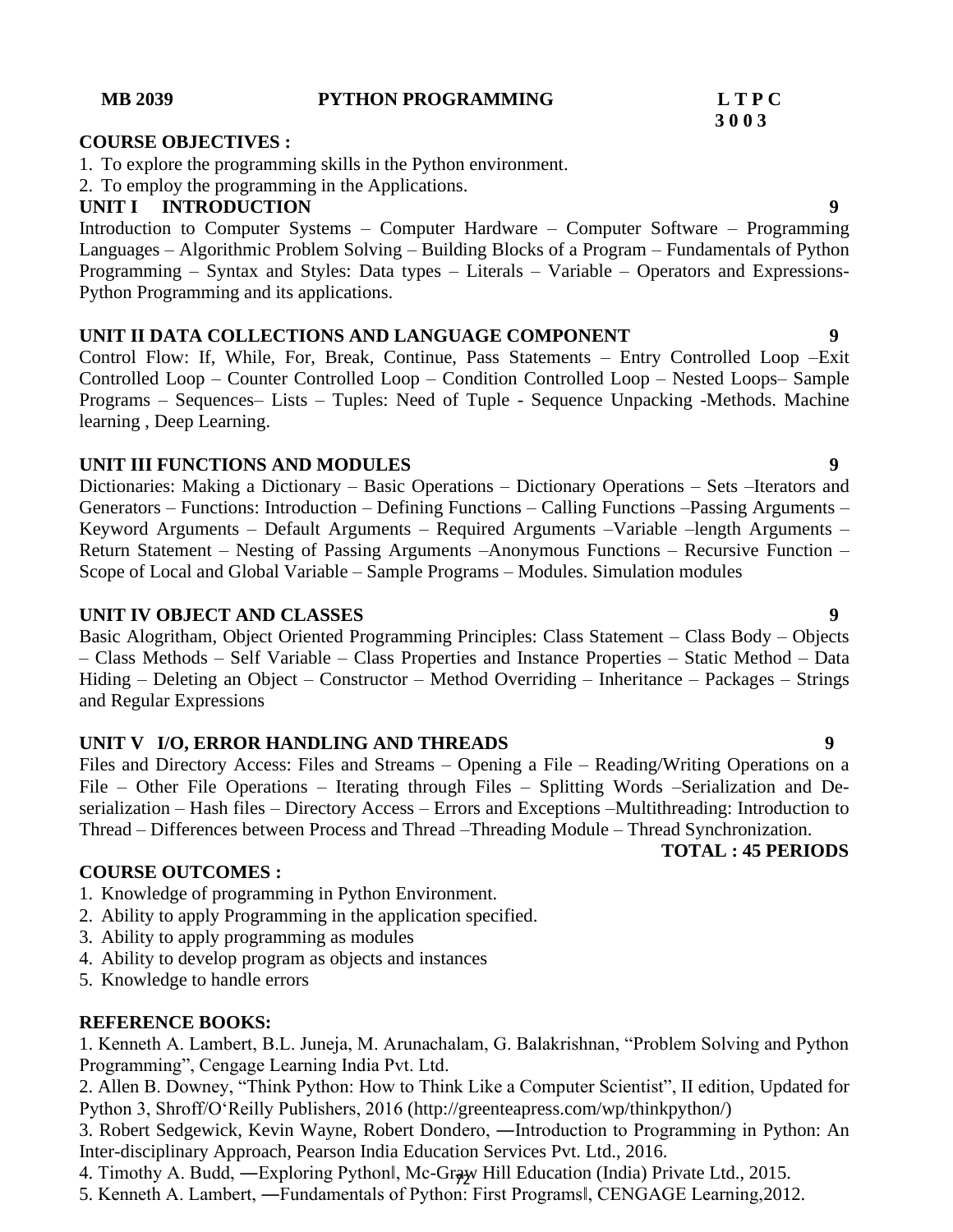**MB 2039 PYTHON PROGRAMMING**

| L | T | P | C |
|---|---|---|---|
| 3 | 0 | 0 | 3 |

**COURSE OBJECTIVES :**

1. To explore the programming skills in the Python environment.
2. To employ the programming in the Applications.

**UNIT I INTRODUCTION** **9**

Introduction to Computer Systems – Computer Hardware – Computer Software – Programming Languages – Algorithmic Problem Solving – Building Blocks of a Program – Fundamentals of Python Programming – Syntax and Styles: Data types – Literals – Variable – Operators and Expressions- Python Programming and its applications.

**UNIT II DATA COLLECTIONS AND LANGUAGE COMPONENT** **9**

Control Flow: If, While, For, Break, Continue, Pass Statements – Entry Controlled Loop –Exit Controlled Loop – Counter Controlled Loop – Condition Controlled Loop – Nested Loops– Sample Programs – Sequences– Lists – Tuples: Need of Tuple - Sequence Unpacking -Methods. Machine learning , Deep Learning.

**UNIT III FUNCTIONS AND MODULES** **9**

Dictionaries: Making a Dictionary – Basic Operations – Dictionary Operations – Sets –Iterators and Generators – Functions: Introduction – Defining Functions – Calling Functions –Passing Arguments – Keyword Arguments – Default Arguments – Required Arguments –Variable –length Arguments – Return Statement – Nesting of Passing Arguments –Anonymous Functions – Recursive Function – Scope of Local and Global Variable – Sample Programs – Modules. Simulation modules

**UNIT IV OBJECT AND CLASSES** **9**

Basic Alogritham, Object Oriented Programming Principles: Class Statement – Class Body – Objects – Class Methods – Self Variable – Class Properties and Instance Properties – Static Method – Data Hiding – Deleting an Object – Constructor – Method Overriding – Inheritance – Packages – Strings and Regular Expressions

**UNIT V I/O, ERROR HANDLING AND THREADS** **9**

Files and Directory Access: Files and Streams – Opening a File – Reading/Writing Operations on a File – Other File Operations – Iterating through Files – Splitting Words –Serialization and De-serialization – Hash files – Directory Access – Errors and Exceptions –Multithreading: Introduction to Thread – Differences between Process and Thread –Threading Module – Thread Synchronization.

**TOTAL : 45 PERIODS**

**COURSE OUTCOMES :**

1. Knowledge of programming in Python Environment.
2. Ability to apply Programming in the application specified.
3. Ability to apply programming as modules
4. Ability to develop program as objects and instances
5. Knowledge to handle errors

**REFERENCE BOOKS:**

1. Kenneth A. Lambert, B.L. Juneja, M. Arunachalam, G. Balakrishnan, "Problem Solving and Python Programming", Cengage Learning India Pvt. Ltd.
2. Allen B. Downey, "Think Python: How to Think Like a Computer Scientist", II edition, Updated for Python 3, Shroff/O'Reilly Publishers, 2016 (http://greenteapress.com/wp/thinkpython/)
3. Robert Sedgewick, Kevin Wayne, Robert Dondero, ―Introduction to Programming in Python: An Inter-disciplinary Approach, Pearson India Education Services Pvt. Ltd., 2016.
4. Timothy A. Budd, ―Exploring Python‖, Mc-Graw Hill Education (India) Private Ltd., 2015.
5. Kenneth A. Lambert, ―Fundamentals of Python: First Programs‖, CENGAGE Learning,2012.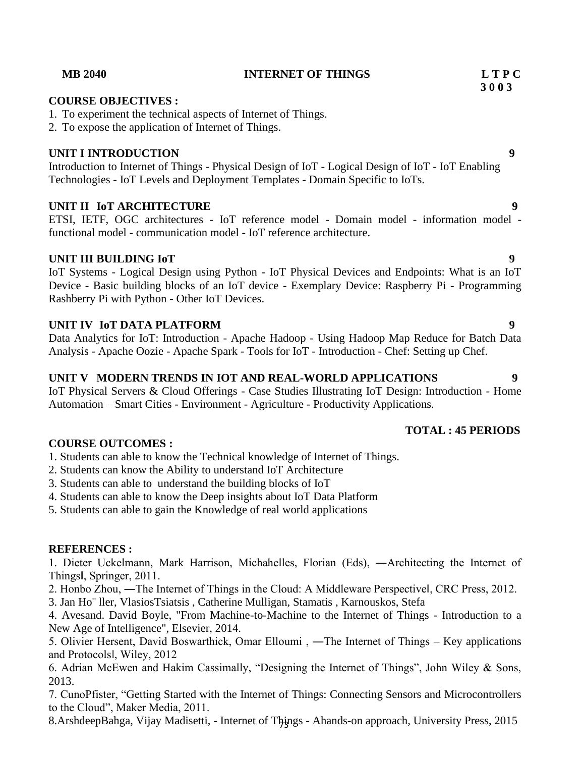**MB 2040 INTERNET OF THINGS L T P C**
**3 0 0 3**

**COURSE OBJECTIVES :**

1. To experiment the technical aspects of Internet of Things.
2. To expose the application of Internet of Things.

**UNIT I INTRODUCTION 9**

Introduction to Internet of Things - Physical Design of IoT - Logical Design of IoT - IoT Enabling Technologies - IoT Levels and Deployment Templates - Domain Specific to IoTs.

**UNIT II IoT ARCHITECTURE 9**

ETSI, IETF, OGC architectures - IoT reference model - Domain model - information model - functional model - communication model - IoT reference architecture.

**UNIT III BUILDING IoT 9**

IoT Systems - Logical Design using Python - IoT Physical Devices and Endpoints: What is an IoT Device - Basic building blocks of an IoT device - Exemplary Device: Raspberry Pi - Programming Rashberry Pi with Python - Other IoT Devices.

**UNIT IV IoT DATA PLATFORM 9**

Data Analytics for IoT: Introduction - Apache Hadoop - Using Hadoop Map Reduce for Batch Data Analysis - Apache Oozie - Apache Spark - Tools for IoT - Introduction - Chef: Setting up Chef.

**UNIT V MODERN TRENDS IN IOT AND REAL-WORLD APPLICATIONS 9**

IoT Physical Servers & Cloud Offerings - Case Studies Illustrating IoT Design: Introduction - Home Automation – Smart Cities - Environment - Agriculture - Productivity Applications.

**TOTAL : 45 PERIODS**

**COURSE OUTCOMES :**

1. Students can able to know the Technical knowledge of Internet of Things.
2. Students can know the Ability to understand IoT Architecture
3. Students can able to understand the building blocks of IoT
4. Students can able to know the Deep insights about IoT Data Platform
5. Students can able to gain the Knowledge of real world applications

**REFERENCES :**

1. Dieter Uckelmann, Mark Harrison, Michahelles, Florian (Eds), ―Architecting the Internet of Things‖, Springer, 2011.
2. Honbo Zhou, ―The Internet of Things in the Cloud: A Middleware Perspective‖, CRC Press, 2012.
3. Jan Ho¨ ller, VlasiosTsiatsis , Catherine Mulligan, Stamatis , Karnouskos, Stefa
4. Avesand. David Boyle, "From Machine-to-Machine to the Internet of Things - Introduction to a New Age of Intelligence", Elsevier, 2014.
5. Olivier Hersent, David Boswarthick, Omar Elloumi , ―The Internet of Things – Key applications and Protocols‖, Wiley, 2012
6. Adrian McEwen and Hakim Cassimally, "Designing the Internet of Things", John Wiley & Sons, 2013.
7. CunoPfister, "Getting Started with the Internet of Things: Connecting Sensors and Microcontrollers to the Cloud", Maker Media, 2011.
8. ArshdeepBahga, Vijay Madisetti, - Internet of Things - Ahands-on approach, University Press, 2015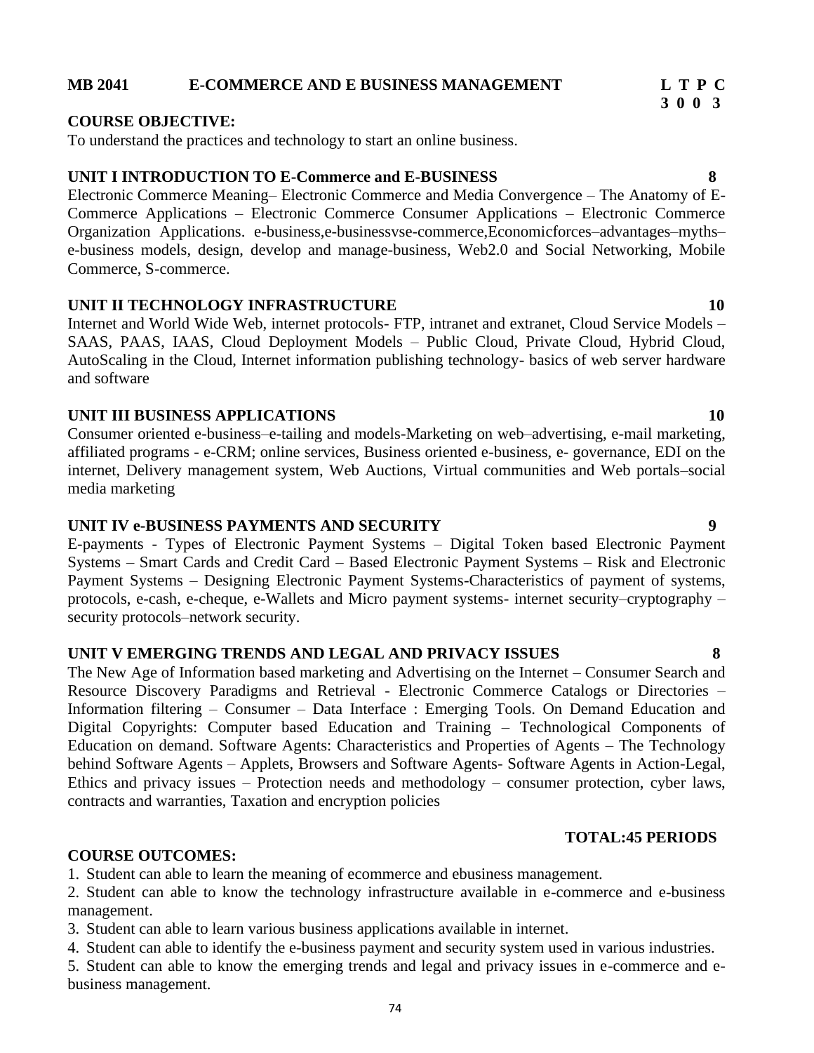**MB 2041 E-COMMERCE AND E BUSINESS MANAGEMENT** **L T P C**
**3 0 0 3**

**COURSE OBJECTIVE:**

To understand the practices and technology to start an online business.

**UNIT I INTRODUCTION TO E-Commerce and E-BUSINESS 8**

Electronic Commerce Meaning– Electronic Commerce and Media Convergence – The Anatomy of E-Commerce Applications – Electronic Commerce Consumer Applications – Electronic Commerce Organization Applications. e-business,e-businessvse-commerce,Economicforces–advantages–myths–e-business models, design, develop and manage-business, Web2.0 and Social Networking, Mobile Commerce, S-commerce.

**UNIT II TECHNOLOGY INFRASTRUCTURE 10**

Internet and World Wide Web, internet protocols- FTP, intranet and extranet, Cloud Service Models – SAAS, PAAS, IAAS, Cloud Deployment Models – Public Cloud, Private Cloud, Hybrid Cloud, AutoScaling in the Cloud, Internet information publishing technology- basics of web server hardware and software

**UNIT III BUSINESS APPLICATIONS 10**

Consumer oriented e-business–e-tailing and models-Marketing on web–advertising, e-mail marketing, affiliated programs - e-CRM; online services, Business oriented e-business, e- governance, EDI on the internet, Delivery management system, Web Auctions, Virtual communities and Web portals–social media marketing

**UNIT IV e-BUSINESS PAYMENTS AND SECURITY 9**

E-payments - Types of Electronic Payment Systems – Digital Token based Electronic Payment Systems – Smart Cards and Credit Card – Based Electronic Payment Systems – Risk and Electronic Payment Systems – Designing Electronic Payment Systems-Characteristics of payment of systems, protocols, e-cash, e-cheque, e-Wallets and Micro payment systems- internet security–cryptography – security protocols–network security.

**UNIT V EMERGING TRENDS AND LEGAL AND PRIVACY ISSUES 8**

The New Age of Information based marketing and Advertising on the Internet – Consumer Search and Resource Discovery Paradigms and Retrieval - Electronic Commerce Catalogs or Directories – Information filtering – Consumer – Data Interface : Emerging Tools. On Demand Education and Digital Copyrights: Computer based Education and Training – Technological Components of Education on demand. Software Agents: Characteristics and Properties of Agents – The Technology behind Software Agents – Applets, Browsers and Software Agents- Software Agents in Action-Legal, Ethics and privacy issues – Protection needs and methodology – consumer protection, cyber laws, contracts and warranties, Taxation and encryption policies

**TOTAL:45 PERIODS**

**COURSE OUTCOMES:**

1. Student can able to learn the meaning of ecommerce and ebusiness management.
2. Student can able to know the technology infrastructure available in e-commerce and e-business management.
3. Student can able to learn various business applications available in internet.
4. Student can able to identify the e-business payment and security system used in various industries.
5. Student can able to know the emerging trends and legal and privacy issues in e-commerce and e-business management.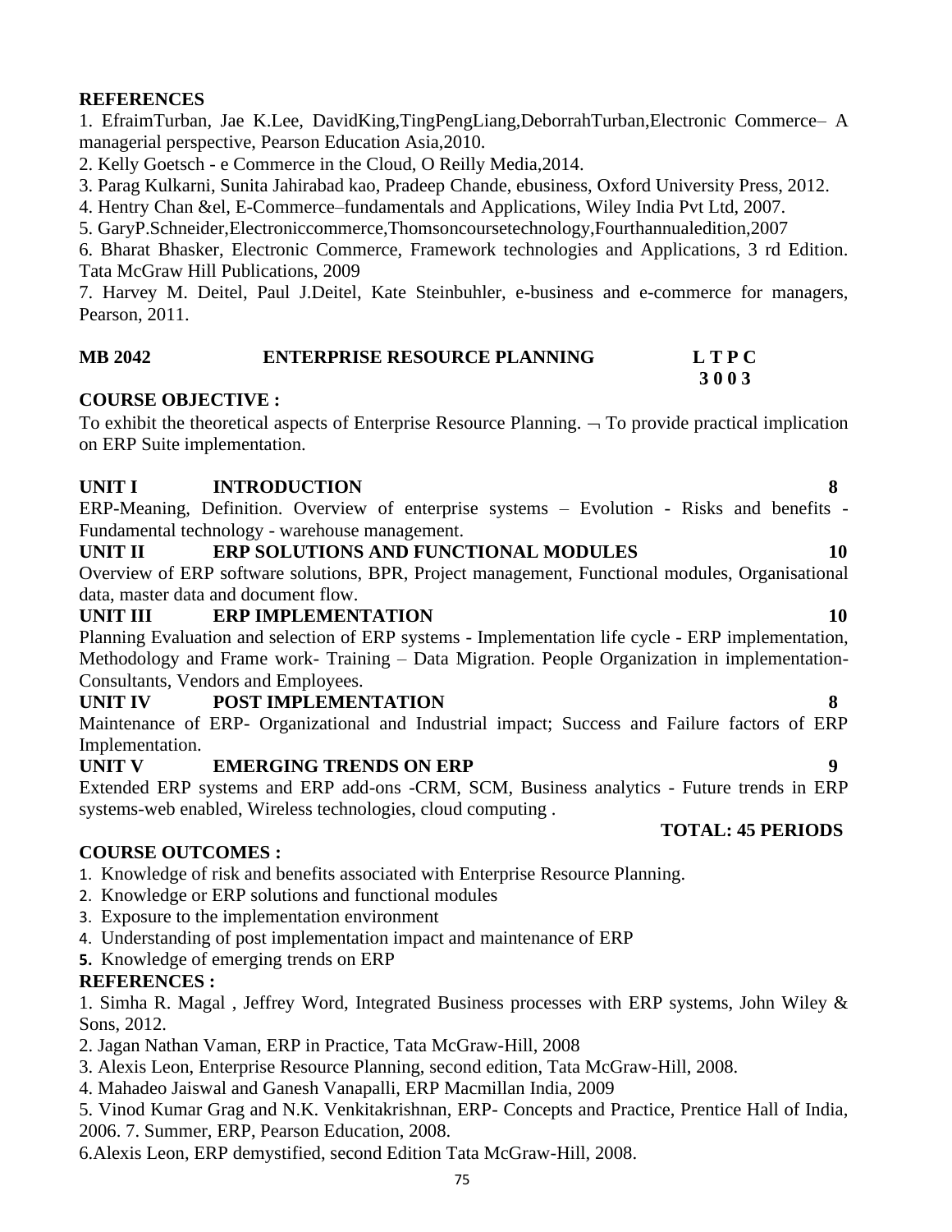**REFERENCES**

1. EfraimTurban, Jae K.Lee, DavidKing,TingPengLiang,DeborrahTurban,Electronic Commerce– A managerial perspective, Pearson Education Asia,2010.
2. Kelly Goetsch - e Commerce in the Cloud, O Reilly Media,2014.
3. Parag Kulkarni, Sunita Jahirabad kao, Pradeep Chande, ebusiness, Oxford University Press, 2012.
4. Hentry Chan &el, E-Commerce–fundamentals and Applications, Wiley India Pvt Ltd, 2007.
5. GaryP.Schneider,Electroniccommerce,Thomsoncoursetechnology,Fourthannualedition,2007
6. Bharat Bhasker, Electronic Commerce, Framework technologies and Applications, 3 rd Edition. Tata McGraw Hill Publications, 2009
7. Harvey M. Deitel, Paul J.Deitel, Kate Steinbuhler, e-business and e-commerce for managers, Pearson, 2011.

**MB 2042 ENTERPRISE RESOURCE PLANNING L T P C**
**3 0 0 3**

**COURSE OBJECTIVE :**

To exhibit the theoretical aspects of Enterprise Resource Planning. ¬ To provide practical implication on ERP Suite implementation.

**UNIT I INTRODUCTION 8**

ERP-Meaning, Definition. Overview of enterprise systems – Evolution - Risks and benefits - Fundamental technology - warehouse management.

**UNIT II ERP SOLUTIONS AND FUNCTIONAL MODULES 10**

Overview of ERP software solutions, BPR, Project management, Functional modules, Organisational data, master data and document flow.

**UNIT III ERP IMPLEMENTATION 10**

Planning Evaluation and selection of ERP systems - Implementation life cycle - ERP implementation, Methodology and Frame work- Training – Data Migration. People Organization in implementation-Consultants, Vendors and Employees.

**UNIT IV POST IMPLEMENTATION 8**

Maintenance of ERP- Organizational and Industrial impact; Success and Failure factors of ERP Implementation.

**UNIT V EMERGING TRENDS ON ERP 9**

Extended ERP systems and ERP add-ons -CRM, SCM, Business analytics - Future trends in ERP systems-web enabled, Wireless technologies, cloud computing .

**TOTAL: 45 PERIODS**

**COURSE OUTCOMES :**

1. Knowledge of risk and benefits associated with Enterprise Resource Planning.
2. Knowledge or ERP solutions and functional modules
3. Exposure to the implementation environment
4. Understanding of post implementation impact and maintenance of ERP
5. Knowledge of emerging trends on ERP

**REFERENCES :**

1. Simha R. Magal , Jeffrey Word, Integrated Business processes with ERP systems, John Wiley & Sons, 2012.
2. Jagan Nathan Vaman, ERP in Practice, Tata McGraw-Hill, 2008
3. Alexis Leon, Enterprise Resource Planning, second edition, Tata McGraw-Hill, 2008.
4. Mahadeo Jaiswal and Ganesh Vanapalli, ERP Macmillan India, 2009
5. Vinod Kumar Grag and N.K. Venkitakrishnan, ERP- Concepts and Practice, Prentice Hall of India, 2006. 7. Summer, ERP, Pearson Education, 2008.
6. Alexis Leon, ERP demystified, second Edition Tata McGraw-Hill, 2008.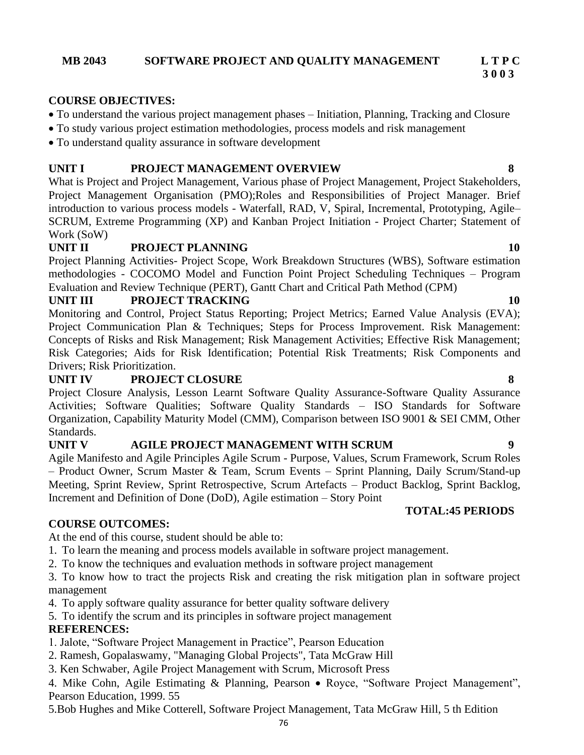**MB 2043 SOFTWARE PROJECT AND QUALITY MANAGEMENT L T P C 3 0 0 3**

**COURSE OBJECTIVES:**

- To understand the various project management phases – Initiation, Planning, Tracking and Closure
- To study various project estimation methodologies, process models and risk management
- To understand quality assurance in software development

**UNIT I PROJECT MANAGEMENT OVERVIEW 8**

What is Project and Project Management, Various phase of Project Management, Project Stakeholders, Project Management Organisation (PMO);Roles and Responsibilities of Project Manager. Brief introduction to various process models - Waterfall, RAD, V, Spiral, Incremental, Prototyping, Agile– SCRUM, Extreme Programming (XP) and Kanban Project Initiation - Project Charter; Statement of Work (SoW)

**UNIT II PROJECT PLANNING 10**

Project Planning Activities- Project Scope, Work Breakdown Structures (WBS), Software estimation methodologies - COCOMO Model and Function Point Project Scheduling Techniques – Program Evaluation and Review Technique (PERT), Gantt Chart and Critical Path Method (CPM)

**UNIT III PROJECT TRACKING 10**

Monitoring and Control, Project Status Reporting; Project Metrics; Earned Value Analysis (EVA); Project Communication Plan & Techniques; Steps for Process Improvement. Risk Management: Concepts of Risks and Risk Management; Risk Management Activities; Effective Risk Management; Risk Categories; Aids for Risk Identification; Potential Risk Treatments; Risk Components and Drivers; Risk Prioritization.

**UNIT IV PROJECT CLOSURE 8**

Project Closure Analysis, Lesson Learnt Software Quality Assurance-Software Quality Assurance Activities; Software Qualities; Software Quality Standards – ISO Standards for Software Organization, Capability Maturity Model (CMM), Comparison between ISO 9001 & SEI CMM, Other Standards.

**UNIT V AGILE PROJECT MANAGEMENT WITH SCRUM 9**

Agile Manifesto and Agile Principles Agile Scrum - Purpose, Values, Scrum Framework, Scrum Roles – Product Owner, Scrum Master & Team, Scrum Events – Sprint Planning, Daily Scrum/Stand-up Meeting, Sprint Review, Sprint Retrospective, Scrum Artefacts – Product Backlog, Sprint Backlog, Increment and Definition of Done (DoD), Agile estimation – Story Point

**TOTAL:45 PERIODS**

**COURSE OUTCOMES:**

At the end of this course, student should be able to:

1. To learn the meaning and process models available in software project management.
2. To know the techniques and evaluation methods in software project management
3. To know how to tract the projects Risk and creating the risk mitigation plan in software project management
4. To apply software quality assurance for better quality software delivery
5. To identify the scrum and its principles in software project management

**REFERENCES:**

1. Jalote, "Software Project Management in Practice", Pearson Education
2. Ramesh, Gopalaswamy, "Managing Global Projects", Tata McGraw Hill
3. Ken Schwaber, Agile Project Management with Scrum, Microsoft Press
4. Mike Cohn, Agile Estimating & Planning, Pearson • Royce, "Software Project Management", Pearson Education, 1999. 55
5. Bob Hughes and Mike Cotterell, Software Project Management, Tata McGraw Hill, 5 th Edition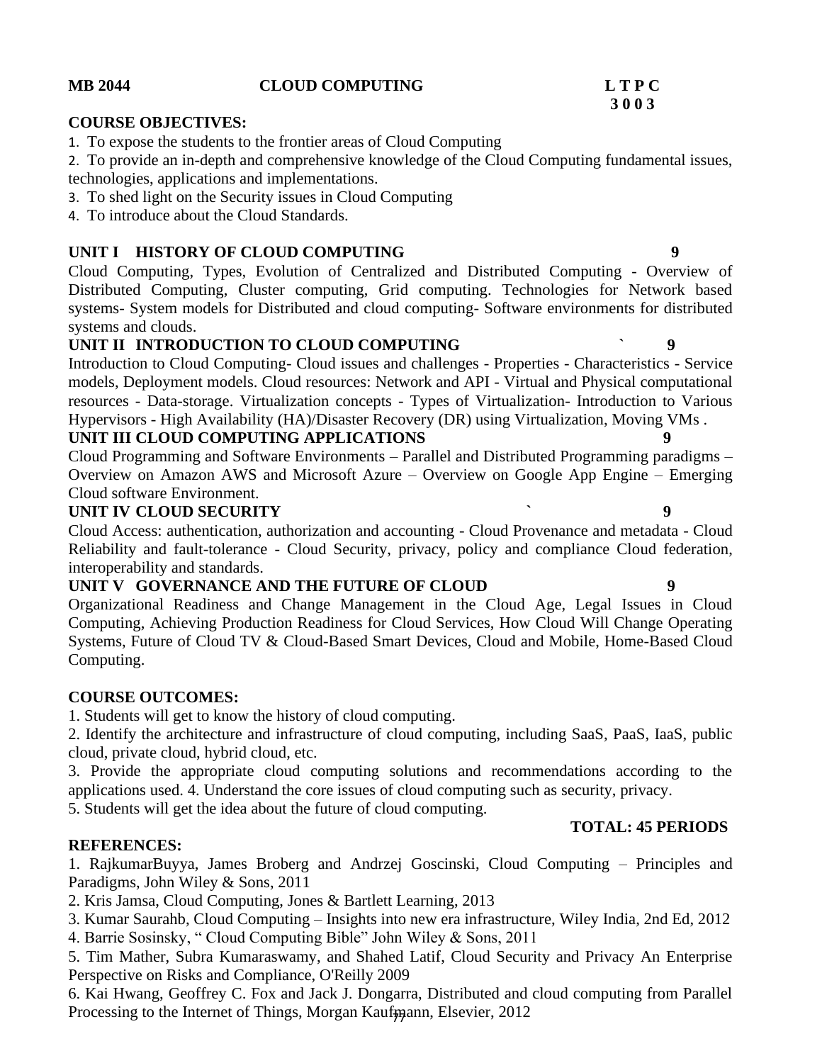**MB 2044 CLOUD COMPUTING L T P C**
**3 0 0 3**

**COURSE OBJECTIVES:**

1. To expose the students to the frontier areas of Cloud Computing
2. To provide an in-depth and comprehensive knowledge of the Cloud Computing fundamental issues, technologies, applications and implementations.
3. To shed light on the Security issues in Cloud Computing
4. To introduce about the Cloud Standards.

**UNIT I HISTORY OF CLOUD COMPUTING 9**

Cloud Computing, Types, Evolution of Centralized and Distributed Computing - Overview of Distributed Computing, Cluster computing, Grid computing. Technologies for Network based systems- System models for Distributed and cloud computing- Software environments for distributed systems and clouds.

**UNIT II INTRODUCTION TO CLOUD COMPUTING ` 9**

Introduction to Cloud Computing- Cloud issues and challenges - Properties - Characteristics - Service models, Deployment models. Cloud resources: Network and API - Virtual and Physical computational resources - Data-storage. Virtualization concepts - Types of Virtualization- Introduction to Various Hypervisors - High Availability (HA)/Disaster Recovery (DR) using Virtualization, Moving VMs .

**UNIT III CLOUD COMPUTING APPLICATIONS 9**

Cloud Programming and Software Environments – Parallel and Distributed Programming paradigms – Overview on Amazon AWS and Microsoft Azure – Overview on Google App Engine – Emerging Cloud software Environment.

**UNIT IV CLOUD SECURITY ` 9**

Cloud Access: authentication, authorization and accounting - Cloud Provenance and metadata - Cloud Reliability and fault-tolerance - Cloud Security, privacy, policy and compliance Cloud federation, interoperability and standards.

**UNIT V GOVERNANCE AND THE FUTURE OF CLOUD 9**

Organizational Readiness and Change Management in the Cloud Age, Legal Issues in Cloud Computing, Achieving Production Readiness for Cloud Services, How Cloud Will Change Operating Systems, Future of Cloud TV & Cloud-Based Smart Devices, Cloud and Mobile, Home-Based Cloud Computing.

**COURSE OUTCOMES:**

1. Students will get to know the history of cloud computing.
2. Identify the architecture and infrastructure of cloud computing, including SaaS, PaaS, IaaS, public cloud, private cloud, hybrid cloud, etc.
3. Provide the appropriate cloud computing solutions and recommendations according to the applications used. 4. Understand the core issues of cloud computing such as security, privacy.
5. Students will get the idea about the future of cloud computing.

**TOTAL: 45 PERIODS**

**REFERENCES:**

1. RajkumarBuyya, James Broberg and Andrzej Goscinski, Cloud Computing – Principles and Paradigms, John Wiley & Sons, 2011
2. Kris Jamsa, Cloud Computing, Jones & Bartlett Learning, 2013
3. Kumar Saurahb, Cloud Computing – Insights into new era infrastructure, Wiley India, 2nd Ed, 2012
4. Barrie Sosinsky, " Cloud Computing Bible" John Wiley & Sons, 2011
5. Tim Mather, Subra Kumaraswamy, and Shahed Latif, Cloud Security and Privacy An Enterprise Perspective on Risks and Compliance, O'Reilly 2009
6. Kai Hwang, Geoffrey C. Fox and Jack J. Dongarra, Distributed and cloud computing from Parallel Processing to the Internet of Things, Morgan Kaufmann, Elsevier, 2012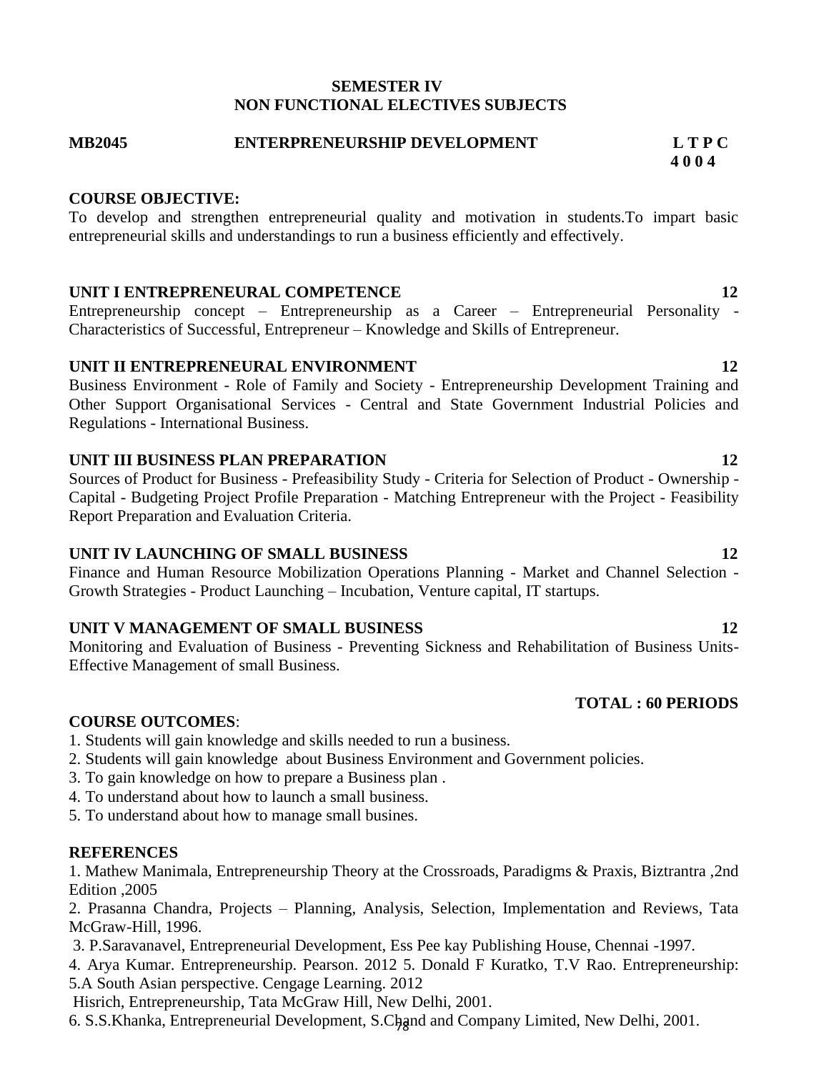## SEMESTER IV
## NON FUNCTIONAL ELECTIVES SUBJECTS

**MB2045 ENTERPRENEURSHIP DEVELOPMENT L T P C**
**4 0 0 4**

**COURSE OBJECTIVE:**

To develop and strengthen entrepreneurial quality and motivation in students.To impart basic entrepreneurial skills and understandings to run a business efficiently and effectively.

**UNIT I ENTREPRENEURAL COMPETENCE 12**

Entrepreneurship concept – Entrepreneurship as a Career – Entrepreneurial Personality - Characteristics of Successful, Entrepreneur – Knowledge and Skills of Entrepreneur.

**UNIT II ENTREPRENEURAL ENVIRONMENT 12**

Business Environment - Role of Family and Society - Entrepreneurship Development Training and Other Support Organisational Services - Central and State Government Industrial Policies and Regulations - International Business.

**UNIT III BUSINESS PLAN PREPARATION 12**

Sources of Product for Business - Prefeasibility Study - Criteria for Selection of Product - Ownership - Capital - Budgeting Project Profile Preparation - Matching Entrepreneur with the Project - Feasibility Report Preparation and Evaluation Criteria.

**UNIT IV LAUNCHING OF SMALL BUSINESS 12**

Finance and Human Resource Mobilization Operations Planning - Market and Channel Selection - Growth Strategies - Product Launching – Incubation, Venture capital, IT startups.

**UNIT V MANAGEMENT OF SMALL BUSINESS 12**

Monitoring and Evaluation of Business - Preventing Sickness and Rehabilitation of Business Units- Effective Management of small Business.

**TOTAL : 60 PERIODS**

**COURSE OUTCOMES**:

1. Students will gain knowledge and skills needed to run a business.
2. Students will gain knowledge about Business Environment and Government policies.
3. To gain knowledge on how to prepare a Business plan .
4. To understand about how to launch a small business.
5. To understand about how to manage small busines.

**REFERENCES**

1. Mathew Manimala, Entrepreneurship Theory at the Crossroads, Paradigms & Praxis, Biztrantra ,2nd Edition ,2005
2. Prasanna Chandra, Projects – Planning, Analysis, Selection, Implementation and Reviews, Tata McGraw-Hill, 1996.
3. P.Saravanavel, Entrepreneurial Development, Ess Pee kay Publishing House, Chennai -1997.
4. Arya Kumar. Entrepreneurship. Pearson. 2012 5. Donald F Kuratko, T.V Rao. Entrepreneurship: 5.A South Asian perspective. Cengage Learning. 2012
Hisrich, Entrepreneurship, Tata McGraw Hill, New Delhi, 2001.
6. S.S.Khanka, Entrepreneurial Development, S.Chand and Company Limited, New Delhi, 2001.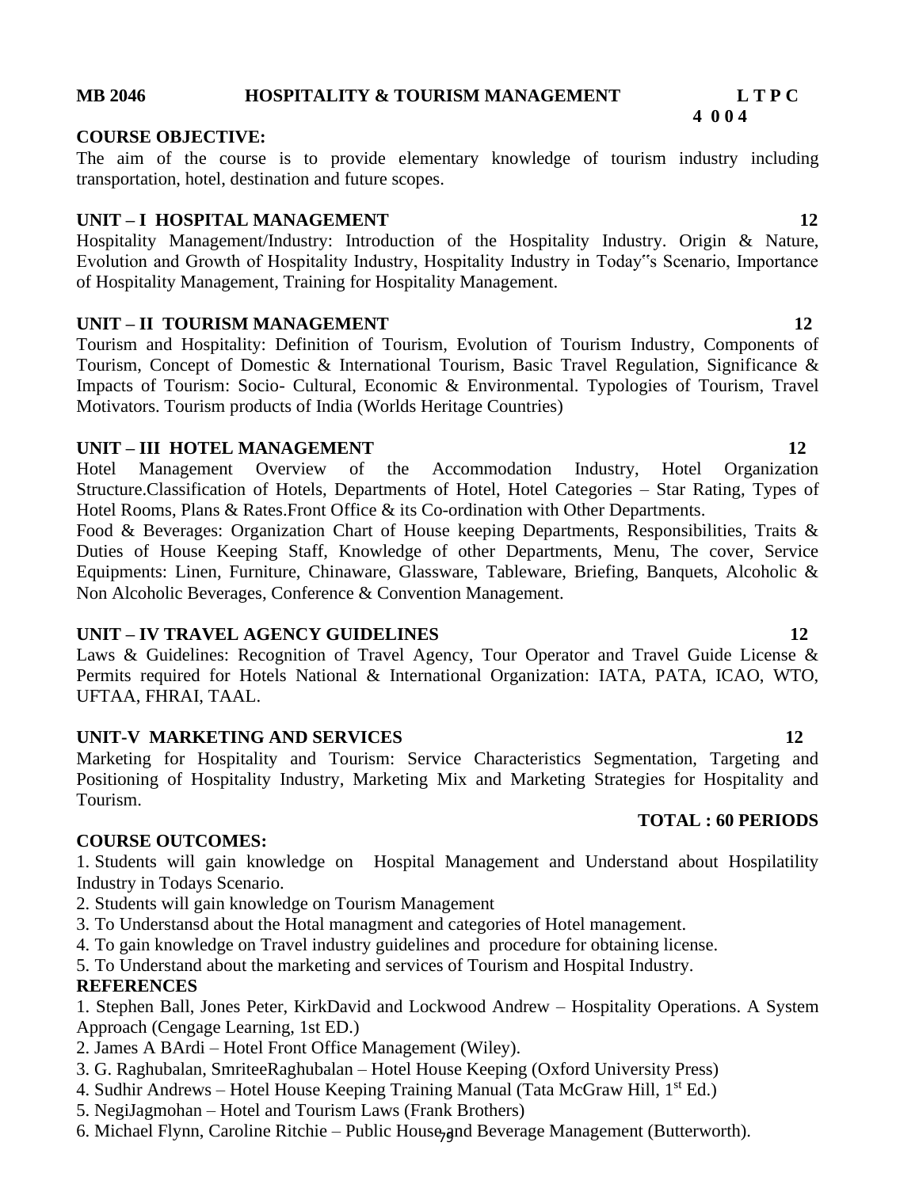**MB 2046 HOSPITALITY & TOURISM MANAGEMENT L T P C**
**4 0 0 4**

**COURSE OBJECTIVE:**

The aim of the course is to provide elementary knowledge of tourism industry including transportation, hotel, destination and future scopes.

**UNIT – I HOSPITAL MANAGEMENT 12**

Hospitality Management/Industry: Introduction of the Hospitality Industry. Origin & Nature, Evolution and Growth of Hospitality Industry, Hospitality Industry in Today"s Scenario, Importance of Hospitality Management, Training for Hospitality Management.

**UNIT – II TOURISM MANAGEMENT 12**

Tourism and Hospitality: Definition of Tourism, Evolution of Tourism Industry, Components of Tourism, Concept of Domestic & International Tourism, Basic Travel Regulation, Significance & Impacts of Tourism: Socio- Cultural, Economic & Environmental. Typologies of Tourism, Travel Motivators. Tourism products of India (Worlds Heritage Countries)

**UNIT – III HOTEL MANAGEMENT 12**

Hotel Management Overview of the Accommodation Industry, Hotel Organization Structure.Classification of Hotels, Departments of Hotel, Hotel Categories – Star Rating, Types of Hotel Rooms, Plans & Rates.Front Office & its Co-ordination with Other Departments.

Food & Beverages: Organization Chart of House keeping Departments, Responsibilities, Traits & Duties of House Keeping Staff, Knowledge of other Departments, Menu, The cover, Service Equipments: Linen, Furniture, Chinaware, Glassware, Tableware, Briefing, Banquets, Alcoholic & Non Alcoholic Beverages, Conference & Convention Management.

**UNIT – IV TRAVEL AGENCY GUIDELINES 12**

Laws & Guidelines: Recognition of Travel Agency, Tour Operator and Travel Guide License & Permits required for Hotels National & International Organization: IATA, PATA, ICAO, WTO, UFTAA, FHRAI, TAAL.

**UNIT-V MARKETING AND SERVICES 12**

Marketing for Hospitality and Tourism: Service Characteristics Segmentation, Targeting and Positioning of Hospitality Industry, Marketing Mix and Marketing Strategies for Hospitality and Tourism.

**TOTAL : 60 PERIODS**

**COURSE OUTCOMES:**

1. Students will gain knowledge on Hospital Management and Understand about Hospilatility Industry in Todays Scenario.
2. Students will gain knowledge on Tourism Management
3. To Understansd about the Hotal managment and categories of Hotel management.
4. To gain knowledge on Travel industry guidelines and procedure for obtaining license.
5. To Understand about the marketing and services of Tourism and Hospital Industry.

**REFERENCES**

1. Stephen Ball, Jones Peter, KirkDavid and Lockwood Andrew – Hospitality Operations. A System Approach (Cengage Learning, 1st ED.)
2. James A BArdi – Hotel Front Office Management (Wiley).
3. G. Raghubalan, SmriteeRaghubalan – Hotel House Keeping (Oxford University Press)
4. Sudhir Andrews – Hotel House Keeping Training Manual (Tata McGraw Hill, 1st Ed.)
5. NegiJagmohan – Hotel and Tourism Laws (Frank Brothers)
6. Michael Flynn, Caroline Ritchie – Public House and Beverage Management (Butterworth).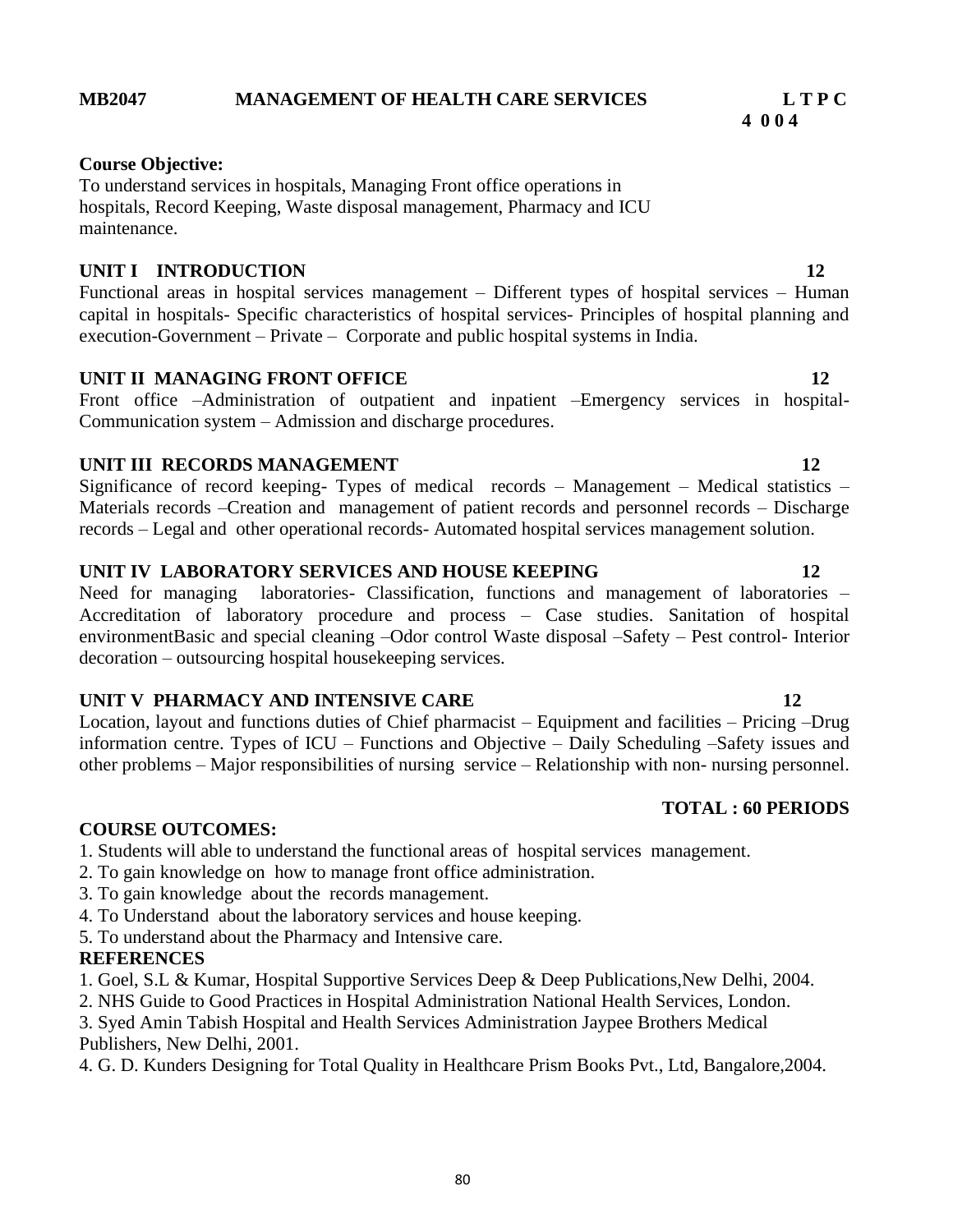**MB2047 MANAGEMENT OF HEALTH CARE SERVICES L T P C**
**4 0 0 4**

**Course Objective:**
To understand services in hospitals, Managing Front office operations in hospitals, Record Keeping, Waste disposal management, Pharmacy and ICU maintenance.

**UNIT I INTRODUCTION 12**
Functional areas in hospital services management – Different types of hospital services – Human capital in hospitals- Specific characteristics of hospital services- Principles of hospital planning and execution-Government – Private – Corporate and public hospital systems in India.

**UNIT II MANAGING FRONT OFFICE 12**
Front office –Administration of outpatient and inpatient –Emergency services in hospital- Communication system – Admission and discharge procedures.

**UNIT III RECORDS MANAGEMENT 12**
Significance of record keeping- Types of medical records – Management – Medical statistics – Materials records –Creation and management of patient records and personnel records – Discharge records – Legal and other operational records- Automated hospital services management solution.

**UNIT IV LABORATORY SERVICES AND HOUSE KEEPING 12**
Need for managing laboratories- Classification, functions and management of laboratories – Accreditation of laboratory procedure and process – Case studies. Sanitation of hospital environmentBasic and special cleaning –Odor control Waste disposal –Safety – Pest control- Interior decoration – outsourcing hospital housekeeping services.

**UNIT V PHARMACY AND INTENSIVE CARE 12**
Location, layout and functions duties of Chief pharmacist – Equipment and facilities – Pricing –Drug information centre. Types of ICU – Functions and Objective – Daily Scheduling –Safety issues and other problems – Major responsibilities of nursing service – Relationship with non- nursing personnel.

**TOTAL : 60 PERIODS**

**COURSE OUTCOMES:**
1. Students will able to understand the functional areas of hospital services management.
2. To gain knowledge on how to manage front office administration.
3. To gain knowledge about the records management.
4. To Understand about the laboratory services and house keeping.
5. To understand about the Pharmacy and Intensive care.

**REFERENCES**
1. Goel, S.L & Kumar, Hospital Supportive Services Deep & Deep Publications,New Delhi, 2004.
2. NHS Guide to Good Practices in Hospital Administration National Health Services, London.
3. Syed Amin Tabish Hospital and Health Services Administration Jaypee Brothers Medical Publishers, New Delhi, 2001.
4. G. D. Kunders Designing for Total Quality in Healthcare Prism Books Pvt., Ltd, Bangalore,2004.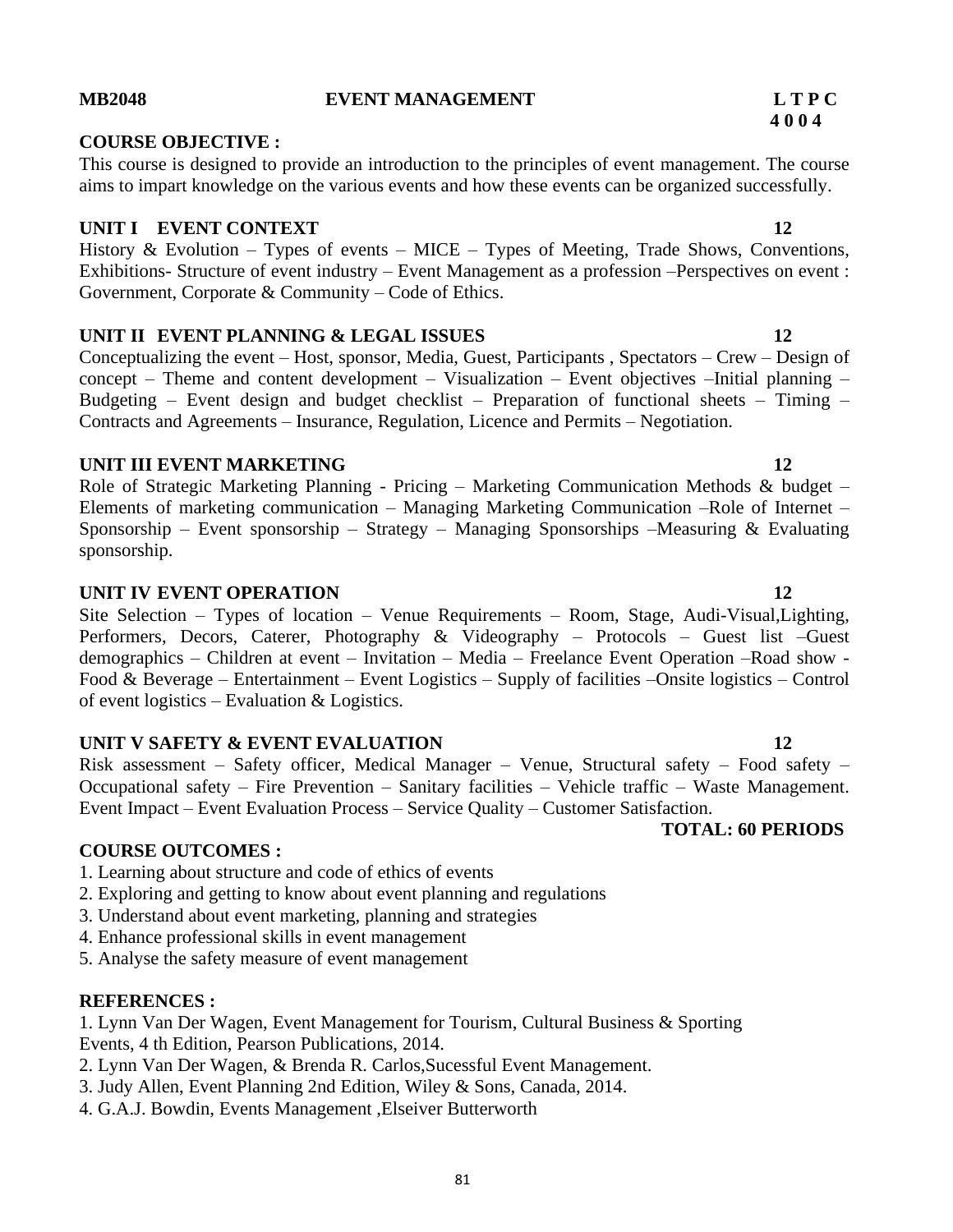**MB2048 EVENT MANAGEMENT L T P C**
**4 0 0 4**

**COURSE OBJECTIVE :**

This course is designed to provide an introduction to the principles of event management. The course aims to impart knowledge on the various events and how these events can be organized successfully.

**UNIT I EVENT CONTEXT 12**

History & Evolution – Types of events – MICE – Types of Meeting, Trade Shows, Conventions, Exhibitions- Structure of event industry – Event Management as a profession –Perspectives on event : Government, Corporate & Community – Code of Ethics.

**UNIT II EVENT PLANNING & LEGAL ISSUES 12**

Conceptualizing the event – Host, sponsor, Media, Guest, Participants , Spectators – Crew – Design of concept – Theme and content development – Visualization – Event objectives –Initial planning – Budgeting – Event design and budget checklist – Preparation of functional sheets – Timing – Contracts and Agreements – Insurance, Regulation, Licence and Permits – Negotiation.

**UNIT III EVENT MARKETING 12**

Role of Strategic Marketing Planning - Pricing – Marketing Communication Methods & budget – Elements of marketing communication – Managing Marketing Communication –Role of Internet – Sponsorship – Event sponsorship – Strategy – Managing Sponsorships –Measuring & Evaluating sponsorship.

**UNIT IV EVENT OPERATION 12**

Site Selection – Types of location – Venue Requirements – Room, Stage, Audi-Visual,Lighting, Performers, Decors, Caterer, Photography & Videography – Protocols – Guest list –Guest demographics – Children at event – Invitation – Media – Freelance Event Operation –Road show - Food & Beverage – Entertainment – Event Logistics – Supply of facilities –Onsite logistics – Control of event logistics – Evaluation & Logistics.

**UNIT V SAFETY & EVENT EVALUATION 12**

Risk assessment – Safety officer, Medical Manager – Venue, Structural safety – Food safety – Occupational safety – Fire Prevention – Sanitary facilities – Vehicle traffic – Waste Management. Event Impact – Event Evaluation Process – Service Quality – Customer Satisfaction.

**TOTAL: 60 PERIODS**

**COURSE OUTCOMES :**

1. Learning about structure and code of ethics of events
2. Exploring and getting to know about event planning and regulations
3. Understand about event marketing, planning and strategies
4. Enhance professional skills in event management
5. Analyse the safety measure of event management

**REFERENCES :**

1. Lynn Van Der Wagen, Event Management for Tourism, Cultural Business & Sporting Events, 4 th Edition, Pearson Publications, 2014.
2. Lynn Van Der Wagen, & Brenda R. Carlos,Sucessful Event Management.
3. Judy Allen, Event Planning 2nd Edition, Wiley & Sons, Canada, 2014.
4. G.A.J. Bowdin, Events Management ,Elseiver Butterworth